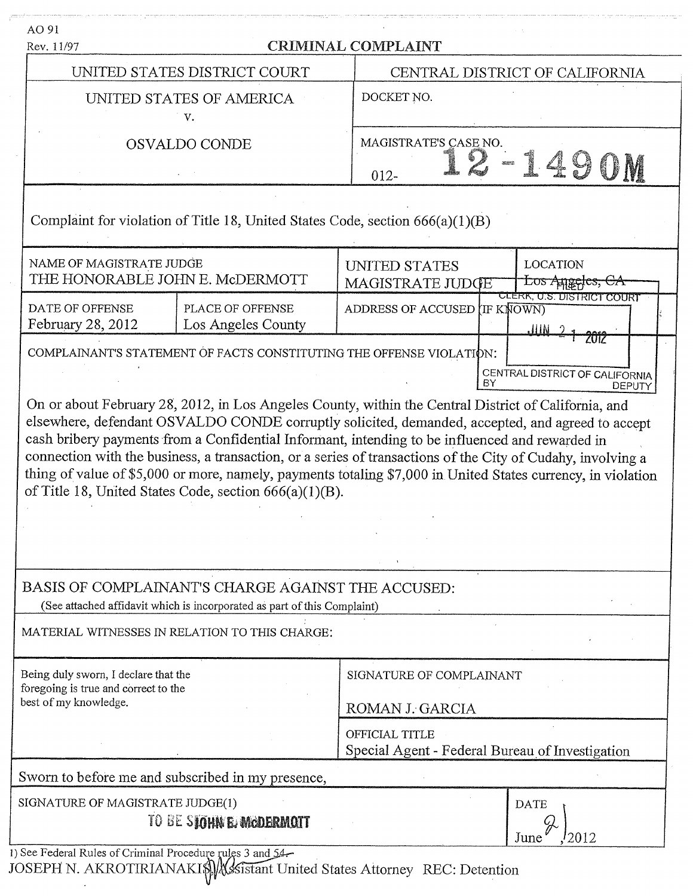AO 91
Rev. 11/97

# CRIMINAL COMPLAINT

| UNITED STATES DISTRICT COURT | CENTRAL DISTRICT OF CALIFORNIA |
|---|---|
| UNITED STATES OF AMERICA v. OSVALDO CONDE | DOCKET NO. |
| | MAGISTRATE'S CASE NO. 012- 12-1490M |

Complaint for violation of Title 18, United States Code, section 666(a)(1)(B)

| NAME OF MAGISTRATE JUDGE | | UNITED STATES MAGISTRATE JUDGE | LOCATION |
|---|---|---|---|
| THE HONORABLE JOHN E. McDERMOTT | | | ~~Los Angeles, CA~~ |
| DATE OF OFFENSE | PLACE OF OFFENSE | ADDRESS OF ACCUSED (IF KNOWN) | |
| February 28, 2012 | Los Angeles County | | |

FILED
CLERK, U.S. DISTRICT COURT
JUN 21 2012
CENTRAL DISTRICT OF CALIFORNIA
BY DEPUTY

COMPLAINANT'S STATEMENT OF FACTS CONSTITUTING THE OFFENSE VIOLATION:

On or about February 28, 2012, in Los Angeles County, within the Central District of California, and elsewhere, defendant OSVALDO CONDE corruptly solicited, demanded, accepted, and agreed to accept cash bribery payments from a Confidential Informant, intending to be influenced and rewarded in connection with the business, a transaction, or a series of transactions of the City of Cudahy, involving a thing of value of $5,000 or more, namely, payments totaling $7,000 in United States currency, in violation of Title 18, United States Code, section 666(a)(1)(B).

BASIS OF COMPLAINANT'S CHARGE AGAINST THE ACCUSED:
(See attached affidavit which is incorporated as part of this Complaint)

MATERIAL WITNESSES IN RELATION TO THIS CHARGE:

| Being duly sworn, I declare that the foregoing is true and correct to the best of my knowledge. | SIGNATURE OF COMPLAINANT<br>ROMAN J. GARCIA |
|---|---|
| | OFFICIAL TITLE<br>Special Agent - Federal Bureau of Investigation |

Sworn to before me and subscribed in my presence,

| SIGNATURE OF MAGISTRATE JUDGE(1) | DATE |
|---|---|
| TO BE S JOHN E. McDERMOTT | June 21, 2012 |

1) See Federal Rules of Criminal Procedure rules 3 and 54.
JOSEPH N. AKROTIRIANAKIS, Assistant United States Attorney REC: Detention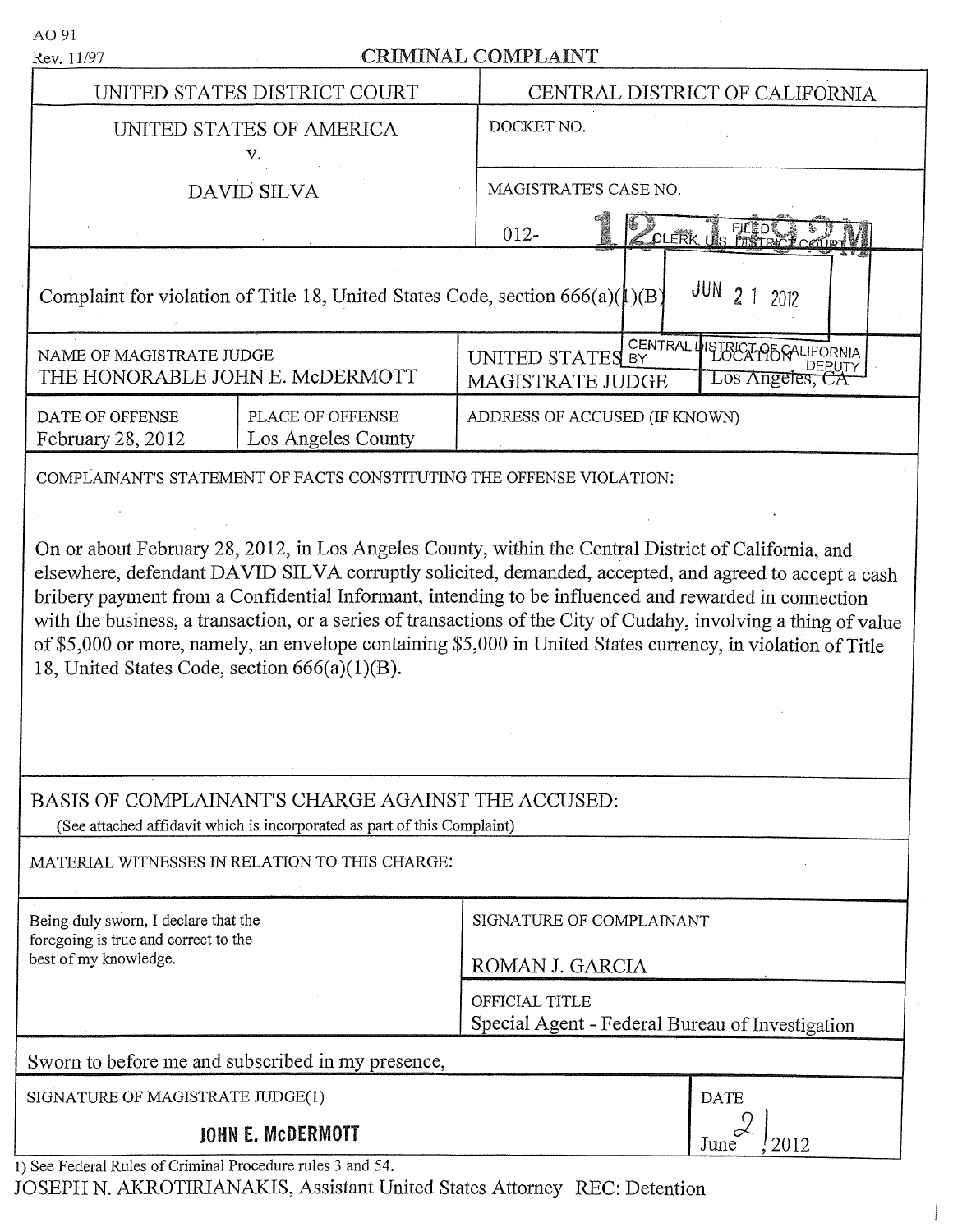AO 91
Rev. 11/97

# CRIMINAL COMPLAINT

| UNITED STATES DISTRICT COURT | CENTRAL DISTRICT OF CALIFORNIA |
|---|---|
| UNITED STATES OF AMERICA<br>v.<br>DAVID SILVA | DOCKET NO. |
| | MAGISTRATE'S CASE NO.<br>012- 12-1492M |

FILED
CLERK, U.S. DISTRICT COURT
JUN 21 2012
CENTRAL DISTRICT OF CALIFORNIA
BY DEPUTY

Complaint for violation of Title 18, United States Code, section 666(a)(1)(B)

| NAME OF MAGISTRATE JUDGE | | | LOCATION |
|---|---|---|---|
| THE HONORABLE JOHN E. McDERMOTT | | UNITED STATES MAGISTRATE JUDGE | Los Angeles, CA |

| DATE OF OFFENSE | PLACE OF OFFENSE | ADDRESS OF ACCUSED (IF KNOWN) |
|---|---|---|
| February 28, 2012 | Los Angeles County | |

COMPLAINANT'S STATEMENT OF FACTS CONSTITUTING THE OFFENSE VIOLATION:

On or about February 28, 2012, in Los Angeles County, within the Central District of California, and elsewhere, defendant DAVID SILVA corruptly solicited, demanded, accepted, and agreed to accept a cash bribery payment from a Confidential Informant, intending to be influenced and rewarded in connection with the business, a transaction, or a series of transactions of the City of Cudahy, involving a thing of value of $5,000 or more, namely, an envelope containing $5,000 in United States currency, in violation of Title 18, United States Code, section 666(a)(1)(B).

BASIS OF COMPLAINANT'S CHARGE AGAINST THE ACCUSED:
(See attached affidavit which is incorporated as part of this Complaint)

MATERIAL WITNESSES IN RELATION TO THIS CHARGE:

| Being duly sworn, I declare that the foregoing is true and correct to the best of my knowledge. | SIGNATURE OF COMPLAINANT<br>ROMAN J. GARCIA |
|---|---|
| | OFFICIAL TITLE<br>Special Agent - Federal Bureau of Investigation |

Sworn to before me and subscribed in my presence,

| SIGNATURE OF MAGISTRATE JUDGE(1) | DATE |
|---|---|
| JOHN E. McDERMOTT | June 21, 2012 |

1) See Federal Rules of Criminal Procedure rules 3 and 54.

JOSEPH N. AKROTIRIANAKIS, Assistant United States Attorney REC: Detention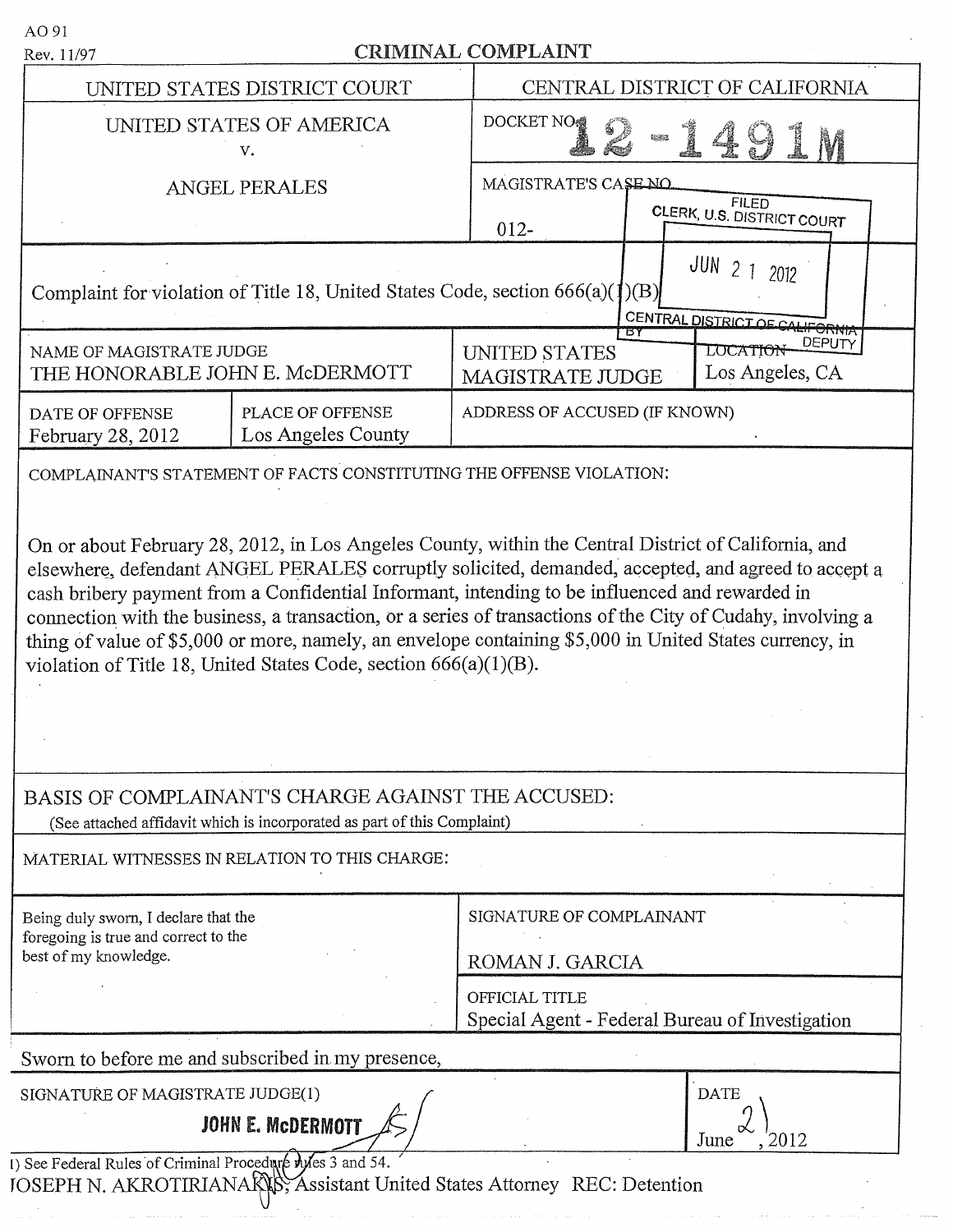AO 91
Rev. 11/97

# CRIMINAL COMPLAINT

| UNITED STATES DISTRICT COURT | CENTRAL DISTRICT OF CALIFORNIA |
|---|---|
| UNITED STATES OF AMERICA<br>v.<br>ANGEL PERALES | DOCKET NO. 12-1491M<br>MAGISTRATE'S CASE NO.<br>012- |

FILED
CLERK, U.S. DISTRICT COURT
JUN 21 2012
CENTRAL DISTRICT OF CALIFORNIA
BY DEPUTY

Complaint for violation of Title 18, United States Code, section 666(a)(1)(B)

| NAME OF MAGISTRATE JUDGE | | LOCATION |
|---|---|---|
| THE HONORABLE JOHN E. McDERMOTT | UNITED STATES MAGISTRATE JUDGE | Los Angeles, CA |

| DATE OF OFFENSE | PLACE OF OFFENSE | ADDRESS OF ACCUSED (IF KNOWN) |
|---|---|---|
| February 28, 2012 | Los Angeles County | |

COMPLAINANT'S STATEMENT OF FACTS CONSTITUTING THE OFFENSE VIOLATION:

On or about February 28, 2012, in Los Angeles County, within the Central District of California, and elsewhere, defendant ANGEL PERALES corruptly solicited, demanded, accepted, and agreed to accept a cash bribery payment from a Confidential Informant, intending to be influenced and rewarded in connection with the business, a transaction, or a series of transactions of the City of Cudahy, involving a thing of value of $5,000 or more, namely, an envelope containing $5,000 in United States currency, in violation of Title 18, United States Code, section 666(a)(1)(B).

BASIS OF COMPLAINANT'S CHARGE AGAINST THE ACCUSED:
(See attached affidavit which is incorporated as part of this Complaint)

MATERIAL WITNESSES IN RELATION TO THIS CHARGE:

| Being duly sworn, I declare that the foregoing is true and correct to the best of my knowledge. | SIGNATURE OF COMPLAINANT<br>ROMAN J. GARCIA |
|---|---|
| | OFFICIAL TITLE<br>Special Agent - Federal Bureau of Investigation |

Sworn to before me and subscribed in my presence,

| SIGNATURE OF MAGISTRATE JUDGE(1) | DATE |
|---|---|
| JOHN E. McDERMOTT /S/ | June 21, 2012 |

1) See Federal Rules of Criminal Procedure rules 3 and 54.

JOSEPH N. AKROTIRIANAKIS, Assistant United States Attorney REC: Detention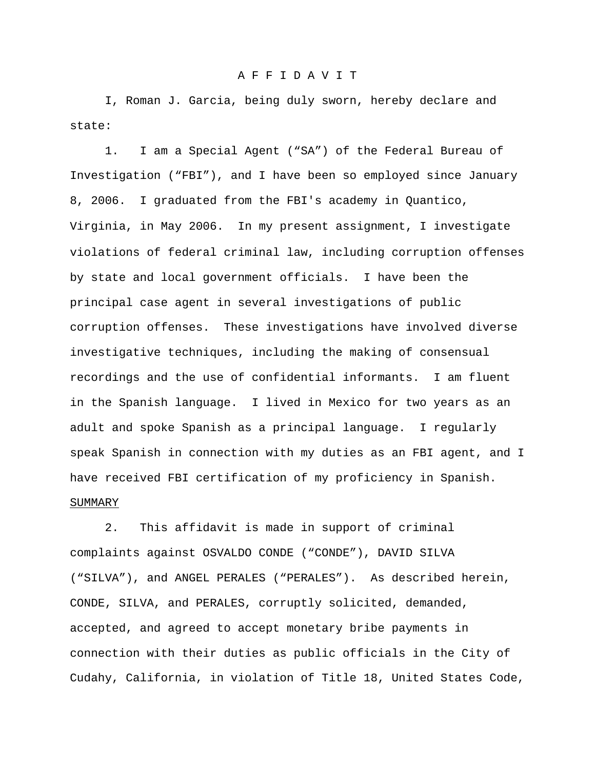# A F F I D A V I T

I, Roman J. Garcia, being duly sworn, hereby declare and state:

1. I am a Special Agent ("SA") of the Federal Bureau of Investigation ("FBI"), and I have been so employed since January 8, 2006. I graduated from the FBI's academy in Quantico, Virginia, in May 2006. In my present assignment, I investigate violations of federal criminal law, including corruption offenses by state and local government officials. I have been the principal case agent in several investigations of public corruption offenses. These investigations have involved diverse investigative techniques, including the making of consensual recordings and the use of confidential informants. I am fluent in the Spanish language. I lived in Mexico for two years as an adult and spoke Spanish as a principal language. I regularly speak Spanish in connection with my duties as an FBI agent, and I have received FBI certification of my proficiency in Spanish.

## SUMMARY

2. This affidavit is made in support of criminal complaints against OSVALDO CONDE ("CONDE"), DAVID SILVA ("SILVA"), and ANGEL PERALES ("PERALES"). As described herein, CONDE, SILVA, and PERALES, corruptly solicited, demanded, accepted, and agreed to accept monetary bribe payments in connection with their duties as public officials in the City of Cudahy, California, in violation of Title 18, United States Code,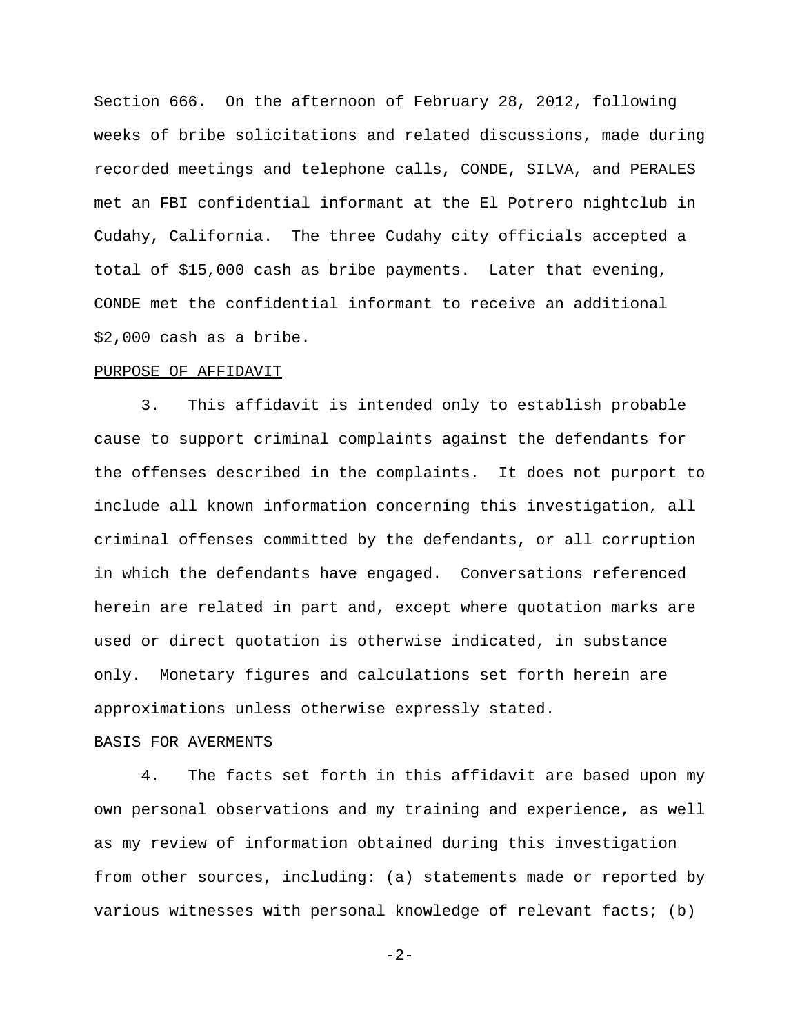Section 666. On the afternoon of February 28, 2012, following weeks of bribe solicitations and related discussions, made during recorded meetings and telephone calls, CONDE, SILVA, and PERALES met an FBI confidential informant at the El Potrero nightclub in Cudahy, California. The three Cudahy city officials accepted a total of $15,000 cash as bribe payments. Later that evening, CONDE met the confidential informant to receive an additional $2,000 cash as a bribe.

PURPOSE OF AFFIDAVIT

3. This affidavit is intended only to establish probable cause to support criminal complaints against the defendants for the offenses described in the complaints. It does not purport to include all known information concerning this investigation, all criminal offenses committed by the defendants, or all corruption in which the defendants have engaged. Conversations referenced herein are related in part and, except where quotation marks are used or direct quotation is otherwise indicated, in substance only. Monetary figures and calculations set forth herein are approximations unless otherwise expressly stated.

BASIS FOR AVERMENTS

4. The facts set forth in this affidavit are based upon my own personal observations and my training and experience, as well as my review of information obtained during this investigation from other sources, including: (a) statements made or reported by various witnesses with personal knowledge of relevant facts; (b)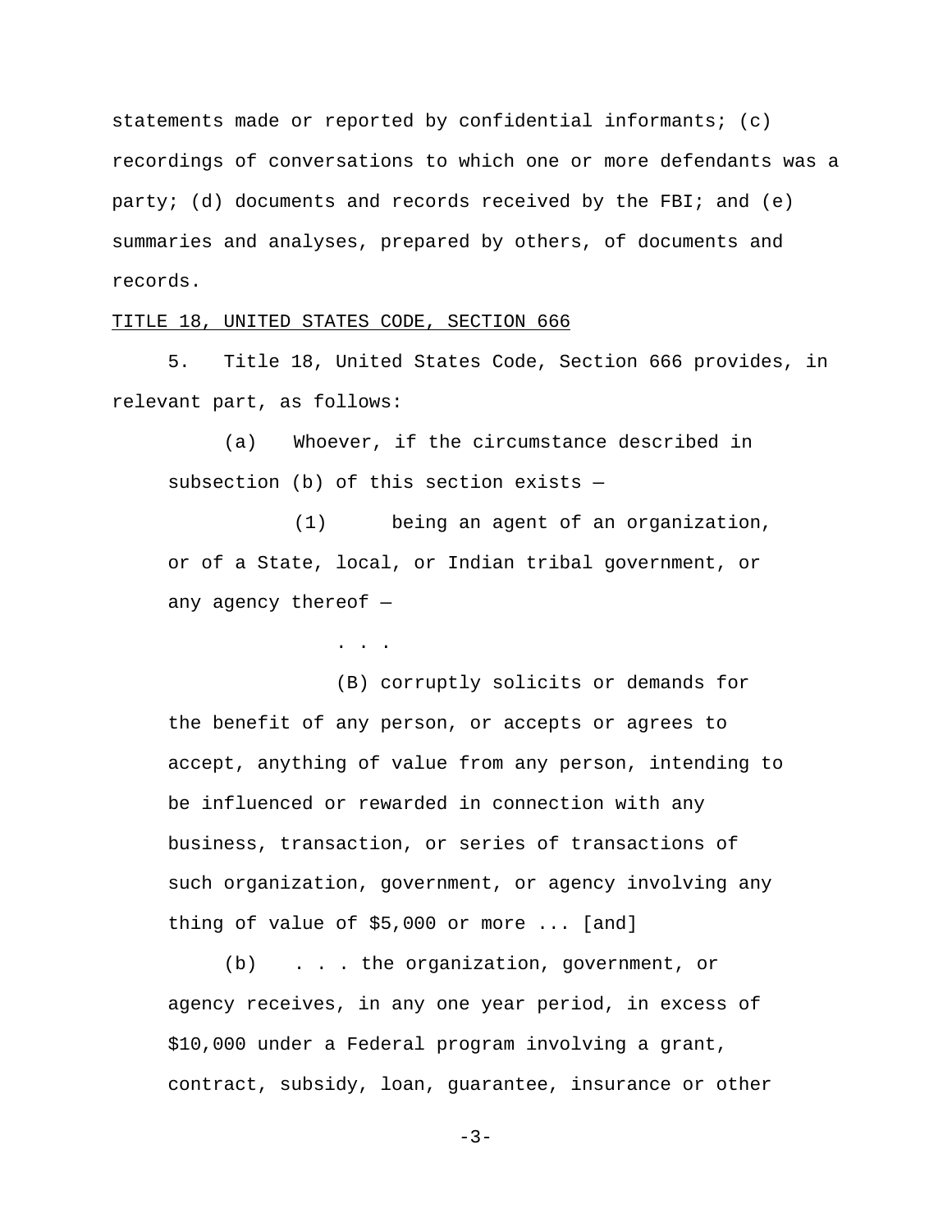statements made or reported by confidential informants; (c) recordings of conversations to which one or more defendants was a party; (d) documents and records received by the FBI; and (e) summaries and analyses, prepared by others, of documents and records.

<u>TITLE 18, UNITED STATES CODE, SECTION 666</u>

5. Title 18, United States Code, Section 666 provides, in relevant part, as follows:

> (a) Whoever, if the circumstance described in subsection (b) of this section exists —
>
> (1) being an agent of an organization, or of a State, local, or Indian tribal government, or any agency thereof —
>
> . . .
>
> (B) corruptly solicits or demands for the benefit of any person, or accepts or agrees to accept, anything of value from any person, intending to be influenced or rewarded in connection with any business, transaction, or series of transactions of such organization, government, or agency involving any thing of value of $5,000 or more ... [and]
>
> (b) . . . the organization, government, or agency receives, in any one year period, in excess of $10,000 under a Federal program involving a grant, contract, subsidy, loan, guarantee, insurance or other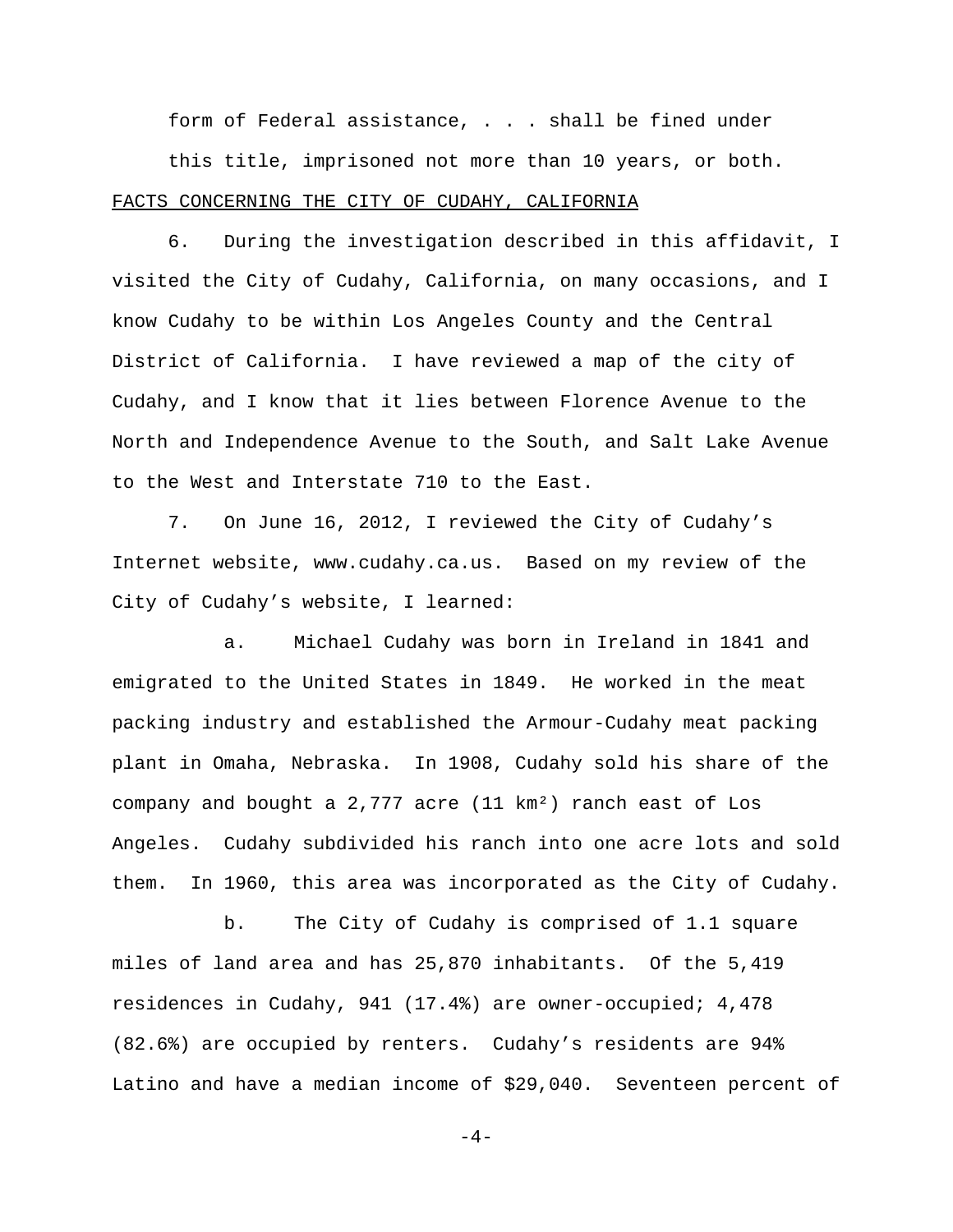form of Federal assistance, . . . shall be fined under this title, imprisoned not more than 10 years, or both.

FACTS CONCERNING THE CITY OF CUDAHY, CALIFORNIA

6. During the investigation described in this affidavit, I visited the City of Cudahy, California, on many occasions, and I know Cudahy to be within Los Angeles County and the Central District of California. I have reviewed a map of the city of Cudahy, and I know that it lies between Florence Avenue to the North and Independence Avenue to the South, and Salt Lake Avenue to the West and Interstate 710 to the East.

7. On June 16, 2012, I reviewed the City of Cudahy's Internet website, www.cudahy.ca.us. Based on my review of the City of Cudahy's website, I learned:

a. Michael Cudahy was born in Ireland in 1841 and emigrated to the United States in 1849. He worked in the meat packing industry and established the Armour-Cudahy meat packing plant in Omaha, Nebraska. In 1908, Cudahy sold his share of the company and bought a 2,777 acre (11 $km^2$) ranch east of Los Angeles. Cudahy subdivided his ranch into one acre lots and sold them. In 1960, this area was incorporated as the City of Cudahy.

b. The City of Cudahy is comprised of 1.1 square miles of land area and has 25,870 inhabitants. Of the 5,419 residences in Cudahy, 941 (17.4%) are owner-occupied; 4,478 (82.6%) are occupied by renters. Cudahy's residents are 94% Latino and have a median income of $29,040. Seventeen percent of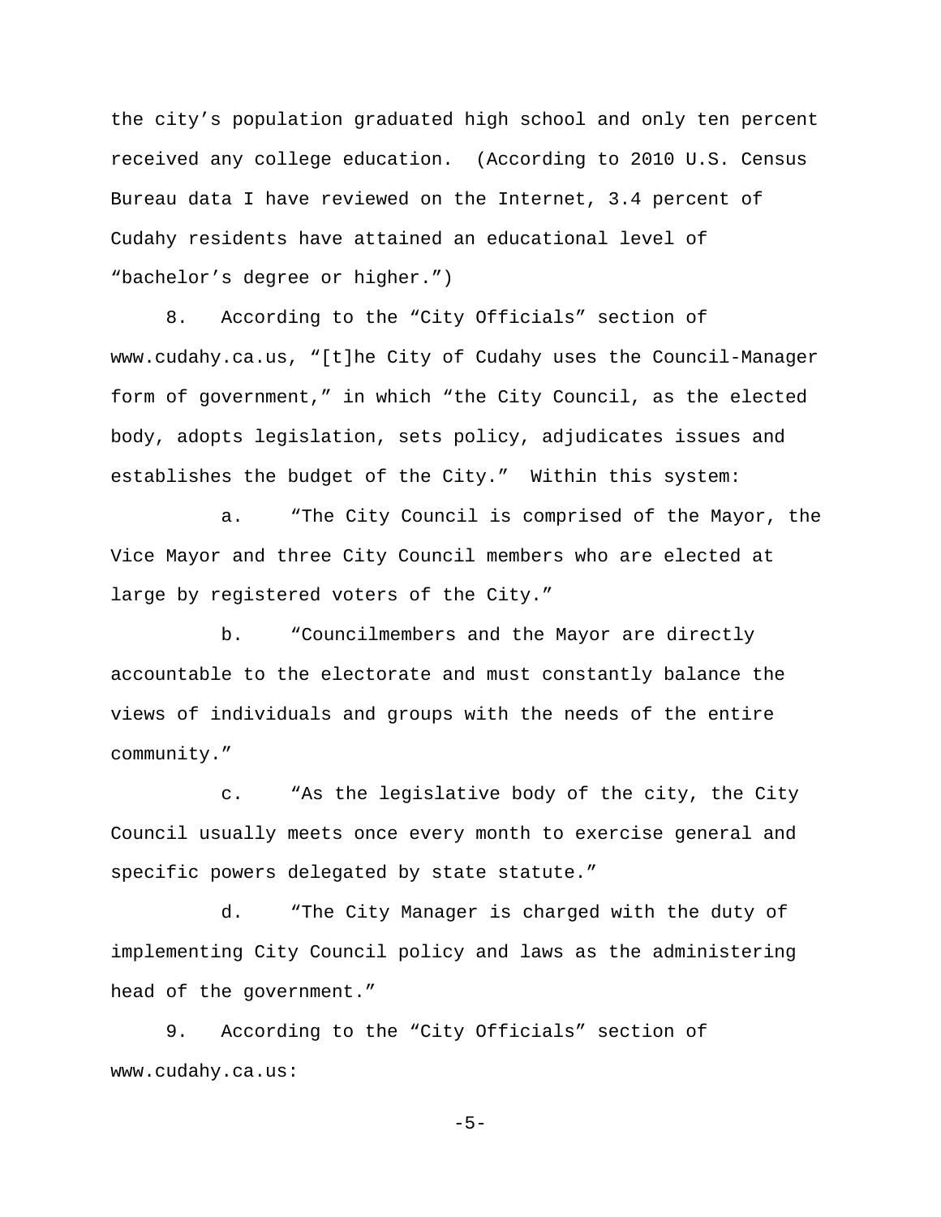the city's population graduated high school and only ten percent received any college education. (According to 2010 U.S. Census Bureau data I have reviewed on the Internet, 3.4 percent of Cudahy residents have attained an educational level of "bachelor's degree or higher.")

8. According to the "City Officials" section of www.cudahy.ca.us, "[t]he City of Cudahy uses the Council-Manager form of government," in which "the City Council, as the elected body, adopts legislation, sets policy, adjudicates issues and establishes the budget of the City." Within this system:

a. "The City Council is comprised of the Mayor, the Vice Mayor and three City Council members who are elected at large by registered voters of the City."

b. "Councilmembers and the Mayor are directly accountable to the electorate and must constantly balance the views of individuals and groups with the needs of the entire community."

c. "As the legislative body of the city, the City Council usually meets once every month to exercise general and specific powers delegated by state statute."

d. "The City Manager is charged with the duty of implementing City Council policy and laws as the administering head of the government."

9. According to the "City Officials" section of www.cudahy.ca.us: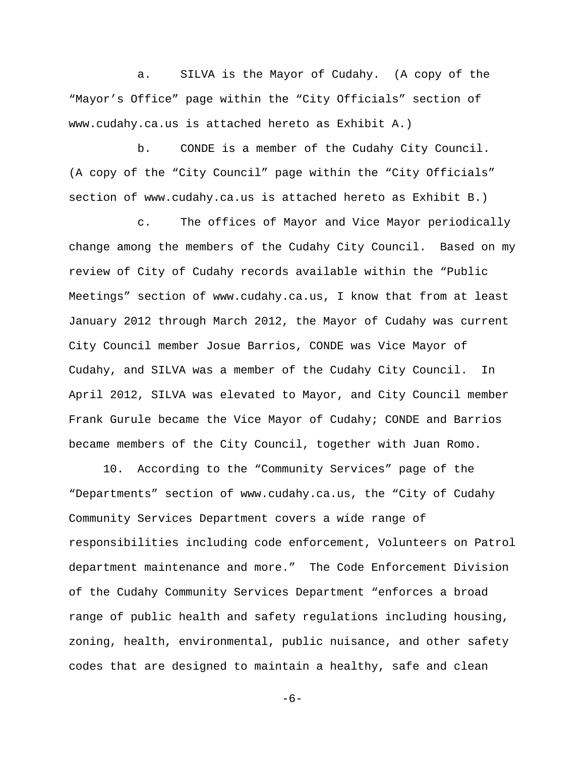a. SILVA is the Mayor of Cudahy. (A copy of the "Mayor's Office" page within the "City Officials" section of www.cudahy.ca.us is attached hereto as Exhibit A.)

b. CONDE is a member of the Cudahy City Council. (A copy of the "City Council" page within the "City Officials" section of www.cudahy.ca.us is attached hereto as Exhibit B.)

c. The offices of Mayor and Vice Mayor periodically change among the members of the Cudahy City Council. Based on my review of City of Cudahy records available within the "Public Meetings" section of www.cudahy.ca.us, I know that from at least January 2012 through March 2012, the Mayor of Cudahy was current City Council member Josue Barrios, CONDE was Vice Mayor of Cudahy, and SILVA was a member of the Cudahy City Council. In April 2012, SILVA was elevated to Mayor, and City Council member Frank Gurule became the Vice Mayor of Cudahy; CONDE and Barrios became members of the City Council, together with Juan Romo.

10. According to the "Community Services" page of the "Departments" section of www.cudahy.ca.us, the "City of Cudahy Community Services Department covers a wide range of responsibilities including code enforcement, Volunteers on Patrol department maintenance and more." The Code Enforcement Division of the Cudahy Community Services Department "enforces a broad range of public health and safety regulations including housing, zoning, health, environmental, public nuisance, and other safety codes that are designed to maintain a healthy, safe and clean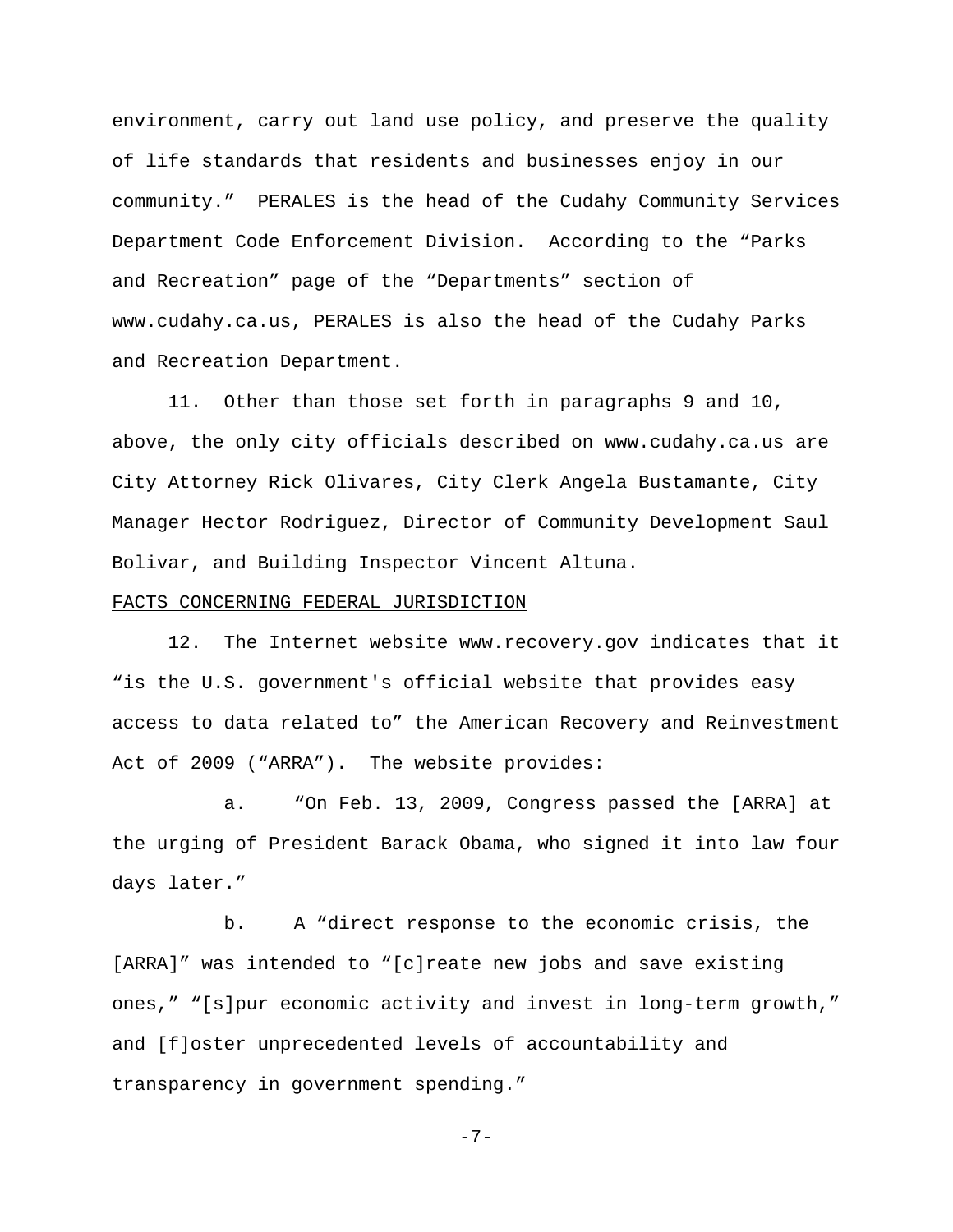environment, carry out land use policy, and preserve the quality of life standards that residents and businesses enjoy in our community." PERALES is the head of the Cudahy Community Services Department Code Enforcement Division. According to the "Parks and Recreation" page of the "Departments" section of www.cudahy.ca.us, PERALES is also the head of the Cudahy Parks and Recreation Department.

11. Other than those set forth in paragraphs 9 and 10, above, the only city officials described on www.cudahy.ca.us are City Attorney Rick Olivares, City Clerk Angela Bustamante, City Manager Hector Rodriguez, Director of Community Development Saul Bolivar, and Building Inspector Vincent Altuna.

<u>FACTS CONCERNING FEDERAL JURISDICTION</u>

12. The Internet website www.recovery.gov indicates that it "is the U.S. government's official website that provides easy access to data related to" the American Recovery and Reinvestment Act of 2009 ("ARRA"). The website provides:

a. "On Feb. 13, 2009, Congress passed the [ARRA] at the urging of President Barack Obama, who signed it into law four days later."

b. A "direct response to the economic crisis, the [ARRA]" was intended to "[c]reate new jobs and save existing ones," "[s]pur economic activity and invest in long-term growth," and [f]oster unprecedented levels of accountability and transparency in government spending."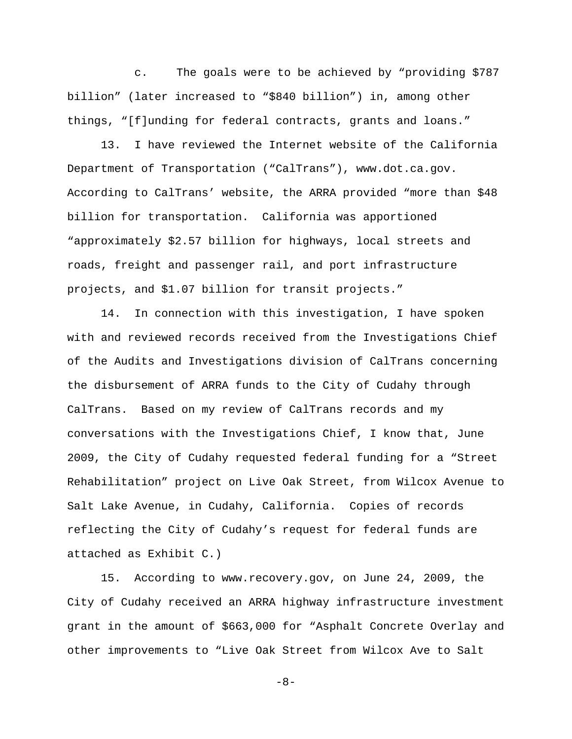c. The goals were to be achieved by "providing $787 billion" (later increased to "$840 billion") in, among other things, "[f]unding for federal contracts, grants and loans."

13. I have reviewed the Internet website of the California Department of Transportation ("CalTrans"), www.dot.ca.gov. According to CalTrans' website, the ARRA provided "more than $48 billion for transportation. California was apportioned "approximately $2.57 billion for highways, local streets and roads, freight and passenger rail, and port infrastructure projects, and $1.07 billion for transit projects."

14. In connection with this investigation, I have spoken with and reviewed records received from the Investigations Chief of the Audits and Investigations division of CalTrans concerning the disbursement of ARRA funds to the City of Cudahy through CalTrans. Based on my review of CalTrans records and my conversations with the Investigations Chief, I know that, June 2009, the City of Cudahy requested federal funding for a "Street Rehabilitation" project on Live Oak Street, from Wilcox Avenue to Salt Lake Avenue, in Cudahy, California. Copies of records reflecting the City of Cudahy's request for federal funds are attached as Exhibit C.)

15. According to www.recovery.gov, on June 24, 2009, the City of Cudahy received an ARRA highway infrastructure investment grant in the amount of $663,000 for "Asphalt Concrete Overlay and other improvements to "Live Oak Street from Wilcox Ave to Salt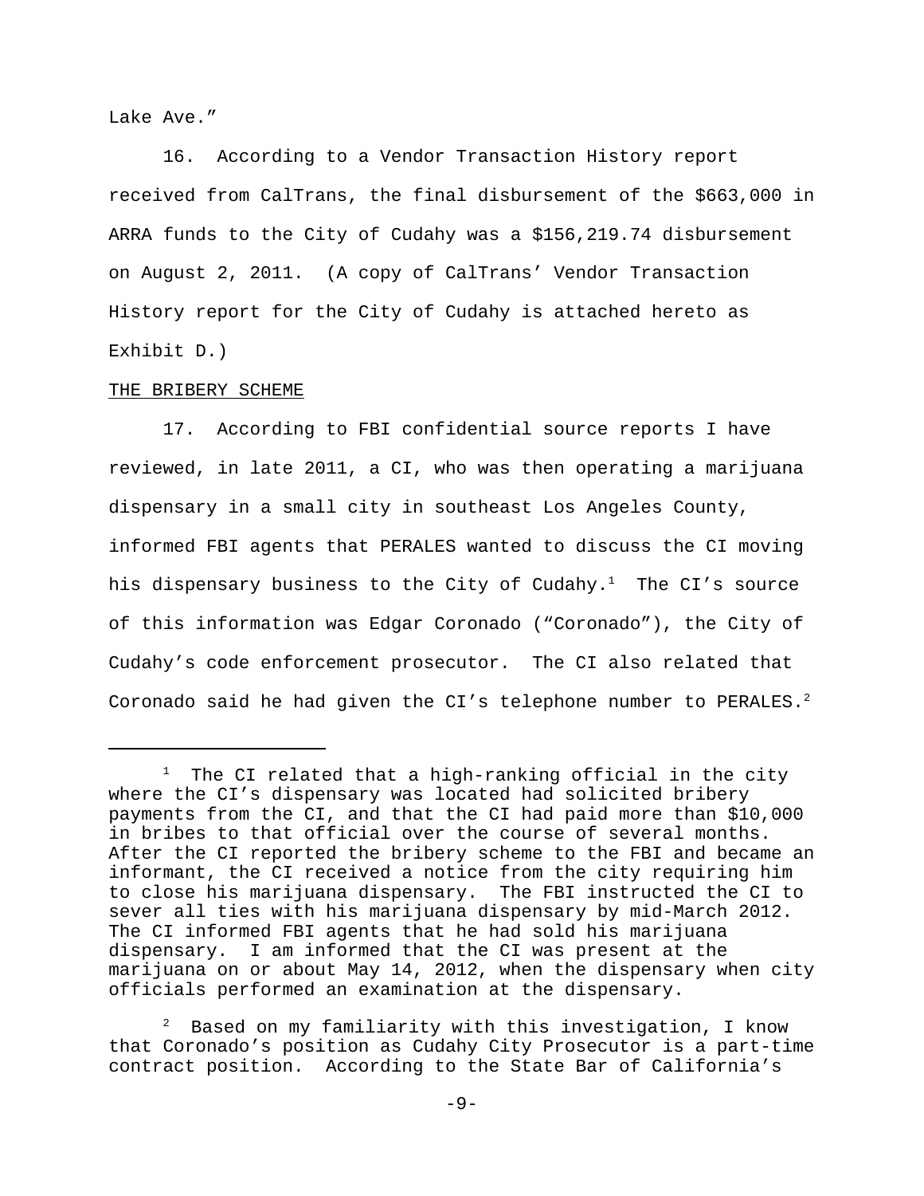Lake Ave."

16. According to a Vendor Transaction History report received from CalTrans, the final disbursement of the $663,000 in ARRA funds to the City of Cudahy was a $156,219.74 disbursement on August 2, 2011. (A copy of CalTrans' Vendor Transaction History report for the City of Cudahy is attached hereto as Exhibit D.)

THE BRIBERY SCHEME

17. According to FBI confidential source reports I have reviewed, in late 2011, a CI, who was then operating a marijuana dispensary in a small city in southeast Los Angeles County, informed FBI agents that PERALES wanted to discuss the CI moving his dispensary business to the City of Cudahy.[1] The CI's source of this information was Edgar Coronado ("Coronado"), the City of Cudahy's code enforcement prosecutor. The CI also related that Coronado said he had given the CI's telephone number to PERALES.[2]

---

[1] The CI related that a high-ranking official in the city where the CI's dispensary was located had solicited bribery payments from the CI, and that the CI had paid more than $10,000 in bribes to that official over the course of several months. After the CI reported the bribery scheme to the FBI and became an informant, the CI received a notice from the city requiring him to close his marijuana dispensary. The FBI instructed the CI to sever all ties with his marijuana dispensary by mid-March 2012. The CI informed FBI agents that he had sold his marijuana dispensary. I am informed that the CI was present at the marijuana on or about May 14, 2012, when the dispensary when city officials performed an examination at the dispensary.

[2] Based on my familiarity with this investigation, I know that Coronado's position as Cudahy City Prosecutor is a part-time contract position. According to the State Bar of California's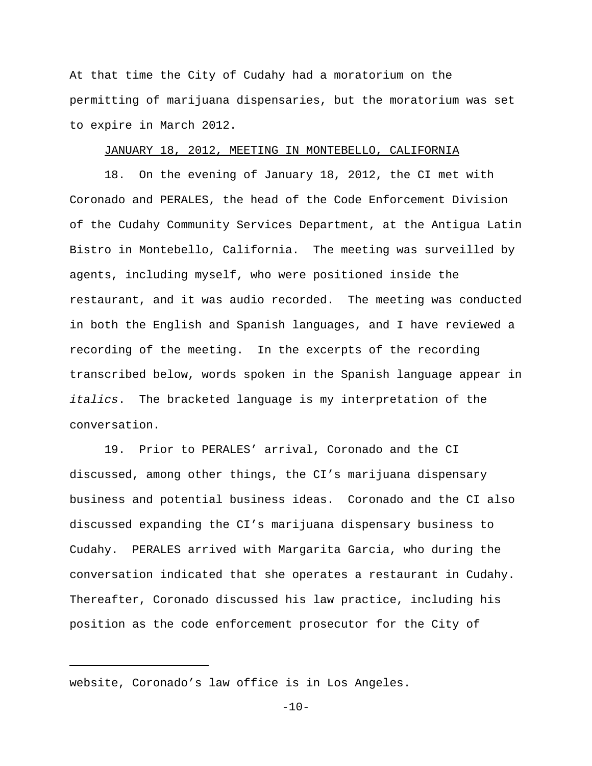At that time the City of Cudahy had a moratorium on the permitting of marijuana dispensaries, but the moratorium was set to expire in March 2012.

JANUARY 18, 2012, MEETING IN MONTEBELLO, CALIFORNIA

18. On the evening of January 18, 2012, the CI met with Coronado and PERALES, the head of the Code Enforcement Division of the Cudahy Community Services Department, at the Antigua Latin Bistro in Montebello, California. The meeting was surveilled by agents, including myself, who were positioned inside the restaurant, and it was audio recorded. The meeting was conducted in both the English and Spanish languages, and I have reviewed a recording of the meeting. In the excerpts of the recording transcribed below, words spoken in the Spanish language appear in *italics*. The bracketed language is my interpretation of the conversation.

19. Prior to PERALES' arrival, Coronado and the CI discussed, among other things, the CI's marijuana dispensary business and potential business ideas. Coronado and the CI also discussed expanding the CI's marijuana dispensary business to Cudahy. PERALES arrived with Margarita Garcia, who during the conversation indicated that she operates a restaurant in Cudahy. Thereafter, Coronado discussed his law practice, including his position as the code enforcement prosecutor for the City of

---

website, Coronado's law office is in Los Angeles.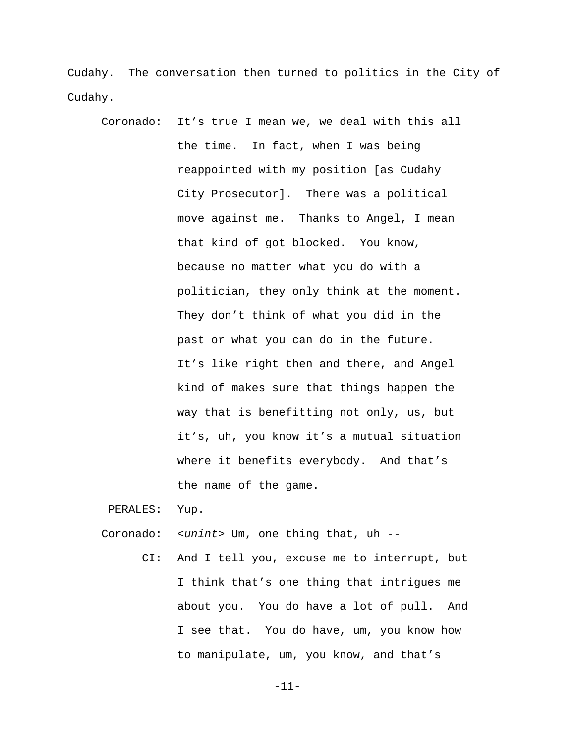Cudahy. The conversation then turned to politics in the City of Cudahy.

Coronado: It's true I mean we, we deal with this all the time. In fact, when I was being reappointed with my position [as Cudahy City Prosecutor]. There was a political move against me. Thanks to Angel, I mean that kind of got blocked. You know, because no matter what you do with a politician, they only think at the moment. They don't think of what you did in the past or what you can do in the future. It's like right then and there, and Angel kind of makes sure that things happen the way that is benefitting not only, us, but it's, uh, you know it's a mutual situation where it benefits everybody. And that's the name of the game.

PERALES: Yup.

Coronado: <*unint*> Um, one thing that, uh --

CI: And I tell you, excuse me to interrupt, but I think that's one thing that intrigues me about you. You do have a lot of pull. And I see that. You do have, um, you know how to manipulate, um, you know, and that's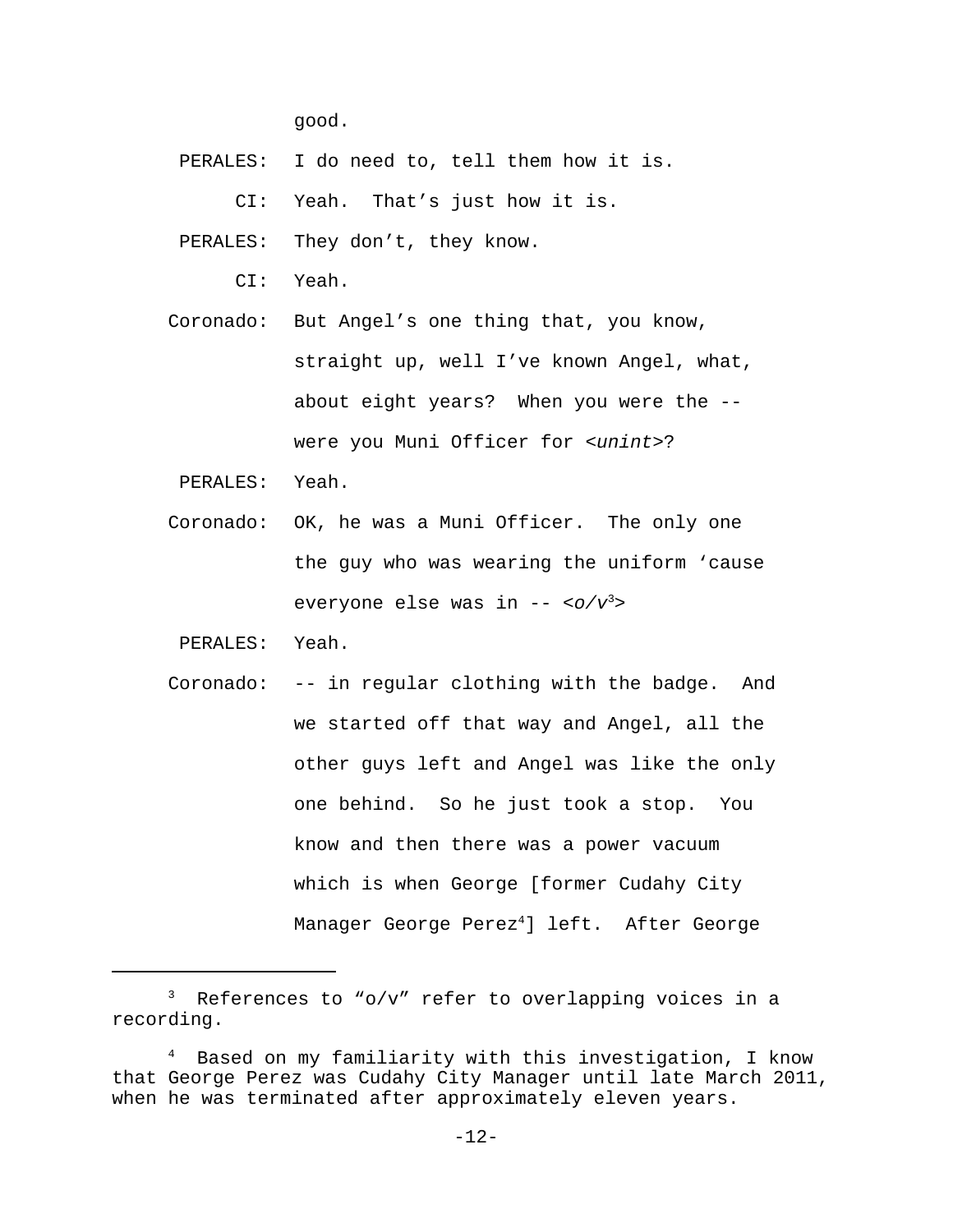good.

PERALES: I do need to, tell them how it is.

CI: Yeah. That's just how it is.

PERALES: They don't, they know.

CI: Yeah.

Coronado: But Angel's one thing that, you know, straight up, well I've known Angel, what, about eight years? When you were the -- were you Muni Officer for <*unint*>?

PERALES: Yeah.

Coronado: OK, he was a Muni Officer. The only one the guy who was wearing the uniform 'cause everyone else was in -- <*o/v*[3]>

PERALES: Yeah.

Coronado: -- in regular clothing with the badge. And we started off that way and Angel, all the other guys left and Angel was like the only one behind. So he just took a stop. You know and then there was a power vacuum which is when George [former Cudahy City Manager George Perez[4]] left. After George

---

[3] References to "o/v" refer to overlapping voices in a recording.

[4] Based on my familiarity with this investigation, I know that George Perez was Cudahy City Manager until late March 2011, when he was terminated after approximately eleven years.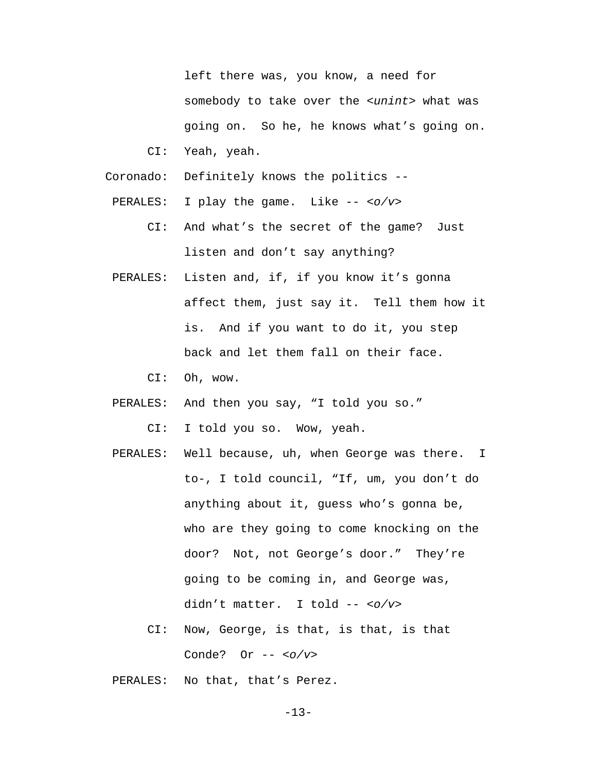left there was, you know, a need for somebody to take over the *<unint>* what was going on. So he, he knows what's going on.

CI: Yeah, yeah.

Coronado: Definitely knows the politics --

PERALES: I play the game. Like -- *<o/v>*

CI: And what's the secret of the game? Just listen and don't say anything?

PERALES: Listen and, if, if you know it's gonna affect them, just say it. Tell them how it is. And if you want to do it, you step back and let them fall on their face.

CI: Oh, wow.

PERALES: And then you say, "I told you so."

CI: I told you so. Wow, yeah.

PERALES: Well because, uh, when George was there. I to-, I told council, "If, um, you don't do anything about it, guess who's gonna be, who are they going to come knocking on the door? Not, not George's door." They're going to be coming in, and George was, didn't matter. I told -- *<o/v>*

CI: Now, George, is that, is that, is that Conde? Or -- *<o/v>*

PERALES: No that, that's Perez.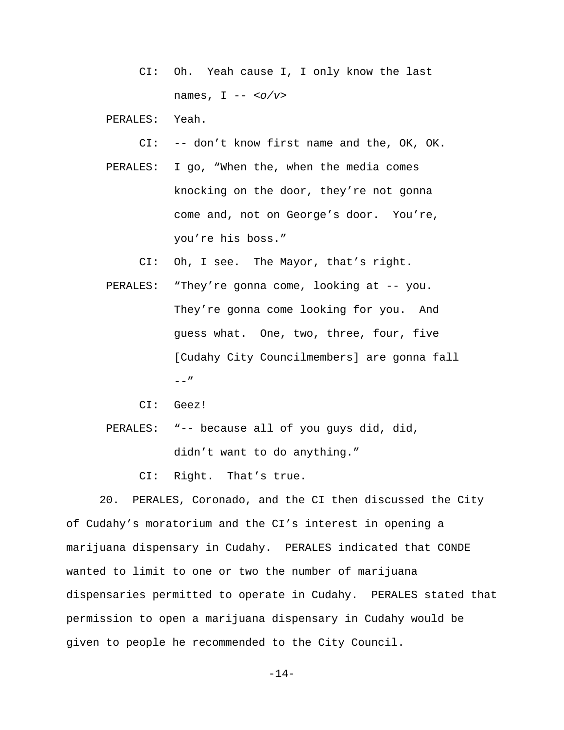CI: Oh. Yeah cause I, I only know the last names, I -- <*o/v*>

PERALES: Yeah.

CI: -- don't know first name and the, OK, OK.

PERALES: I go, "When the, when the media comes knocking on the door, they're not gonna come and, not on George's door. You're, you're his boss."

CI: Oh, I see. The Mayor, that's right.

PERALES: "They're gonna come, looking at -- you. They're gonna come looking for you. And guess what. One, two, three, four, five [Cudahy City Councilmembers] are gonna fall --"

CI: Geez!

PERALES: "-- because all of you guys did, did, didn't want to do anything."

CI: Right. That's true.

20. PERALES, Coronado, and the CI then discussed the City of Cudahy's moratorium and the CI's interest in opening a marijuana dispensary in Cudahy. PERALES indicated that CONDE wanted to limit to one or two the number of marijuana dispensaries permitted to operate in Cudahy. PERALES stated that permission to open a marijuana dispensary in Cudahy would be given to people he recommended to the City Council.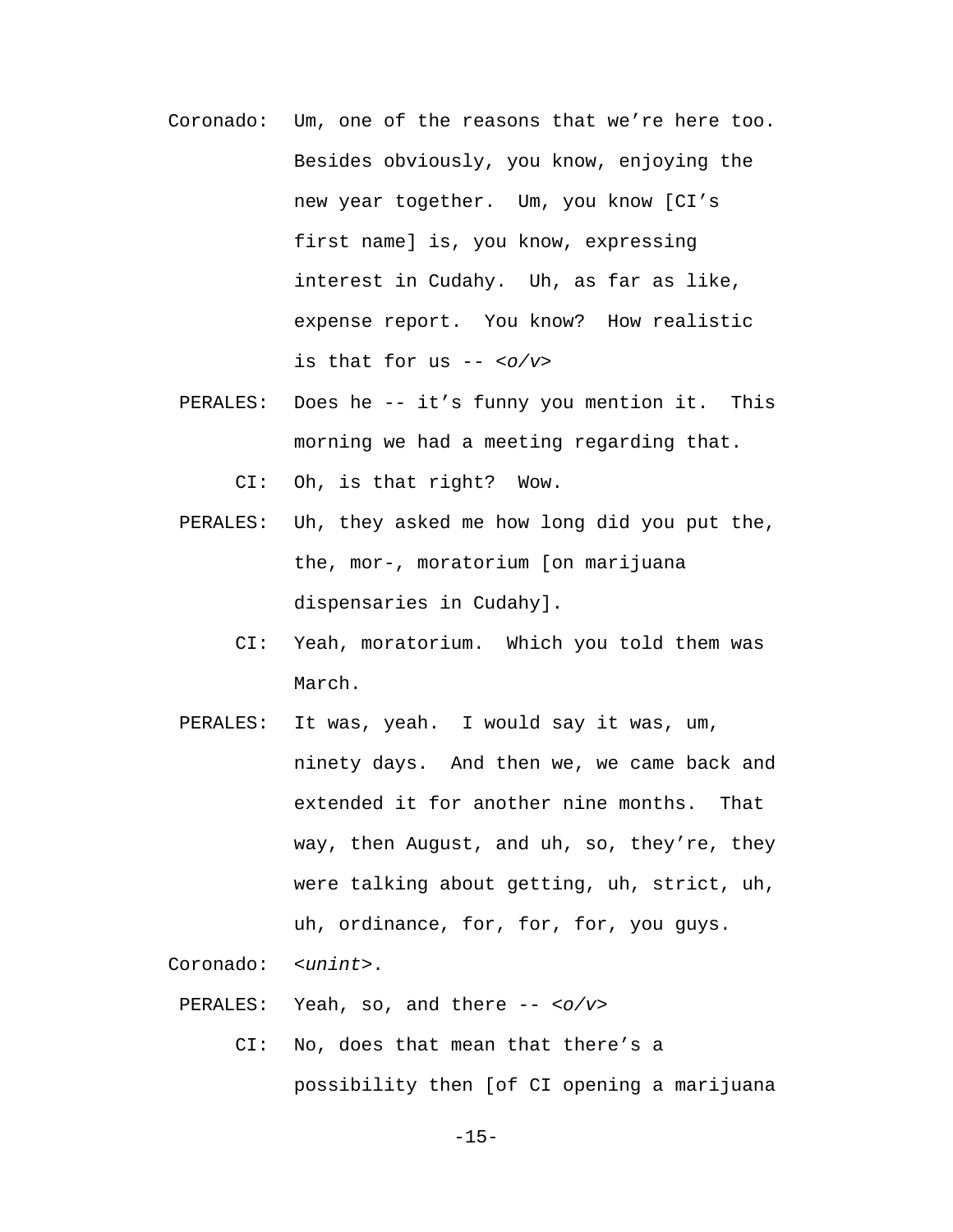Coronado: Um, one of the reasons that we're here too. Besides obviously, you know, enjoying the new year together. Um, you know [CI's first name] is, you know, expressing interest in Cudahy. Uh, as far as like, expense report. You know? How realistic is that for us -- *<o/v>*

PERALES: Does he -- it's funny you mention it. This morning we had a meeting regarding that.

CI: Oh, is that right? Wow.

PERALES: Uh, they asked me how long did you put the, the, mor-, moratorium [on marijuana dispensaries in Cudahy].

CI: Yeah, moratorium. Which you told them was March.

PERALES: It was, yeah. I would say it was, um, ninety days. And then we, we came back and extended it for another nine months. That way, then August, and uh, so, they're, they were talking about getting, uh, strict, uh, uh, ordinance, for, for, for, you guys.

Coronado: *<unint>*.

PERALES: Yeah, so, and there -- *<o/v>*

CI: No, does that mean that there's a possibility then [of CI opening a marijuana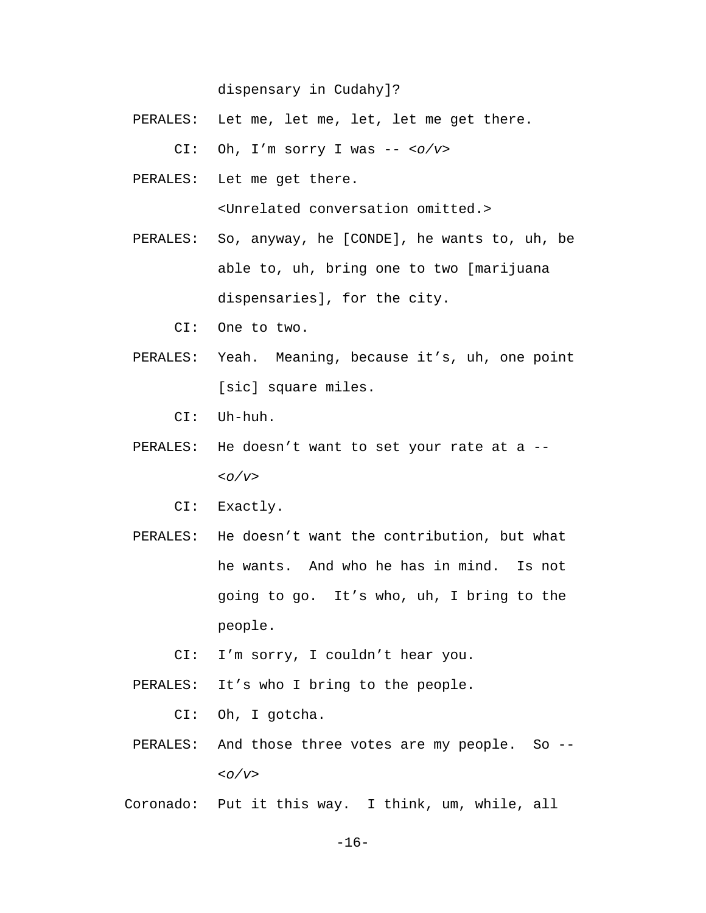dispensary in Cudahy]?

PERALES: Let me, let me, let, let me get there.

CI: Oh, I'm sorry I was -- *<o/v>*

PERALES: Let me get there.

<Unrelated conversation omitted.>

PERALES: So, anyway, he [CONDE], he wants to, uh, be able to, uh, bring one to two [marijuana dispensaries], for the city.

CI: One to two.

PERALES: Yeah. Meaning, because it's, uh, one point [sic] square miles.

CI: Uh-huh.

PERALES: He doesn't want to set your rate at a -- *<o/v>*

CI: Exactly.

PERALES: He doesn't want the contribution, but what he wants. And who he has in mind. Is not going to go. It's who, uh, I bring to the people.

CI: I'm sorry, I couldn't hear you.

PERALES: It's who I bring to the people.

CI: Oh, I gotcha.

PERALES: And those three votes are my people. So -- *<o/v>*

Coronado: Put it this way. I think, um, while, all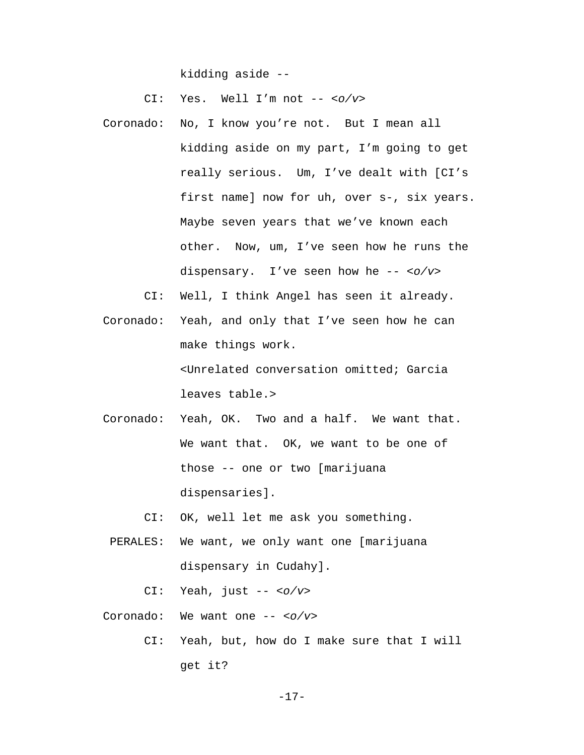kidding aside --

CI: Yes. Well I'm not -- *<o/v>*

Coronado: No, I know you're not. But I mean all kidding aside on my part, I'm going to get really serious. Um, I've dealt with [CI's first name] now for uh, over s-, six years. Maybe seven years that we've known each other. Now, um, I've seen how he runs the dispensary. I've seen how he -- *<o/v>*

CI: Well, I think Angel has seen it already.

Coronado: Yeah, and only that I've seen how he can make things work.

<Unrelated conversation omitted; Garcia leaves table.>

Coronado: Yeah, OK. Two and a half. We want that. We want that. OK, we want to be one of those -- one or two [marijuana dispensaries].

CI: OK, well let me ask you something.

PERALES: We want, we only want one [marijuana dispensary in Cudahy].

CI: Yeah, just -- *<o/v>*

Coronado: We want one -- *<o/v>*

CI: Yeah, but, how do I make sure that I will get it?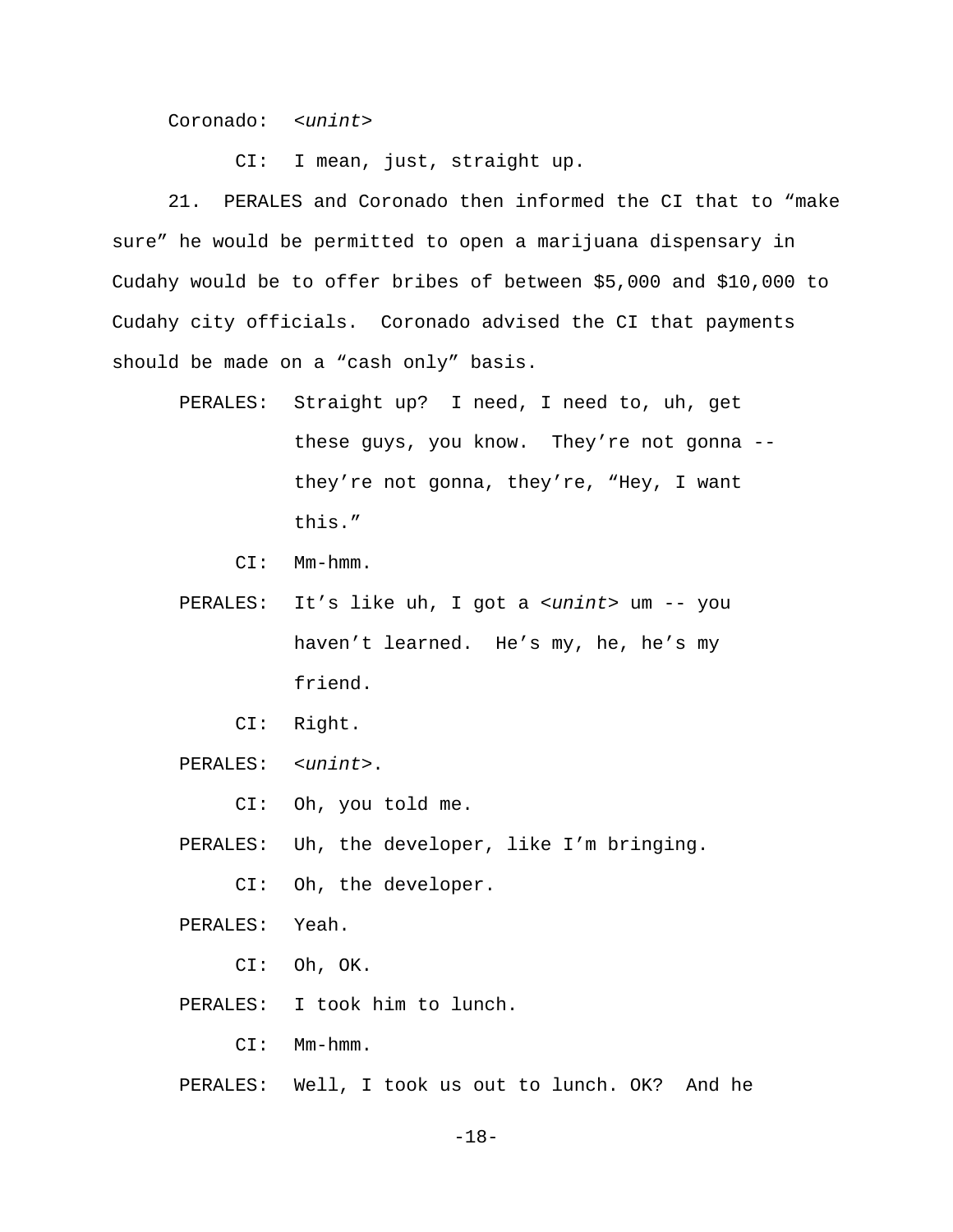Coronado: *<unint>*

CI: I mean, just, straight up.

21. PERALES and Coronado then informed the CI that to "make sure" he would be permitted to open a marijuana dispensary in Cudahy would be to offer bribes of between $5,000 and $10,000 to Cudahy city officials. Coronado advised the CI that payments should be made on a "cash only" basis.

PERALES: Straight up? I need, I need to, uh, get these guys, you know. They're not gonna -- they're not gonna, they're, "Hey, I want this."

CI: Mm-hmm.

PERALES: It's like uh, I got a *<unint>* um -- you haven't learned. He's my, he, he's my friend.

CI: Right.

PERALES: *<unint>*.

CI: Oh, you told me.

PERALES: Uh, the developer, like I'm bringing.

CI: Oh, the developer.

PERALES: Yeah.

CI: Oh, OK.

PERALES: I took him to lunch.

CI: Mm-hmm.

PERALES: Well, I took us out to lunch. OK? And he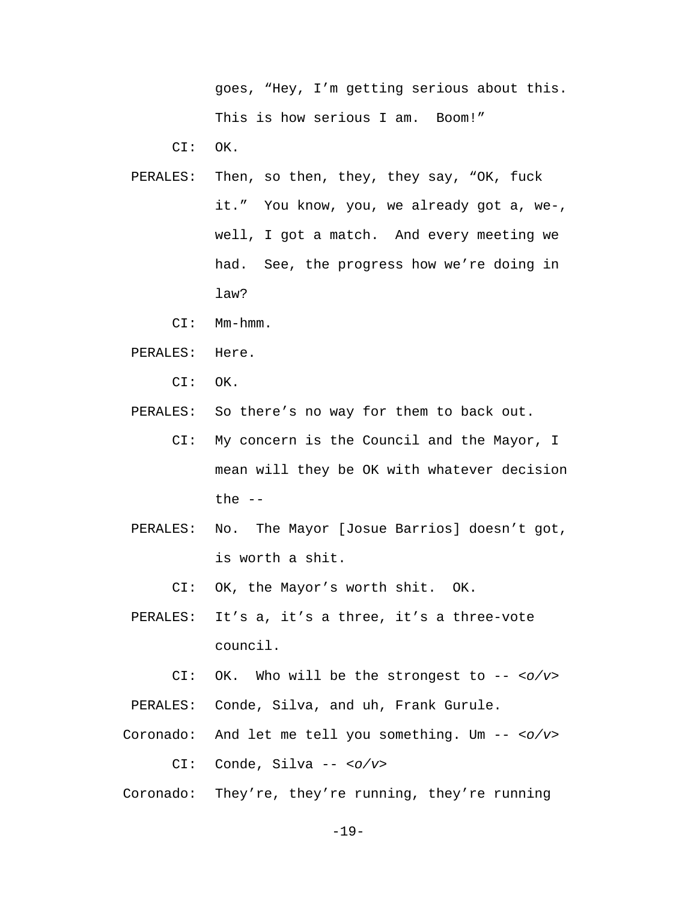goes, "Hey, I'm getting serious about this. This is how serious I am.  Boom!"

CI: OK.

PERALES: Then, so then, they, they say, "OK, fuck it."  You know, you, we already got a, we-, well, I got a match.  And every meeting we had.  See, the progress how we're doing in law?

CI: Mm-hmm.

PERALES: Here.

CI: OK.

PERALES: So there's no way for them to back out.

CI: My concern is the Council and the Mayor, I mean will they be OK with whatever decision the --

PERALES: No.  The Mayor [Josue Barrios] doesn't got, is worth a shit.

CI: OK, the Mayor's worth shit.  OK.

PERALES: It's a, it's a three, it's a three-vote council.

CI: OK.  Who will be the strongest to -- <*o/v*>

PERALES: Conde, Silva, and uh, Frank Gurule.

Coronado: And let me tell you something. Um -- <*o/v*>

CI: Conde, Silva -- <*o/v*>

Coronado: They're, they're running, they're running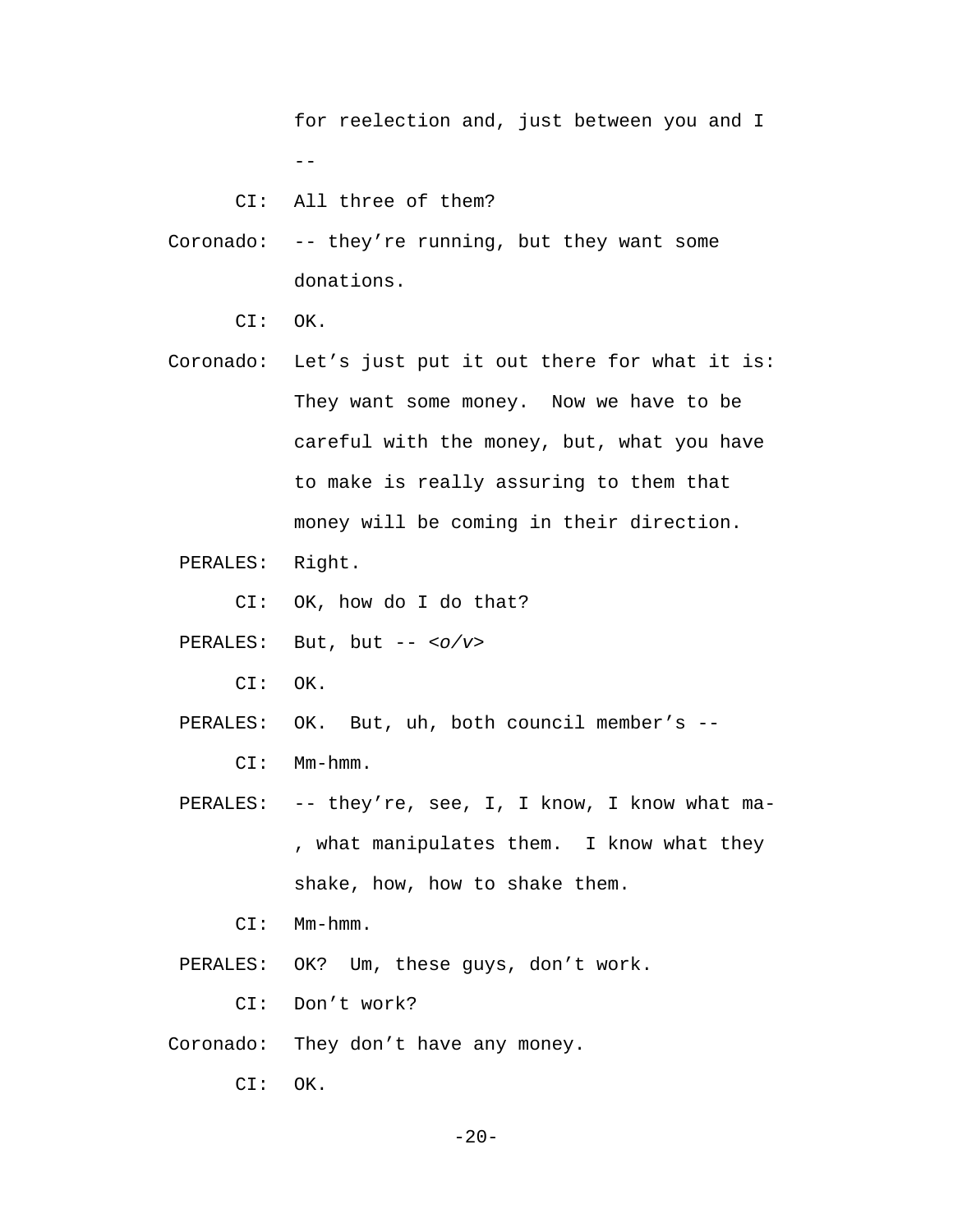for reelection and, just between you and I --

CI: All three of them?

Coronado: -- they're running, but they want some donations.

CI: OK.

Coronado: Let's just put it out there for what it is: They want some money. Now we have to be careful with the money, but, what you have to make is really assuring to them that money will be coming in their direction.

PERALES: Right.

CI: OK, how do I do that?

PERALES: But, but -- *<o/v>*

CI: OK.

PERALES: OK. But, uh, both council member's --

CI: Mm-hmm.

PERALES: -- they're, see, I, I know, I know what ma-, what manipulates them. I know what they shake, how, how to shake them.

CI: Mm-hmm.

PERALES: OK? Um, these guys, don't work.

CI: Don't work?

Coronado: They don't have any money.

CI: OK.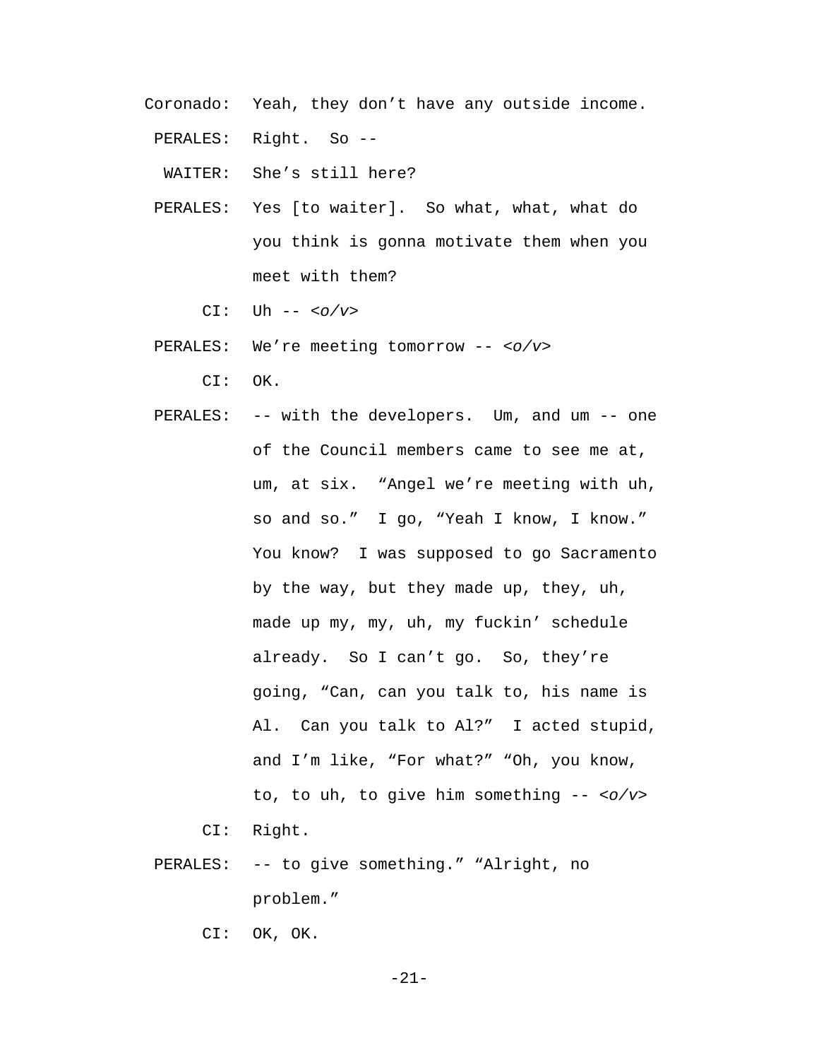Coronado: Yeah, they don't have any outside income.

PERALES: Right. So --

WAITER: She's still here?

PERALES: Yes [to waiter]. So what, what, what do you think is gonna motivate them when you meet with them?

CI: Uh -- *<o/v>*

PERALES: We're meeting tomorrow -- *<o/v>*

CI: OK.

PERALES: -- with the developers. Um, and um -- one of the Council members came to see me at, um, at six. "Angel we're meeting with uh, so and so." I go, "Yeah I know, I know." You know? I was supposed to go Sacramento by the way, but they made up, they, uh, made up my, my, uh, my fuckin' schedule already. So I can't go. So, they're going, "Can, can you talk to, his name is Al. Can you talk to Al?" I acted stupid, and I'm like, "For what?" "Oh, you know, to, to uh, to give him something -- *<o/v>*

CI: Right.

PERALES: -- to give something." "Alright, no problem."

CI: OK, OK.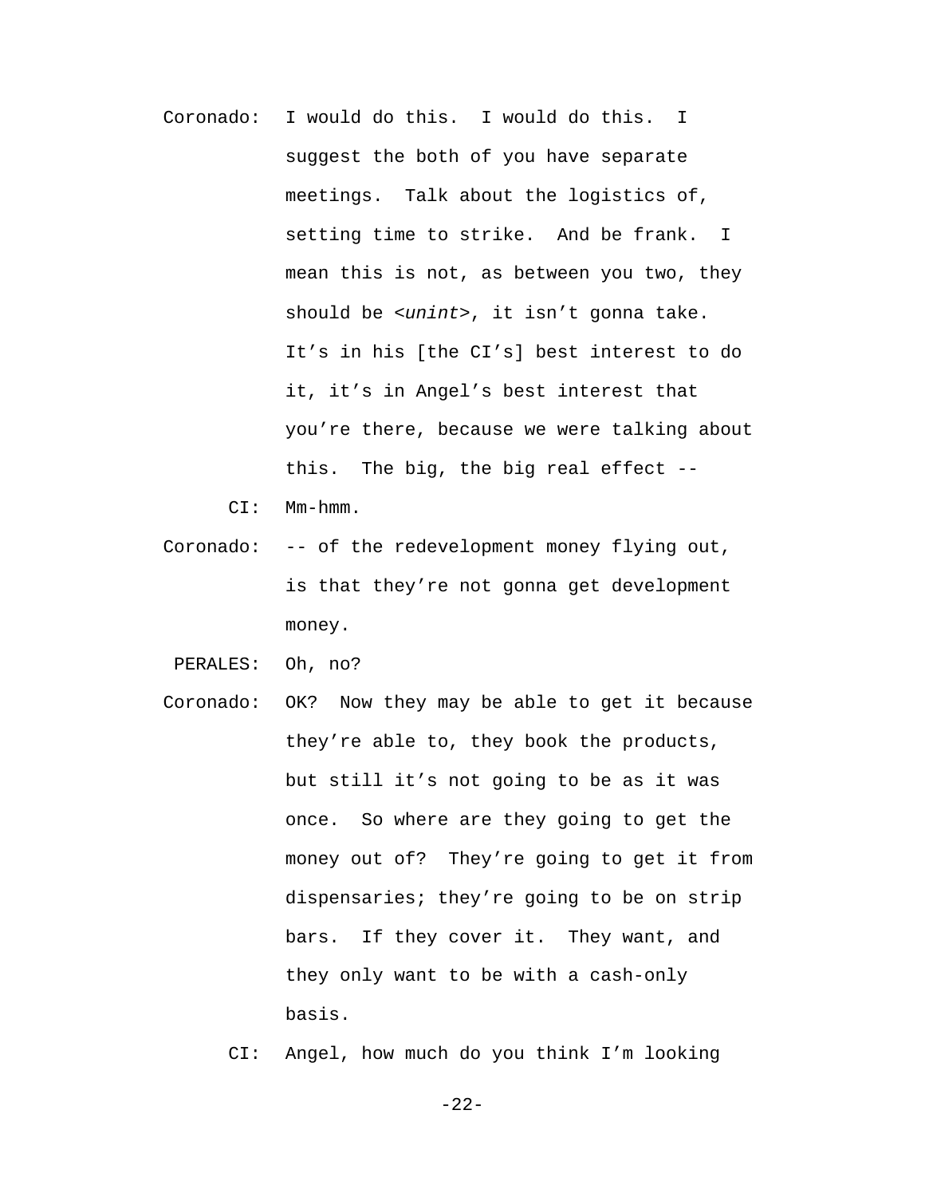Coronado: I would do this. I would do this. I suggest the both of you have separate meetings. Talk about the logistics of, setting time to strike. And be frank. I mean this is not, as between you two, they should be <*unint*>, it isn't gonna take. It's in his [the CI's] best interest to do it, it's in Angel's best interest that you're there, because we were talking about this. The big, the big real effect --

CI: Mm-hmm.

Coronado: -- of the redevelopment money flying out, is that they're not gonna get development money.

PERALES: Oh, no?

Coronado: OK? Now they may be able to get it because they're able to, they book the products, but still it's not going to be as it was once. So where are they going to get the money out of? They're going to get it from dispensaries; they're going to be on strip bars. If they cover it. They want, and they only want to be with a cash-only basis.

CI: Angel, how much do you think I'm looking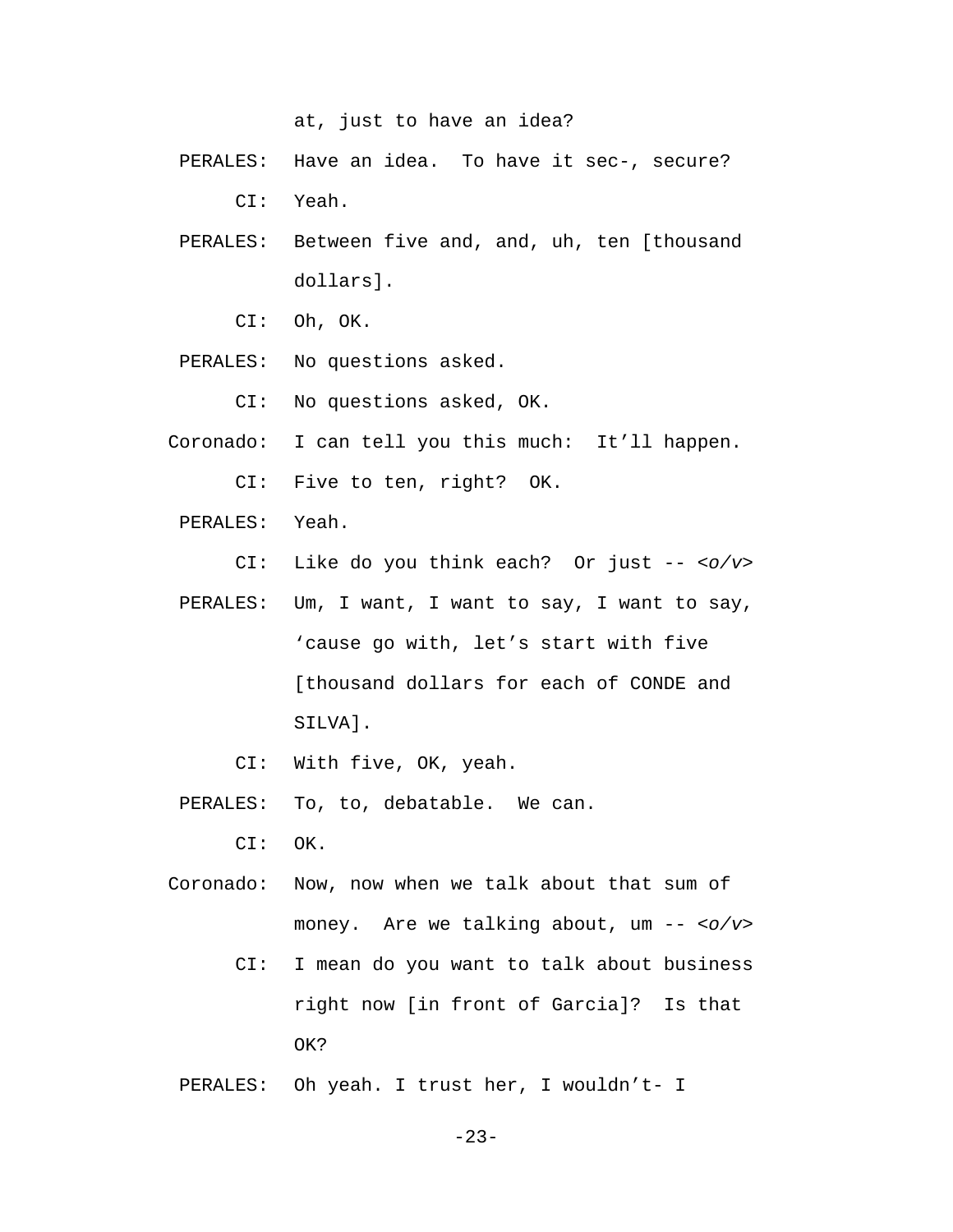at, just to have an idea?

PERALES: Have an idea. To have it sec-, secure?

CI: Yeah.

PERALES: Between five and, and, uh, ten [thousand dollars].

CI: Oh, OK.

PERALES: No questions asked.

CI: No questions asked, OK.

Coronado: I can tell you this much: It'll happen.

CI: Five to ten, right? OK.

PERALES: Yeah.

CI: Like do you think each? Or just -- *<o/v>*

PERALES: Um, I want, I want to say, I want to say, 'cause go with, let's start with five [thousand dollars for each of CONDE and SILVA].

CI: With five, OK, yeah.

PERALES: To, to, debatable. We can.

CI: OK.

Coronado: Now, now when we talk about that sum of money. Are we talking about, um -- *<o/v>*

CI: I mean do you want to talk about business right now [in front of Garcia]? Is that OK?

PERALES: Oh yeah. I trust her, I wouldn't- I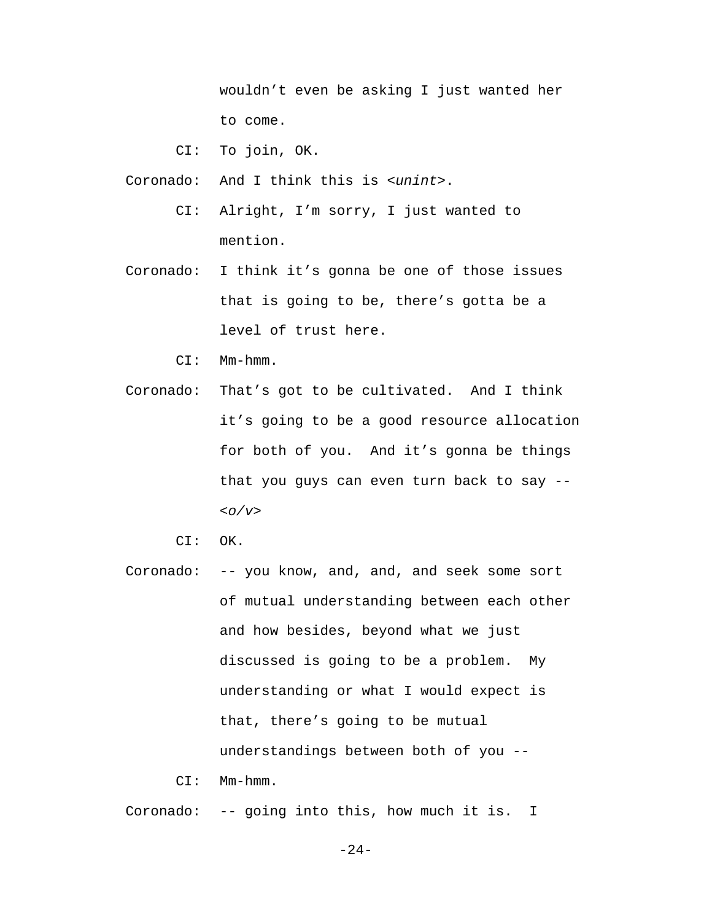wouldn't even be asking I just wanted her to come.

CI: To join, OK.

Coronado: And I think this is <*unint*>.

CI: Alright, I'm sorry, I just wanted to mention.

Coronado: I think it's gonna be one of those issues that is going to be, there's gotta be a level of trust here.

CI: Mm-hmm.

Coronado: That's got to be cultivated. And I think it's going to be a good resource allocation for both of you. And it's gonna be things that you guys can even turn back to say -- <*o/v*>

CI: OK.

Coronado: -- you know, and, and, and seek some sort of mutual understanding between each other and how besides, beyond what we just discussed is going to be a problem. My understanding or what I would expect is that, there's going to be mutual understandings between both of you --

CI: Mm-hmm.

Coronado: -- going into this, how much it is. I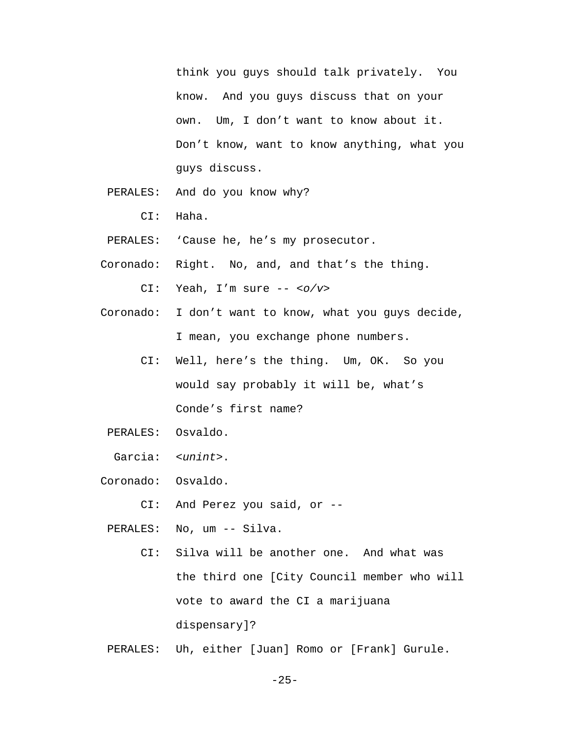think you guys should talk privately. You know. And you guys discuss that on your own. Um, I don't want to know about it. Don't know, want to know anything, what you guys discuss.

PERALES: And do you know why?

CI: Haha.

PERALES: 'Cause he, he's my prosecutor.

Coronado: Right. No, and, and that's the thing.

CI: Yeah, I'm sure -- *<o/v>*

Coronado: I don't want to know, what you guys decide, I mean, you exchange phone numbers.

CI: Well, here's the thing. Um, OK. So you would say probably it will be, what's Conde's first name?

PERALES: Osvaldo.

Garcia: *<unint>*.

Coronado: Osvaldo.

CI: And Perez you said, or --

PERALES: No, um -- Silva.

CI: Silva will be another one. And what was the third one [City Council member who will vote to award the CI a marijuana dispensary]?

PERALES: Uh, either [Juan] Romo or [Frank] Gurule.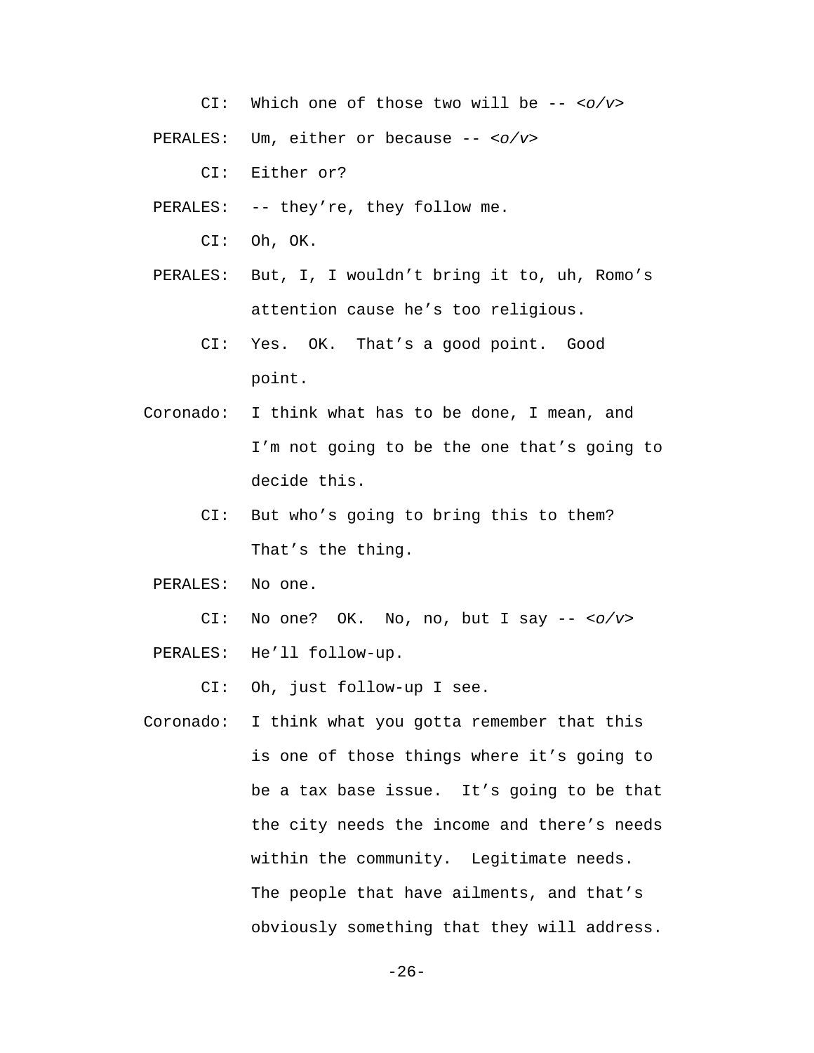CI: Which one of those two will be -- *<o/v>*

PERALES: Um, either or because -- *<o/v>*

CI: Either or?

PERALES: -- they're, they follow me.

CI: Oh, OK.

PERALES: But, I, I wouldn't bring it to, uh, Romo's attention cause he's too religious.

CI: Yes. OK. That's a good point. Good point.

Coronado: I think what has to be done, I mean, and I'm not going to be the one that's going to decide this.

CI: But who's going to bring this to them? That's the thing.

PERALES: No one.

CI: No one? OK. No, no, but I say -- *<o/v>*

PERALES: He'll follow-up.

CI: Oh, just follow-up I see.

Coronado: I think what you gotta remember that this is one of those things where it's going to be a tax base issue. It's going to be that the city needs the income and there's needs within the community. Legitimate needs. The people that have ailments, and that's obviously something that they will address.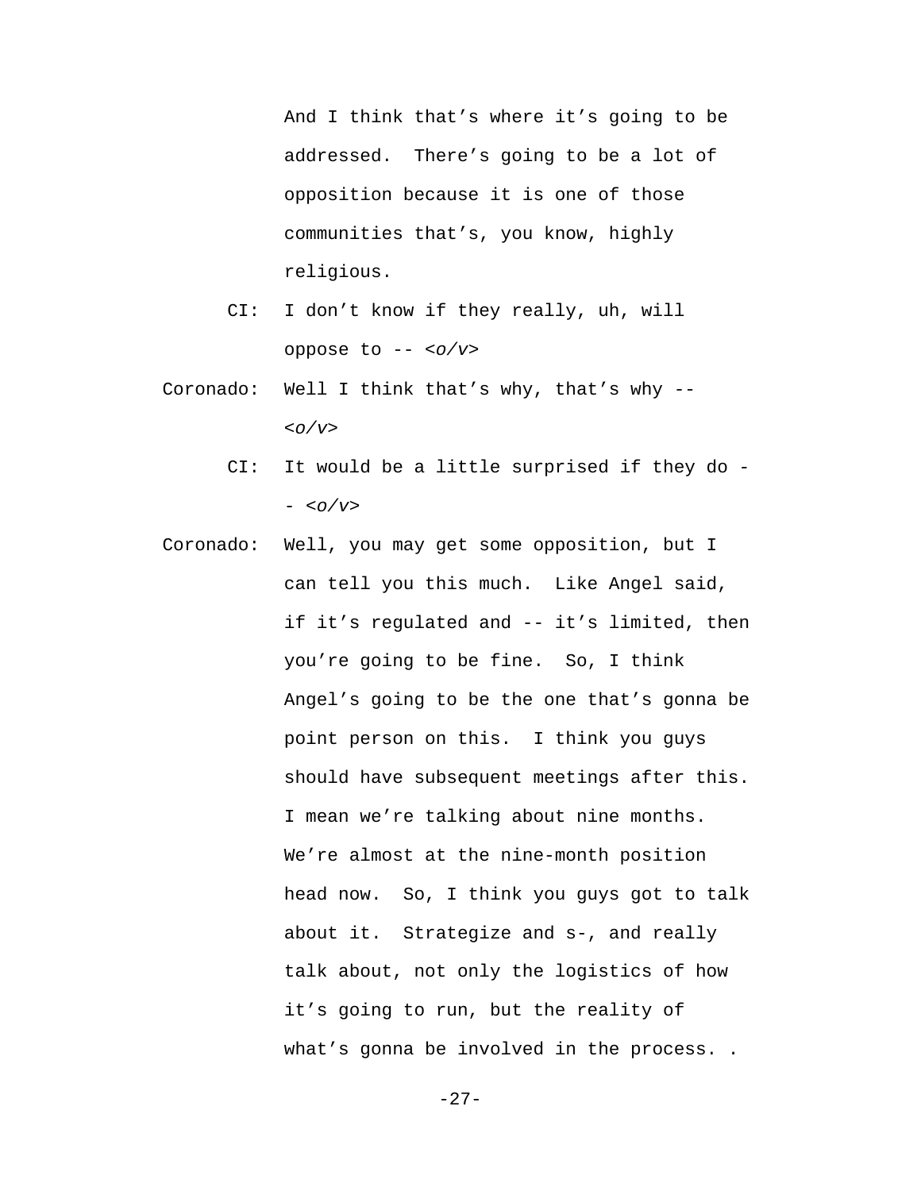And I think that's where it's going to be addressed.  There's going to be a lot of opposition because it is one of those communities that's, you know, highly religious.

CI: I don't know if they really, uh, will oppose to -- *<o/v>*

Coronado: Well I think that's why, that's why -- *<o/v>*

CI: It would be a little surprised if they do -- *<o/v>*

Coronado: Well, you may get some opposition, but I can tell you this much.  Like Angel said, if it's regulated and -- it's limited, then you're going to be fine.  So, I think Angel's going to be the one that's gonna be point person on this.  I think you guys should have subsequent meetings after this.  I mean we're talking about nine months.  We're almost at the nine-month position head now.  So, I think you guys got to talk about it.  Strategize and s-, and really talk about, not only the logistics of how it's going to run, but the reality of what's gonna be involved in the process. .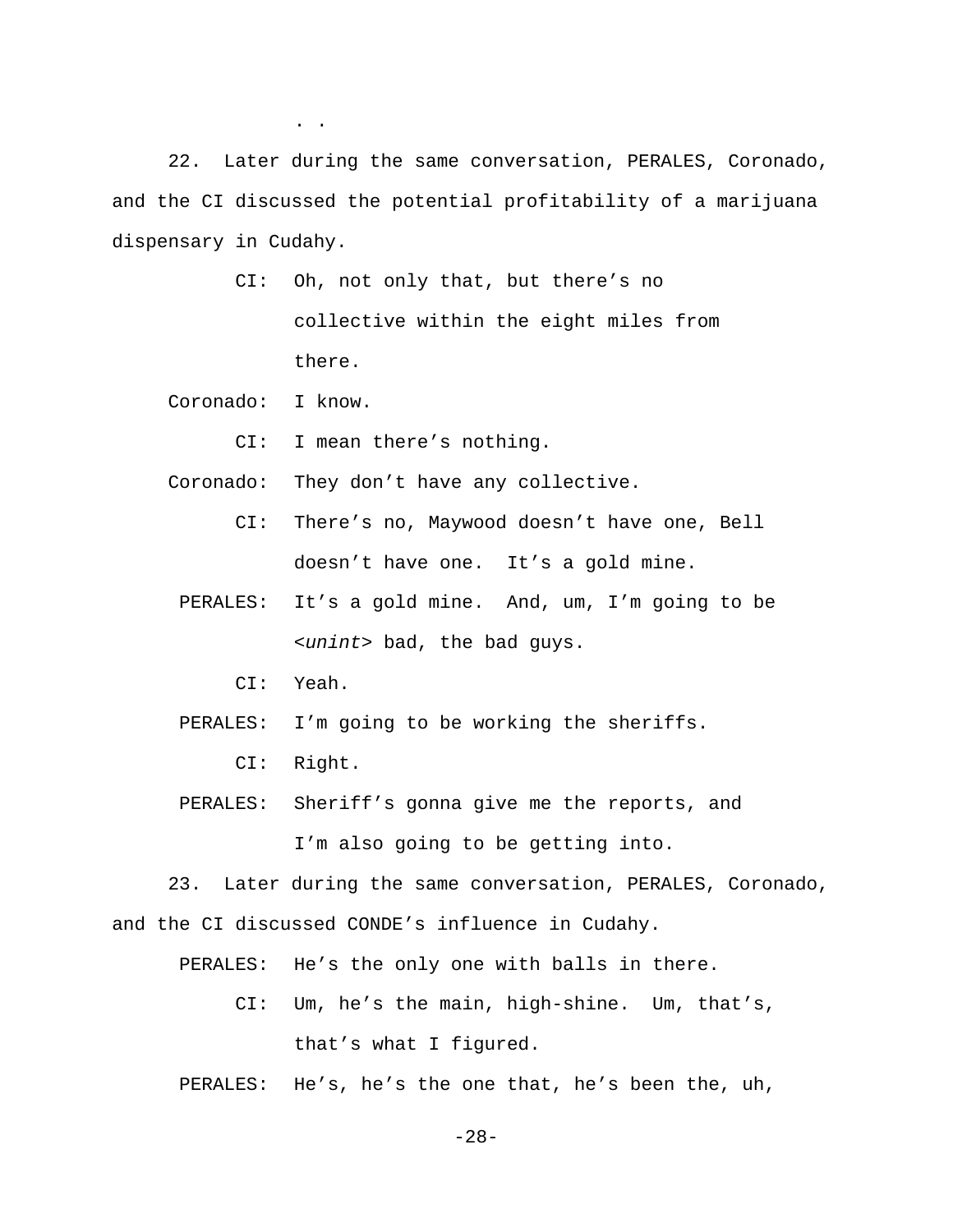. .

22. Later during the same conversation, PERALES, Coronado, and the CI discussed the potential profitability of a marijuana dispensary in Cudahy.

CI: Oh, not only that, but there's no collective within the eight miles from there.

Coronado: I know.

CI: I mean there's nothing.

Coronado: They don't have any collective.

CI: There's no, Maywood doesn't have one, Bell doesn't have one. It's a gold mine.

PERALES: It's a gold mine. And, um, I'm going to be <*unint*> bad, the bad guys.

CI: Yeah.

PERALES: I'm going to be working the sheriffs.

CI: Right.

PERALES: Sheriff's gonna give me the reports, and I'm also going to be getting into.

23. Later during the same conversation, PERALES, Coronado, and the CI discussed CONDE's influence in Cudahy.

PERALES: He's the only one with balls in there.

CI: Um, he's the main, high-shine. Um, that's, that's what I figured.

PERALES: He's, he's the one that, he's been the, uh,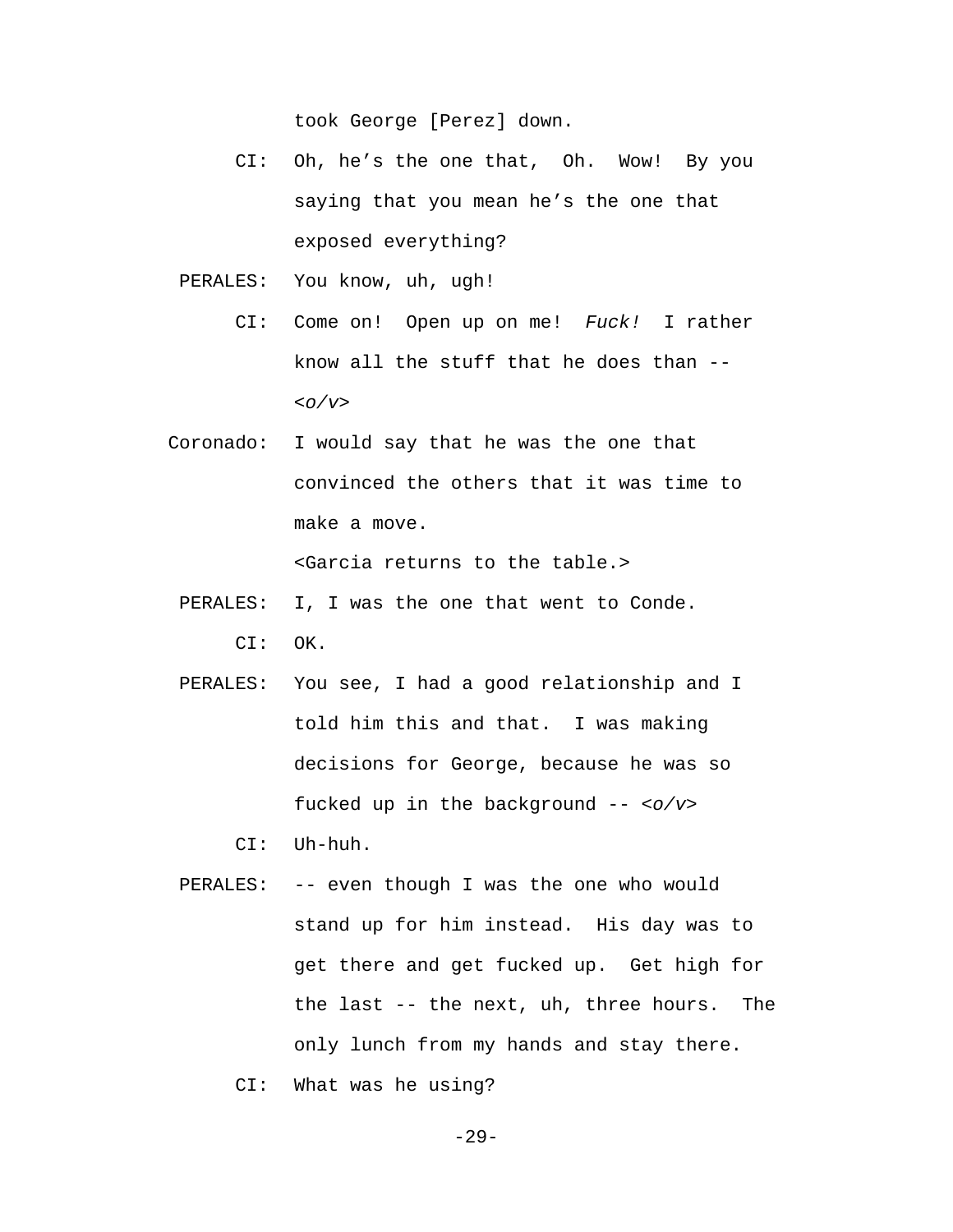took George [Perez] down.

CI: Oh, he's the one that, Oh. Wow! By you saying that you mean he's the one that exposed everything?

PERALES: You know, uh, ugh!

CI: Come on! Open up on me! *Fuck!* I rather know all the stuff that he does than -- <*o/v*>

Coronado: I would say that he was the one that convinced the others that it was time to make a move.

<Garcia returns to the table.>

PERALES: I, I was the one that went to Conde.

CI: OK.

PERALES: You see, I had a good relationship and I told him this and that. I was making decisions for George, because he was so fucked up in the background -- <*o/v*>

CI: Uh-huh.

PERALES: -- even though I was the one who would stand up for him instead. His day was to get there and get fucked up. Get high for the last -- the next, uh, three hours. The only lunch from my hands and stay there.

CI: What was he using?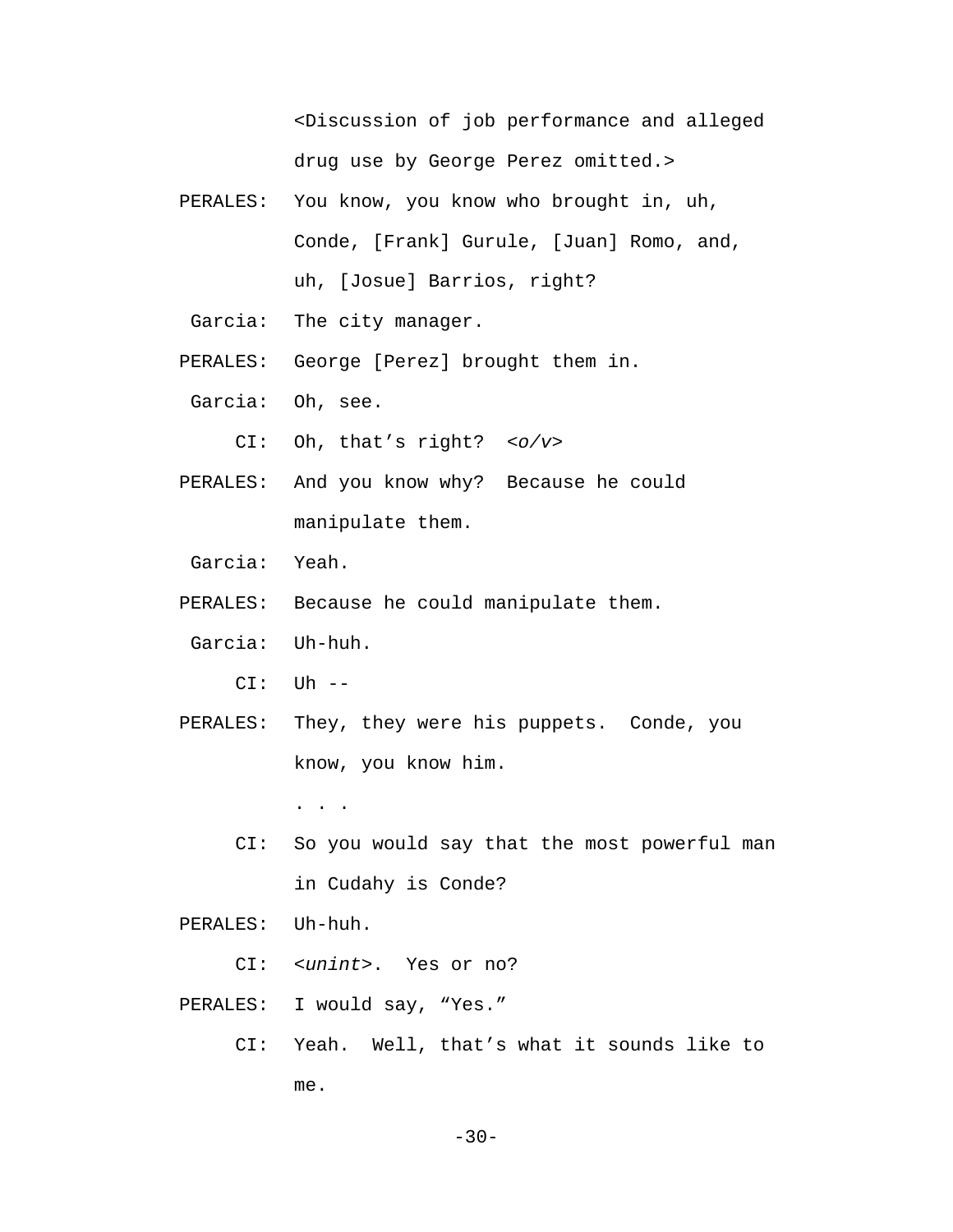<Discussion of job performance and alleged drug use by George Perez omitted.>

PERALES: You know, you know who brought in, uh, Conde, [Frank] Gurule, [Juan] Romo, and, uh, [Josue] Barrios, right?

Garcia: The city manager.

PERALES: George [Perez] brought them in.

Garcia: Oh, see.

CI: Oh, that's right? *<o/v>*

PERALES: And you know why? Because he could manipulate them.

Garcia: Yeah.

PERALES: Because he could manipulate them.

Garcia: Uh-huh.

CI: Uh --

PERALES: They, they were his puppets. Conde, you know, you know him.

. . .

CI: So you would say that the most powerful man in Cudahy is Conde?

PERALES: Uh-huh.

CI: <*unint*>. Yes or no?

PERALES: I would say, "Yes."

CI: Yeah. Well, that's what it sounds like to me.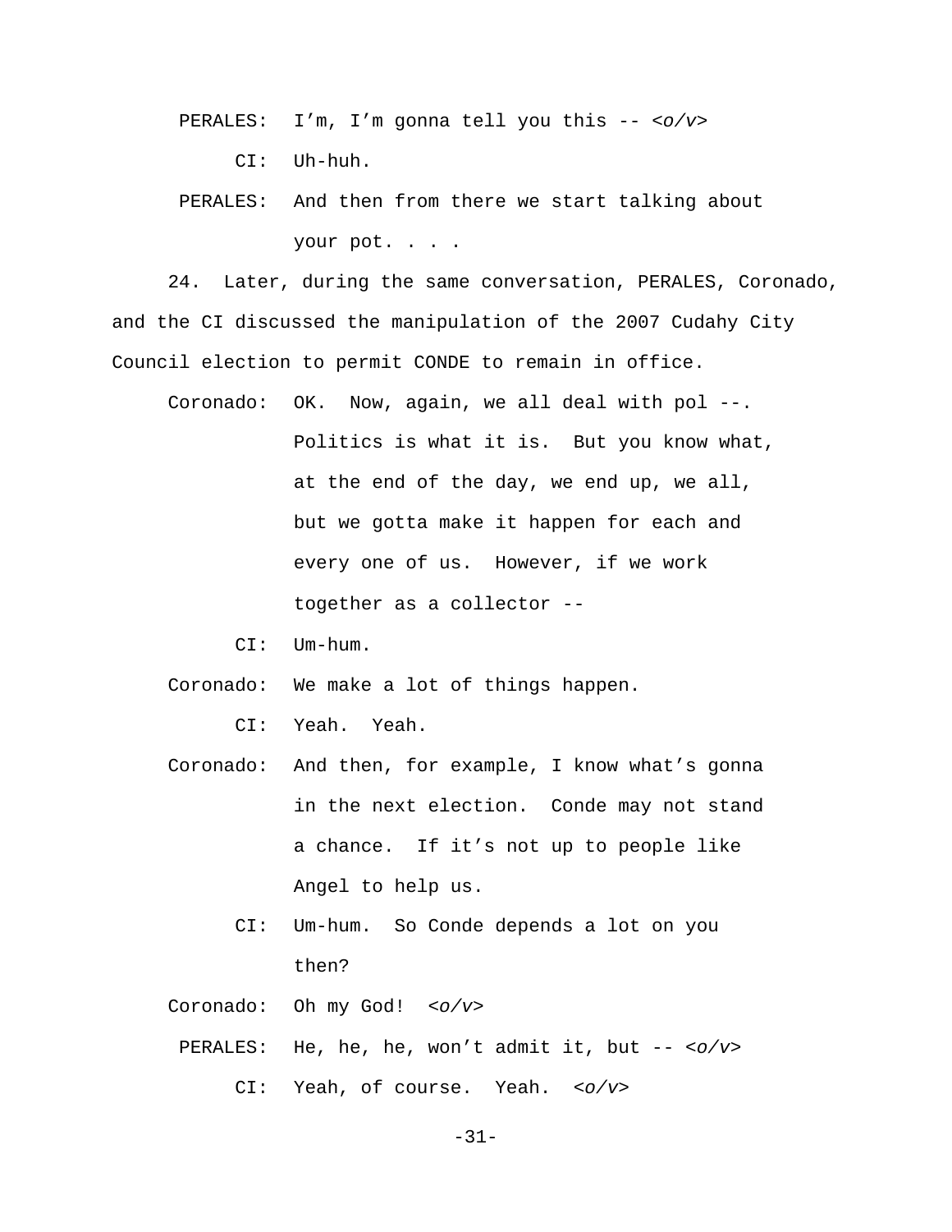PERALES: I'm, I'm gonna tell you this -- *<o/v>*

CI: Uh-huh.

PERALES: And then from there we start talking about your pot. . . .

24. Later, during the same conversation, PERALES, Coronado, and the CI discussed the manipulation of the 2007 Cudahy City Council election to permit CONDE to remain in office.

Coronado: OK. Now, again, we all deal with pol --. Politics is what it is. But you know what, at the end of the day, we end up, we all, but we gotta make it happen for each and every one of us. However, if we work together as a collector --

CI: Um-hum.

Coronado: We make a lot of things happen.

CI: Yeah. Yeah.

Coronado: And then, for example, I know what's gonna in the next election. Conde may not stand a chance. If it's not up to people like Angel to help us.

CI: Um-hum. So Conde depends a lot on you then?

Coronado: Oh my God! *<o/v>*

PERALES: He, he, he, won't admit it, but -- *<o/v>*

CI: Yeah, of course. Yeah. *<o/v>*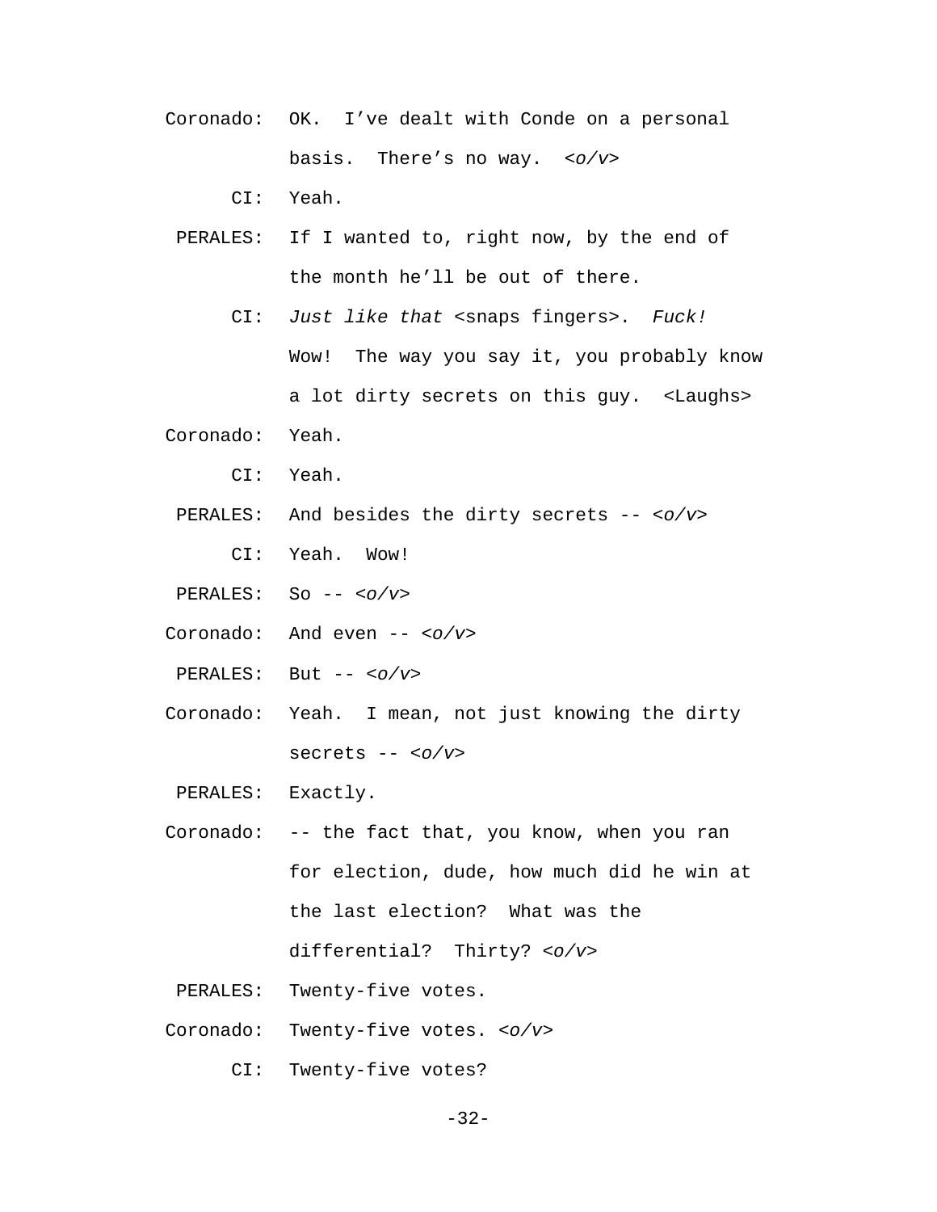Coronado: OK. I’ve dealt with Conde on a personal basis. There’s no way. <*o/v*>

CI: Yeah.

PERALES: If I wanted to, right now, by the end of the month he’ll be out of there.

CI: *Just like that* <snaps fingers>. *Fuck!* Wow! The way you say it, you probably know a lot dirty secrets on this guy. <Laughs>

Coronado: Yeah.

CI: Yeah.

PERALES: And besides the dirty secrets -- <*o/v*>

CI: Yeah. Wow!

PERALES: So -- <*o/v*>

Coronado: And even -- <*o/v*>

PERALES: But -- <*o/v*>

Coronado: Yeah. I mean, not just knowing the dirty secrets -- <*o/v*>

PERALES: Exactly.

Coronado: -- the fact that, you know, when you ran for election, dude, how much did he win at the last election? What was the differential? Thirty? <*o/v*>

PERALES: Twenty-five votes.

Coronado: Twenty-five votes. <*o/v*>

CI: Twenty-five votes?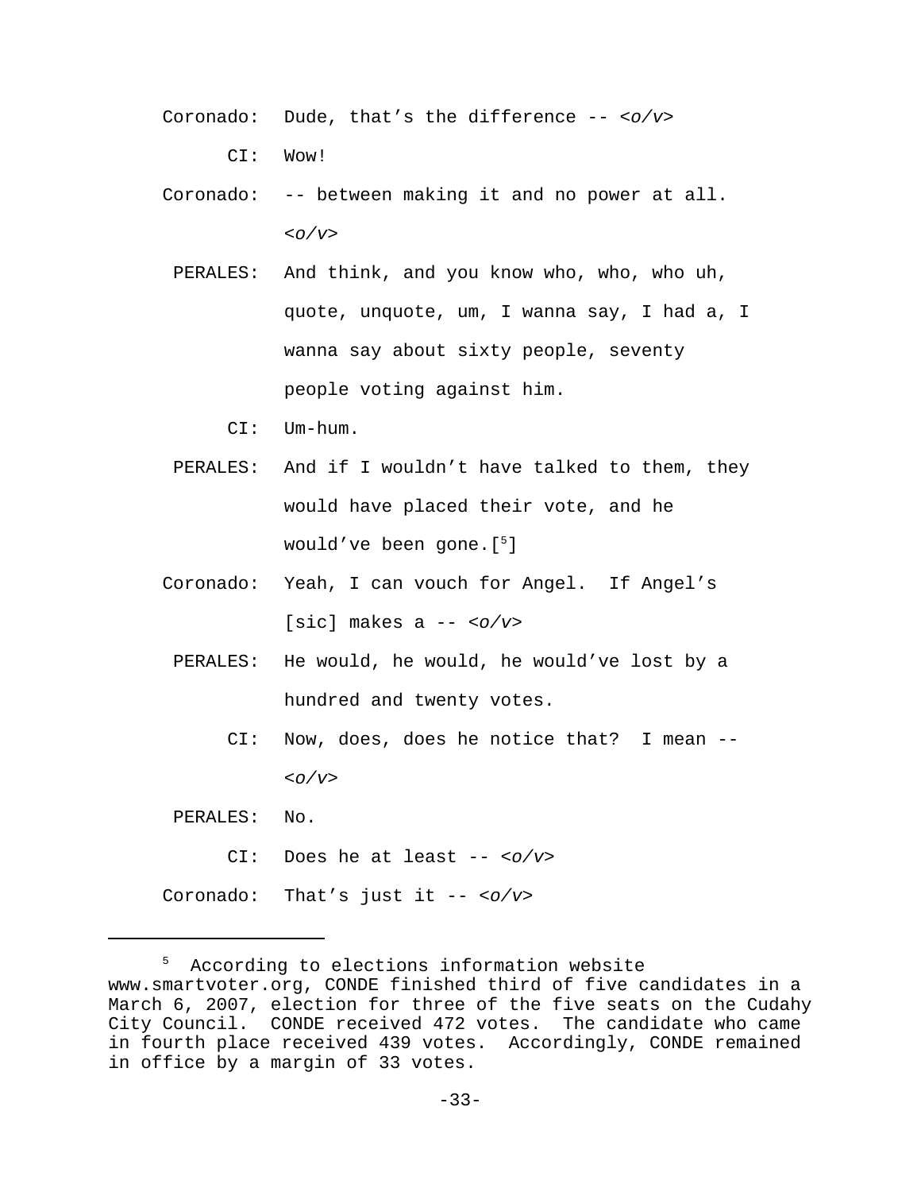Coronado: Dude, that's the difference -- *<o/v>*

CI: Wow!

Coronado: -- between making it and no power at all. *<o/v>*

PERALES: And think, and you know who, who, who uh, quote, unquote, um, I wanna say, I had a, I wanna say about sixty people, seventy people voting against him.

CI: Um-hum.

PERALES: And if I wouldn't have talked to them, they would have placed their vote, and he would've been gone.[5]

Coronado: Yeah, I can vouch for Angel. If Angel's [sic] makes a -- *<o/v>*

PERALES: He would, he would, he would've lost by a hundred and twenty votes.

CI: Now, does, does he notice that? I mean -- *<o/v>*

PERALES: No.

CI: Does he at least -- *<o/v>*

Coronado: That's just it -- *<o/v>*

---

[5] According to elections information website www.smartvoter.org, CONDE finished third of five candidates in a March 6, 2007, election for three of the five seats on the Cudahy City Council. CONDE received 472 votes. The candidate who came in fourth place received 439 votes. Accordingly, CONDE remained in office by a margin of 33 votes.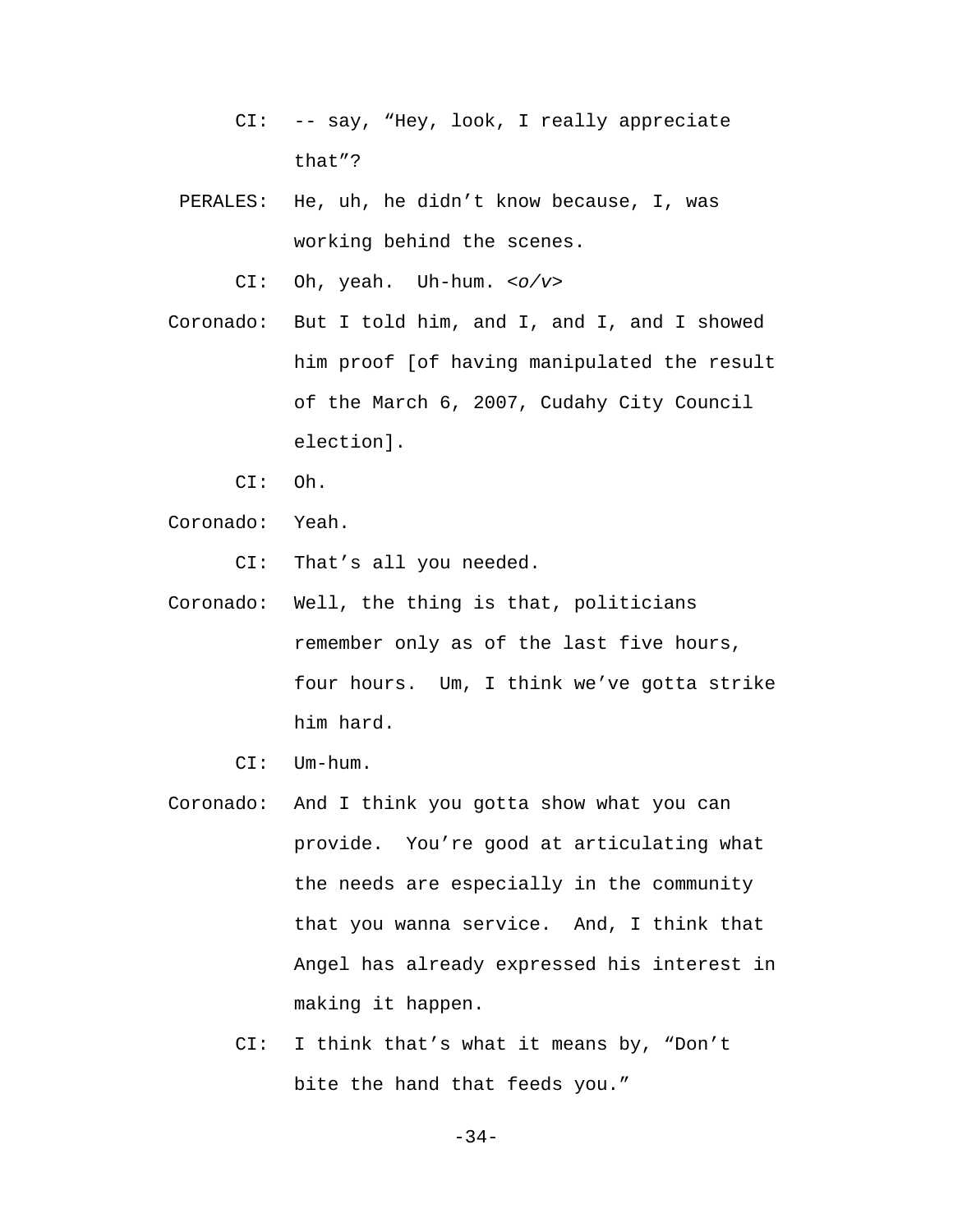CI: -- say, "Hey, look, I really appreciate that"?

PERALES: He, uh, he didn't know because, I, was working behind the scenes.

CI: Oh, yeah. Uh-hum. *<o/v>*

Coronado: But I told him, and I, and I, and I showed him proof [of having manipulated the result of the March 6, 2007, Cudahy City Council election].

CI: Oh.

Coronado: Yeah.

CI: That's all you needed.

Coronado: Well, the thing is that, politicians remember only as of the last five hours, four hours. Um, I think we've gotta strike him hard.

CI: Um-hum.

Coronado: And I think you gotta show what you can provide. You're good at articulating what the needs are especially in the community that you wanna service. And, I think that Angel has already expressed his interest in making it happen.

CI: I think that's what it means by, "Don't bite the hand that feeds you."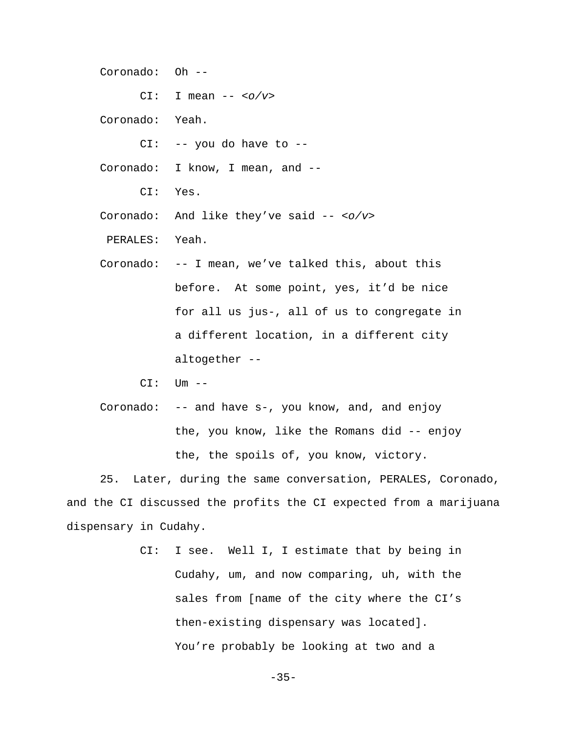Coronado: Oh --

CI: I mean -- *<o/v>*

Coronado: Yeah.

CI: -- you do have to --

Coronado: I know, I mean, and --

CI: Yes.

Coronado: And like they've said -- *<o/v>*

PERALES: Yeah.

Coronado: -- I mean, we've talked this, about this before. At some point, yes, it'd be nice for all us jus-, all of us to congregate in a different location, in a different city altogether --

CI: Um --

Coronado: -- and have s-, you know, and, and enjoy the, you know, like the Romans did -- enjoy the, the spoils of, you know, victory.

25. Later, during the same conversation, PERALES, Coronado, and the CI discussed the profits the CI expected from a marijuana dispensary in Cudahy.

CI: I see. Well I, I estimate that by being in Cudahy, um, and now comparing, uh, with the sales from [name of the city where the CI's then-existing dispensary was located]. You're probably be looking at two and a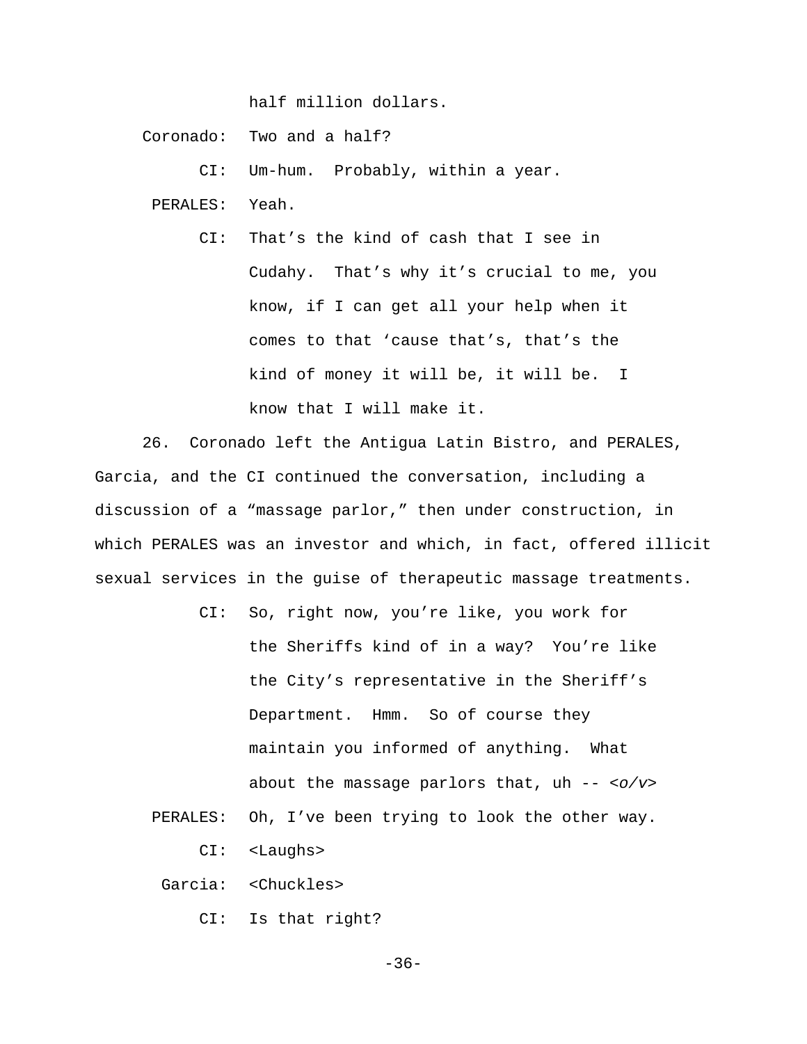half million dollars.

Coronado: Two and a half?

CI: Um-hum. Probably, within a year.

PERALES: Yeah.

CI: That's the kind of cash that I see in Cudahy. That's why it's crucial to me, you know, if I can get all your help when it comes to that 'cause that's, that's the kind of money it will be, it will be. I know that I will make it.

26. Coronado left the Antigua Latin Bistro, and PERALES, Garcia, and the CI continued the conversation, including a discussion of a "massage parlor," then under construction, in which PERALES was an investor and which, in fact, offered illicit sexual services in the guise of therapeutic massage treatments.

CI: So, right now, you're like, you work for the Sheriffs kind of in a way? You're like the City's representative in the Sheriff's Department. Hmm. So of course they maintain you informed of anything. What about the massage parlors that, uh -- *<o/v>*

PERALES: Oh, I've been trying to look the other way.

CI: <Laughs>

Garcia: <Chuckles>

CI: Is that right?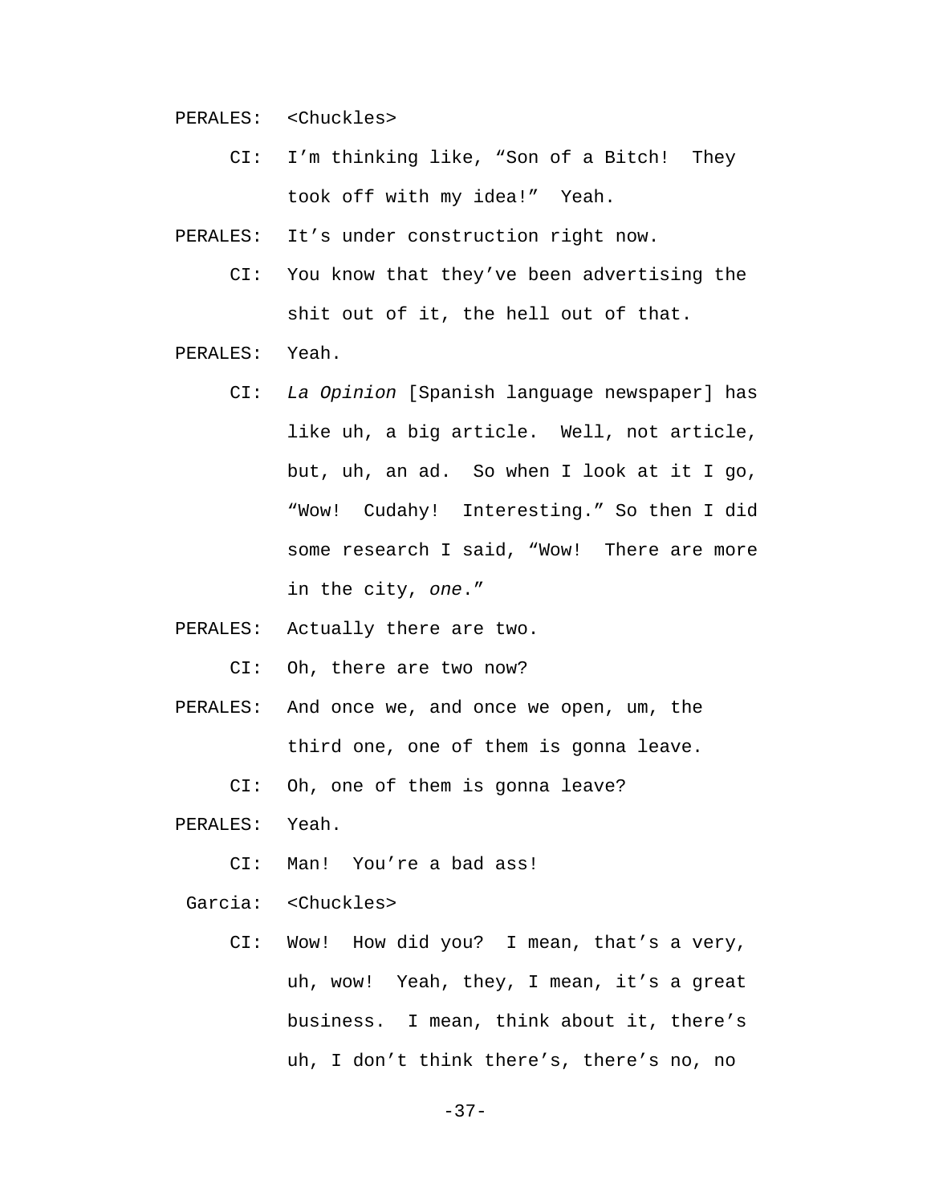PERALES: <Chuckles>

CI: I'm thinking like, "Son of a Bitch! They took off with my idea!" Yeah.

PERALES: It's under construction right now.

CI: You know that they've been advertising the shit out of it, the hell out of that.

PERALES: Yeah.

CI: *La Opinion* [Spanish language newspaper] has like uh, a big article. Well, not article, but, uh, an ad. So when I look at it I go, "Wow! Cudahy! Interesting." So then I did some research I said, "Wow! There are more in the city, *one*."

PERALES: Actually there are two.

CI: Oh, there are two now?

PERALES: And once we, and once we open, um, the third one, one of them is gonna leave.

CI: Oh, one of them is gonna leave?

PERALES: Yeah.

CI: Man! You're a bad ass!

Garcia: <Chuckles>

CI: Wow! How did you? I mean, that's a very, uh, wow! Yeah, they, I mean, it's a great business. I mean, think about it, there's uh, I don't think there's, there's no, no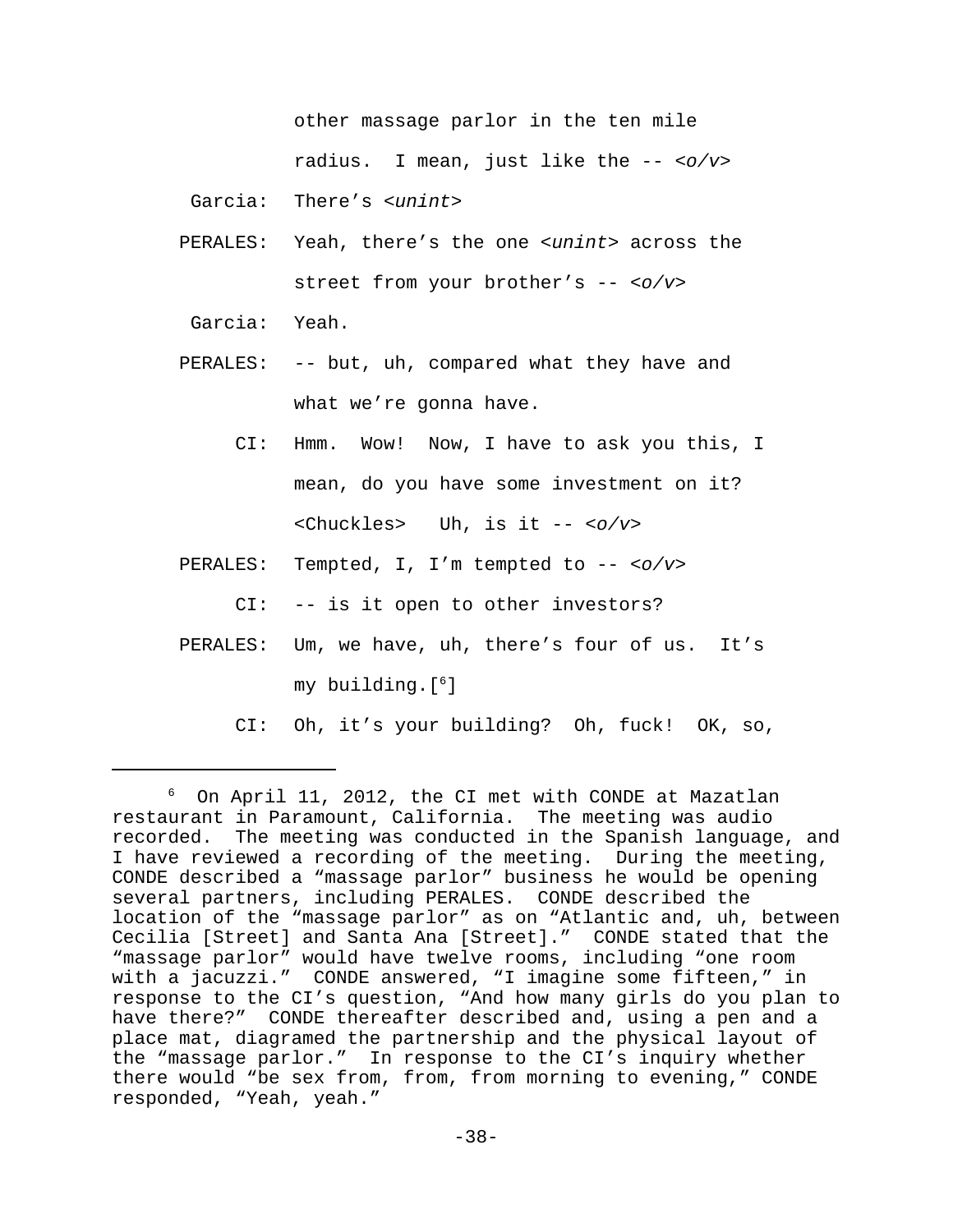other massage parlor in the ten mile radius. I mean, just like the -- *<o/v>*

Garcia: There's *<unint>*

PERALES: Yeah, there's the one *<unint>* across the street from your brother's -- *<o/v>*

Garcia: Yeah.

PERALES: -- but, uh, compared what they have and what we're gonna have.

CI: Hmm. Wow! Now, I have to ask you this, I mean, do you have some investment on it? <Chuckles> Uh, is it -- *<o/v>*

PERALES: Tempted, I, I'm tempted to -- *<o/v>*

CI: -- is it open to other investors?

PERALES: Um, we have, uh, there's four of us. It's my building.[6]

CI: Oh, it's your building? Oh, fuck! OK, so,

---

[6] On April 11, 2012, the CI met with CONDE at Mazatlan restaurant in Paramount, California. The meeting was audio recorded. The meeting was conducted in the Spanish language, and I have reviewed a recording of the meeting. During the meeting, CONDE described a "massage parlor" business he would be opening several partners, including PERALES. CONDE described the location of the "massage parlor" as on "Atlantic and, uh, between Cecilia [Street] and Santa Ana [Street]." CONDE stated that the "massage parlor" would have twelve rooms, including "one room with a jacuzzi." CONDE answered, "I imagine some fifteen," in response to the CI's question, "And how many girls do you plan to have there?" CONDE thereafter described and, using a pen and a place mat, diagramed the partnership and the physical layout of the "massage parlor." In response to the CI's inquiry whether there would "be sex from, from, from morning to evening," CONDE responded, "Yeah, yeah."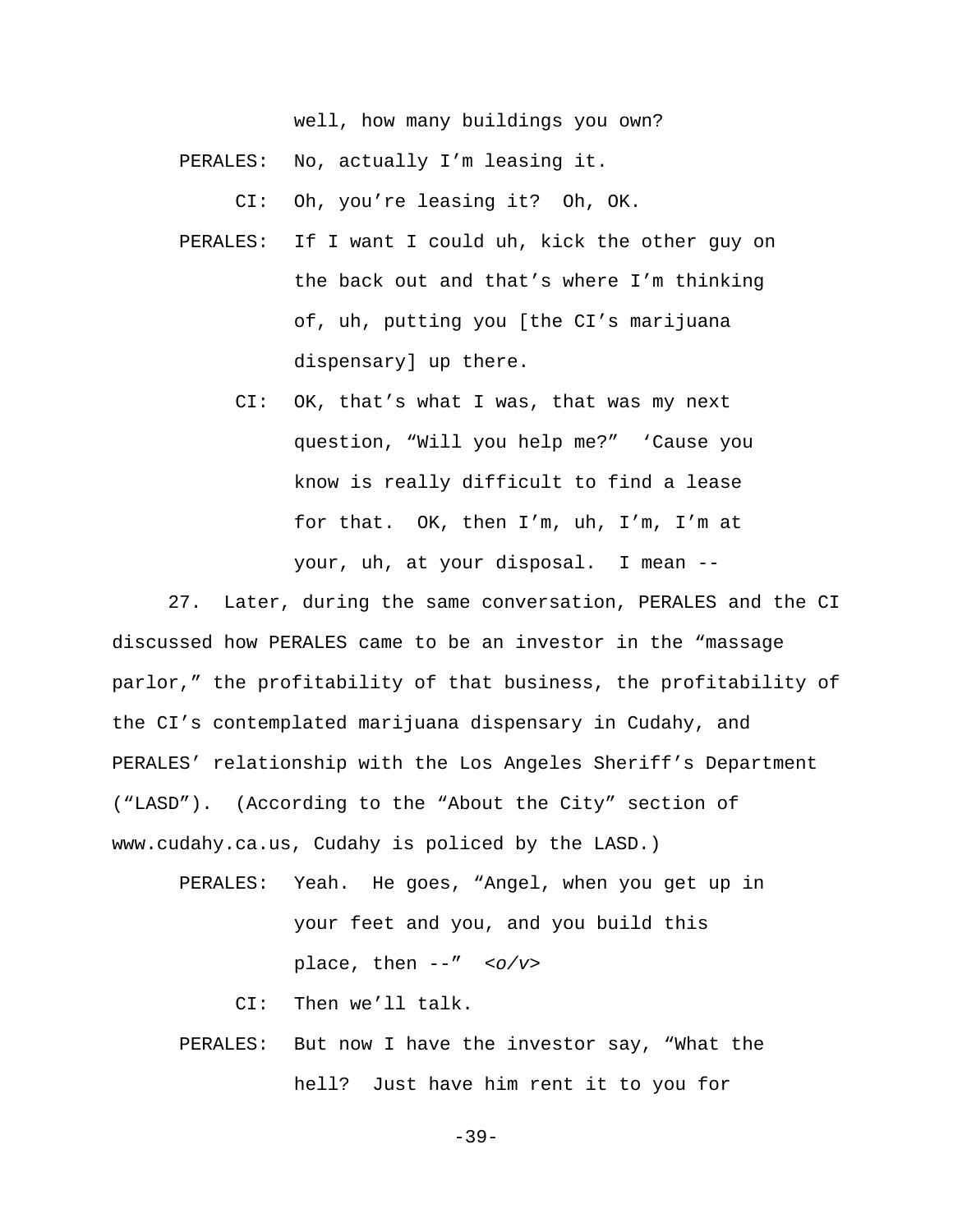well, how many buildings you own?

PERALES: No, actually I'm leasing it.

CI: Oh, you're leasing it? Oh, OK.

PERALES: If I want I could uh, kick the other guy on the back out and that's where I'm thinking of, uh, putting you [the CI's marijuana dispensary] up there.

CI: OK, that's what I was, that was my next question, "Will you help me?" 'Cause you know is really difficult to find a lease for that. OK, then I'm, uh, I'm, I'm at your, uh, at your disposal. I mean --

27. Later, during the same conversation, PERALES and the CI discussed how PERALES came to be an investor in the "massage parlor," the profitability of that business, the profitability of the CI's contemplated marijuana dispensary in Cudahy, and PERALES' relationship with the Los Angeles Sheriff's Department ("LASD"). (According to the "About the City" section of www.cudahy.ca.us, Cudahy is policed by the LASD.)

PERALES: Yeah. He goes, "Angel, when you get up in your feet and you, and you build this place, then --" *<o/v>*

CI: Then we'll talk.

PERALES: But now I have the investor say, "What the hell? Just have him rent it to you for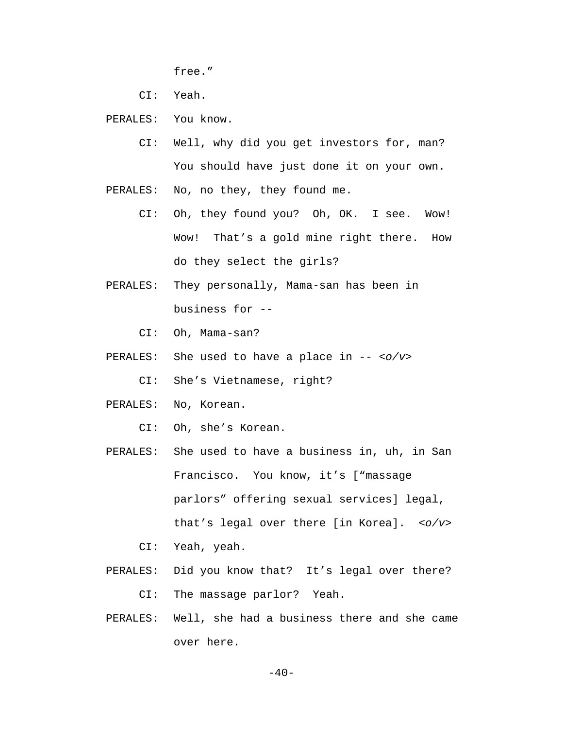free."

CI: Yeah.

PERALES: You know.

CI: Well, why did you get investors for, man? You should have just done it on your own.

PERALES: No, no they, they found me.

CI: Oh, they found you? Oh, OK. I see. Wow! Wow! That's a gold mine right there. How do they select the girls?

PERALES: They personally, Mama-san has been in business for --

CI: Oh, Mama-san?

PERALES: She used to have a place in -- *<o/v>*

CI: She's Vietnamese, right?

PERALES: No, Korean.

CI: Oh, she's Korean.

PERALES: She used to have a business in, uh, in San Francisco. You know, it's ["massage parlors" offering sexual services] legal, that's legal over there [in Korea]. *<o/v>*

CI: Yeah, yeah.

PERALES: Did you know that? It's legal over there?

CI: The massage parlor? Yeah.

PERALES: Well, she had a business there and she came over here.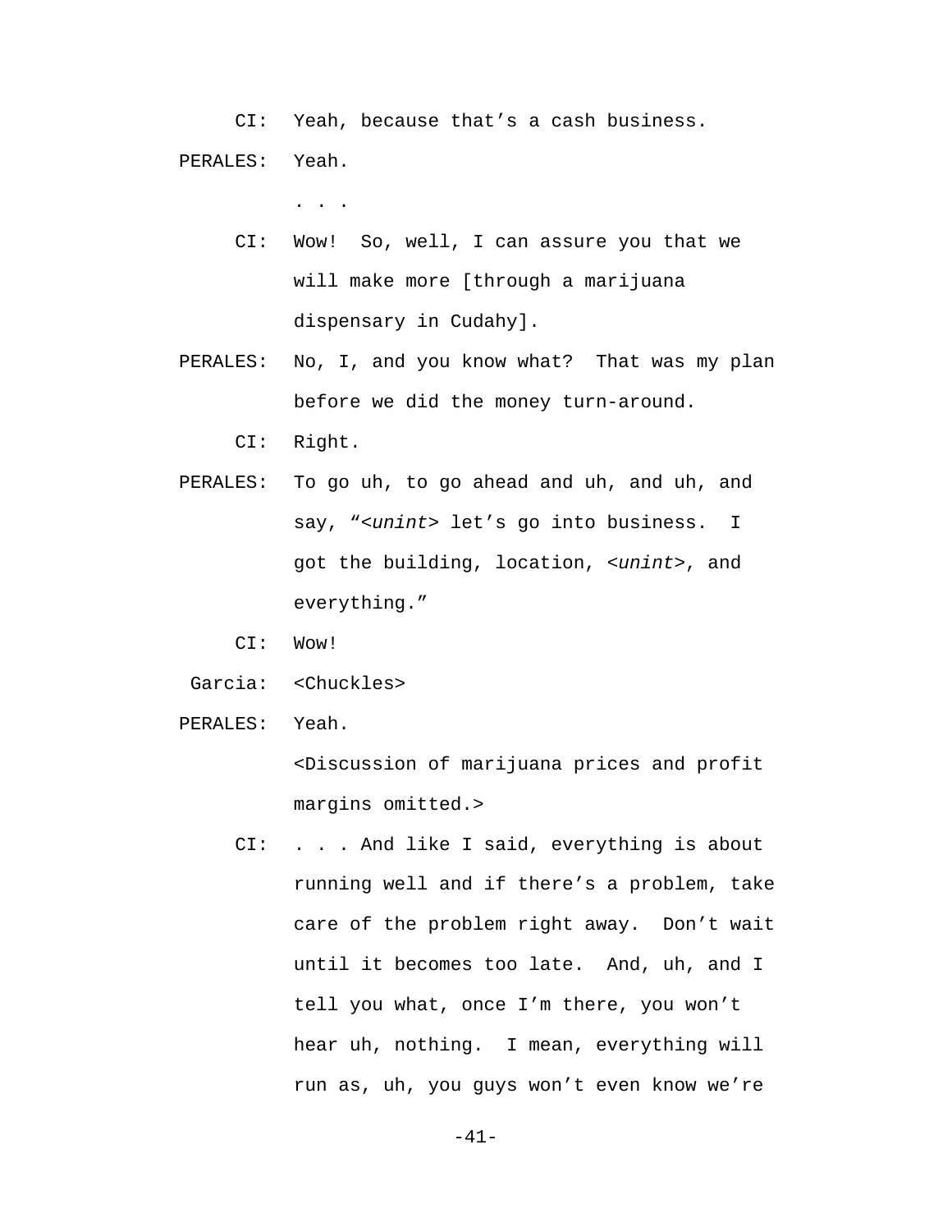CI: Yeah, because that's a cash business.

PERALES: Yeah.

. . .

CI: Wow! So, well, I can assure you that we will make more [through a marijuana dispensary in Cudahy].

PERALES: No, I, and you know what? That was my plan before we did the money turn-around.

CI: Right.

PERALES: To go uh, to go ahead and uh, and uh, and say, "*<unint>* let's go into business. I got the building, location, *<unint>*, and everything."

CI: Wow!

Garcia: <Chuckles>

PERALES: Yeah.

<Discussion of marijuana prices and profit margins omitted.>

CI: . . . And like I said, everything is about running well and if there's a problem, take care of the problem right away. Don't wait until it becomes too late. And, uh, and I tell you what, once I'm there, you won't hear uh, nothing. I mean, everything will run as, uh, you guys won't even know we're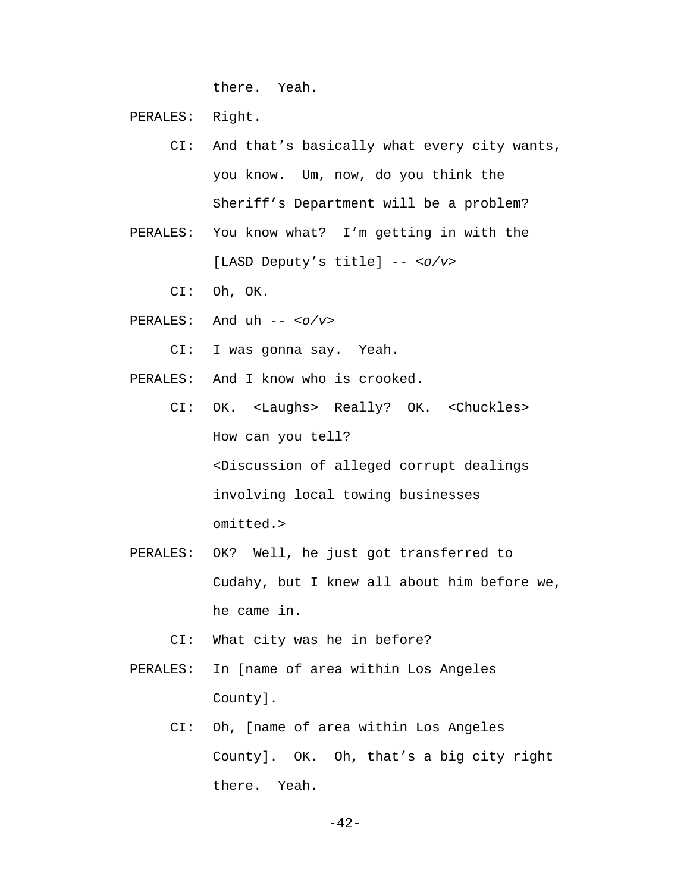there. Yeah.

PERALES: Right.

CI: And that's basically what every city wants, you know. Um, now, do you think the Sheriff's Department will be a problem?

PERALES: You know what? I'm getting in with the [LASD Deputy's title] -- <*o/v*>

CI: Oh, OK.

PERALES: And uh -- <*o/v*>

CI: I was gonna say. Yeah.

PERALES: And I know who is crooked.

CI: OK. <Laughs> Really? OK. <Chuckles> How can you tell?

<Discussion of alleged corrupt dealings involving local towing businesses omitted.>

PERALES: OK? Well, he just got transferred to Cudahy, but I knew all about him before we, he came in.

CI: What city was he in before?

PERALES: In [name of area within Los Angeles County].

CI: Oh, [name of area within Los Angeles County]. OK. Oh, that's a big city right there. Yeah.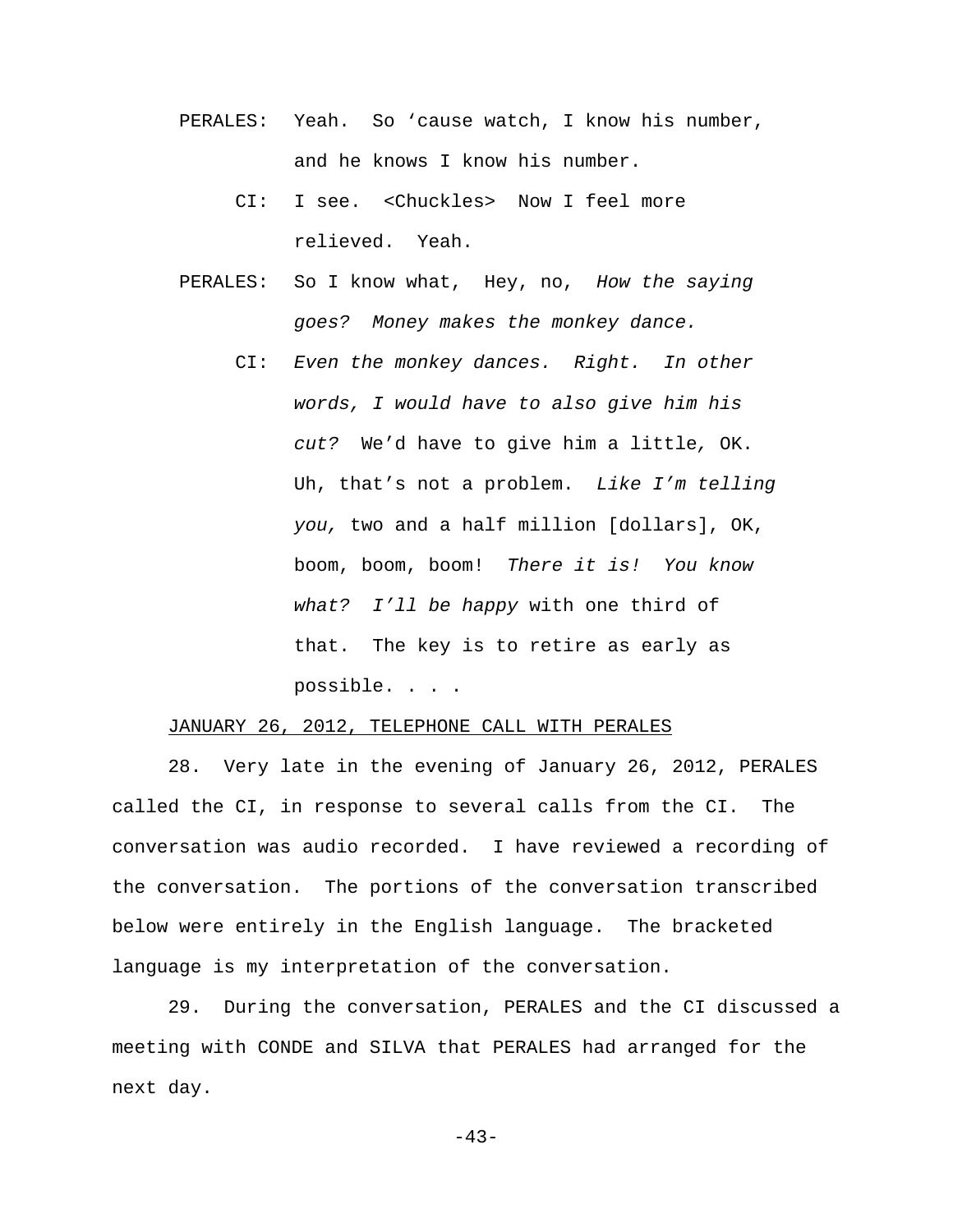PERALES: Yeah. So 'cause watch, I know his number, and he knows I know his number.

CI: I see. <Chuckles> Now I feel more relieved. Yeah.

PERALES: So I know what, Hey, no, *How the saying goes? Money makes the monkey dance.*

CI: *Even the monkey dances. Right. In other words, I would have to also give him his cut?* We'd have to give him a little*,* OK. Uh, that's not a problem. *Like I'm telling you,* two and a half million [dollars], OK, boom, boom, boom! *There it is! You know what? I'll be happy* with one third of that. The key is to retire as early as possible. . . .

<u>JANUARY 26, 2012, TELEPHONE CALL WITH PERALES</u>

28. Very late in the evening of January 26, 2012, PERALES called the CI, in response to several calls from the CI. The conversation was audio recorded. I have reviewed a recording of the conversation. The portions of the conversation transcribed below were entirely in the English language. The bracketed language is my interpretation of the conversation.

29. During the conversation, PERALES and the CI discussed a meeting with CONDE and SILVA that PERALES had arranged for the next day.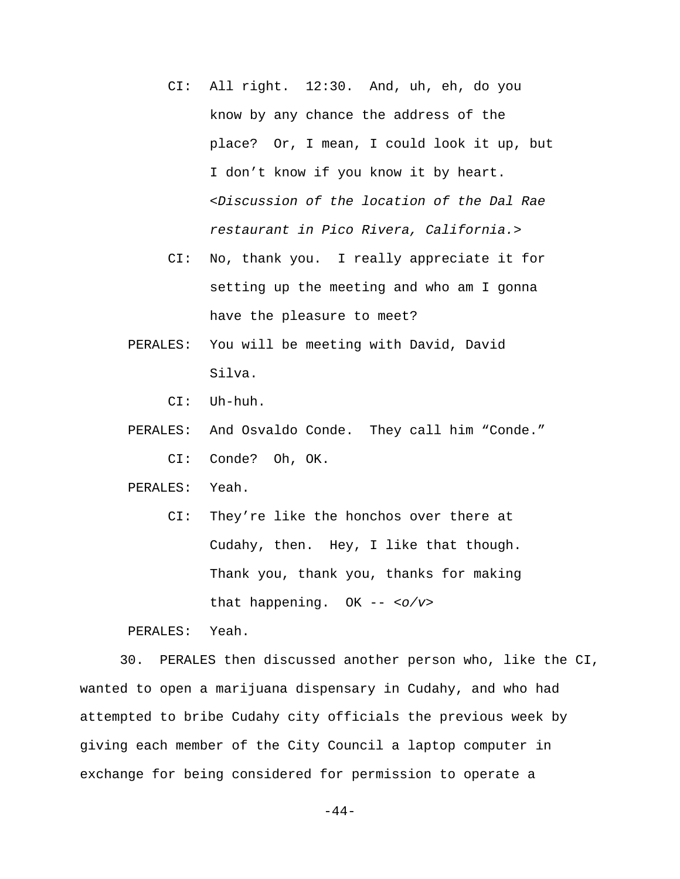CI: All right. 12:30. And, uh, eh, do you know by any chance the address of the place? Or, I mean, I could look it up, but I don't know if you know it by heart. <*Discussion of the location of the Dal Rae restaurant in Pico Rivera, California.*>

CI: No, thank you. I really appreciate it for setting up the meeting and who am I gonna have the pleasure to meet?

PERALES: You will be meeting with David, David Silva.

CI: Uh-huh.

PERALES: And Osvaldo Conde. They call him "Conde."

CI: Conde? Oh, OK.

PERALES: Yeah.

CI: They're like the honchos over there at Cudahy, then. Hey, I like that though. Thank you, thank you, thanks for making that happening. OK -- <*o/v*>

PERALES: Yeah.

30. PERALES then discussed another person who, like the CI, wanted to open a marijuana dispensary in Cudahy, and who had attempted to bribe Cudahy city officials the previous week by giving each member of the City Council a laptop computer in exchange for being considered for permission to operate a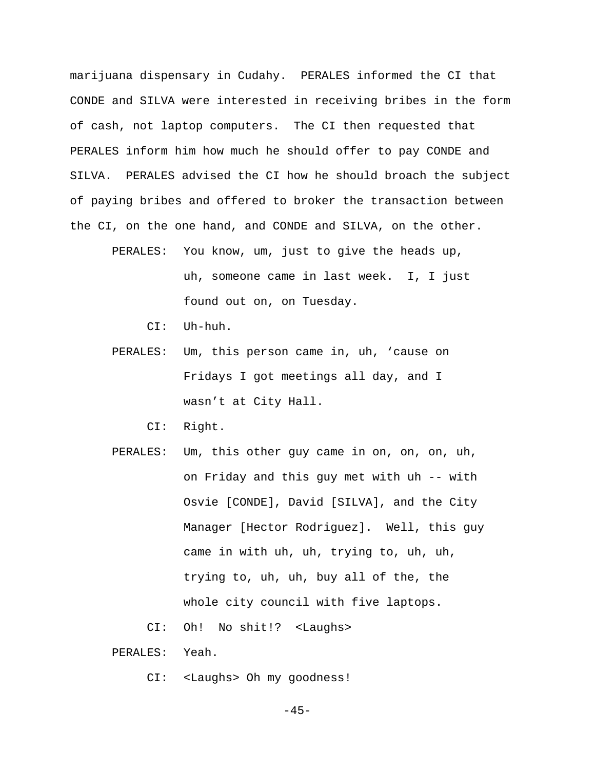marijuana dispensary in Cudahy. PERALES informed the CI that CONDE and SILVA were interested in receiving bribes in the form of cash, not laptop computers. The CI then requested that PERALES inform him how much he should offer to pay CONDE and SILVA. PERALES advised the CI how he should broach the subject of paying bribes and offered to broker the transaction between the CI, on the one hand, and CONDE and SILVA, on the other.

PERALES: You know, um, just to give the heads up, uh, someone came in last week. I, I just found out on, on Tuesday.

CI: Uh-huh.

PERALES: Um, this person came in, uh, 'cause on Fridays I got meetings all day, and I wasn't at City Hall.

CI: Right.

PERALES: Um, this other guy came in on, on, on, uh, on Friday and this guy met with uh -- with Osvie [CONDE], David [SILVA], and the City Manager [Hector Rodriguez]. Well, this guy came in with uh, uh, trying to, uh, uh, trying to, uh, uh, buy all of the, the whole city council with five laptops.

CI: Oh! No shit!? <Laughs>

PERALES: Yeah.

CI: <Laughs> Oh my goodness!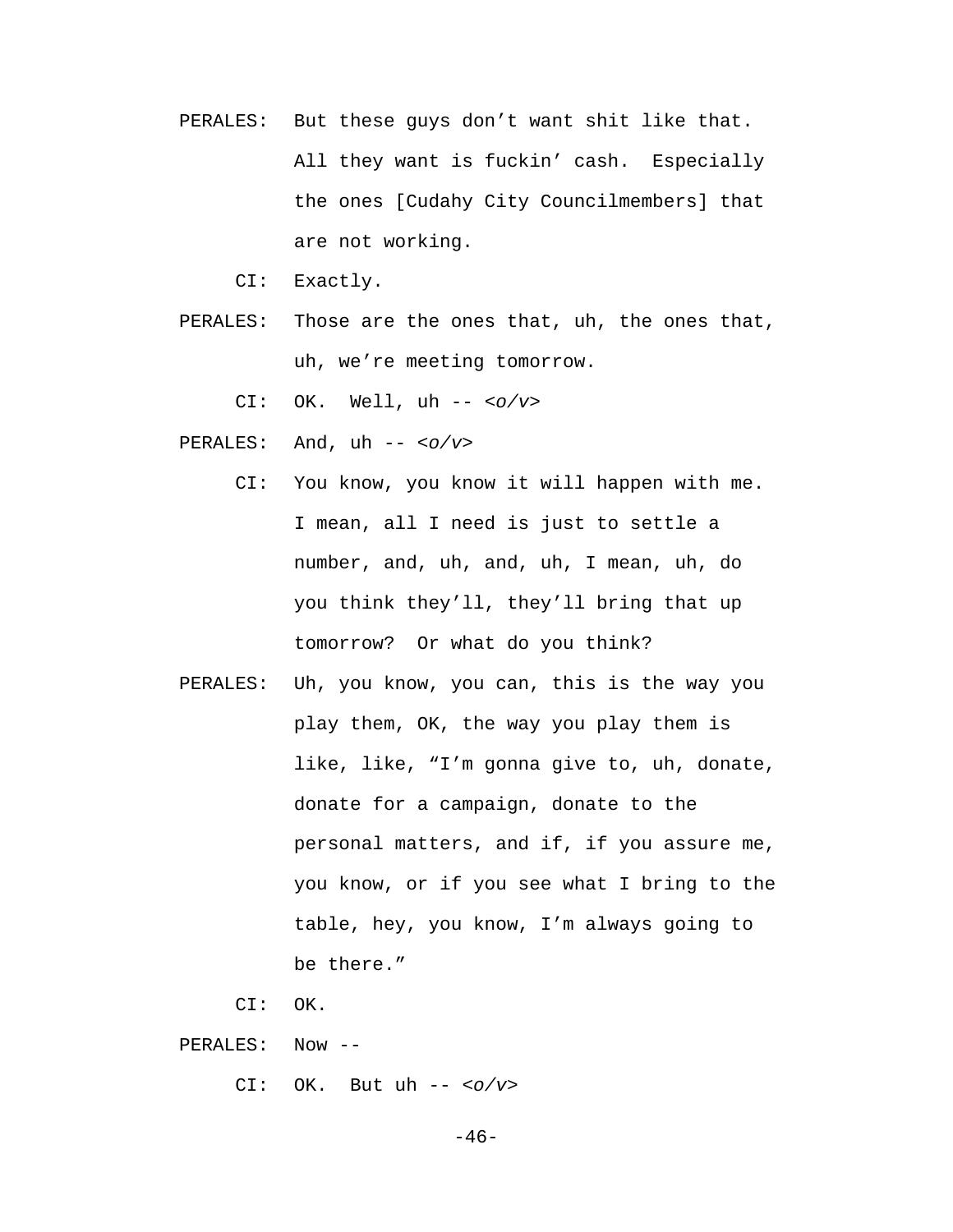PERALES: But these guys don't want shit like that. All they want is fuckin' cash. Especially the ones [Cudahy City Councilmembers] that are not working.

CI: Exactly.

PERALES: Those are the ones that, uh, the ones that, uh, we're meeting tomorrow.

CI: OK. Well, uh -- *<o/v>*

PERALES: And, uh -- *<o/v>*

CI: You know, you know it will happen with me. I mean, all I need is just to settle a number, and, uh, and, uh, I mean, uh, do you think they'll, they'll bring that up tomorrow? Or what do you think?

PERALES: Uh, you know, you can, this is the way you play them, OK, the way you play them is like, like, "I'm gonna give to, uh, donate, donate for a campaign, donate to the personal matters, and if, if you assure me, you know, or if you see what I bring to the table, hey, you know, I'm always going to be there."

CI: OK.

PERALES: Now --

CI: OK. But uh -- *<o/v>*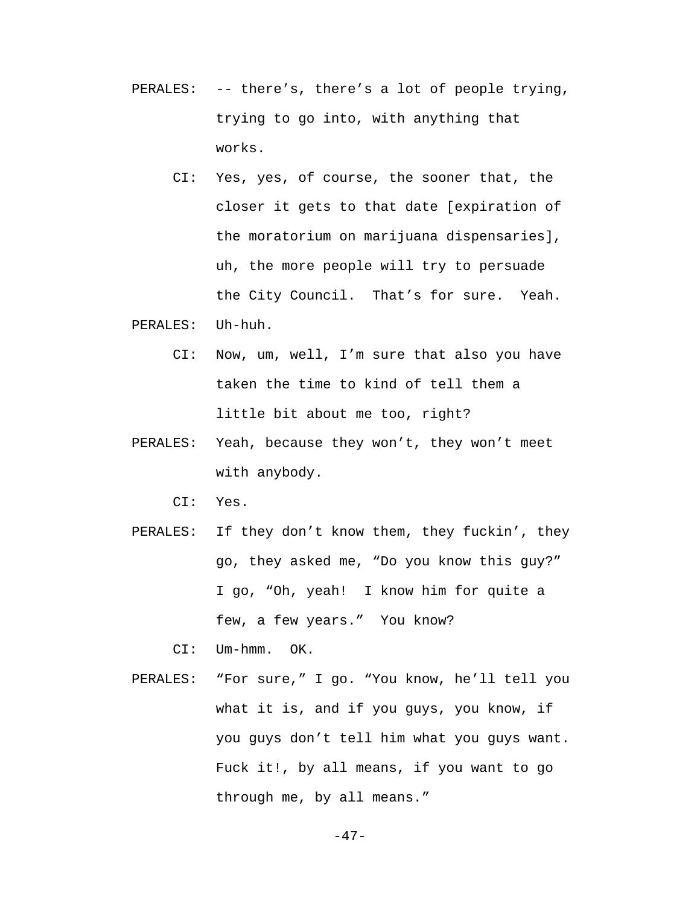PERALES: -- there's, there's a lot of people trying, trying to go into, with anything that works.

CI: Yes, yes, of course, the sooner that, the closer it gets to that date [expiration of the moratorium on marijuana dispensaries], uh, the more people will try to persuade the City Council. That's for sure. Yeah.

PERALES: Uh-huh.

CI: Now, um, well, I'm sure that also you have taken the time to kind of tell them a little bit about me too, right?

PERALES: Yeah, because they won't, they won't meet with anybody.

CI: Yes.

PERALES: If they don't know them, they fuckin', they go, they asked me, "Do you know this guy?" I go, "Oh, yeah! I know him for quite a few, a few years." You know?

CI: Um-hmm. OK.

PERALES: "For sure," I go. "You know, he'll tell you what it is, and if you guys, you know, if you guys don't tell him what you guys want. Fuck it!, by all means, if you want to go through me, by all means."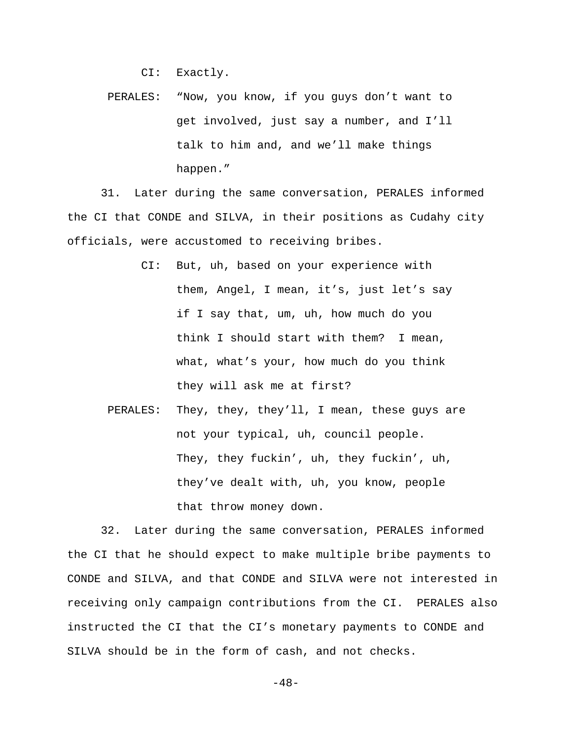CI: Exactly.

PERALES: "Now, you know, if you guys don't want to get involved, just say a number, and I'll talk to him and, and we'll make things happen."

31. Later during the same conversation, PERALES informed the CI that CONDE and SILVA, in their positions as Cudahy city officials, were accustomed to receiving bribes.

CI: But, uh, based on your experience with them, Angel, I mean, it's, just let's say if I say that, um, uh, how much do you think I should start with them? I mean, what, what's your, how much do you think they will ask me at first?

PERALES: They, they, they'll, I mean, these guys are not your typical, uh, council people. They, they fuckin', uh, they fuckin', uh, they've dealt with, uh, you know, people that throw money down.

32. Later during the same conversation, PERALES informed the CI that he should expect to make multiple bribe payments to CONDE and SILVA, and that CONDE and SILVA were not interested in receiving only campaign contributions from the CI. PERALES also instructed the CI that the CI's monetary payments to CONDE and SILVA should be in the form of cash, and not checks.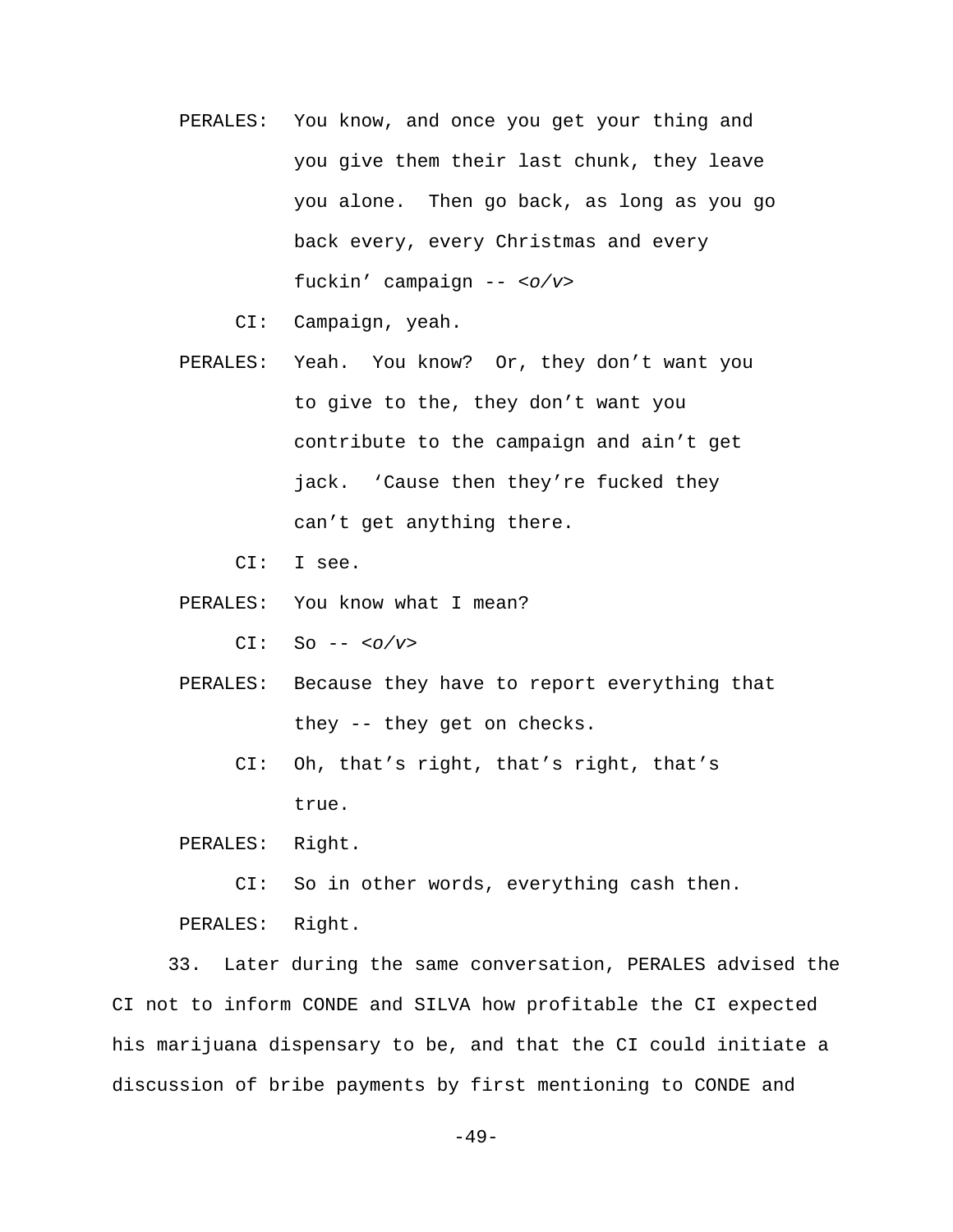PERALES: You know, and once you get your thing and you give them their last chunk, they leave you alone. Then go back, as long as you go back every, every Christmas and every fuckin' campaign -- *<o/v>*

CI: Campaign, yeah.

PERALES: Yeah. You know? Or, they don't want you to give to the, they don't want you contribute to the campaign and ain't get jack. 'Cause then they're fucked they can't get anything there.

CI: I see.

PERALES: You know what I mean?

CI: So -- *<o/v>*

PERALES: Because they have to report everything that they -- they get on checks.

CI: Oh, that's right, that's right, that's true.

PERALES: Right.

CI: So in other words, everything cash then.

PERALES: Right.

33. Later during the same conversation, PERALES advised the CI not to inform CONDE and SILVA how profitable the CI expected his marijuana dispensary to be, and that the CI could initiate a discussion of bribe payments by first mentioning to CONDE and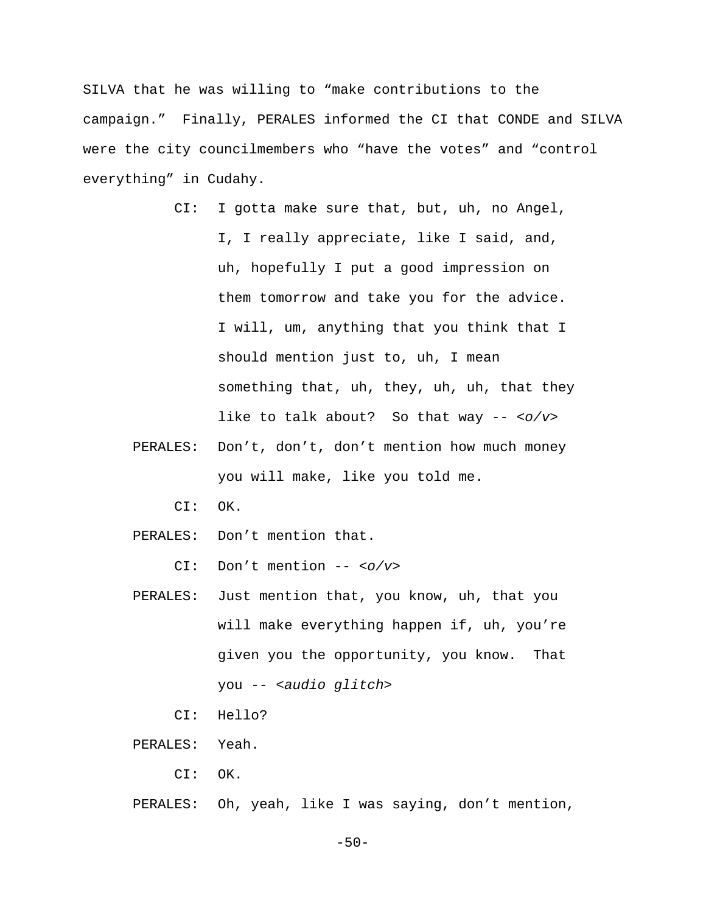SILVA that he was willing to "make contributions to the campaign." Finally, PERALES informed the CI that CONDE and SILVA were the city councilmembers who "have the votes" and "control everything" in Cudahy.

CI: I gotta make sure that, but, uh, no Angel, I, I really appreciate, like I said, and, uh, hopefully I put a good impression on them tomorrow and take you for the advice. I will, um, anything that you think that I should mention just to, uh, I mean something that, uh, they, uh, uh, that they like to talk about? So that way -- *<o/v>*

PERALES: Don't, don't, don't mention how much money you will make, like you told me.

CI: OK.

PERALES: Don't mention that.

CI: Don't mention -- *<o/v>*

PERALES: Just mention that, you know, uh, that you will make everything happen if, uh, you're given you the opportunity, you know. That you -- *<audio glitch>*

CI: Hello?

PERALES: Yeah.

CI: OK.

PERALES: Oh, yeah, like I was saying, don't mention,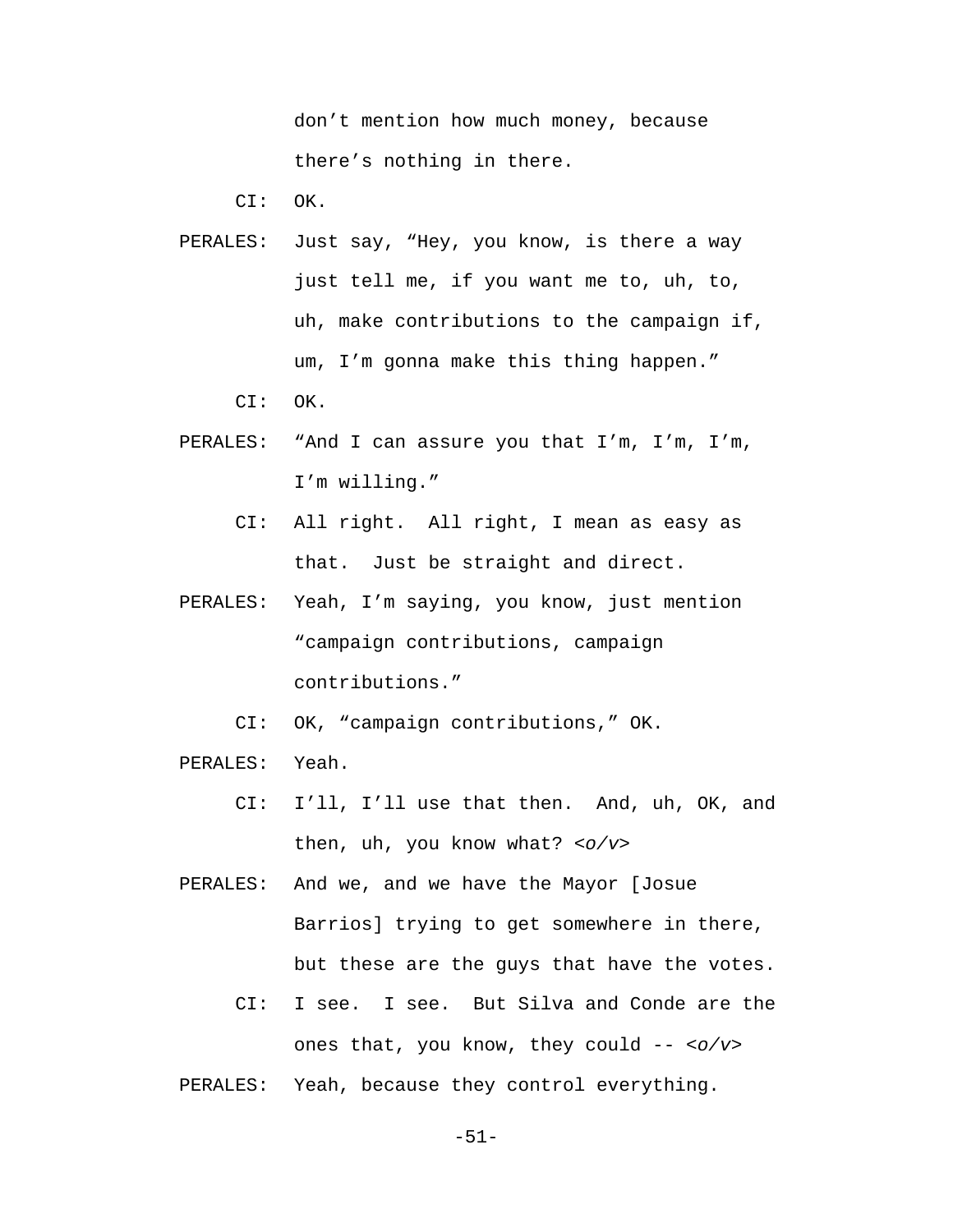don’t mention how much money, because there’s nothing in there.

CI: OK.

PERALES: Just say, “Hey, you know, is there a way just tell me, if you want me to, uh, to, uh, make contributions to the campaign if, um, I’m gonna make this thing happen.”

CI: OK.

PERALES: “And I can assure you that I’m, I’m, I’m, I’m willing.”

CI: All right. All right, I mean as easy as that. Just be straight and direct.

PERALES: Yeah, I’m saying, you know, just mention “campaign contributions, campaign contributions.”

CI: OK, “campaign contributions,” OK.

PERALES: Yeah.

CI: I’ll, I’ll use that then. And, uh, OK, and then, uh, you know what? *<o/v>*

PERALES: And we, and we have the Mayor [Josue Barrios] trying to get somewhere in there, but these are the guys that have the votes.

CI: I see. I see. But Silva and Conde are the ones that, you know, they could -- *<o/v>*

PERALES: Yeah, because they control everything.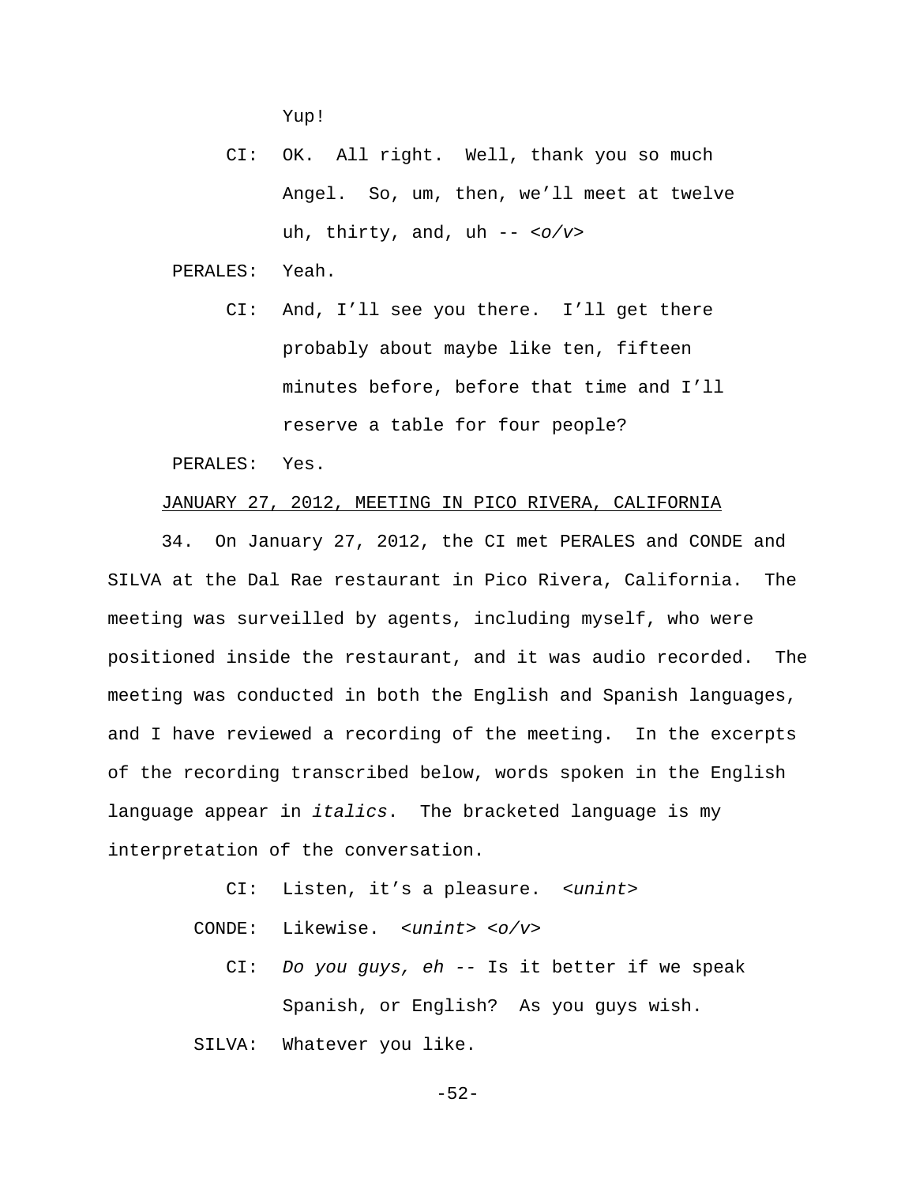Yup!

CI: OK. All right. Well, thank you so much Angel. So, um, then, we'll meet at twelve uh, thirty, and, uh -- *<o/v>*

PERALES: Yeah.

CI: And, I'll see you there. I'll get there probably about maybe like ten, fifteen minutes before, before that time and I'll reserve a table for four people?

PERALES: Yes.

<u>JANUARY 27, 2012, MEETING IN PICO RIVERA, CALIFORNIA</u>

34. On January 27, 2012, the CI met PERALES and CONDE and SILVA at the Dal Rae restaurant in Pico Rivera, California. The meeting was surveilled by agents, including myself, who were positioned inside the restaurant, and it was audio recorded. The meeting was conducted in both the English and Spanish languages, and I have reviewed a recording of the meeting. In the excerpts of the recording transcribed below, words spoken in the English language appear in *italics*. The bracketed language is my interpretation of the conversation.

CI: Listen, it's a pleasure. *<unint>*

CONDE: Likewise. *<unint> <o/v>*

CI: *Do you guys, eh* -- Is it better if we speak Spanish, or English? As you guys wish.

SILVA: Whatever you like.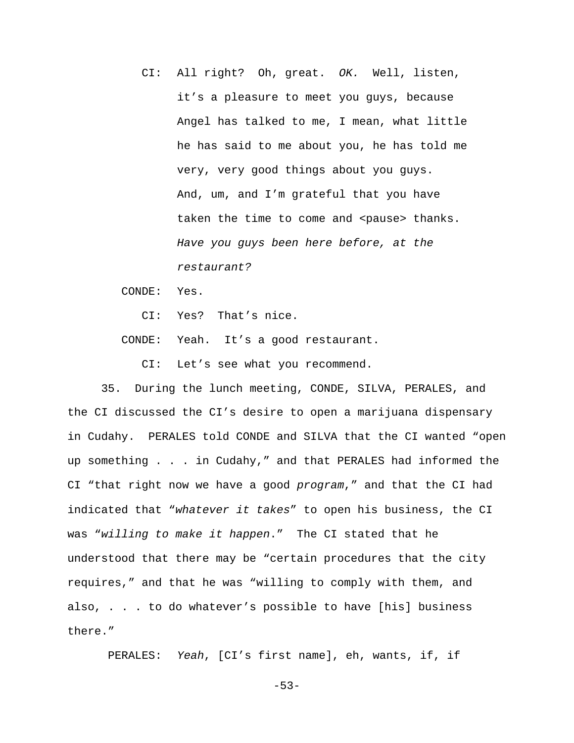CI: All right? Oh, great. *OK.* Well, listen, it's a pleasure to meet you guys, because Angel has talked to me, I mean, what little he has said to me about you, he has told me very, very good things about you guys. And, um, and I'm grateful that you have taken the time to come and <pause> thanks. *Have you guys been here before, at the restaurant?*

CONDE: Yes.

CI: Yes? That's nice.

CONDE: Yeah. It's a good restaurant.

CI: Let's see what you recommend.

35. During the lunch meeting, CONDE, SILVA, PERALES, and the CI discussed the CI's desire to open a marijuana dispensary in Cudahy. PERALES told CONDE and SILVA that the CI wanted "open up something . . . in Cudahy," and that PERALES had informed the CI "that right now we have a good *program*," and that the CI had indicated that "*whatever it takes*" to open his business, the CI was "*willing to make it happen*." The CI stated that he understood that there may be "certain procedures that the city requires," and that he was "willing to comply with them, and also, . . . to do whatever's possible to have [his] business there."

PERALES: *Yeah*, [CI's first name], eh, wants, if, if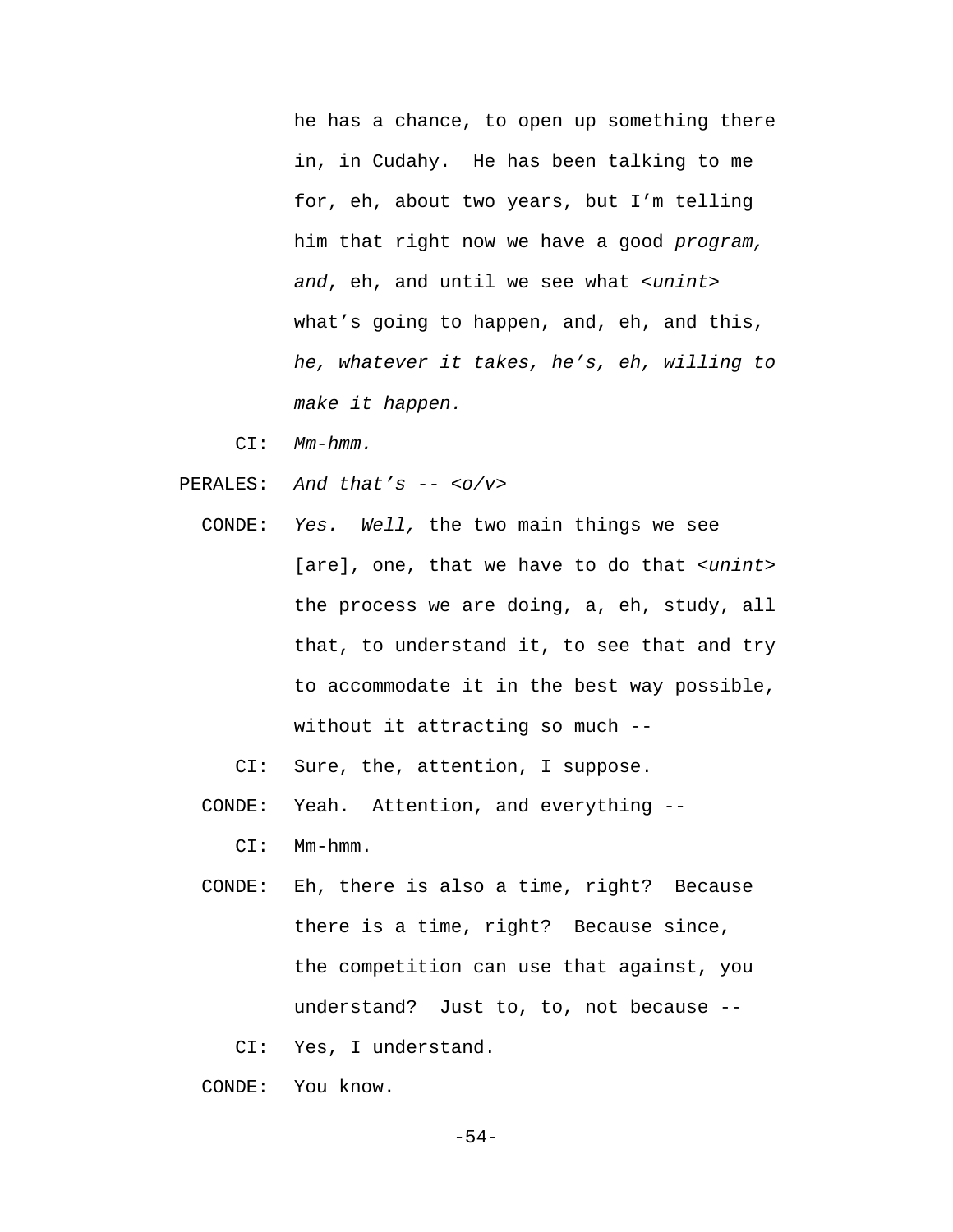he has a chance, to open up something there in, in Cudahy. He has been talking to me for, eh, about two years, but I'm telling him that right now we have a good *program, and*, eh, and until we see what <*unint*> what's going to happen, and, eh, and this, *he, whatever it takes, he's, eh, willing to make it happen.*

CI: *Mm-hmm.*

PERALES: *And that's -- <o/v>*

CONDE: *Yes. Well,* the two main things we see [are], one, that we have to do that <*unint*> the process we are doing, a, eh, study, all that, to understand it, to see that and try to accommodate it in the best way possible, without it attracting so much --

CI: Sure, the, attention, I suppose.

CONDE: Yeah. Attention, and everything --

CI: Mm-hmm.

CONDE: Eh, there is also a time, right? Because there is a time, right? Because since, the competition can use that against, you understand? Just to, to, not because --

CI: Yes, I understand.

CONDE: You know.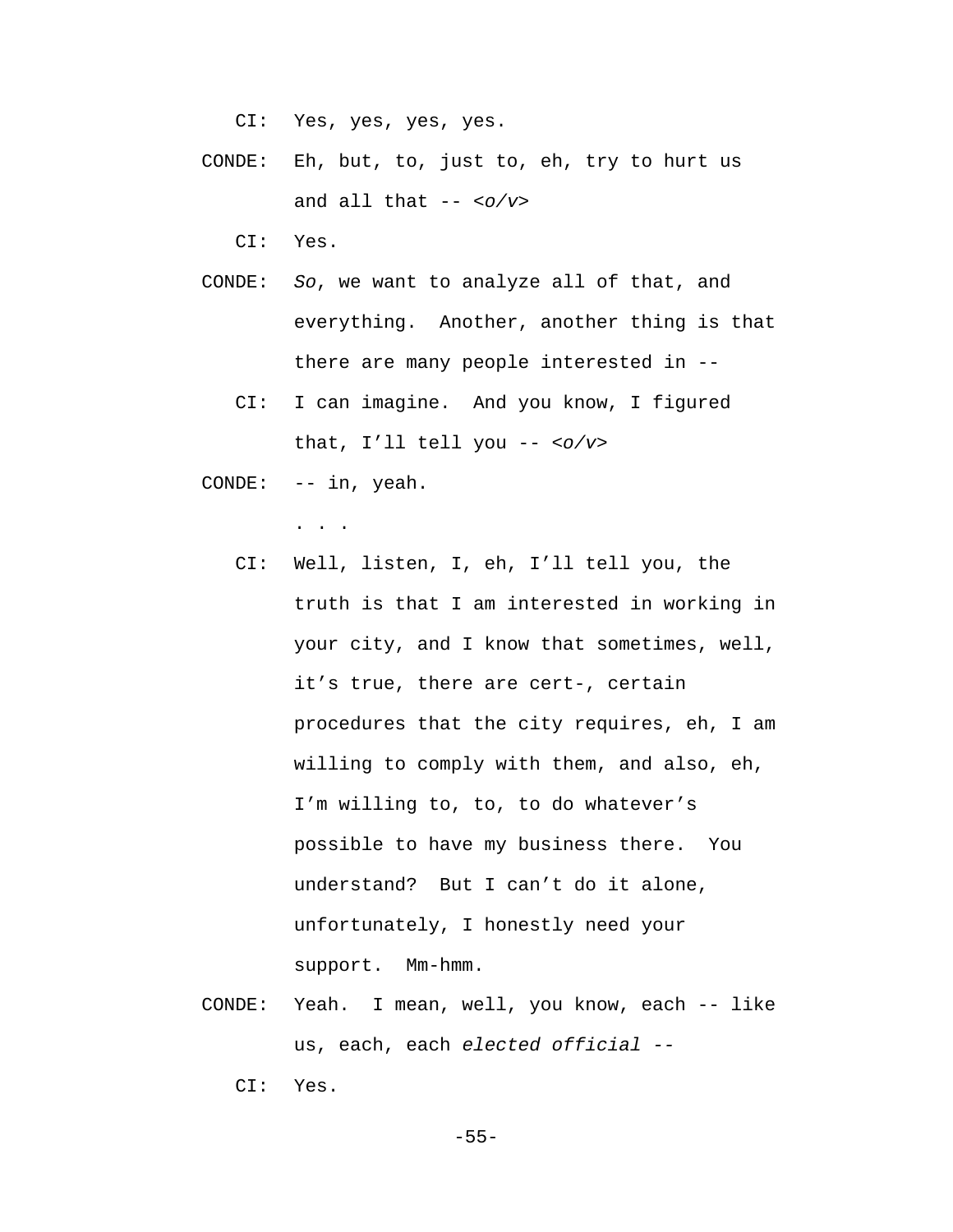CI: Yes, yes, yes, yes.

CONDE: Eh, but, to, just to, eh, try to hurt us and all that -- *<o/v>*

CI: Yes.

CONDE: *So*, we want to analyze all of that, and everything. Another, another thing is that there are many people interested in --

CI: I can imagine. And you know, I figured that, I'll tell you -- *<o/v>*

CONDE: -- in, yeah.

. . .

CI: Well, listen, I, eh, I'll tell you, the truth is that I am interested in working in your city, and I know that sometimes, well, it's true, there are cert-, certain procedures that the city requires, eh, I am willing to comply with them, and also, eh, I'm willing to, to, to do whatever's possible to have my business there. You understand? But I can't do it alone, unfortunately, I honestly need your support. Mm-hmm.

CONDE: Yeah. I mean, well, you know, each -- like us, each, each *elected official* --

CI: Yes.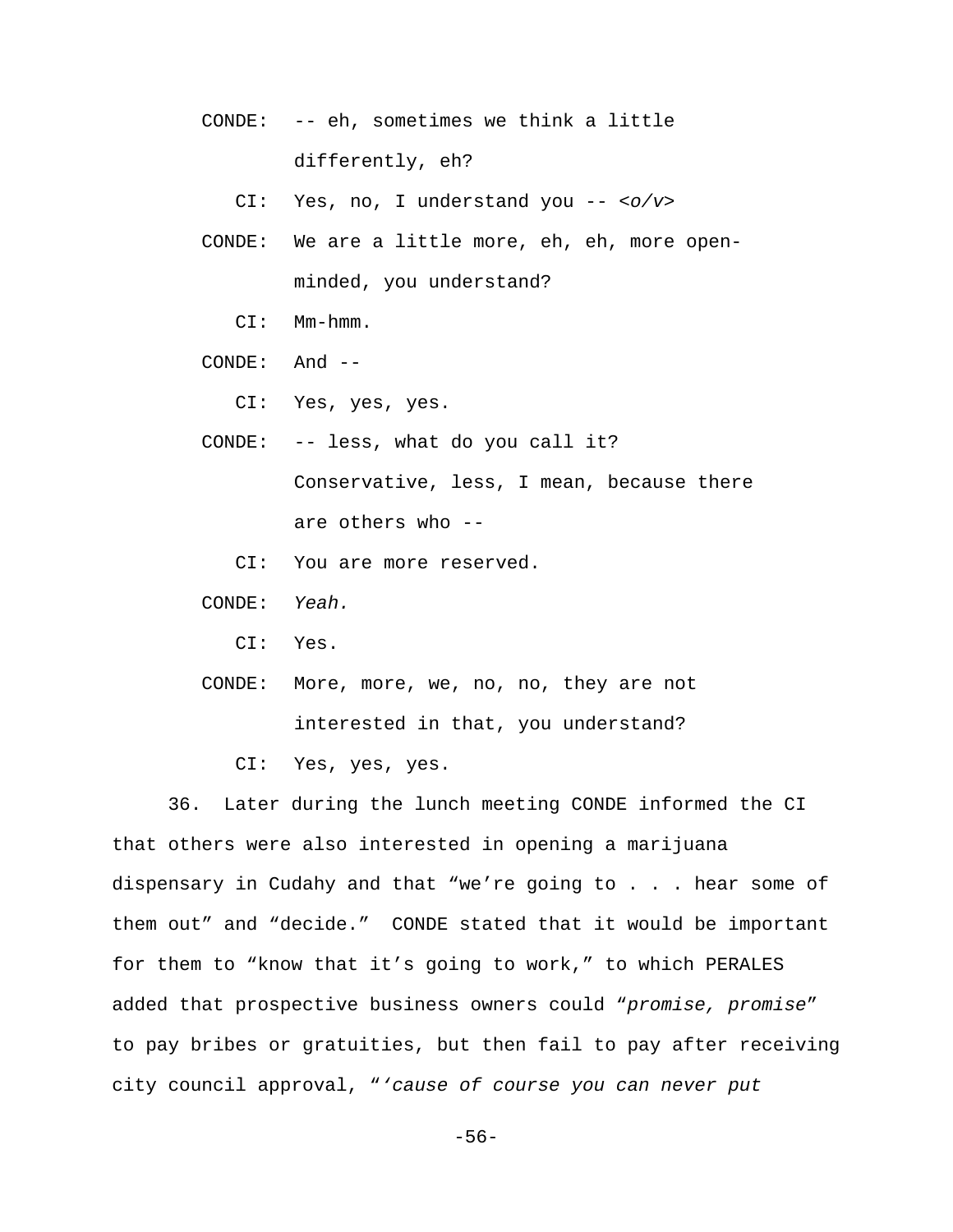CONDE: -- eh, sometimes we think a little differently, eh?

CI: Yes, no, I understand you -- *<o/v>*

CONDE: We are a little more, eh, eh, more open-minded, you understand?

CI: Mm-hmm.

CONDE: And --

CI: Yes, yes, yes.

CONDE: -- less, what do you call it? Conservative, less, I mean, because there are others who --

CI: You are more reserved.

CONDE: *Yeah.*

CI: Yes.

CONDE: More, more, we, no, no, they are not interested in that, you understand?

CI: Yes, yes, yes.

36. Later during the lunch meeting CONDE informed the CI that others were also interested in opening a marijuana dispensary in Cudahy and that "we're going to . . . hear some of them out" and "decide." CONDE stated that it would be important for them to "know that it's going to work," to which PERALES added that prospective business owners could "*promise, promise*" to pay bribes or gratuities, but then fail to pay after receiving city council approval, "*'cause of course you can never put*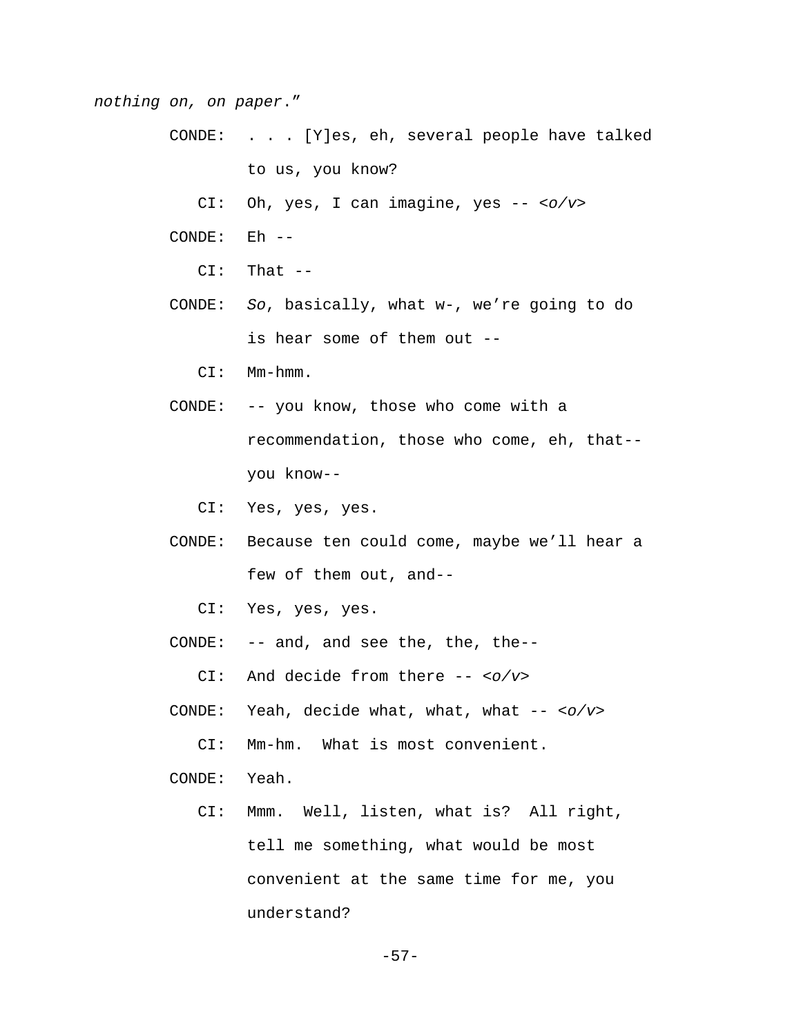*nothing on, on paper*."

CONDE: . . . [Y]es, eh, several people have talked to us, you know?

CI: Oh, yes, I can imagine, yes -- <*o/v*>

CONDE: Eh --

CI: That --

CONDE: *So*, basically, what w-, we're going to do is hear some of them out --

CI: Mm-hmm.

CONDE: -- you know, those who come with a recommendation, those who come, eh, that-- you know--

CI: Yes, yes, yes.

CONDE: Because ten could come, maybe we'll hear a few of them out, and--

CI: Yes, yes, yes.

CONDE: -- and, and see the, the, the--

CI: And decide from there -- <*o/v*>

CONDE: Yeah, decide what, what, what -- <*o/v*>

CI: Mm-hm. What is most convenient.

CONDE: Yeah.

CI: Mmm. Well, listen, what is? All right, tell me something, what would be most convenient at the same time for me, you understand?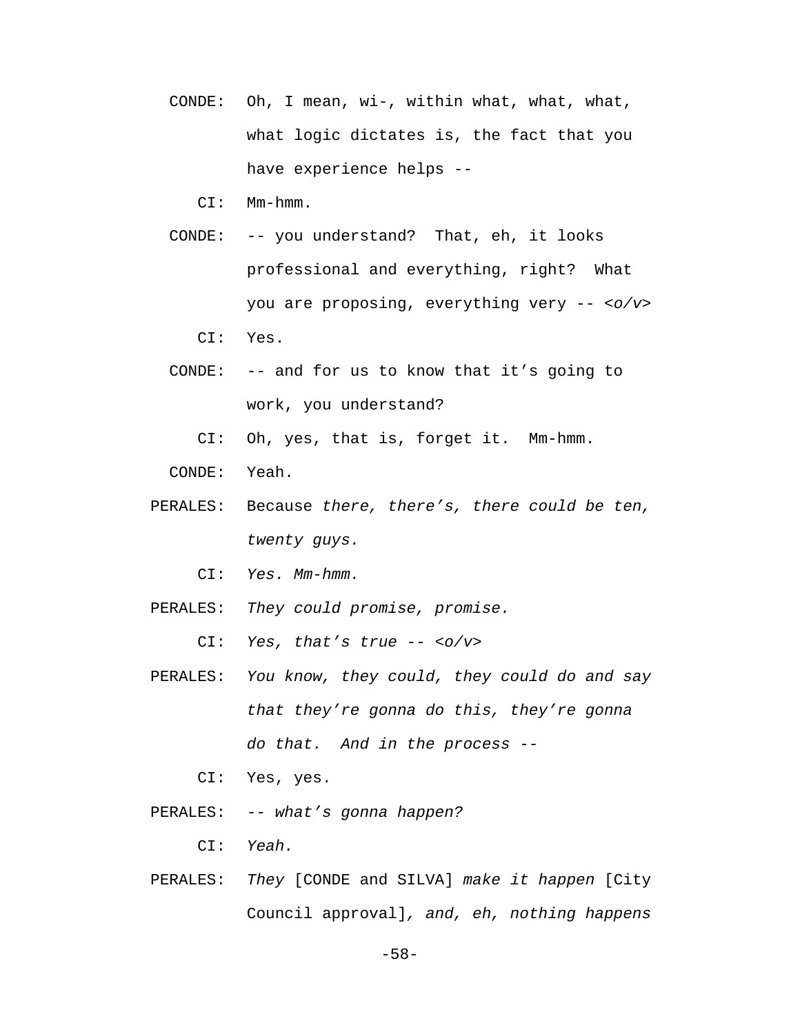CONDE: Oh, I mean, wi-, within what, what, what, what logic dictates is, the fact that you have experience helps --

CI: Mm-hmm.

CONDE: -- you understand? That, eh, it looks professional and everything, right? What you are proposing, everything very -- *<o/v>*

CI: Yes.

CONDE: -- and for us to know that it's going to work, you understand?

CI: Oh, yes, that is, forget it. Mm-hmm.

CONDE: Yeah.

PERALES: Because *there, there's, there could be ten, twenty guys.*

CI: *Yes. Mm-hmm.*

PERALES: *They could promise, promise.*

CI: *Yes, that's true -- <o/v>*

PERALES: *You know, they could, they could do and say that they're gonna do this, they're gonna do that. And in the process --*

CI: Yes, yes.

PERALES: *-- what's gonna happen?*

CI: *Yeah.*

PERALES: *They* [CONDE and SILVA] *make it happen* [City Council approval], *and, eh, nothing happens*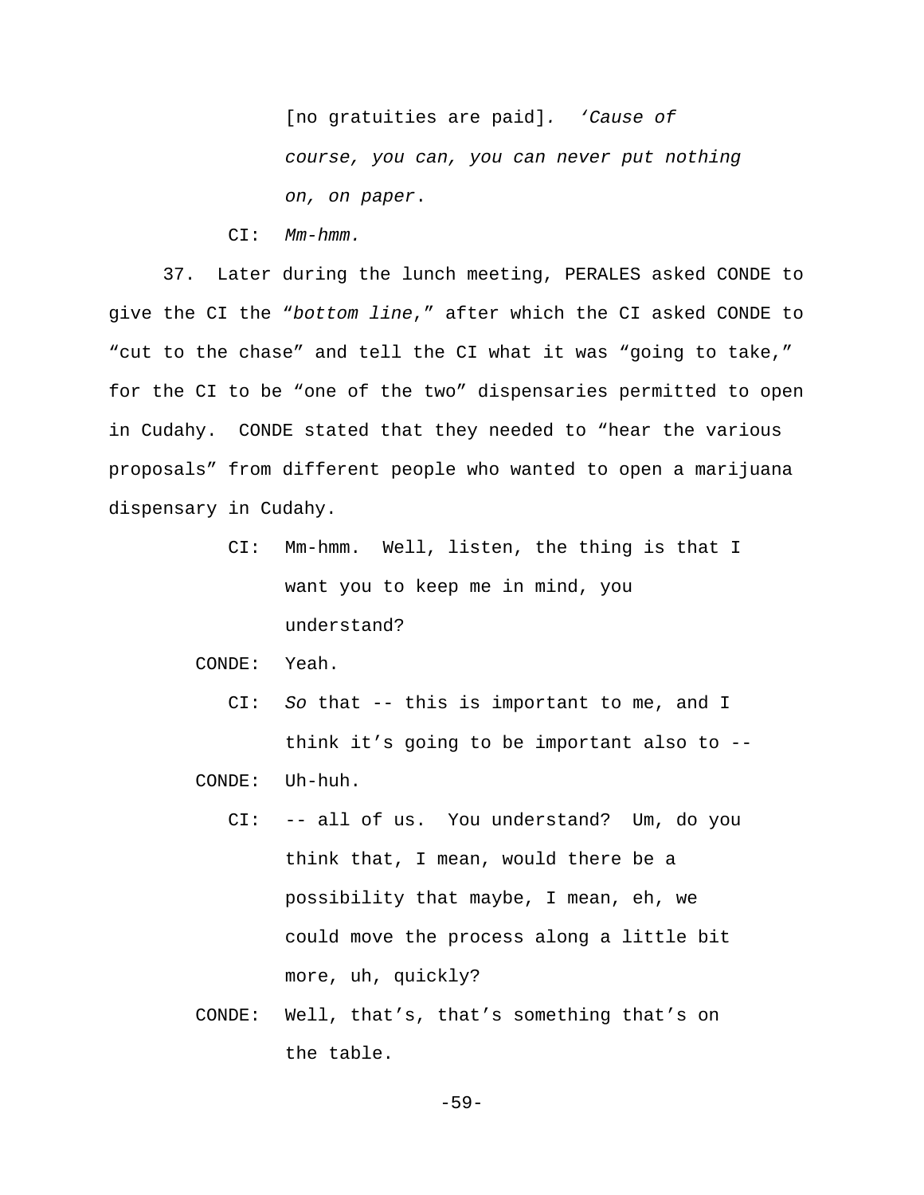[no gratuities are paid]. *'Cause of course, you can, you can never put nothing on, on paper*.

CI: *Mm-hmm.*

37. Later during the lunch meeting, PERALES asked CONDE to give the CI the "*bottom line*," after which the CI asked CONDE to "cut to the chase" and tell the CI what it was "going to take," for the CI to be "one of the two" dispensaries permitted to open in Cudahy. CONDE stated that they needed to "hear the various proposals" from different people who wanted to open a marijuana dispensary in Cudahy.

CI: Mm-hmm. Well, listen, the thing is that I want you to keep me in mind, you understand?

CONDE: Yeah.

CI: *So* that -- this is important to me, and I think it's going to be important also to --

CONDE: Uh-huh.

CI: -- all of us. You understand? Um, do you think that, I mean, would there be a possibility that maybe, I mean, eh, we could move the process along a little bit more, uh, quickly?

CONDE: Well, that's, that's something that's on the table.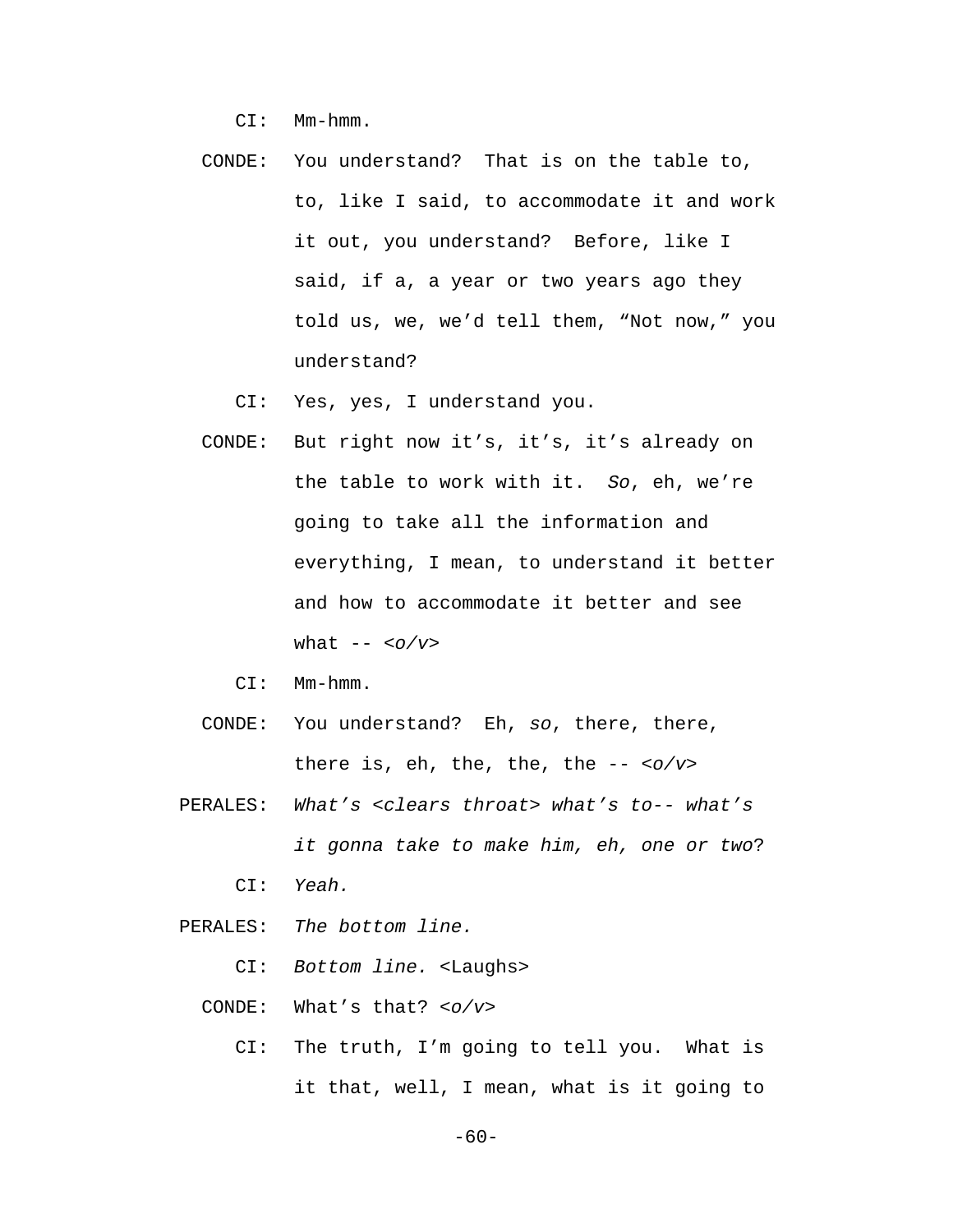CI: Mm-hmm.

CONDE: You understand? That is on the table to, to, like I said, to accommodate it and work it out, you understand? Before, like I said, if a, a year or two years ago they told us, we, we'd tell them, "Not now," you understand?

CI: Yes, yes, I understand you.

CONDE: But right now it's, it's, it's already on the table to work with it. *So*, eh, we're going to take all the information and everything, I mean, to understand it better and how to accommodate it better and see what -- <*o/v*>

CI: Mm-hmm.

CONDE: You understand? Eh, *so*, there, there, there is, eh, the, the, the -- <*o/v*>

PERALES: *What's* <*clears throat*> *what's to-- what's it gonna take to make him, eh, one or two*?

CI: *Yeah.*

PERALES: *The bottom line.*

CI: *Bottom line.* <Laughs>

CONDE: What's that? <*o/v*>

CI: The truth, I'm going to tell you. What is it that, well, I mean, what is it going to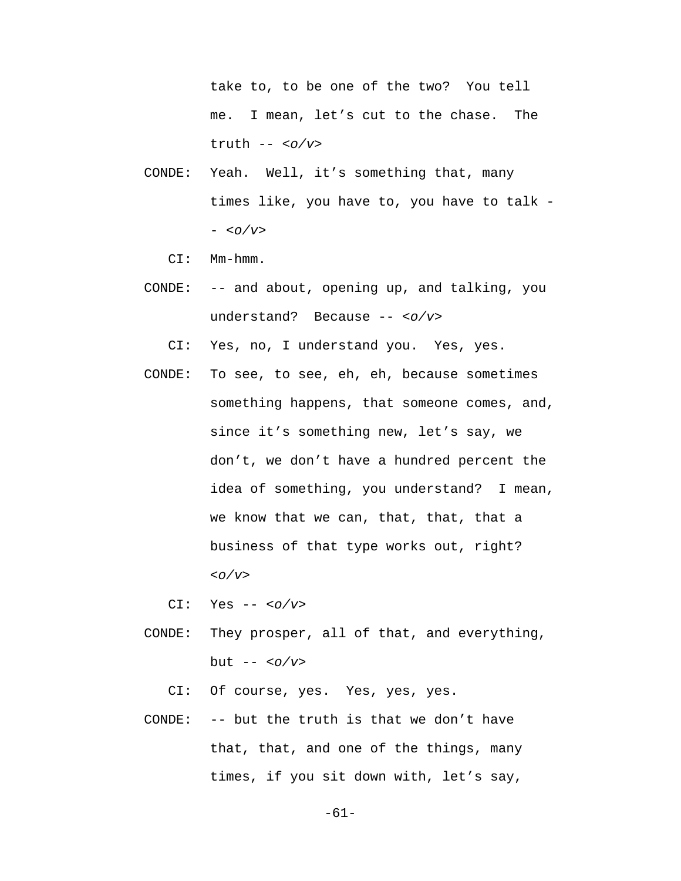take to, to be one of the two? You tell me. I mean, let's cut to the chase. The truth -- *<o/v>*

CONDE: Yeah. Well, it's something that, many times like, you have to, you have to talk -- *<o/v>*

CI: Mm-hmm.

CONDE: -- and about, opening up, and talking, you understand? Because -- *<o/v>*

CI: Yes, no, I understand you. Yes, yes.

CONDE: To see, to see, eh, eh, because sometimes something happens, that someone comes, and, since it's something new, let's say, we don't, we don't have a hundred percent the idea of something, you understand? I mean, we know that we can, that, that, that a business of that type works out, right? *<o/v>*

CI: Yes -- *<o/v>*

CONDE: They prosper, all of that, and everything, but -- *<o/v>*

CI: Of course, yes. Yes, yes, yes.

CONDE: -- but the truth is that we don't have that, that, and one of the things, many times, if you sit down with, let's say,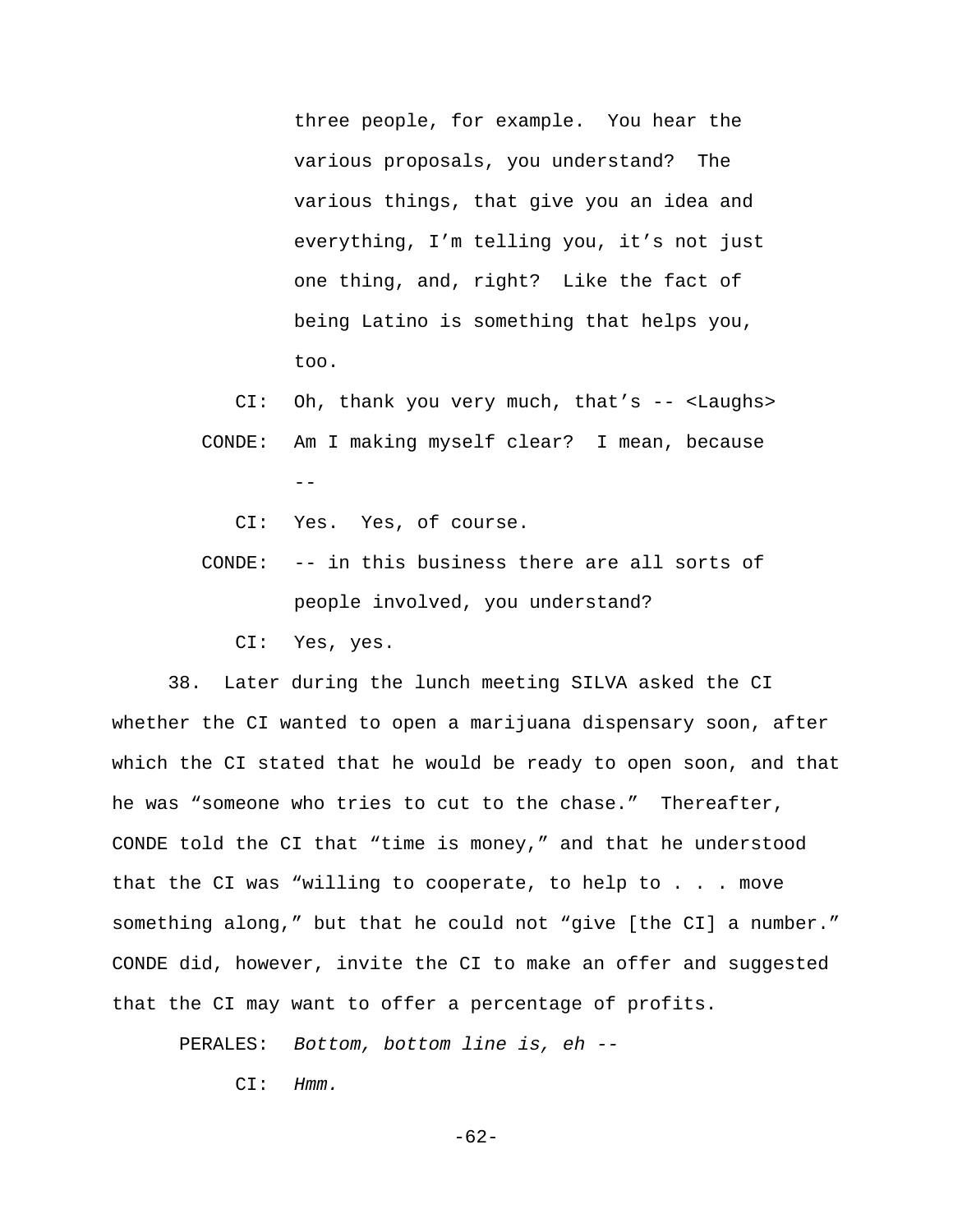three people, for example. You hear the various proposals, you understand? The various things, that give you an idea and everything, I'm telling you, it's not just one thing, and, right? Like the fact of being Latino is something that helps you, too.

CI: Oh, thank you very much, that's -- <Laughs>

CONDE: Am I making myself clear? I mean, because --

CI: Yes. Yes, of course.

CONDE: -- in this business there are all sorts of people involved, you understand?

CI: Yes, yes.

38. Later during the lunch meeting SILVA asked the CI whether the CI wanted to open a marijuana dispensary soon, after which the CI stated that he would be ready to open soon, and that he was "someone who tries to cut to the chase." Thereafter, CONDE told the CI that "time is money," and that he understood that the CI was "willing to cooperate, to help to . . . move something along," but that he could not "give [the CI] a number." CONDE did, however, invite the CI to make an offer and suggested that the CI may want to offer a percentage of profits.

PERALES: *Bottom, bottom line is, eh --*

CI: *Hmm.*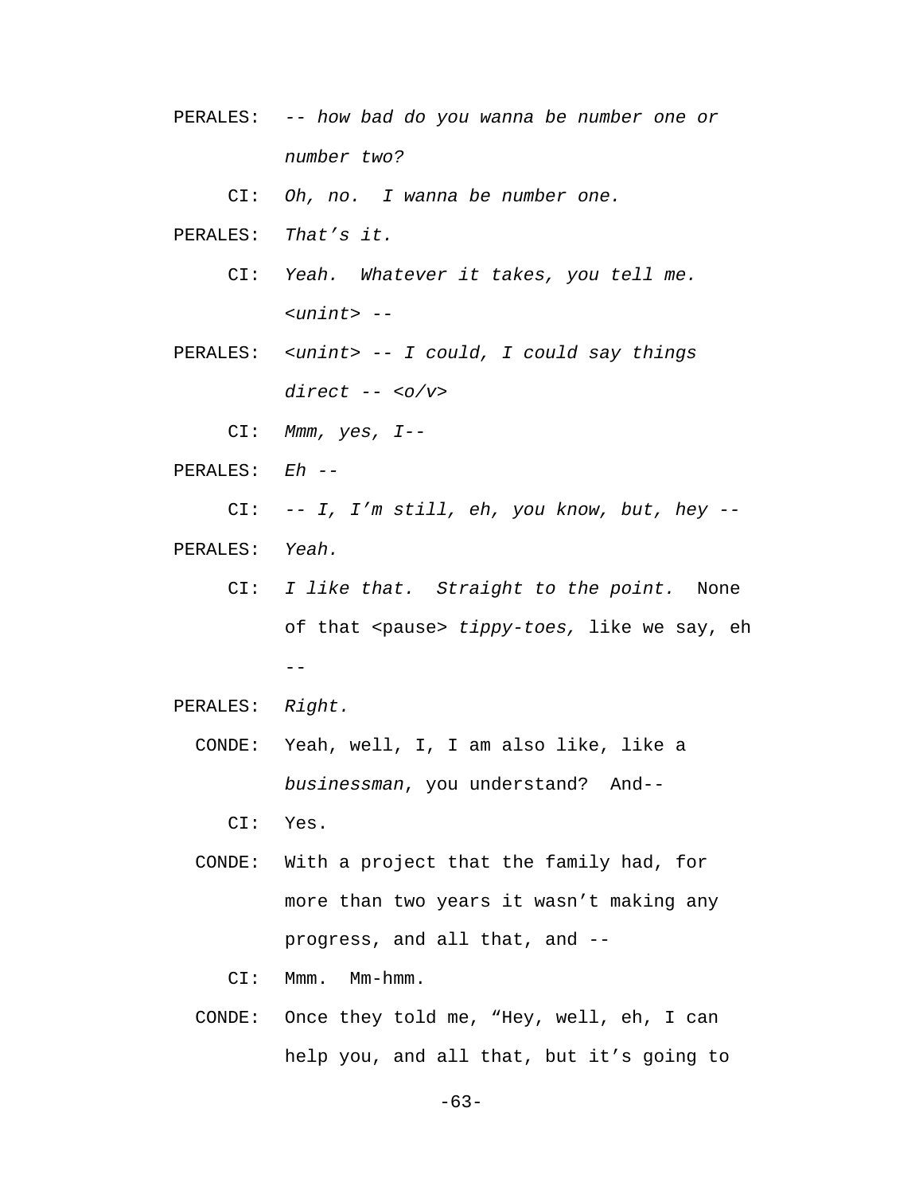PERALES: *-- how bad do you wanna be number one or number two?*

CI: *Oh, no. I wanna be number one.*

PERALES: *That's it.*

CI: *Yeah. Whatever it takes, you tell me. <unint> --*

PERALES: *<unint> -- I could, I could say things direct -- <o/v>*

CI: *Mmm, yes, I--*

PERALES: *Eh --*

CI: *-- I, I'm still, eh, you know, but, hey --*

PERALES: *Yeah.*

CI: *I like that. Straight to the point.* None of that <pause> *tippy-toes,* like we say, eh --

PERALES: *Right.*

CONDE: Yeah, well, I, I am also like, like a *businessman*, you understand? And--

CI: Yes.

CONDE: With a project that the family had, for more than two years it wasn't making any progress, and all that, and --

CI: Mmm. Mm-hmm.

CONDE: Once they told me, "Hey, well, eh, I can help you, and all that, but it's going to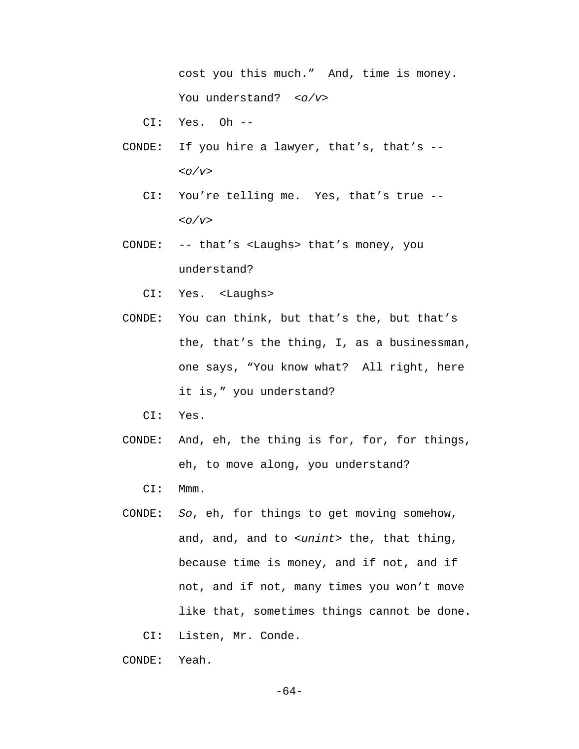cost you this much." And, time is money. You understand? *<o/v>*

CI: Yes. Oh --

CONDE: If you hire a lawyer, that's, that's -- *<o/v>*

CI: You're telling me. Yes, that's true -- *<o/v>*

CONDE: -- that's <Laughs> that's money, you understand?

CI: Yes. <Laughs>

CONDE: You can think, but that's the, but that's the, that's the thing, I, as a businessman, one says, "You know what? All right, here it is," you understand?

CI: Yes.

CONDE: And, eh, the thing is for, for, for things, eh, to move along, you understand?

CI: Mmm.

CONDE: *So*, eh, for things to get moving somehow, and, and, and to *<unint>* the, that thing, because time is money, and if not, and if not, and if not, many times you won't move like that, sometimes things cannot be done.

CI: Listen, Mr. Conde.

CONDE: Yeah.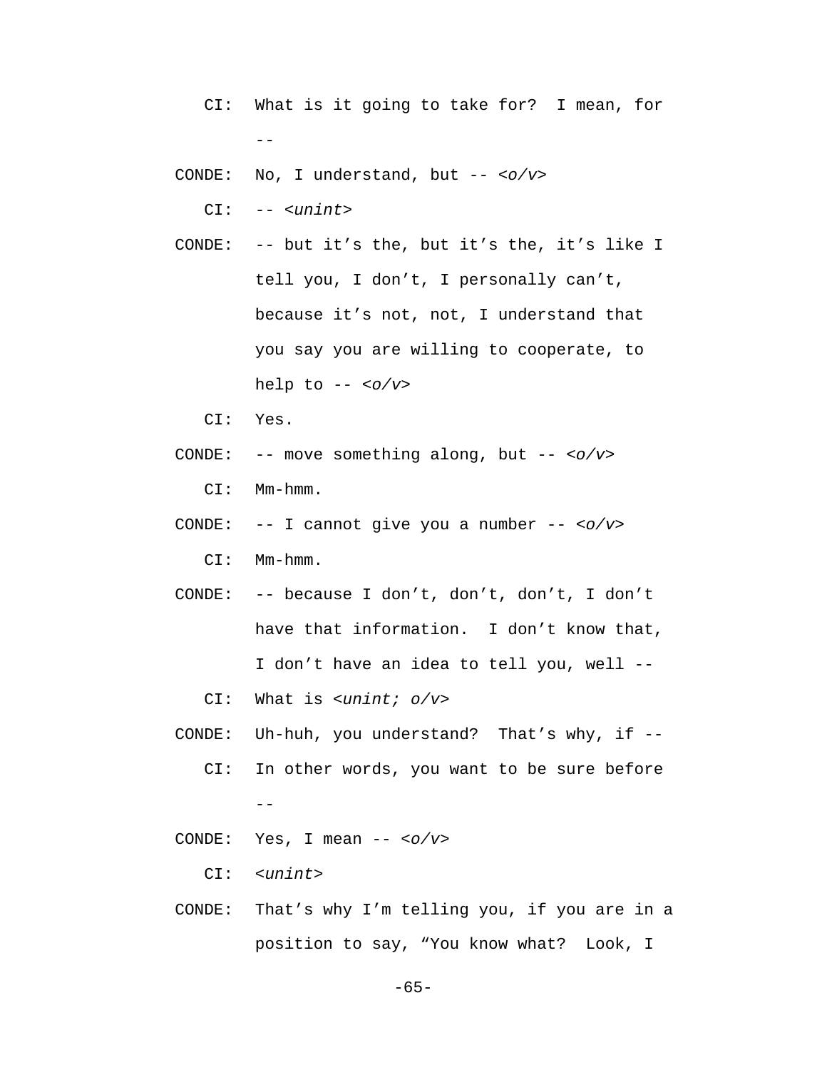CI: What is it going to take for? I mean, for --

CONDE: No, I understand, but -- <*o/v*>

CI: -- <*unint*>

CONDE: -- but it's the, but it's the, it's like I tell you, I don't, I personally can't, because it's not, not, I understand that you say you are willing to cooperate, to help to -- <*o/v*>

CI: Yes.

CONDE: -- move something along, but -- <*o/v*>

CI: Mm-hmm.

CONDE: -- I cannot give you a number -- <*o/v*>

CI: Mm-hmm.

CONDE: -- because I don't, don't, don't, I don't have that information. I don't know that, I don't have an idea to tell you, well --

CI: What is <*unint; o/v*>

CONDE: Uh-huh, you understand? That's why, if --

CI: In other words, you want to be sure before --

CONDE: Yes, I mean -- <*o/v*>

CI: <*unint*>

CONDE: That's why I'm telling you, if you are in a position to say, "You know what? Look, I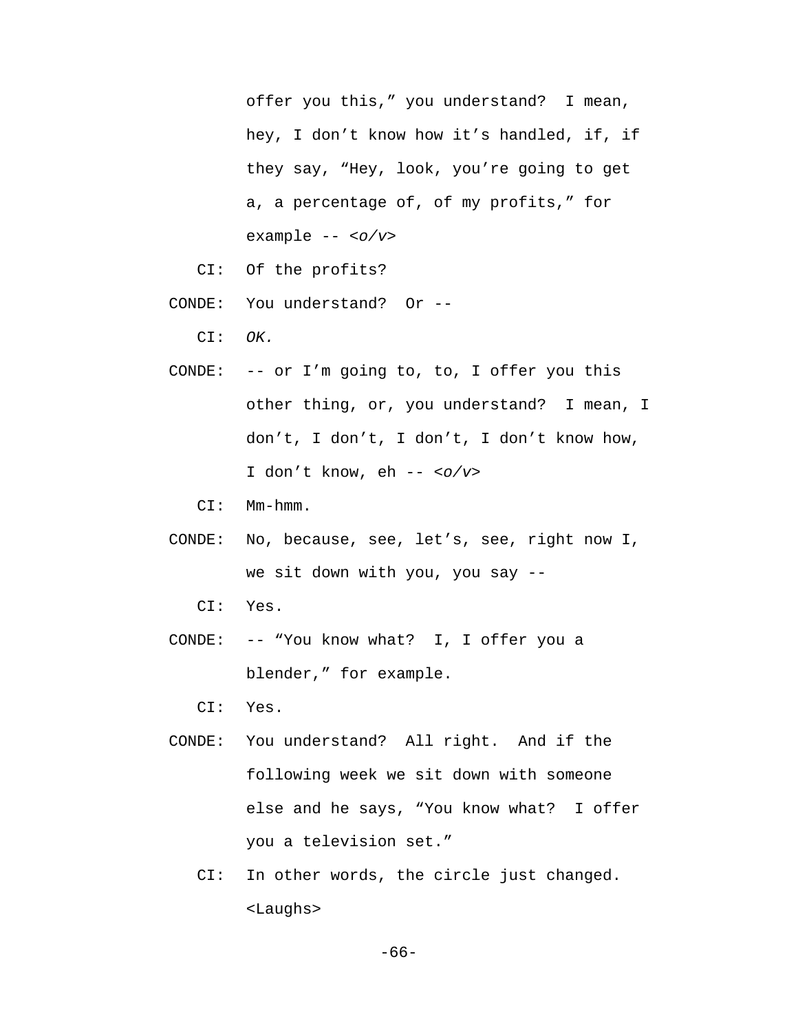offer you this," you understand? I mean, hey, I don't know how it's handled, if, if they say, "Hey, look, you're going to get a, a percentage of, of my profits," for example -- <*o/v*>

CI: Of the profits?

CONDE: You understand? Or --

CI: *OK.*

CONDE: -- or I'm going to, to, I offer you this other thing, or, you understand? I mean, I don't, I don't, I don't, I don't know how, I don't know, eh -- <*o/v*>

CI: Mm-hmm.

CONDE: No, because, see, let's, see, right now I, we sit down with you, you say --

CI: Yes.

CONDE: -- "You know what? I, I offer you a blender," for example.

CI: Yes.

CONDE: You understand? All right. And if the following week we sit down with someone else and he says, "You know what? I offer you a television set."

CI: In other words, the circle just changed. <Laughs>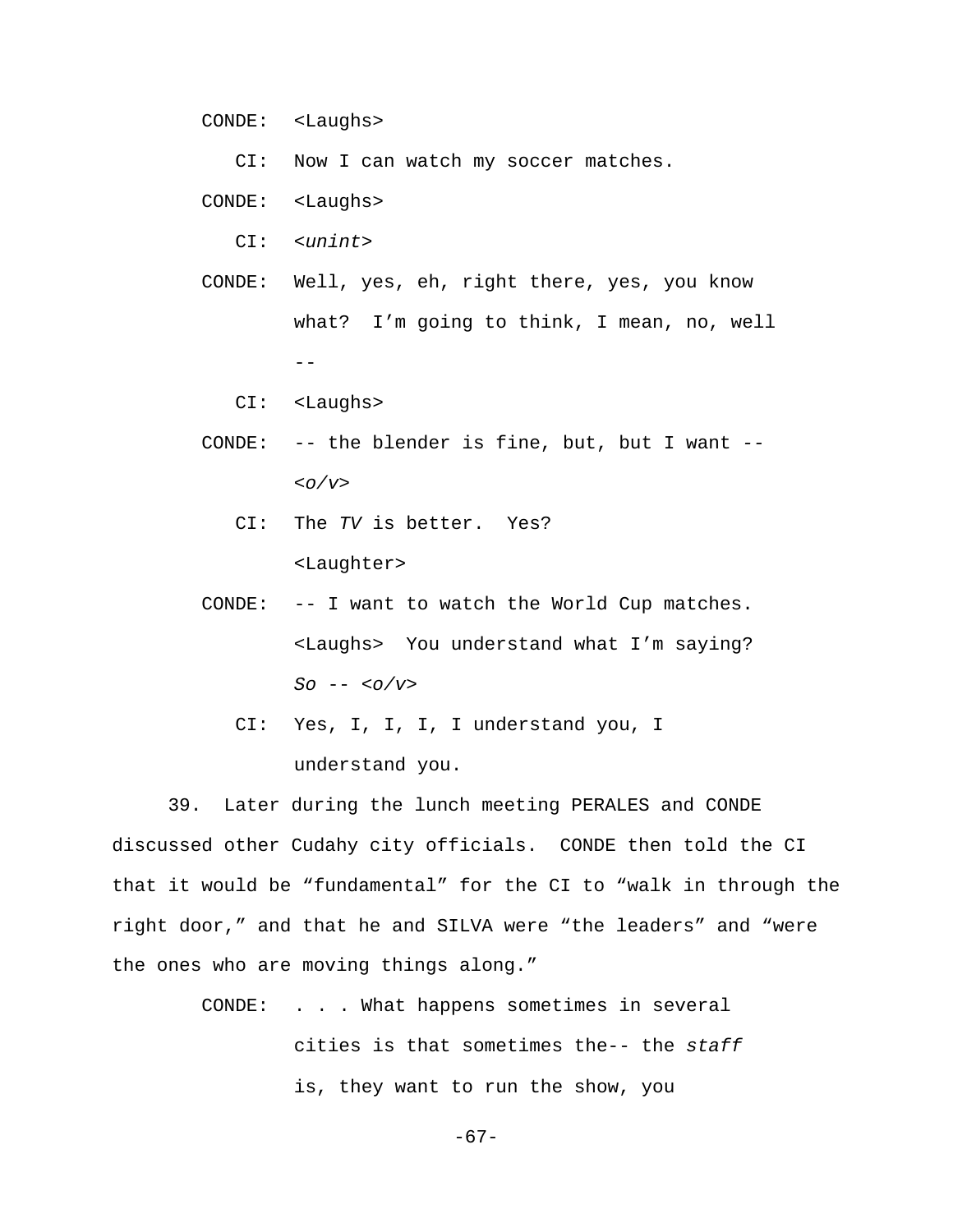CONDE: <Laughs>

CI: Now I can watch my soccer matches.

CONDE: <Laughs>

CI: <*unint*>

CONDE: Well, yes, eh, right there, yes, you know what? I'm going to think, I mean, no, well --

CI: <Laughs>

CONDE: -- the blender is fine, but, but I want -- <*o/v*>

CI: The *TV* is better. Yes? <Laughter>

CONDE: -- I want to watch the World Cup matches. <Laughs> You understand what I'm saying? *So* -- <*o/v*>

CI: Yes, I, I, I, I understand you, I understand you.

39. Later during the lunch meeting PERALES and CONDE discussed other Cudahy city officials. CONDE then told the CI that it would be "fundamental" for the CI to "walk in through the right door," and that he and SILVA were "the leaders" and "were the ones who are moving things along."

CONDE: . . . What happens sometimes in several cities is that sometimes the-- the *staff* is, they want to run the show, you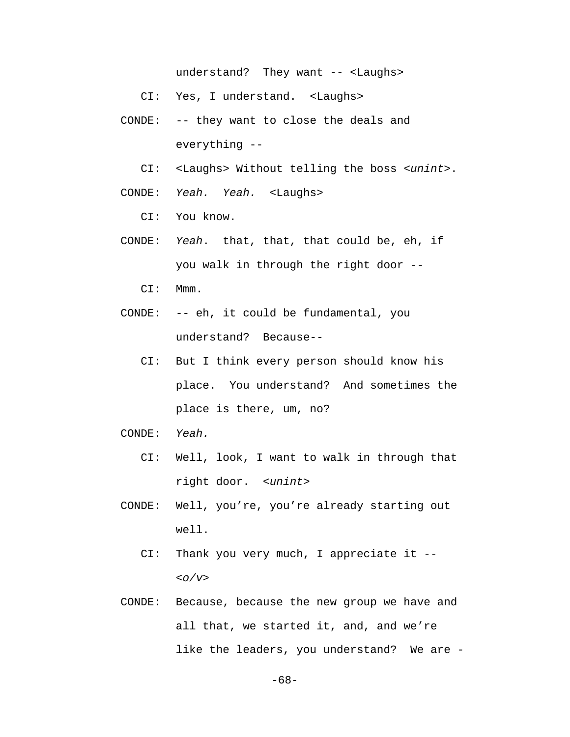understand?  They want -- <Laughs>

CI:  Yes, I understand.  <Laughs>

CONDE:  -- they want to close the deals and everything --

CI:  <Laughs> Without telling the boss <*unint*>.

CONDE:  *Yeah.  Yeah.*  <Laughs>

CI:  You know.

CONDE:  *Yeah*.  that, that, that could be, eh, if you walk in through the right door --

CI:  Mmm.

CONDE:  -- eh, it could be fundamental, you understand?  Because--

CI:  But I think every person should know his place.  You understand?  And sometimes the place is there, um, no?

CONDE:  *Yeah.*

CI:  Well, look, I want to walk in through that right door.  <*unint*>

CONDE:  Well, you're, you're already starting out well.

CI:  Thank you very much, I appreciate it -- <*o/v*>

CONDE:  Because, because the new group we have and all that, we started it, and, and we're like the leaders, you understand?  We are -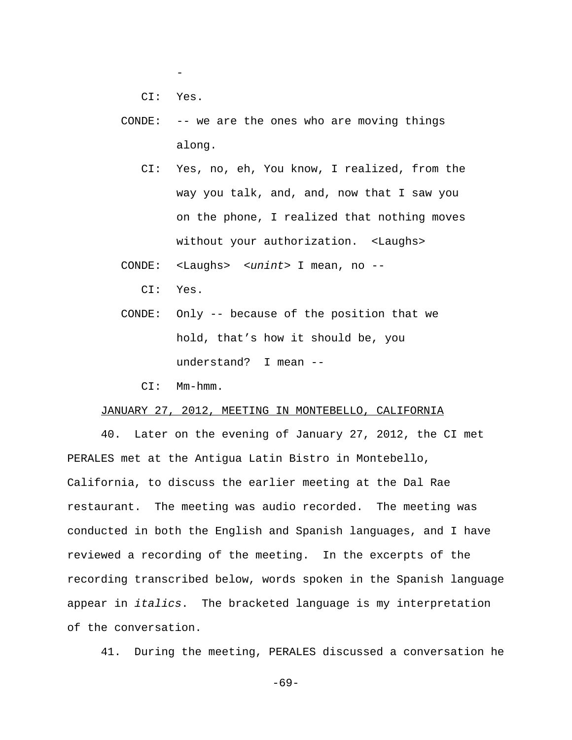-

CI: Yes.

CONDE: -- we are the ones who are moving things along.

CI: Yes, no, eh, You know, I realized, from the way you talk, and, and, now that I saw you on the phone, I realized that nothing moves without your authorization. <Laughs>

CONDE: <Laughs> <*unint*> I mean, no --

CI: Yes.

CONDE: Only -- because of the position that we hold, that's how it should be, you understand? I mean --

CI: Mm-hmm.

JANUARY 27, 2012, MEETING IN MONTEBELLO, CALIFORNIA

40. Later on the evening of January 27, 2012, the CI met PERALES met at the Antigua Latin Bistro in Montebello, California, to discuss the earlier meeting at the Dal Rae restaurant. The meeting was audio recorded. The meeting was conducted in both the English and Spanish languages, and I have reviewed a recording of the meeting. In the excerpts of the recording transcribed below, words spoken in the Spanish language appear in *italics*. The bracketed language is my interpretation of the conversation.

41. During the meeting, PERALES discussed a conversation he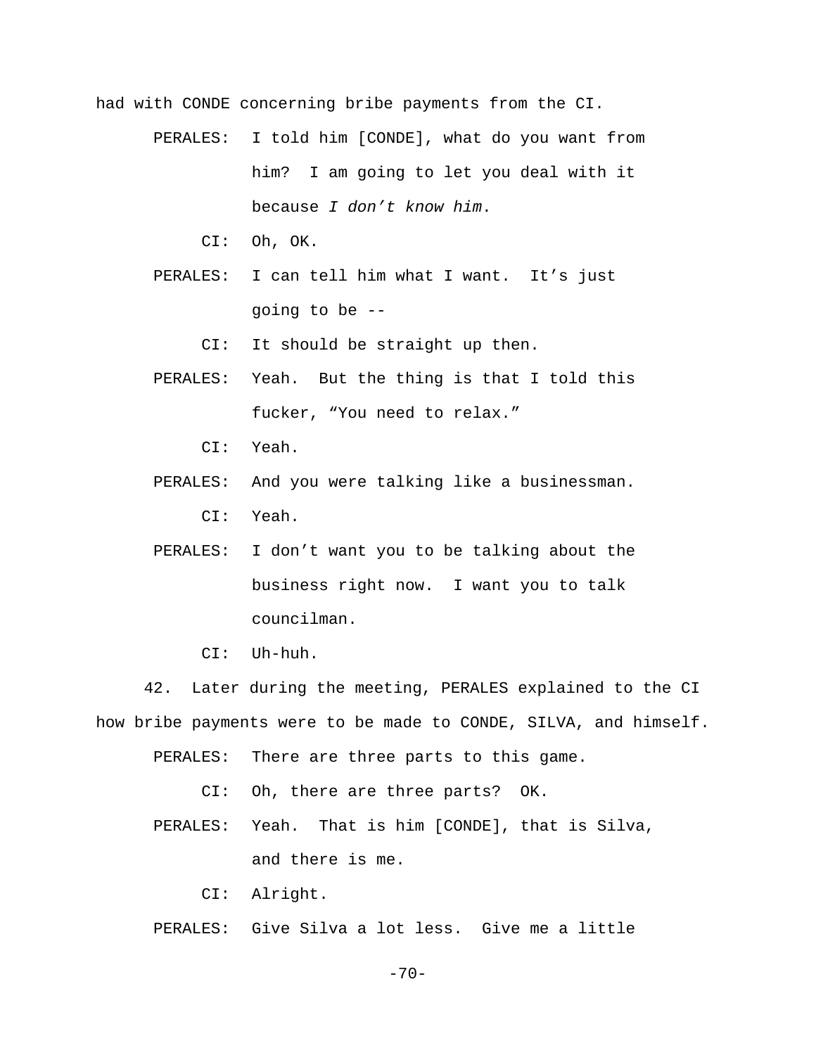had with CONDE concerning bribe payments from the CI.

PERALES: I told him [CONDE], what do you want from him? I am going to let you deal with it because *I don't know him*.

CI: Oh, OK.

PERALES: I can tell him what I want. It's just going to be --

CI: It should be straight up then.

PERALES: Yeah. But the thing is that I told this fucker, "You need to relax."

CI: Yeah.

PERALES: And you were talking like a businessman.

CI: Yeah.

PERALES: I don't want you to be talking about the business right now. I want you to talk councilman.

CI: Uh-huh.

42. Later during the meeting, PERALES explained to the CI how bribe payments were to be made to CONDE, SILVA, and himself.

PERALES: There are three parts to this game.

CI: Oh, there are three parts? OK.

PERALES: Yeah. That is him [CONDE], that is Silva, and there is me.

CI: Alright.

PERALES: Give Silva a lot less. Give me a little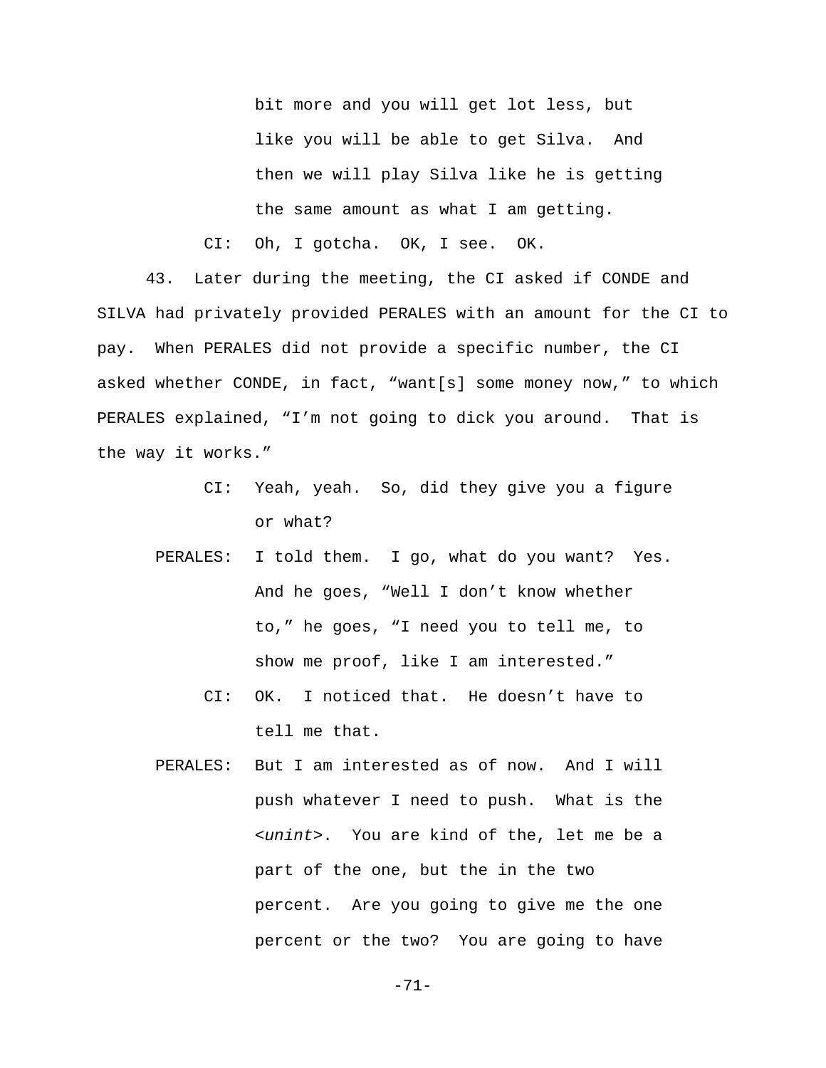bit more and you will get lot less, but like you will be able to get Silva. And then we will play Silva like he is getting the same amount as what I am getting.

CI: Oh, I gotcha. OK, I see. OK.

43. Later during the meeting, the CI asked if CONDE and SILVA had privately provided PERALES with an amount for the CI to pay. When PERALES did not provide a specific number, the CI asked whether CONDE, in fact, "want[s] some money now," to which PERALES explained, "I'm not going to dick you around. That is the way it works."

CI: Yeah, yeah. So, did they give you a figure or what?

PERALES: I told them. I go, what do you want? Yes. And he goes, "Well I don't know whether to," he goes, "I need you to tell me, to show me proof, like I am interested."

CI: OK. I noticed that. He doesn't have to tell me that.

PERALES: But I am interested as of now. And I will push whatever I need to push. What is the <*unint*>. You are kind of the, let me be a part of the one, but the in the two percent. Are you going to give me the one percent or the two? You are going to have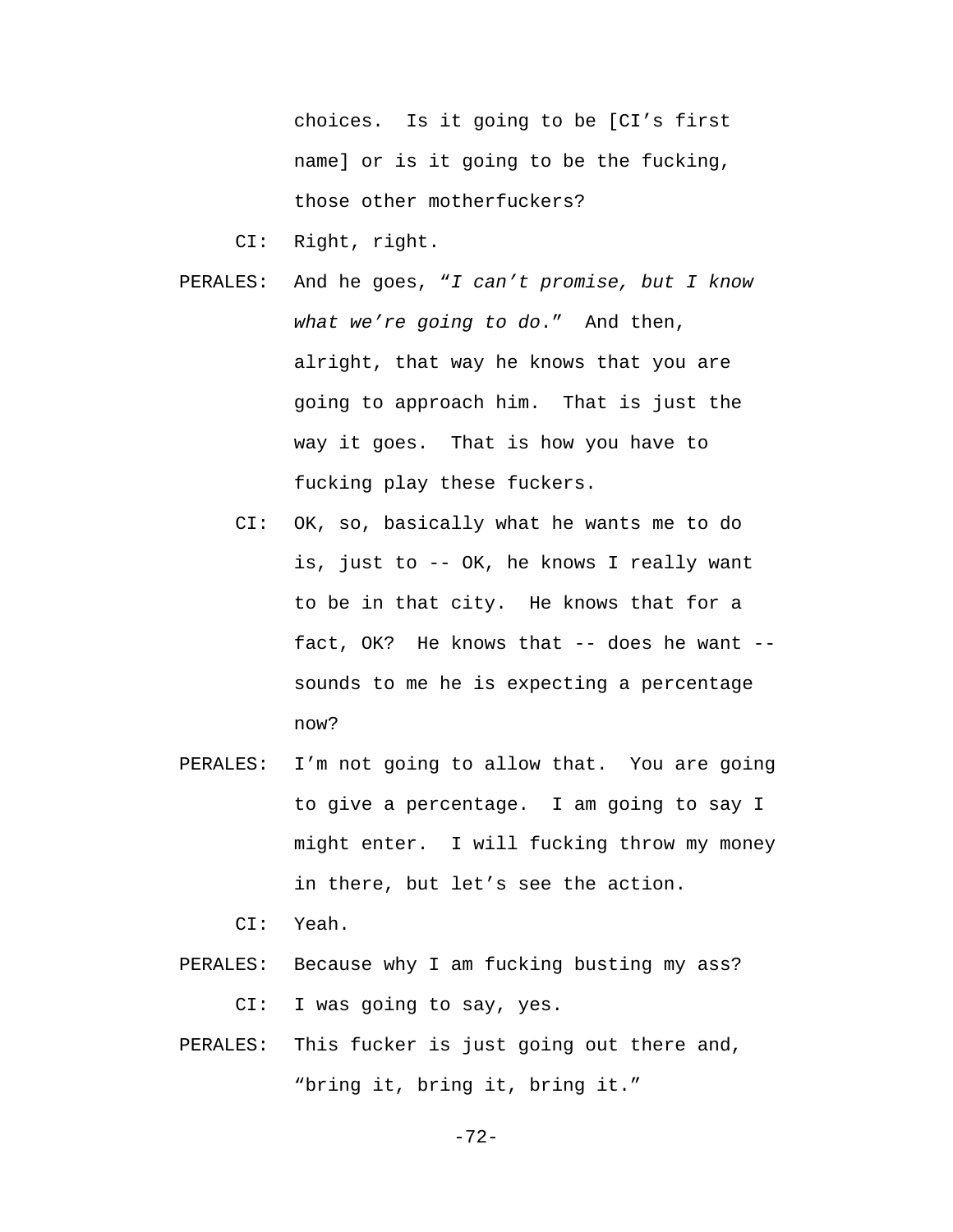choices. Is it going to be [CI's first name] or is it going to be the fucking, those other motherfuckers?

CI: Right, right.

PERALES: And he goes, "*I can't promise, but I know what we're going to do*." And then, alright, that way he knows that you are going to approach him. That is just the way it goes. That is how you have to fucking play these fuckers.

CI: OK, so, basically what he wants me to do is, just to -- OK, he knows I really want to be in that city. He knows that for a fact, OK? He knows that -- does he want -- sounds to me he is expecting a percentage now?

PERALES: I'm not going to allow that. You are going to give a percentage. I am going to say I might enter. I will fucking throw my money in there, but let's see the action.

CI: Yeah.

PERALES: Because why I am fucking busting my ass?

CI: I was going to say, yes.

PERALES: This fucker is just going out there and, "bring it, bring it, bring it."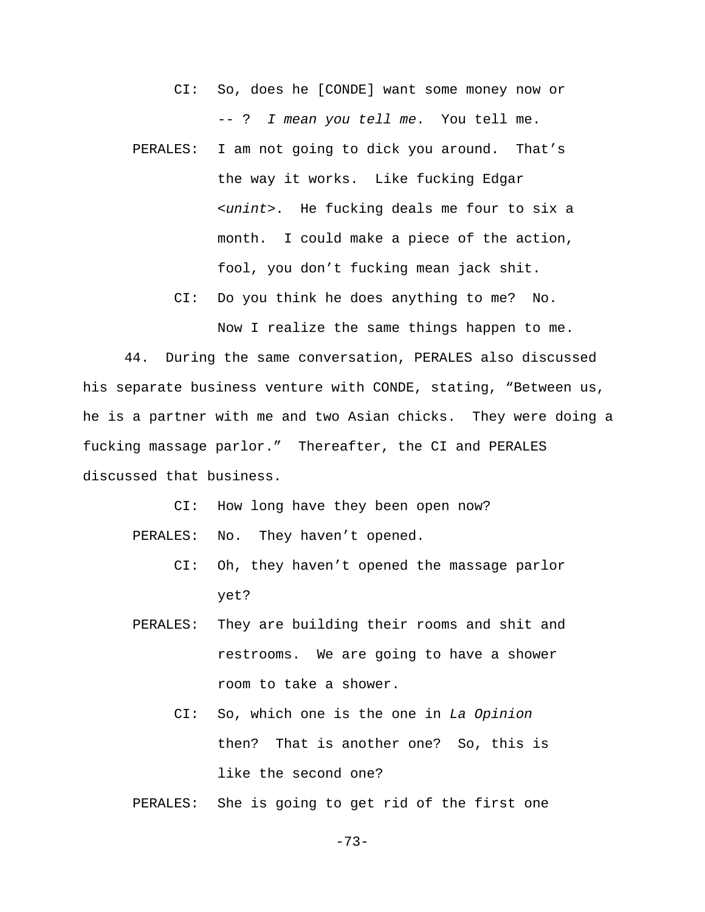CI: So, does he [CONDE] want some money now or -- ? *I mean you tell me*. You tell me.

PERALES: I am not going to dick you around. That's the way it works. Like fucking Edgar <*unint*>. He fucking deals me four to six a month. I could make a piece of the action, fool, you don't fucking mean jack shit.

CI: Do you think he does anything to me? No. Now I realize the same things happen to me.

44. During the same conversation, PERALES also discussed his separate business venture with CONDE, stating, "Between us, he is a partner with me and two Asian chicks. They were doing a fucking massage parlor." Thereafter, the CI and PERALES discussed that business.

CI: How long have they been open now?

PERALES: No. They haven't opened.

CI: Oh, they haven't opened the massage parlor yet?

PERALES: They are building their rooms and shit and restrooms. We are going to have a shower room to take a shower.

CI: So, which one is the one in *La Opinion* then? That is another one? So, this is like the second one?

PERALES: She is going to get rid of the first one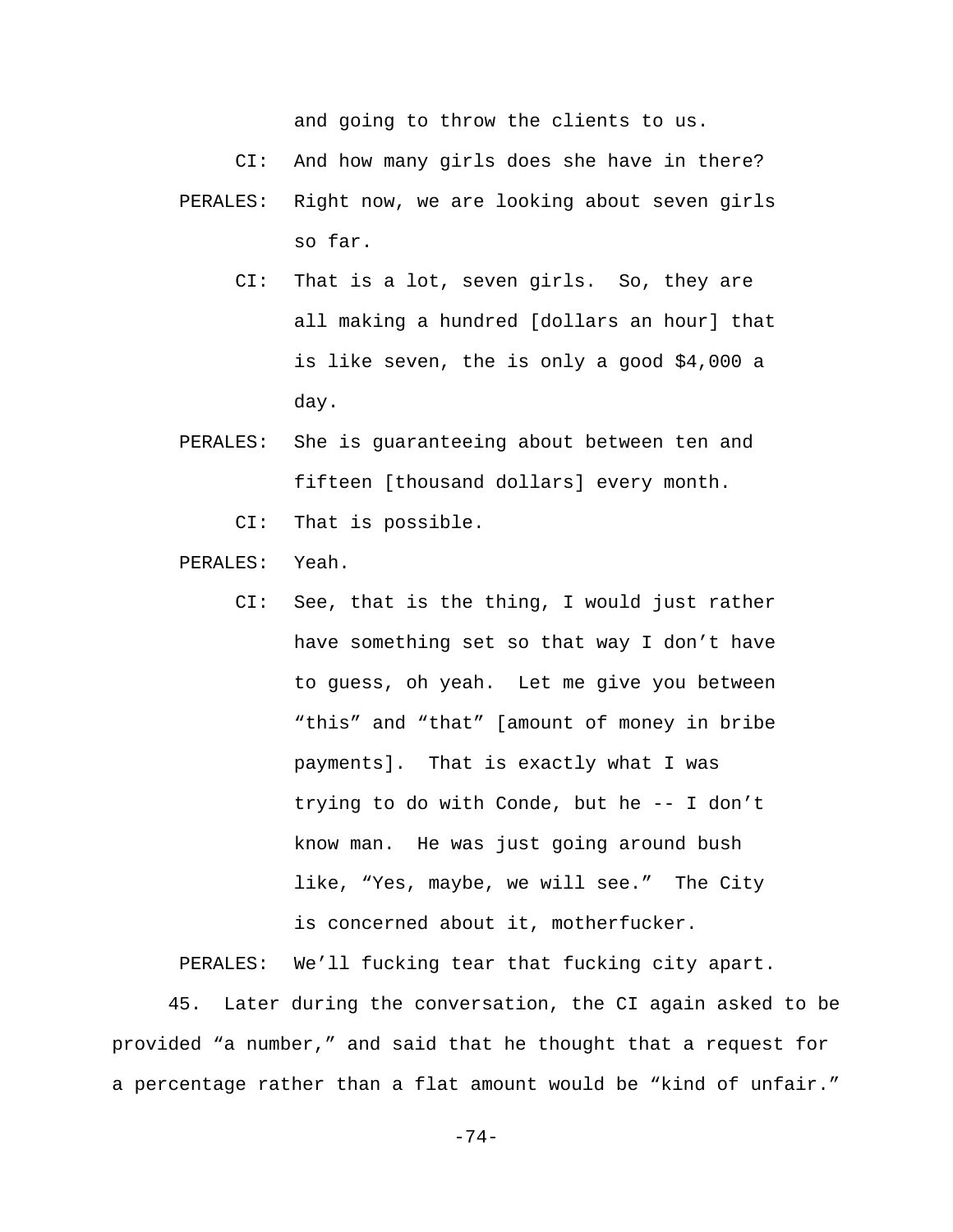and going to throw the clients to us.

CI: And how many girls does she have in there?

PERALES: Right now, we are looking about seven girls so far.

CI: That is a lot, seven girls. So, they are all making a hundred [dollars an hour] that is like seven, the is only a good $4,000 a day.

PERALES: She is guaranteeing about between ten and fifteen [thousand dollars] every month.

CI: That is possible.

PERALES: Yeah.

CI: See, that is the thing, I would just rather have something set so that way I don't have to guess, oh yeah. Let me give you between "this" and "that" [amount of money in bribe payments]. That is exactly what I was trying to do with Conde, but he -- I don't know man. He was just going around bush like, "Yes, maybe, we will see." The City is concerned about it, motherfucker.

PERALES: We'll fucking tear that fucking city apart.

45. Later during the conversation, the CI again asked to be provided "a number," and said that he thought that a request for a percentage rather than a flat amount would be "kind of unfair."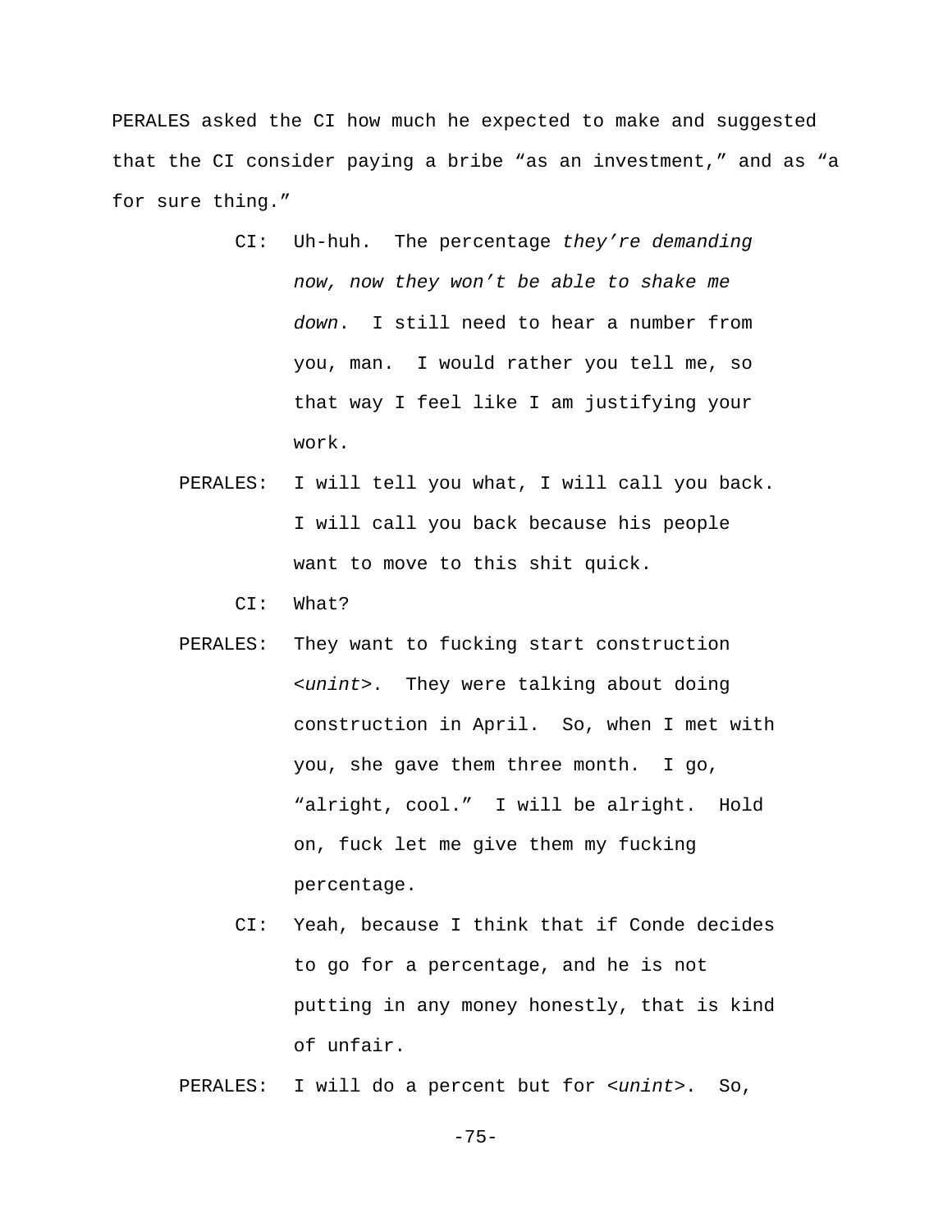PERALES asked the CI how much he expected to make and suggested that the CI consider paying a bribe "as an investment," and as "a for sure thing."

> CI: Uh-huh. The percentage *they're demanding now, now they won't be able to shake me down*. I still need to hear a number from you, man. I would rather you tell me, so that way I feel like I am justifying your work.
>
> PERALES: I will tell you what, I will call you back. I will call you back because his people want to move to this shit quick.
>
> CI: What?
>
> PERALES: They want to fucking start construction <*unint*>. They were talking about doing construction in April. So, when I met with you, she gave them three month. I go, "alright, cool." I will be alright. Hold on, fuck let me give them my fucking percentage.
>
> CI: Yeah, because I think that if Conde decides to go for a percentage, and he is not putting in any money honestly, that is kind of unfair.
>
> PERALES: I will do a percent but for <*unint*>. So,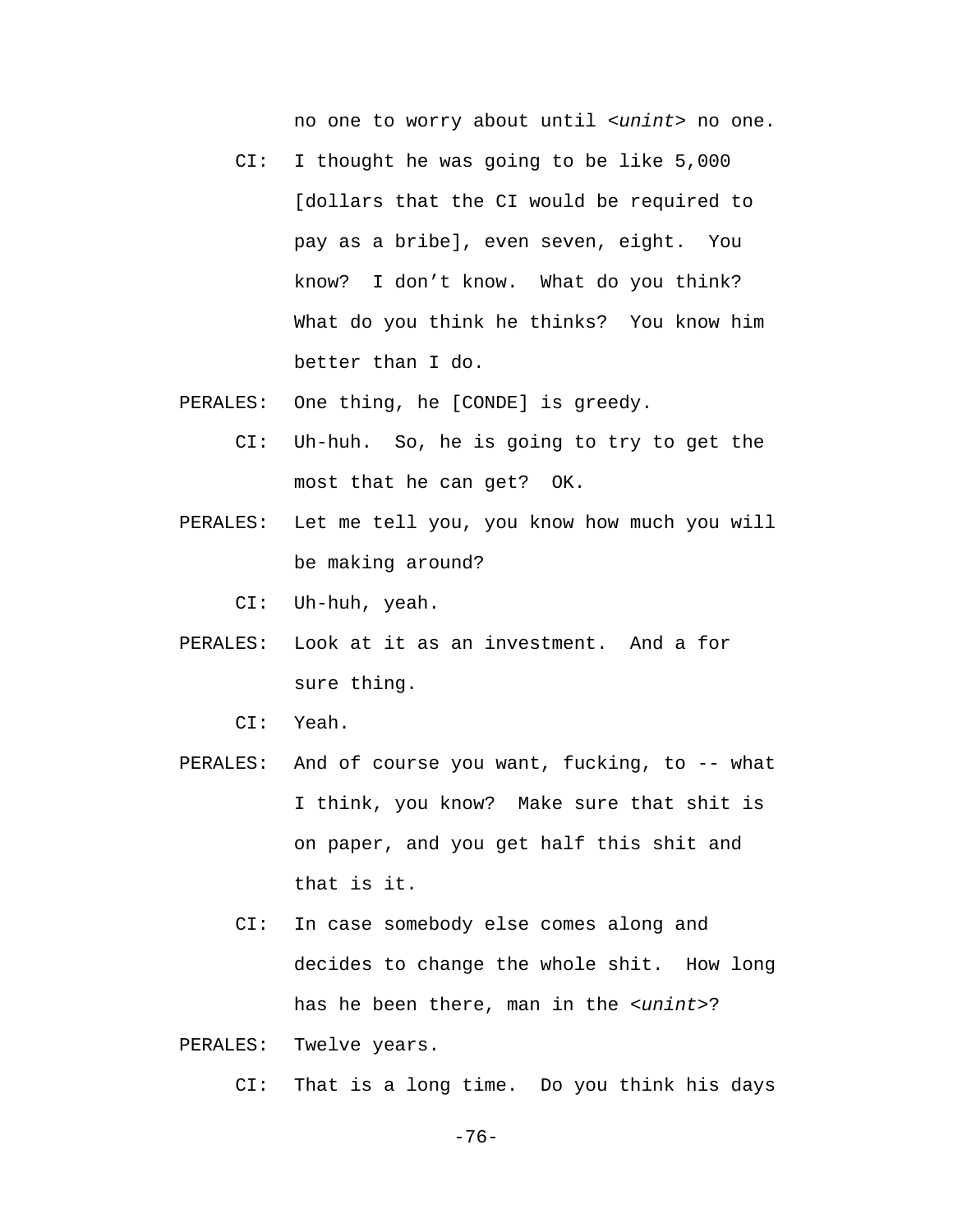no one to worry about until *<unint>* no one.

CI: I thought he was going to be like 5,000 [dollars that the CI would be required to pay as a bribe], even seven, eight. You know? I don't know. What do you think? What do you think he thinks? You know him better than I do.

PERALES: One thing, he [CONDE] is greedy.

CI: Uh-huh. So, he is going to try to get the most that he can get? OK.

PERALES: Let me tell you, you know how much you will be making around?

CI: Uh-huh, yeah.

PERALES: Look at it as an investment. And a for sure thing.

CI: Yeah.

PERALES: And of course you want, fucking, to -- what I think, you know? Make sure that shit is on paper, and you get half this shit and that is it.

CI: In case somebody else comes along and decides to change the whole shit. How long has he been there, man in the *<unint>*?

PERALES: Twelve years.

CI: That is a long time. Do you think his days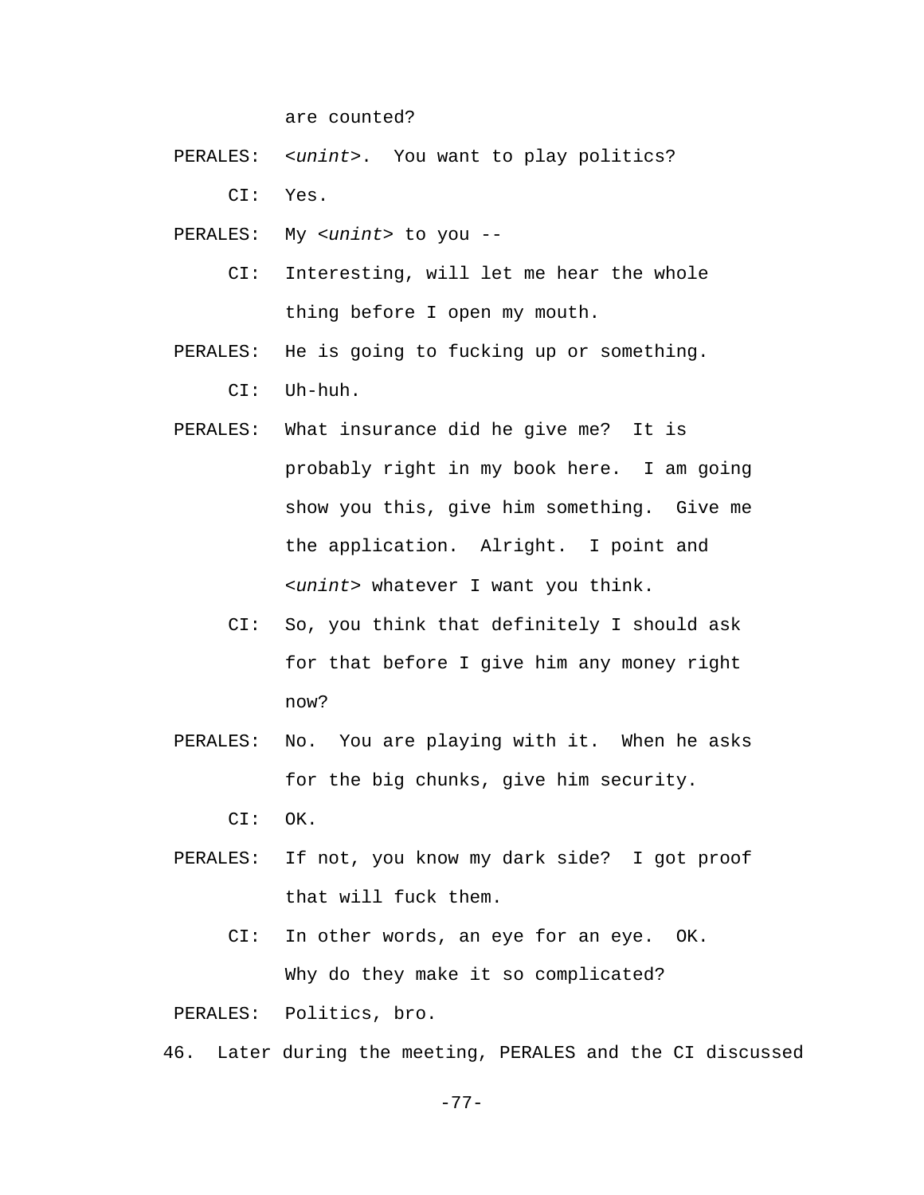are counted?

PERALES: <*unint*>. You want to play politics?

CI: Yes.

PERALES: My <*unint*> to you --

CI: Interesting, will let me hear the whole thing before I open my mouth.

PERALES: He is going to fucking up or something.

CI: Uh-huh.

PERALES: What insurance did he give me? It is probably right in my book here. I am going show you this, give him something. Give me the application. Alright. I point and <*unint*> whatever I want you think.

CI: So, you think that definitely I should ask for that before I give him any money right now?

PERALES: No. You are playing with it. When he asks for the big chunks, give him security.

CI: OK.

PERALES: If not, you know my dark side? I got proof that will fuck them.

CI: In other words, an eye for an eye. OK. Why do they make it so complicated?

PERALES: Politics, bro.

46. Later during the meeting, PERALES and the CI discussed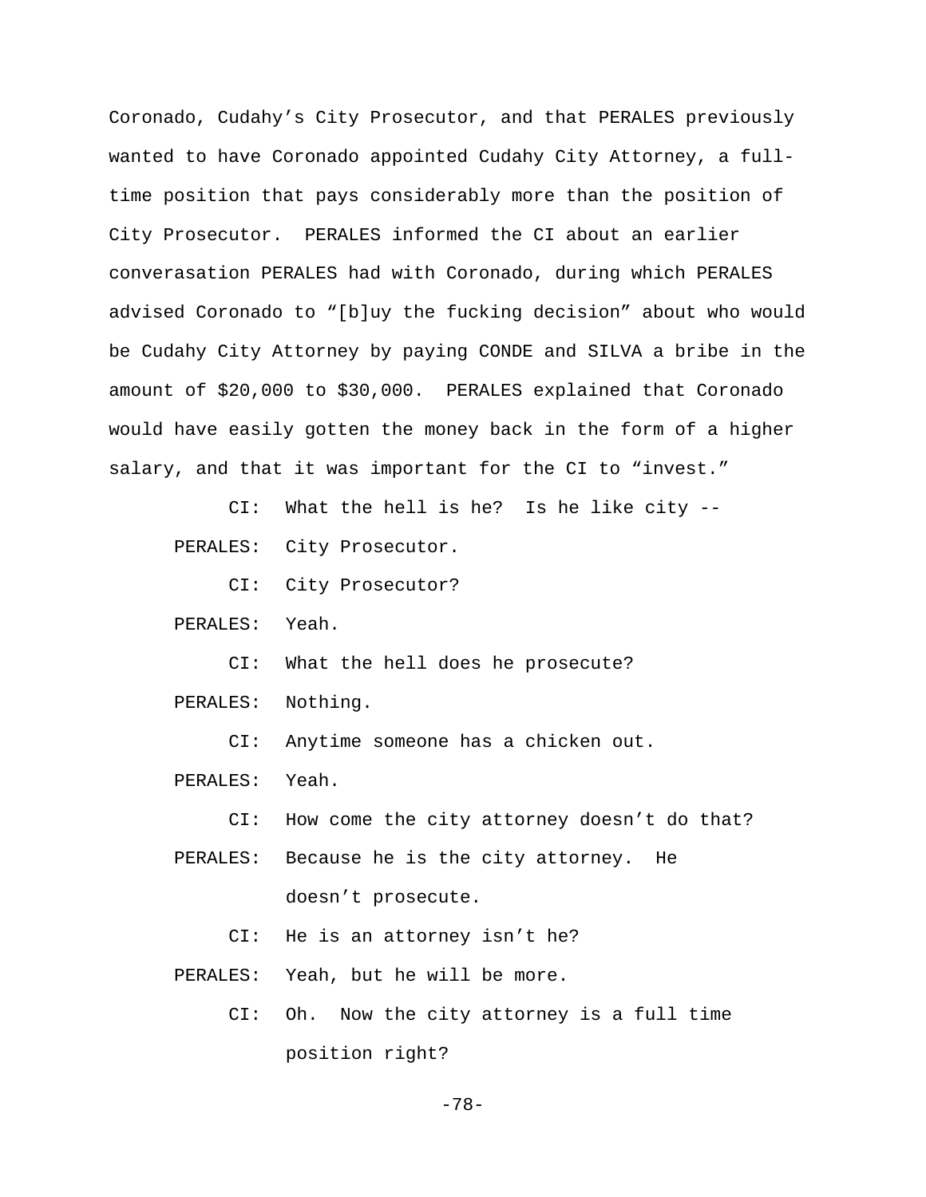Coronado, Cudahy's City Prosecutor, and that PERALES previously wanted to have Coronado appointed Cudahy City Attorney, a full-time position that pays considerably more than the position of City Prosecutor. PERALES informed the CI about an earlier converasation PERALES had with Coronado, during which PERALES advised Coronado to "[b]uy the fucking decision" about who would be Cudahy City Attorney by paying CONDE and SILVA a bribe in the amount of $20,000 to $30,000. PERALES explained that Coronado would have easily gotten the money back in the form of a higher salary, and that it was important for the CI to "invest."

CI: What the hell is he? Is he like city --

PERALES: City Prosecutor.

CI: City Prosecutor?

PERALES: Yeah.

CI: What the hell does he prosecute?

PERALES: Nothing.

CI: Anytime someone has a chicken out.

PERALES: Yeah.

CI: How come the city attorney doesn't do that?

PERALES: Because he is the city attorney. He doesn't prosecute.

CI: He is an attorney isn't he?

PERALES: Yeah, but he will be more.

CI: Oh. Now the city attorney is a full time position right?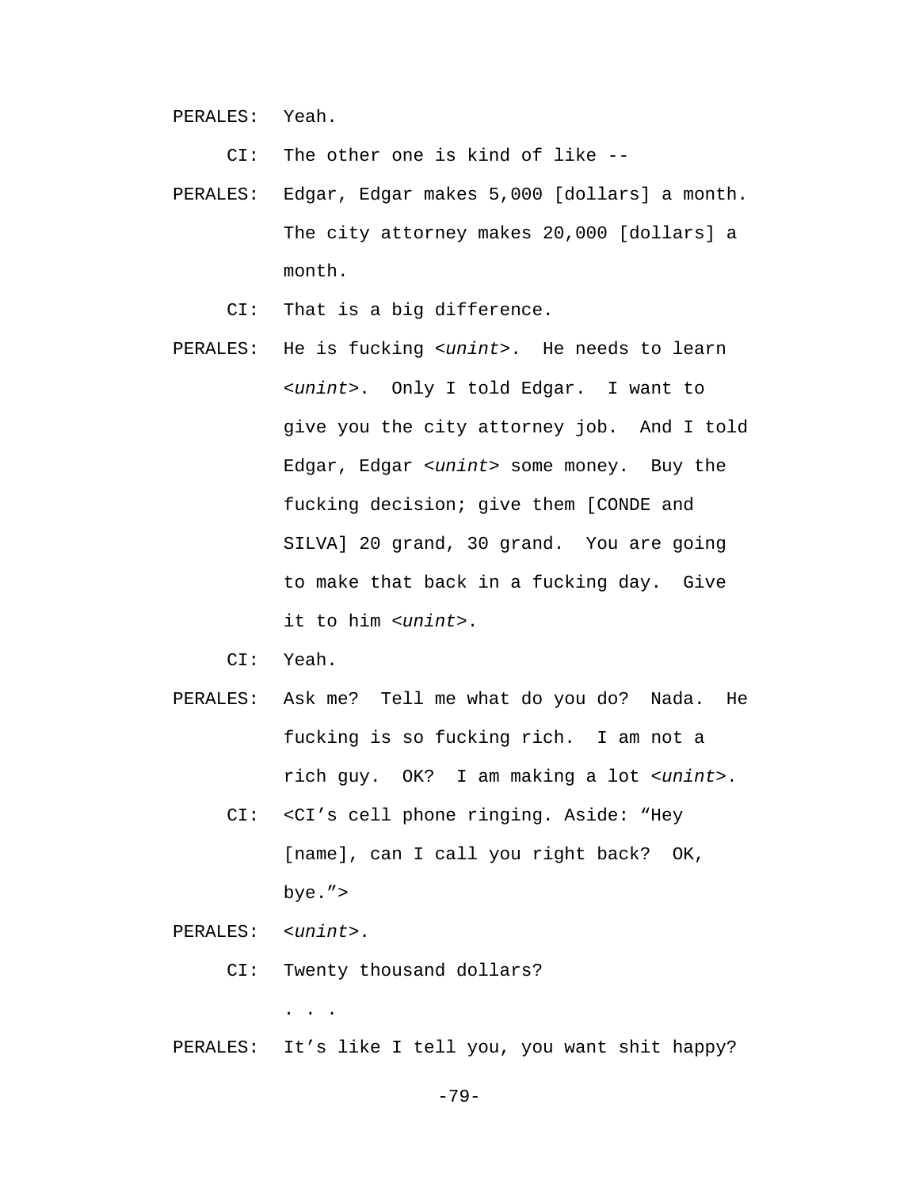PERALES: Yeah.

CI: The other one is kind of like --

PERALES: Edgar, Edgar makes 5,000 [dollars] a month. The city attorney makes 20,000 [dollars] a month.

CI: That is a big difference.

PERALES: He is fucking <*unint*>. He needs to learn <*unint*>. Only I told Edgar. I want to give you the city attorney job. And I told Edgar, Edgar <*unint*> some money. Buy the fucking decision; give them [CONDE and SILVA] 20 grand, 30 grand. You are going to make that back in a fucking day. Give it to him <*unint*>.

CI: Yeah.

PERALES: Ask me? Tell me what do you do? Nada. He fucking is so fucking rich. I am not a rich guy. OK? I am making a lot <*unint*>.

CI: <CI's cell phone ringing. Aside: "Hey [name], can I call you right back? OK, bye.">

PERALES: <*unint*>.

CI: Twenty thousand dollars?

. . .

PERALES: It's like I tell you, you want shit happy?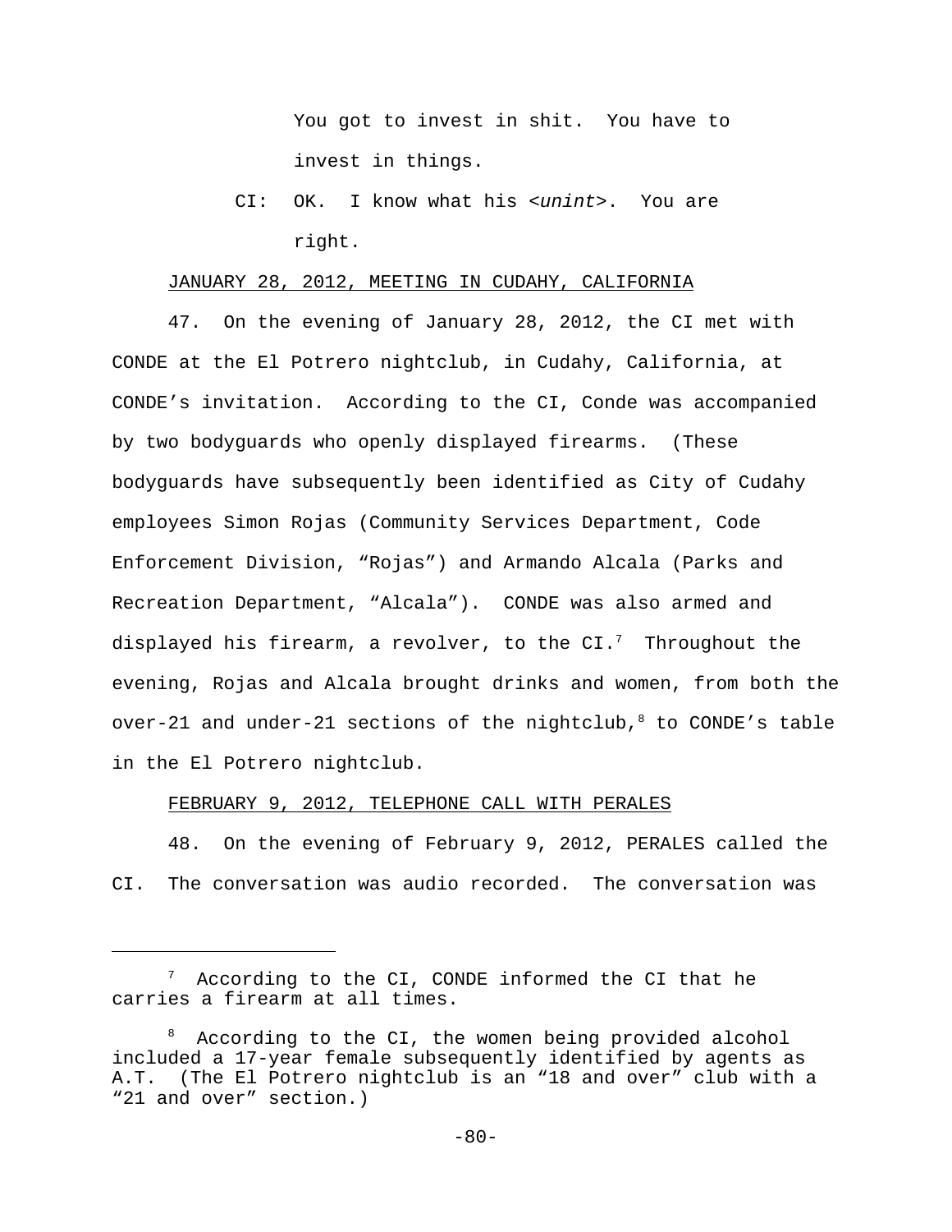You got to invest in shit. You have to invest in things.

CI: OK. I know what his <*unint*>. You are right.

JANUARY 28, 2012, MEETING IN CUDAHY, CALIFORNIA

47. On the evening of January 28, 2012, the CI met with CONDE at the El Potrero nightclub, in Cudahy, California, at CONDE's invitation. According to the CI, Conde was accompanied by two bodyguards who openly displayed firearms. (These bodyguards have subsequently been identified as City of Cudahy employees Simon Rojas (Community Services Department, Code Enforcement Division, "Rojas") and Armando Alcala (Parks and Recreation Department, "Alcala"). CONDE was also armed and displayed his firearm, a revolver, to the CI.[7] Throughout the evening, Rojas and Alcala brought drinks and women, from both the over-21 and under-21 sections of the nightclub,[8] to CONDE's table in the El Potrero nightclub.

FEBRUARY 9, 2012, TELEPHONE CALL WITH PERALES

48. On the evening of February 9, 2012, PERALES called the CI. The conversation was audio recorded. The conversation was

---

[7] According to the CI, CONDE informed the CI that he carries a firearm at all times.

[8] According to the CI, the women being provided alcohol included a 17-year female subsequently identified by agents as A.T. (The El Potrero nightclub is an "18 and over" club with a "21 and over" section.)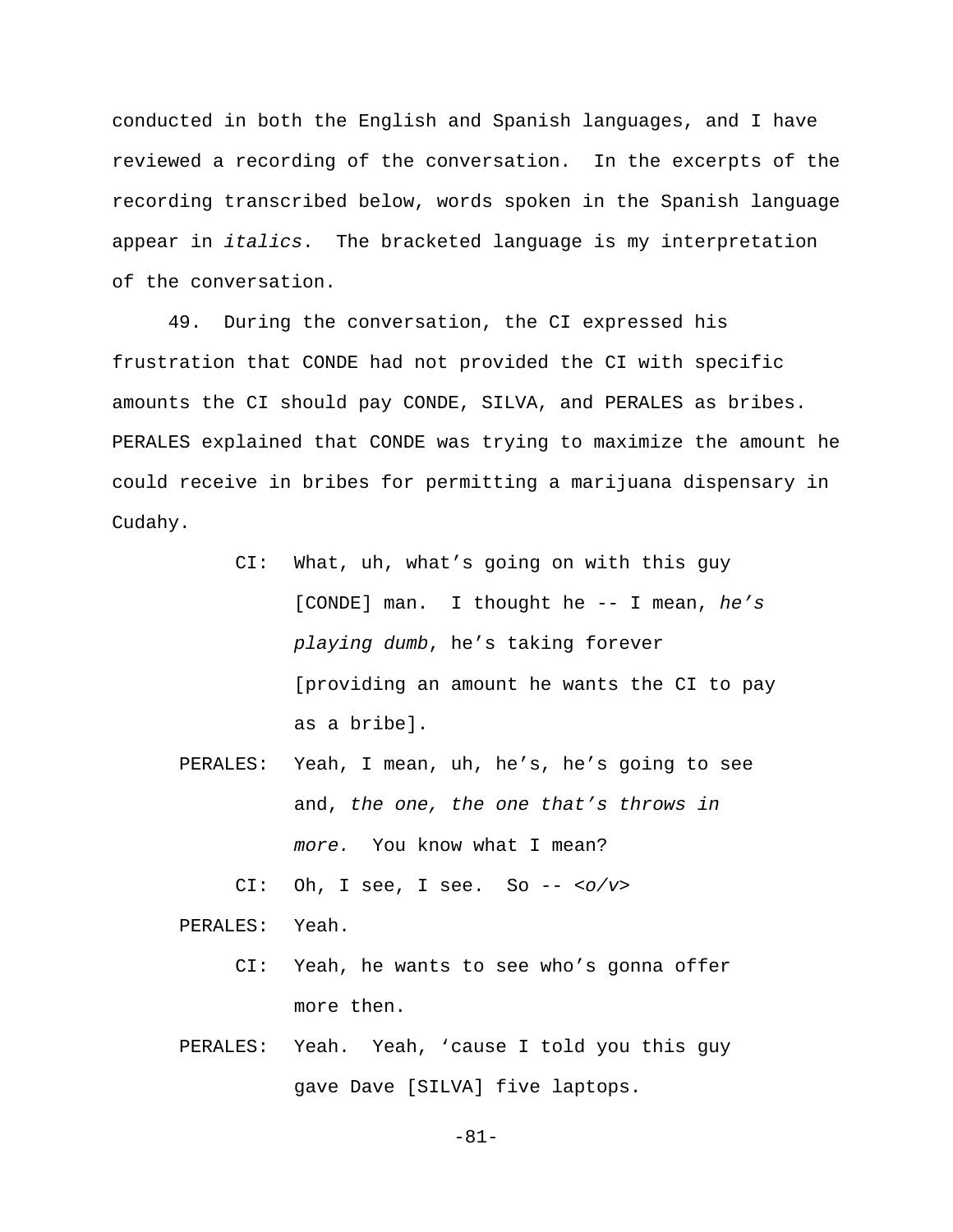conducted in both the English and Spanish languages, and I have reviewed a recording of the conversation. In the excerpts of the recording transcribed below, words spoken in the Spanish language appear in *italics*. The bracketed language is my interpretation of the conversation.

49. During the conversation, the CI expressed his frustration that CONDE had not provided the CI with specific amounts the CI should pay CONDE, SILVA, and PERALES as bribes. PERALES explained that CONDE was trying to maximize the amount he could receive in bribes for permitting a marijuana dispensary in Cudahy.

> CI: What, uh, what's going on with this guy [CONDE] man. I thought he -- I mean, *he's playing dumb*, he's taking forever [providing an amount he wants the CI to pay as a bribe].
>
> PERALES: Yeah, I mean, uh, he's, he's going to see and, *the one, the one that's throws in more.* You know what I mean?
>
> CI: Oh, I see, I see. So -- *<o/v>*
>
> PERALES: Yeah.
>
> CI: Yeah, he wants to see who's gonna offer more then.
>
> PERALES: Yeah. Yeah, 'cause I told you this guy gave Dave [SILVA] five laptops.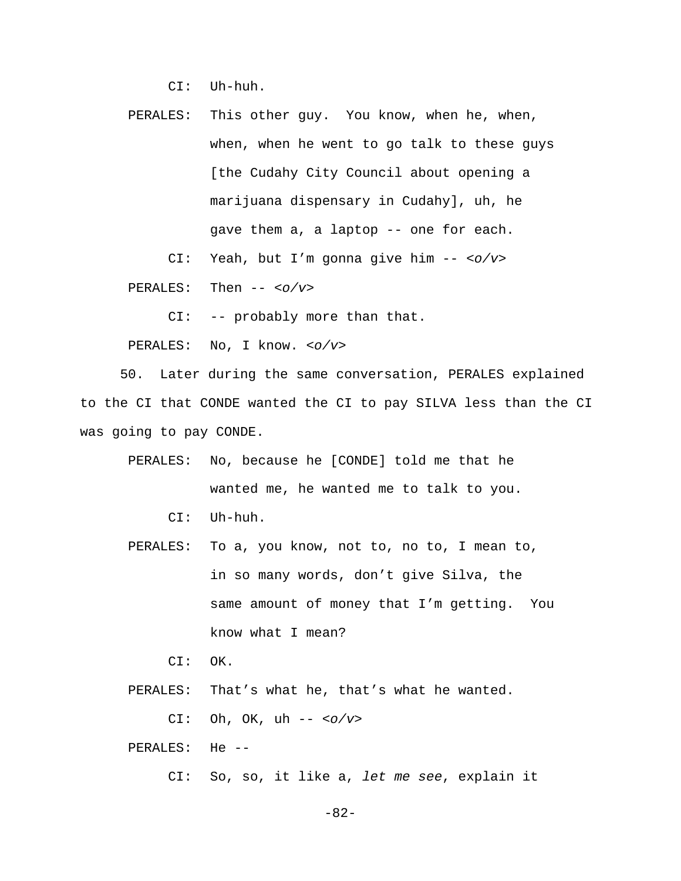CI: Uh-huh.

PERALES: This other guy. You know, when he, when, when, when he went to go talk to these guys [the Cudahy City Council about opening a marijuana dispensary in Cudahy], uh, he gave them a, a laptop -- one for each.

CI: Yeah, but I'm gonna give him -- *<o/v>*

PERALES: Then -- *<o/v>*

CI: -- probably more than that.

PERALES: No, I know. *<o/v>*

50. Later during the same conversation, PERALES explained to the CI that CONDE wanted the CI to pay SILVA less than the CI was going to pay CONDE.

PERALES: No, because he [CONDE] told me that he wanted me, he wanted me to talk to you.

CI: Uh-huh.

PERALES: To a, you know, not to, no to, I mean to, in so many words, don't give Silva, the same amount of money that I'm getting. You know what I mean?

CI: OK.

PERALES: That's what he, that's what he wanted.

CI: Oh, OK, uh -- *<o/v>*

PERALES: He --

CI: So, so, it like a, *let me see*, explain it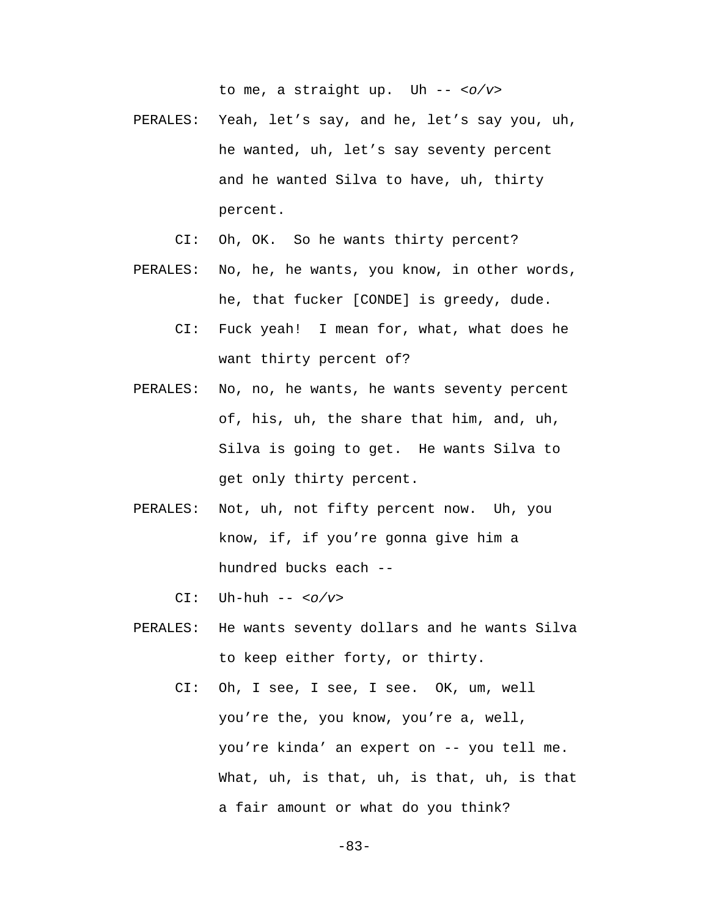to me, a straight up. Uh -- *<o/v>*

PERALES: Yeah, let's say, and he, let's say you, uh, he wanted, uh, let's say seventy percent and he wanted Silva to have, uh, thirty percent.

CI: Oh, OK. So he wants thirty percent?

PERALES: No, he, he wants, you know, in other words, he, that fucker [CONDE] is greedy, dude.

CI: Fuck yeah! I mean for, what, what does he want thirty percent of?

PERALES: No, no, he wants, he wants seventy percent of, his, uh, the share that him, and, uh, Silva is going to get. He wants Silva to get only thirty percent.

PERALES: Not, uh, not fifty percent now. Uh, you know, if, if you're gonna give him a hundred bucks each --

CI: Uh-huh -- *<o/v>*

PERALES: He wants seventy dollars and he wants Silva to keep either forty, or thirty.

CI: Oh, I see, I see, I see. OK, um, well you're the, you know, you're a, well, you're kinda' an expert on -- you tell me. What, uh, is that, uh, is that, uh, is that a fair amount or what do you think?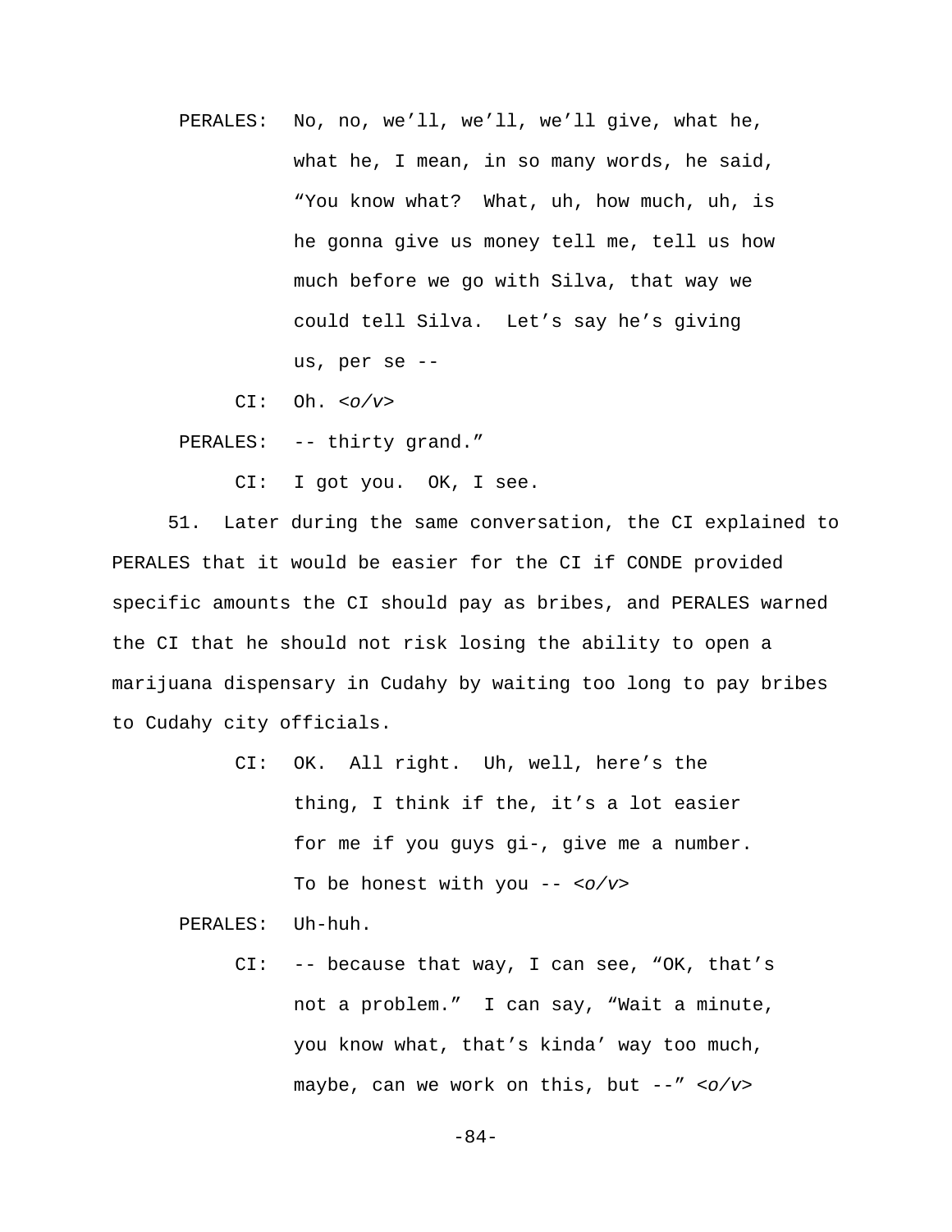PERALES: No, no, we'll, we'll, we'll give, what he, what he, I mean, in so many words, he said, "You know what? What, uh, how much, uh, is he gonna give us money tell me, tell us how much before we go with Silva, that way we could tell Silva. Let's say he's giving us, per se --

CI: Oh. *<o/v>*

PERALES: -- thirty grand."

CI: I got you. OK, I see.

51. Later during the same conversation, the CI explained to PERALES that it would be easier for the CI if CONDE provided specific amounts the CI should pay as bribes, and PERALES warned the CI that he should not risk losing the ability to open a marijuana dispensary in Cudahy by waiting too long to pay bribes to Cudahy city officials.

CI: OK. All right. Uh, well, here's the thing, I think if the, it's a lot easier for me if you guys gi-, give me a number. To be honest with you -- *<o/v>*

PERALES: Uh-huh.

CI: -- because that way, I can see, "OK, that's not a problem." I can say, "Wait a minute, you know what, that's kinda' way too much, maybe, can we work on this, but --" *<o/v>*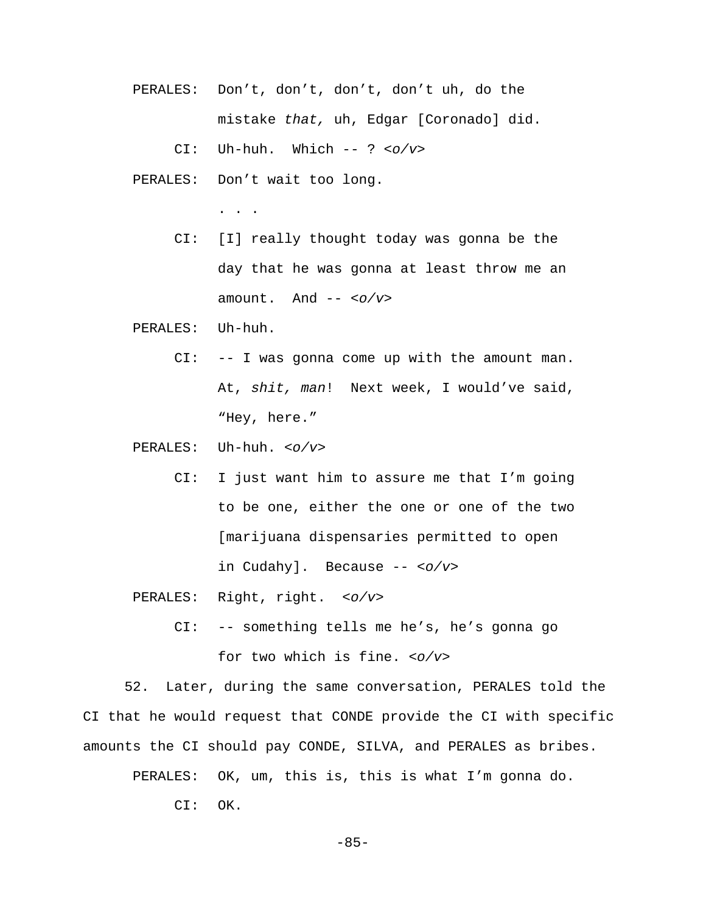PERALES: Don't, don't, don't, don't uh, do the mistake *that,* uh, Edgar [Coronado] did.

CI: Uh-huh. Which -- ? *<o/v>*

PERALES: Don't wait too long.

. . .

CI: [I] really thought today was gonna be the day that he was gonna at least throw me an amount. And -- *<o/v>*

PERALES: Uh-huh.

CI: -- I was gonna come up with the amount man. At, *shit, man*! Next week, I would've said, "Hey, here."

PERALES: Uh-huh. *<o/v>*

CI: I just want him to assure me that I'm going to be one, either the one or one of the two [marijuana dispensaries permitted to open in Cudahy]. Because -- *<o/v>*

PERALES: Right, right. *<o/v>*

CI: -- something tells me he's, he's gonna go for two which is fine. *<o/v>*

52. Later, during the same conversation, PERALES told the CI that he would request that CONDE provide the CI with specific amounts the CI should pay CONDE, SILVA, and PERALES as bribes.

PERALES: OK, um, this is, this is what I'm gonna do.

CI: OK.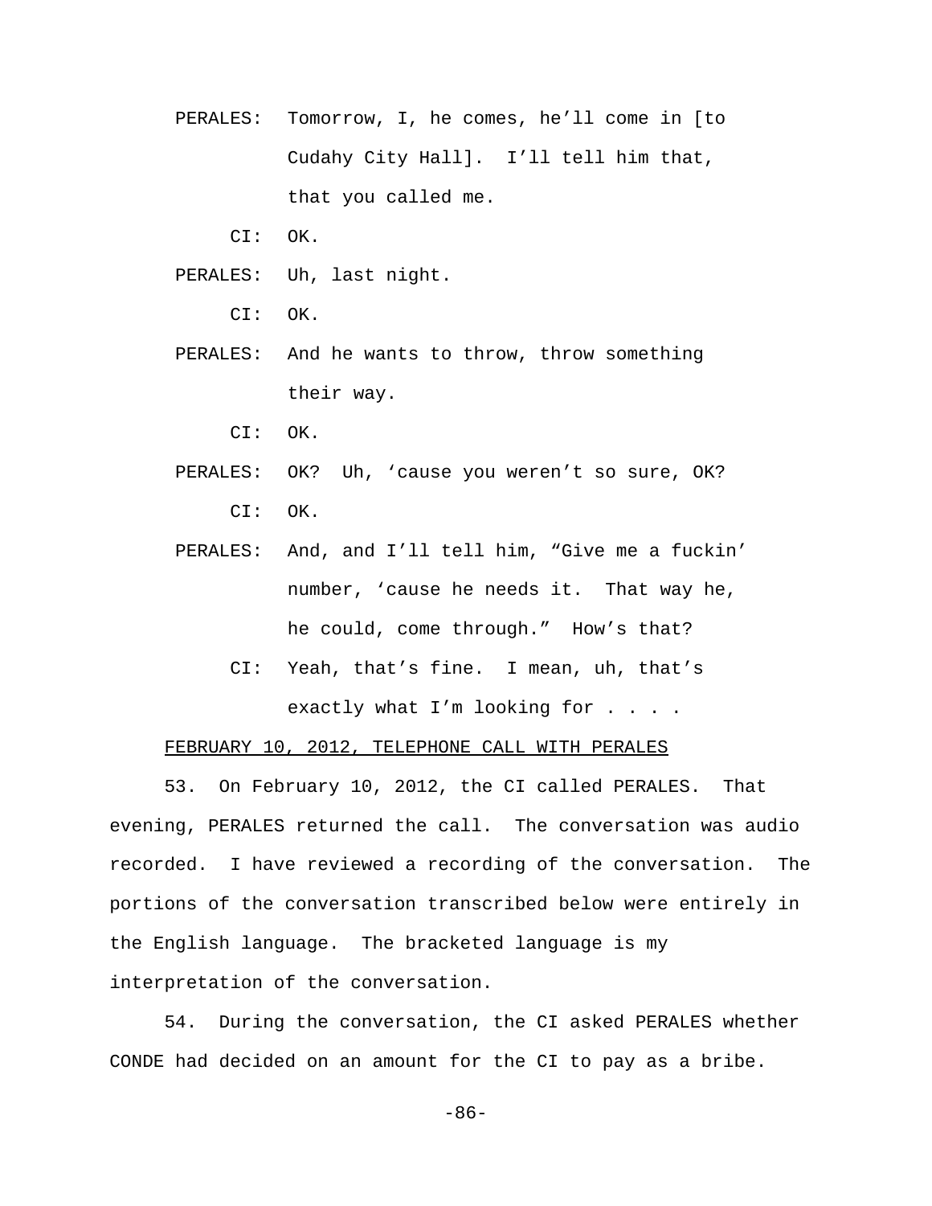PERALES: Tomorrow, I, he comes, he'll come in [to Cudahy City Hall]. I'll tell him that, that you called me.

CI: OK.

PERALES: Uh, last night.

CI: OK.

PERALES: And he wants to throw, throw something their way.

CI: OK.

PERALES: OK? Uh, 'cause you weren't so sure, OK?

CI: OK.

PERALES: And, and I'll tell him, "Give me a fuckin' number, 'cause he needs it. That way he, he could, come through." How's that?

CI: Yeah, that's fine. I mean, uh, that's exactly what I'm looking for . . . .

<u>FEBRUARY 10, 2012, TELEPHONE CALL WITH PERALES</u>

53. On February 10, 2012, the CI called PERALES. That evening, PERALES returned the call. The conversation was audio recorded. I have reviewed a recording of the conversation. The portions of the conversation transcribed below were entirely in the English language. The bracketed language is my interpretation of the conversation.

54. During the conversation, the CI asked PERALES whether CONDE had decided on an amount for the CI to pay as a bribe.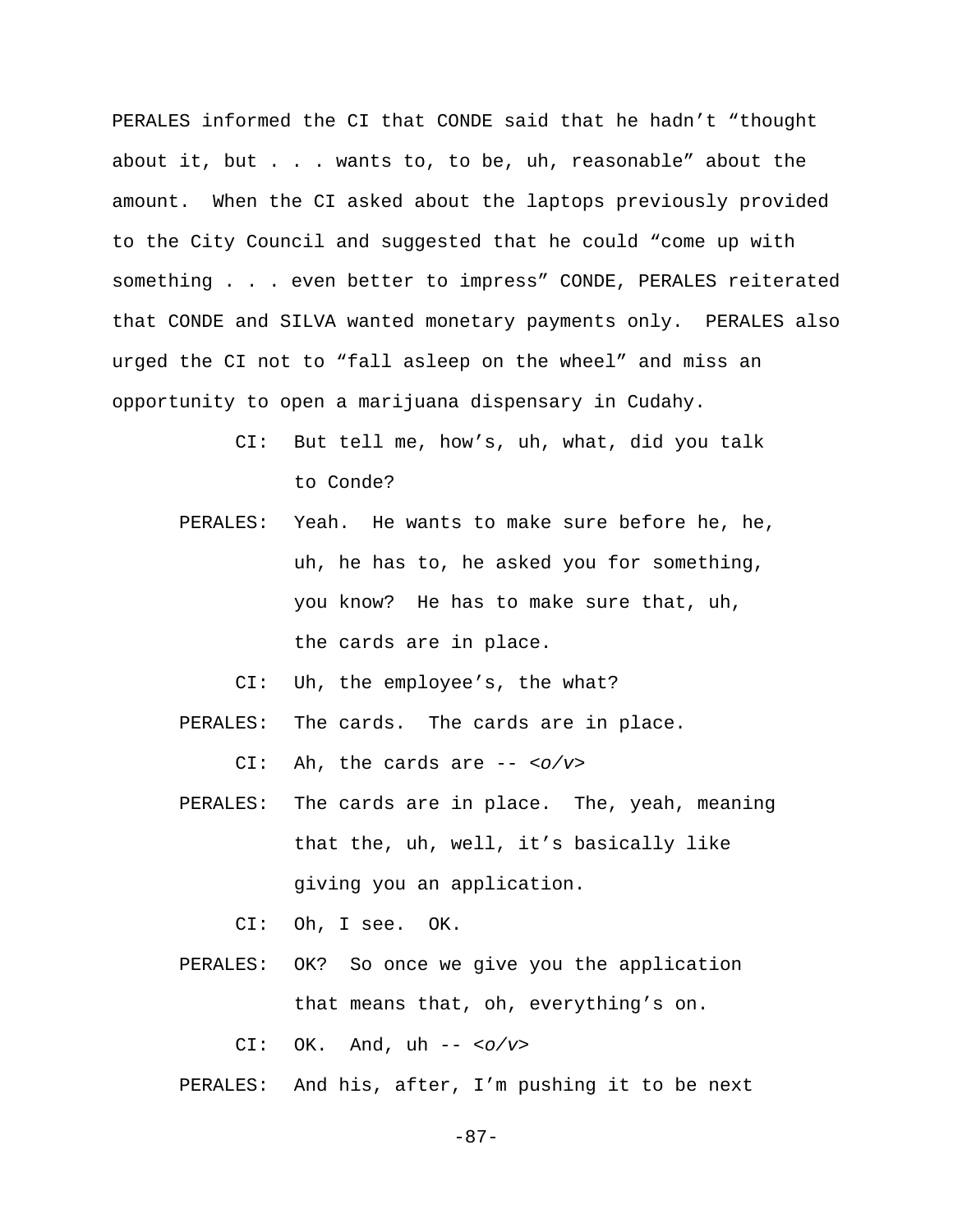PERALES informed the CI that CONDE said that he hadn't "thought about it, but . . . wants to, to be, uh, reasonable" about the amount. When the CI asked about the laptops previously provided to the City Council and suggested that he could "come up with something . . . even better to impress" CONDE, PERALES reiterated that CONDE and SILVA wanted monetary payments only. PERALES also urged the CI not to "fall asleep on the wheel" and miss an opportunity to open a marijuana dispensary in Cudahy.

CI: But tell me, how's, uh, what, did you talk to Conde?

PERALES: Yeah. He wants to make sure before he, he, uh, he has to, he asked you for something, you know? He has to make sure that, uh, the cards are in place.

CI: Uh, the employee's, the what?

PERALES: The cards. The cards are in place.

CI: Ah, the cards are -- *<o/v>*

PERALES: The cards are in place. The, yeah, meaning that the, uh, well, it's basically like giving you an application.

CI: Oh, I see. OK.

PERALES: OK? So once we give you the application that means that, oh, everything's on.

CI: OK. And, uh -- *<o/v>*

PERALES: And his, after, I'm pushing it to be next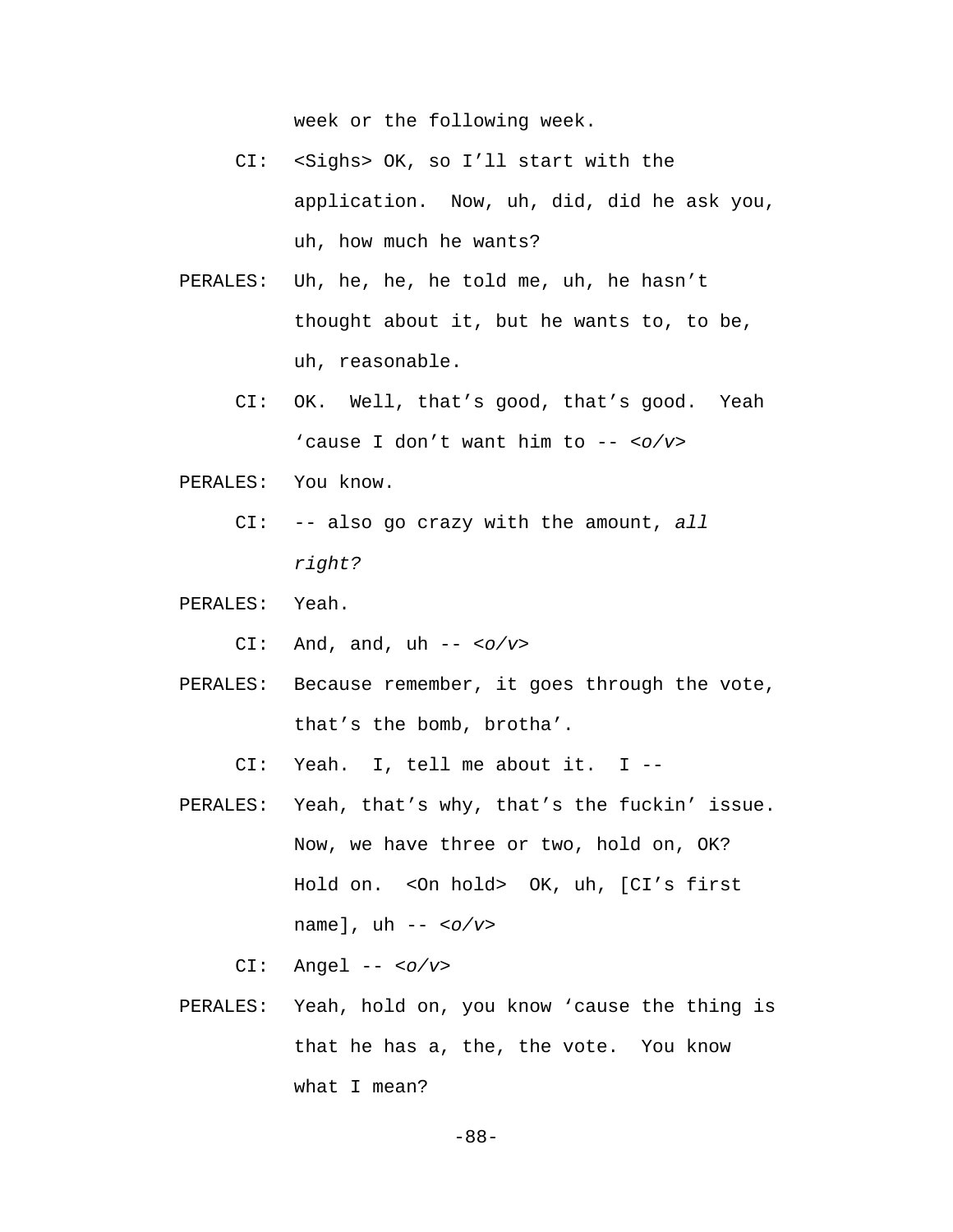week or the following week.

CI: <Sighs> OK, so I'll start with the application. Now, uh, did, did he ask you, uh, how much he wants?

PERALES: Uh, he, he, he told me, uh, he hasn't thought about it, but he wants to, to be, uh, reasonable.

CI: OK. Well, that's good, that's good. Yeah 'cause I don't want him to -- *<o/v>*

PERALES: You know.

CI: -- also go crazy with the amount, *all right?*

PERALES: Yeah.

CI: And, and, uh -- *<o/v>*

PERALES: Because remember, it goes through the vote, that's the bomb, brotha'.

CI: Yeah. I, tell me about it. I --

PERALES: Yeah, that's why, that's the fuckin' issue. Now, we have three or two, hold on, OK? Hold on. <On hold> OK, uh, [CI's first name], uh -- *<o/v>*

CI: Angel -- *<o/v>*

PERALES: Yeah, hold on, you know 'cause the thing is that he has a, the, the vote. You know what I mean?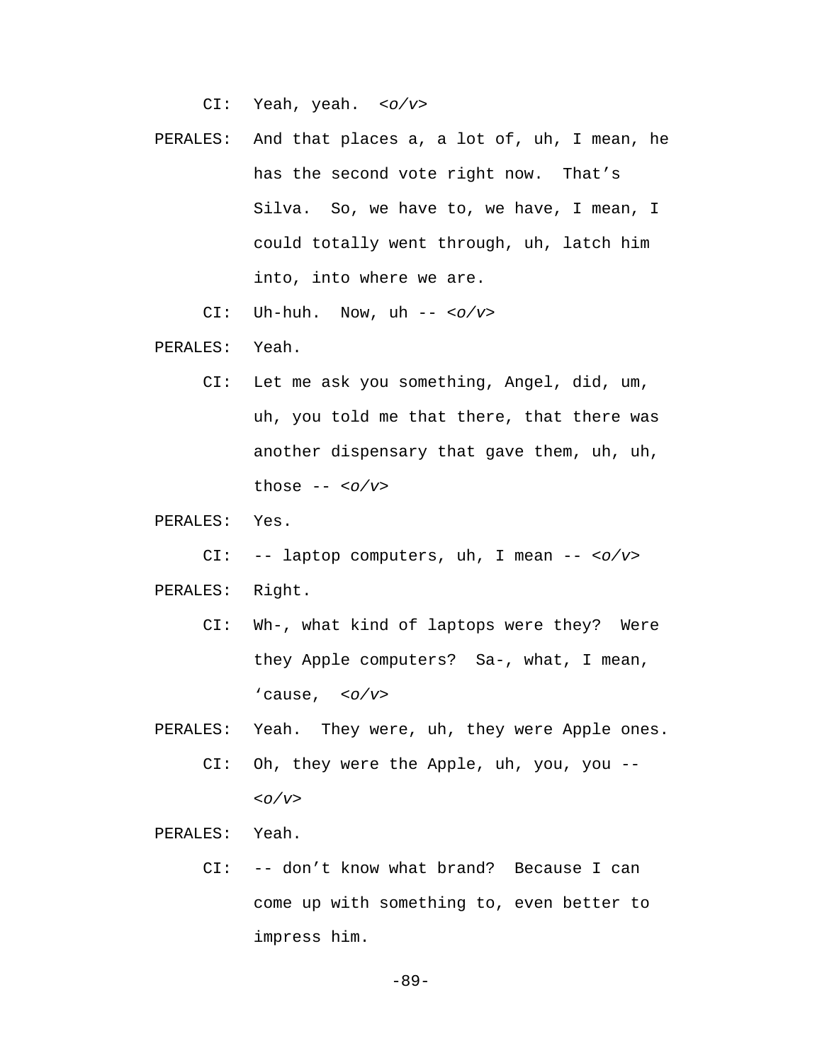CI: Yeah, yeah. *<o/v>*

PERALES: And that places a, a lot of, uh, I mean, he has the second vote right now. That's Silva. So, we have to, we have, I mean, I could totally went through, uh, latch him into, into where we are.

CI: Uh-huh. Now, uh -- *<o/v>*

PERALES: Yeah.

CI: Let me ask you something, Angel, did, um, uh, you told me that there, that there was another dispensary that gave them, uh, uh, those -- *<o/v>*

PERALES: Yes.

CI: -- laptop computers, uh, I mean -- *<o/v>*

PERALES: Right.

CI: Wh-, what kind of laptops were they? Were they Apple computers? Sa-, what, I mean, 'cause, *<o/v>*

PERALES: Yeah. They were, uh, they were Apple ones.

CI: Oh, they were the Apple, uh, you, you -- *<o/v>*

PERALES: Yeah.

CI: -- don't know what brand? Because I can come up with something to, even better to impress him.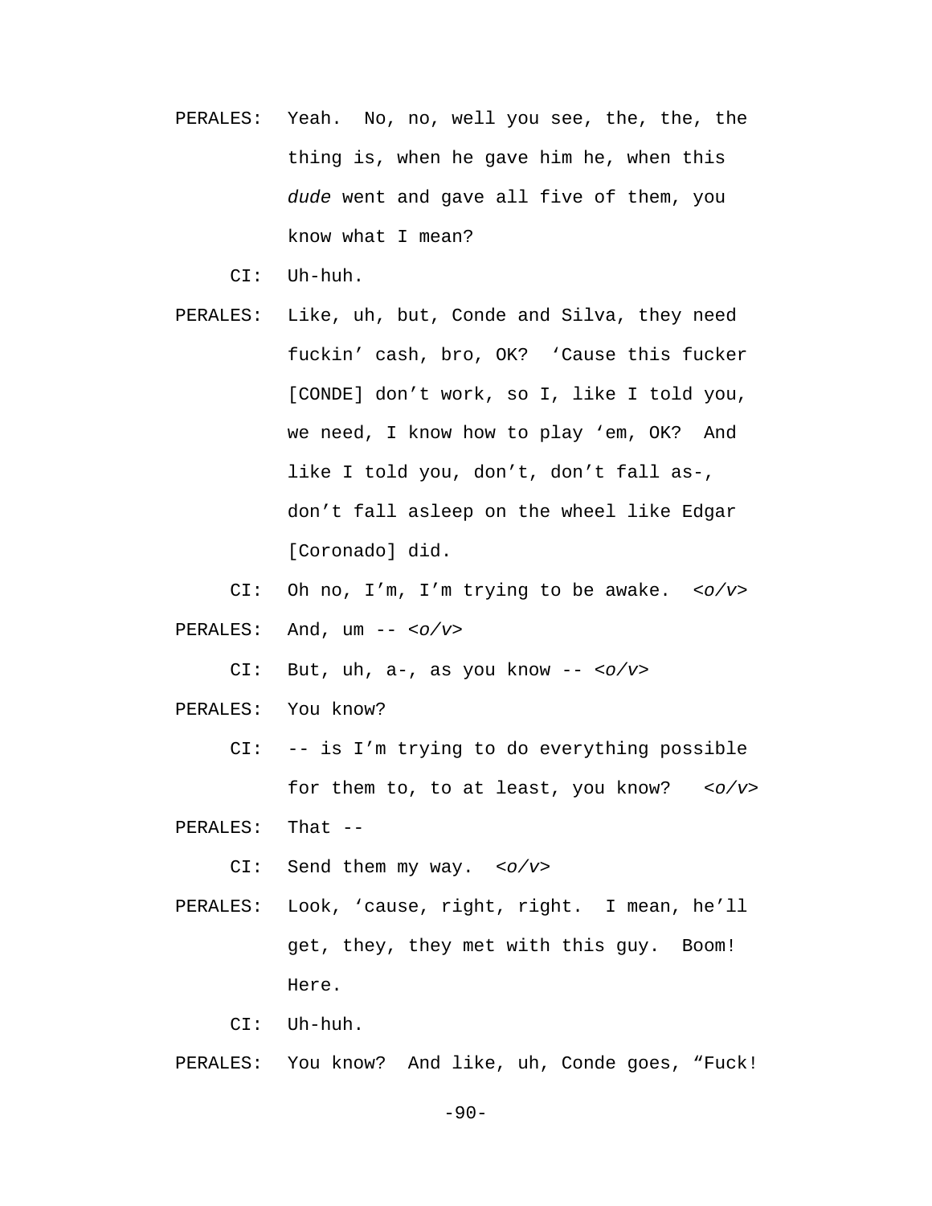PERALES: Yeah. No, no, well you see, the, the, the thing is, when he gave him he, when this *dude* went and gave all five of them, you know what I mean?

CI: Uh-huh.

PERALES: Like, uh, but, Conde and Silva, they need fuckin' cash, bro, OK? 'Cause this fucker [CONDE] don't work, so I, like I told you, we need, I know how to play 'em, OK? And like I told you, don't, don't fall as-, don't fall asleep on the wheel like Edgar [Coronado] did.

CI: Oh no, I'm, I'm trying to be awake. *<o/v>*

PERALES: And, um -- *<o/v>*

CI: But, uh, a-, as you know -- *<o/v>*

PERALES: You know?

CI: -- is I'm trying to do everything possible for them to, to at least, you know? *<o/v>*

PERALES: That --

CI: Send them my way. *<o/v>*

PERALES: Look, 'cause, right, right. I mean, he'll get, they, they met with this guy. Boom! Here.

CI: Uh-huh.

PERALES: You know? And like, uh, Conde goes, "Fuck!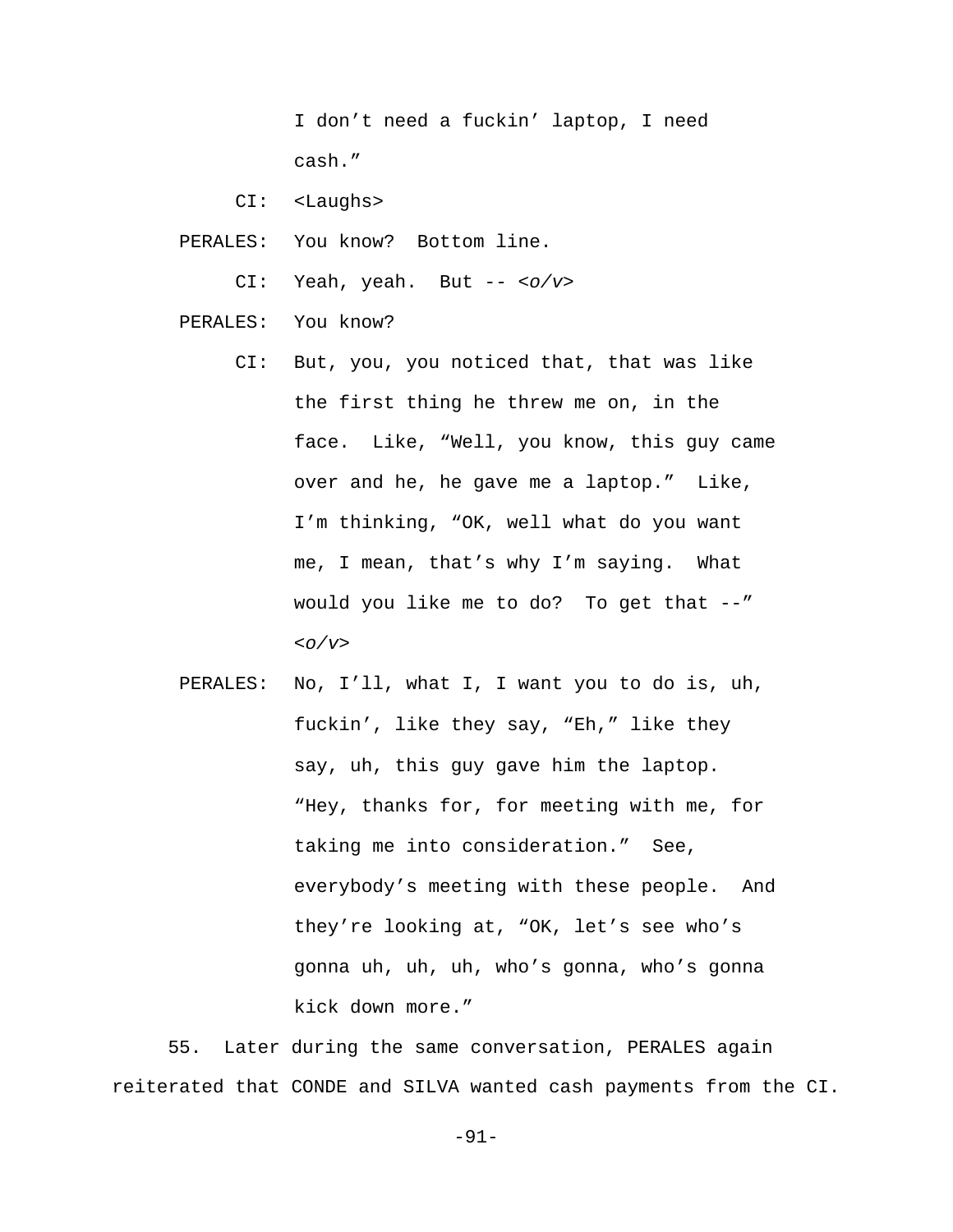I don’t need a fuckin’ laptop, I need cash.”

CI: <Laughs>

PERALES: You know? Bottom line.

CI: Yeah, yeah. But -- *<o/v>*

PERALES: You know?

CI: But, you, you noticed that, that was like the first thing he threw me on, in the face. Like, “Well, you know, this guy came over and he, he gave me a laptop.” Like, I’m thinking, “OK, well what do you want me, I mean, that’s why I’m saying. What would you like me to do? To get that --” *<o/v>*

PERALES: No, I’ll, what I, I want you to do is, uh, fuckin’, like they say, “Eh,” like they say, uh, this guy gave him the laptop. “Hey, thanks for, for meeting with me, for taking me into consideration.” See, everybody’s meeting with these people. And they’re looking at, “OK, let’s see who’s gonna uh, uh, uh, who’s gonna, who’s gonna kick down more.”

55. Later during the same conversation, PERALES again reiterated that CONDE and SILVA wanted cash payments from the CI.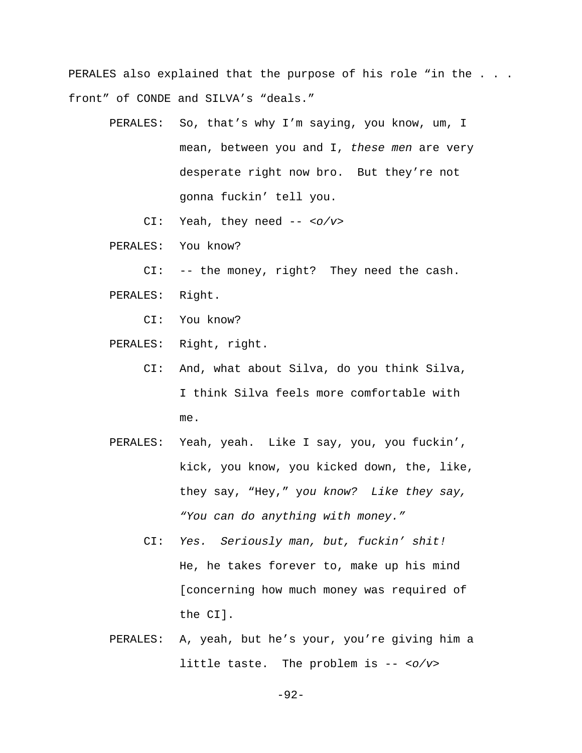PERALES also explained that the purpose of his role "in the . . . front" of CONDE and SILVA's "deals."

PERALES: So, that's why I'm saying, you know, um, I mean, between you and I, *these men* are very desperate right now bro. But they're not gonna fuckin' tell you.

CI: Yeah, they need -- *<o/v>*

PERALES: You know?

CI: -- the money, right? They need the cash.

PERALES: Right.

CI: You know?

PERALES: Right, right.

CI: And, what about Silva, do you think Silva, I think Silva feels more comfortable with me.

PERALES: Yeah, yeah. Like I say, you, you fuckin', kick, you know, you kicked down, the, like, they say, "Hey," *you know? Like they say, "You can do anything with money."*

CI: *Yes. Seriously man, but, fuckin' shit!* He, he takes forever to, make up his mind [concerning how much money was required of the CI].

PERALES: A, yeah, but he's your, you're giving him a little taste. The problem is -- *<o/v>*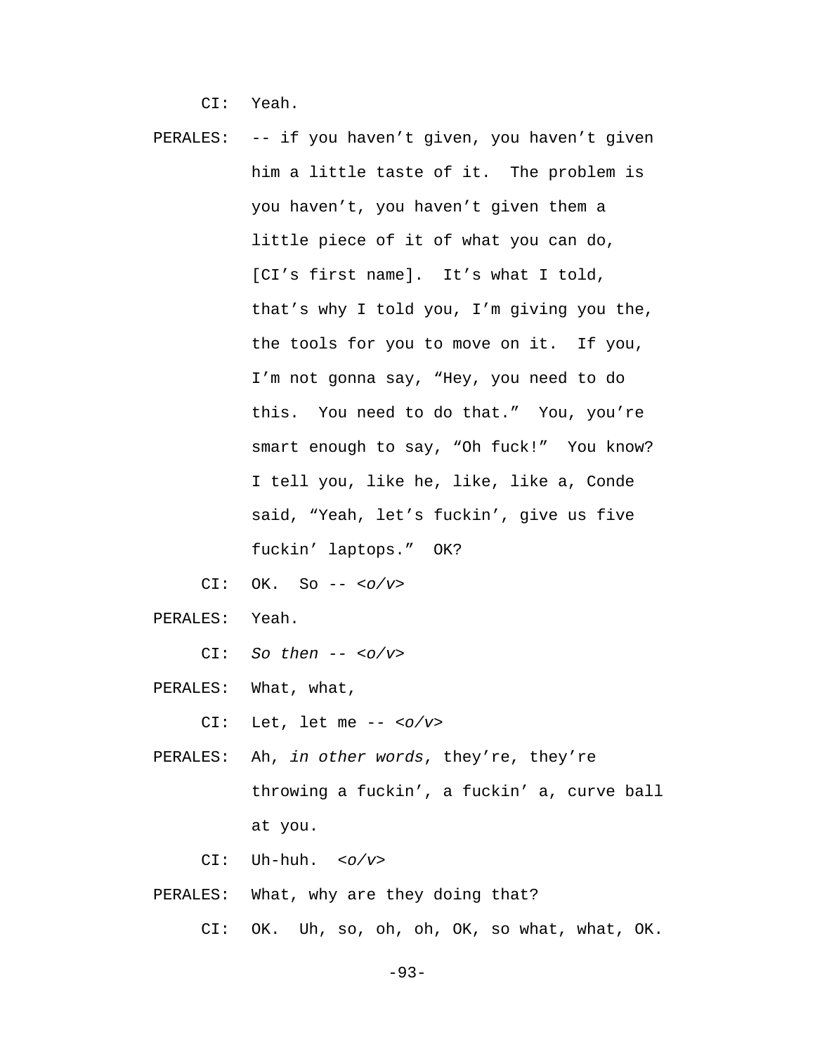CI: Yeah.

PERALES: -- if you haven't given, you haven't given him a little taste of it. The problem is you haven't, you haven't given them a little piece of it of what you can do, [CI's first name]. It's what I told, that's why I told you, I'm giving you the, the tools for you to move on it. If you, I'm not gonna say, "Hey, you need to do this. You need to do that." You, you're smart enough to say, "Oh fuck!" You know? I tell you, like he, like, like a, Conde said, "Yeah, let's fuckin', give us five fuckin' laptops." OK?

CI: OK. So -- *<o/v>*

PERALES: Yeah.

CI: *So then* -- *<o/v>*

PERALES: What, what,

CI: Let, let me -- *<o/v>*

PERALES: Ah, *in other words*, they're, they're throwing a fuckin', a fuckin' a, curve ball at you.

CI: Uh-huh. *<o/v>*

PERALES: What, why are they doing that?

CI: OK. Uh, so, oh, oh, OK, so what, what, OK.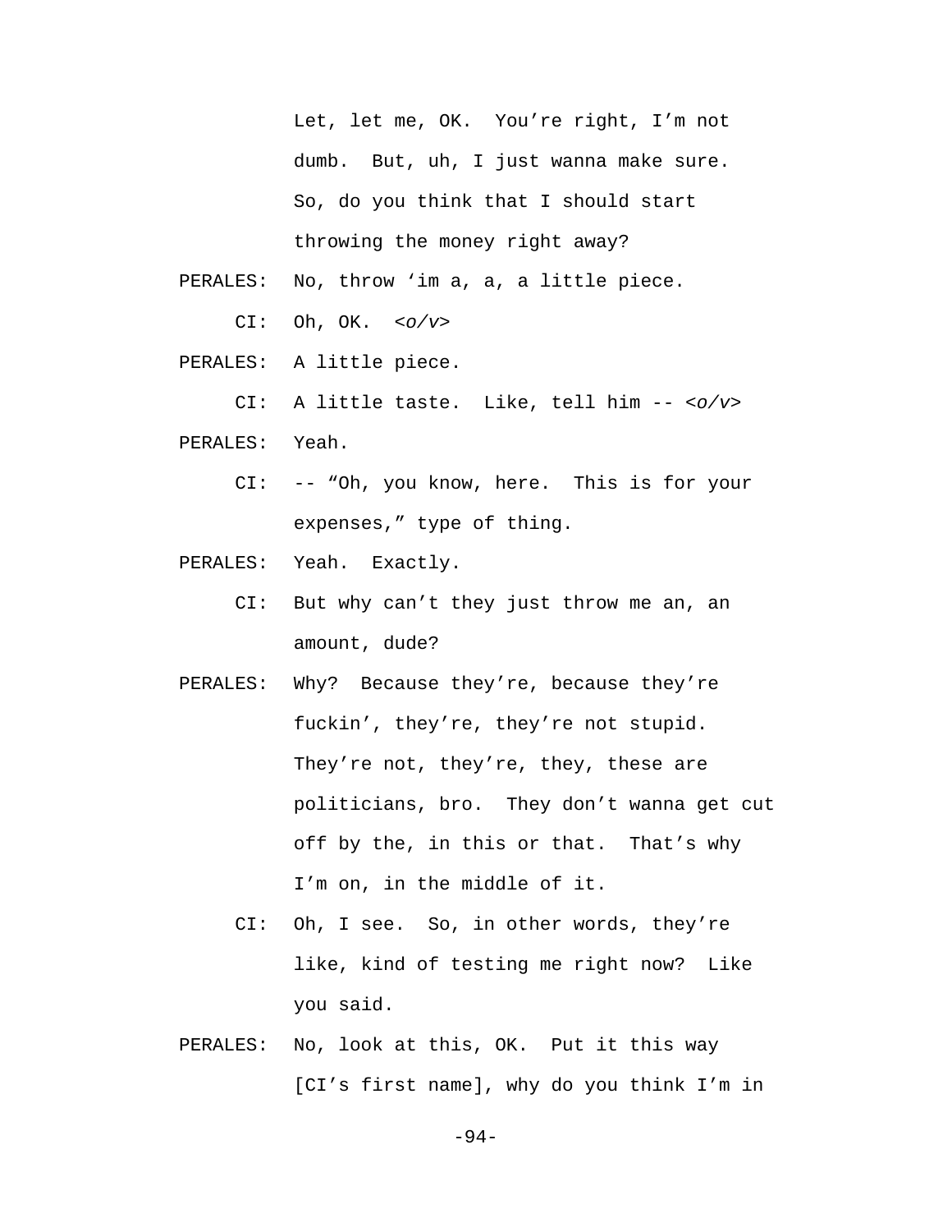Let, let me, OK. You're right, I'm not dumb. But, uh, I just wanna make sure. So, do you think that I should start throwing the money right away?

PERALES: No, throw 'im a, a, a little piece.

CI: Oh, OK. *<o/v>*

PERALES: A little piece.

CI: A little taste. Like, tell him -- *<o/v>*

PERALES: Yeah.

CI: -- "Oh, you know, here. This is for your expenses," type of thing.

PERALES: Yeah. Exactly.

CI: But why can't they just throw me an, an amount, dude?

PERALES: Why? Because they're, because they're fuckin', they're, they're not stupid. They're not, they're, they, these are politicians, bro. They don't wanna get cut off by the, in this or that. That's why I'm on, in the middle of it.

CI: Oh, I see. So, in other words, they're like, kind of testing me right now? Like you said.

PERALES: No, look at this, OK. Put it this way [CI's first name], why do you think I'm in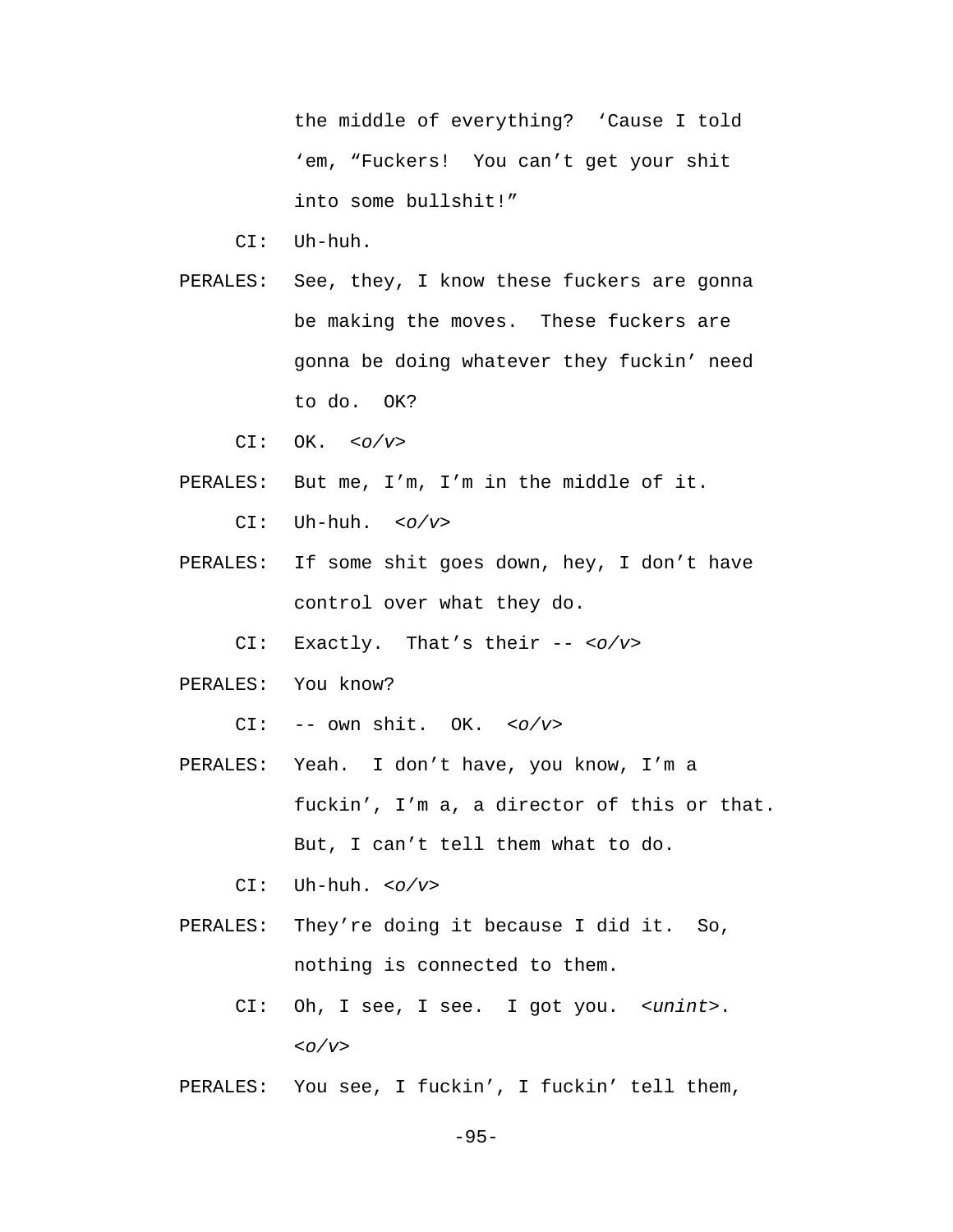the middle of everything? ‘Cause I told ‘em, “Fuckers! You can’t get your shit into some bullshit!”

CI: Uh-huh.

PERALES: See, they, I know these fuckers are gonna be making the moves. These fuckers are gonna be doing whatever they fuckin’ need to do. OK?

CI: OK. *<o/v>*

PERALES: But me, I’m, I’m in the middle of it.

CI: Uh-huh. *<o/v>*

PERALES: If some shit goes down, hey, I don’t have control over what they do.

CI: Exactly. That’s their -- *<o/v>*

PERALES: You know?

CI: -- own shit. OK. *<o/v>*

PERALES: Yeah. I don’t have, you know, I’m a fuckin’, I’m a, a director of this or that. But, I can’t tell them what to do.

CI: Uh-huh. *<o/v>*

PERALES: They’re doing it because I did it. So, nothing is connected to them.

CI: Oh, I see, I see. I got you. *<unint>*. *<o/v>*

PERALES: You see, I fuckin’, I fuckin’ tell them,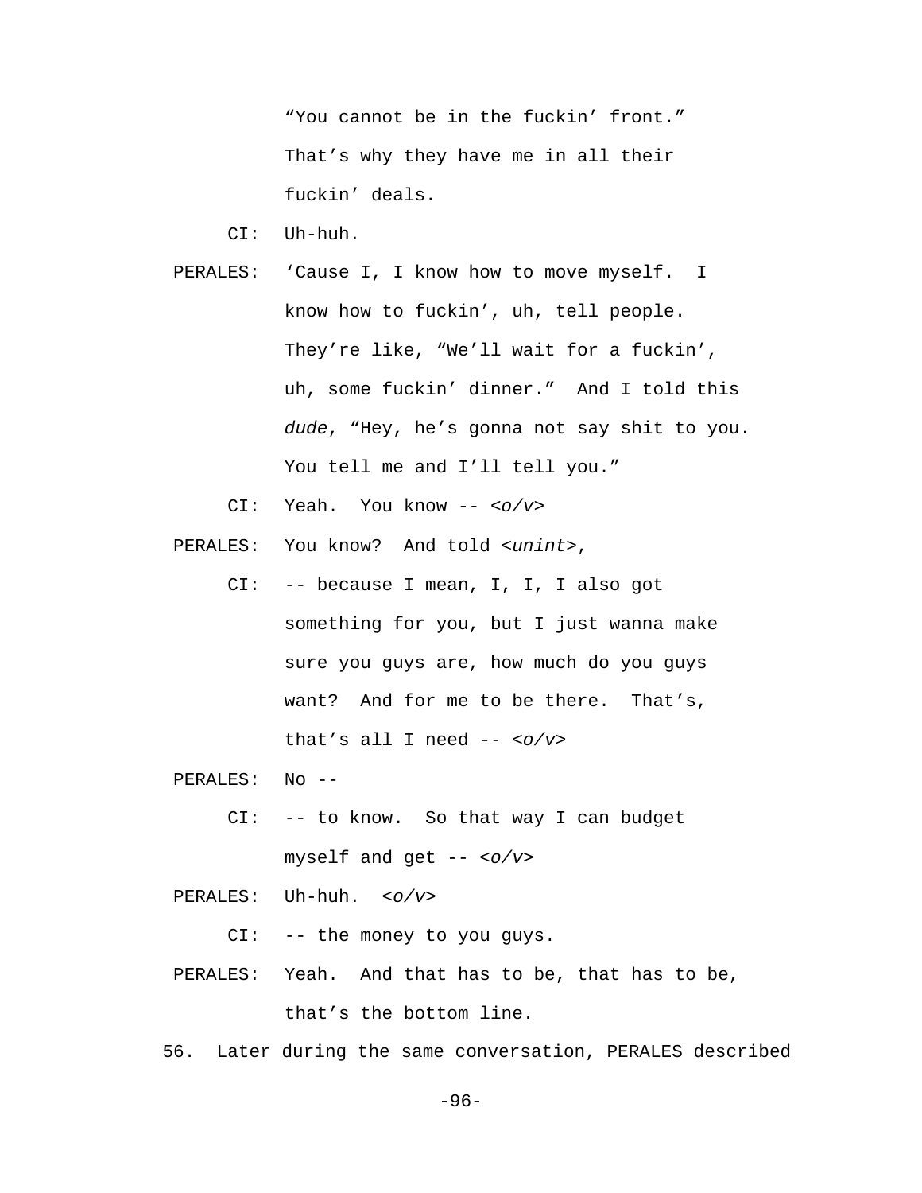"You cannot be in the fuckin' front." That's why they have me in all their fuckin' deals.

CI: Uh-huh.

PERALES: 'Cause I, I know how to move myself. I know how to fuckin', uh, tell people. They're like, "We'll wait for a fuckin', uh, some fuckin' dinner." And I told this *dude*, "Hey, he's gonna not say shit to you. You tell me and I'll tell you."

CI: Yeah. You know -- *<o/v>*

PERALES: You know? And told *<unint>*,

CI: -- because I mean, I, I, I also got something for you, but I just wanna make sure you guys are, how much do you guys want? And for me to be there. That's, that's all I need -- *<o/v>*

PERALES: No --

CI: -- to know. So that way I can budget myself and get -- *<o/v>*

PERALES: Uh-huh. *<o/v>*

CI: -- the money to you guys.

PERALES: Yeah. And that has to be, that has to be, that's the bottom line.

56. Later during the same conversation, PERALES described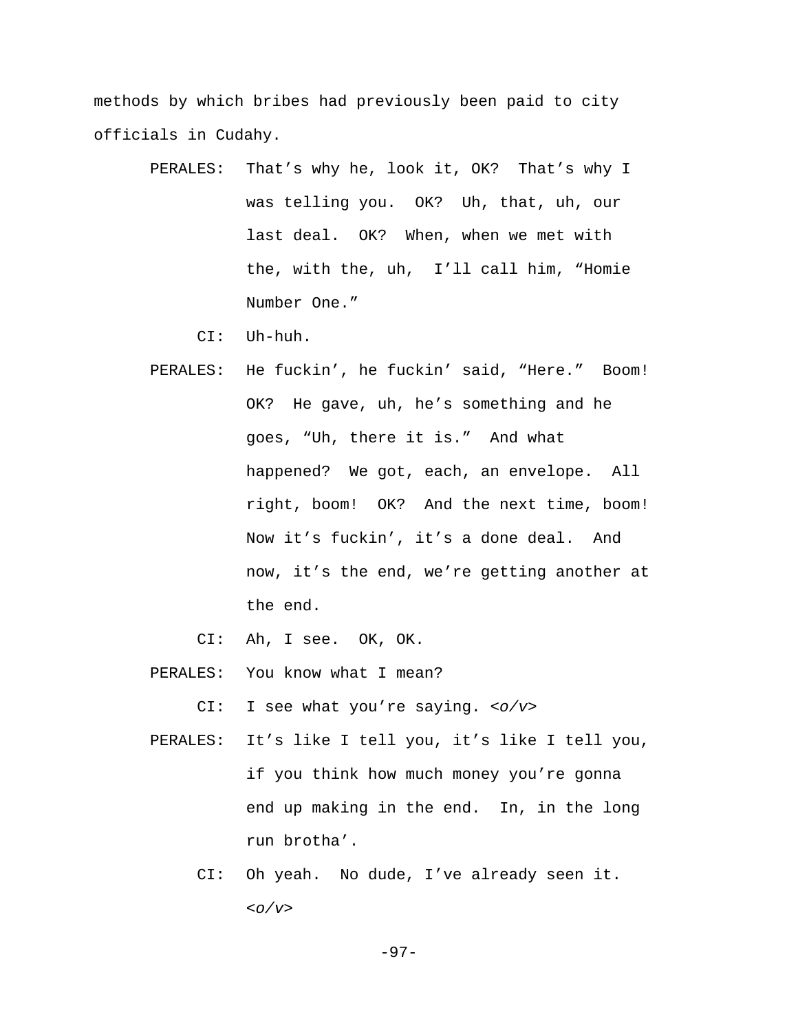methods by which bribes had previously been paid to city officials in Cudahy.

PERALES: That’s why he, look it, OK? That’s why I was telling you. OK? Uh, that, uh, our last deal. OK? When, when we met with the, with the, uh, I’ll call him, “Homie Number One.”

CI: Uh-huh.

PERALES: He fuckin’, he fuckin’ said, “Here.” Boom! OK? He gave, uh, he’s something and he goes, “Uh, there it is.” And what happened? We got, each, an envelope. All right, boom! OK? And the next time, boom! Now it’s fuckin’, it’s a done deal. And now, it’s the end, we’re getting another at the end.

CI: Ah, I see. OK, OK.

PERALES: You know what I mean?

CI: I see what you’re saying. *<o/v>*

PERALES: It’s like I tell you, it’s like I tell you, if you think how much money you’re gonna end up making in the end. In, in the long run brotha’.

CI: Oh yeah. No dude, I’ve already seen it. *<o/v>*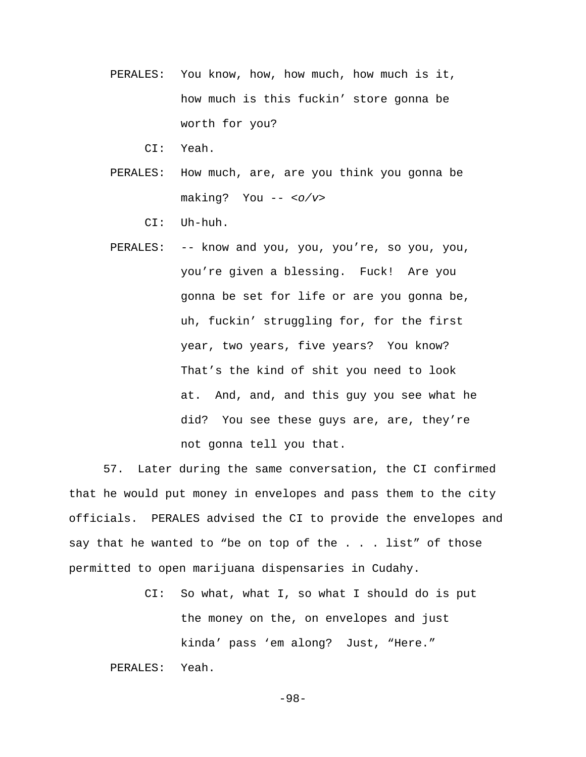PERALES: You know, how, how much, how much is it, how much is this fuckin' store gonna be worth for you?

CI: Yeah.

PERALES: How much, are, are you think you gonna be making? You -- *<o/v>*

CI: Uh-huh.

PERALES: -- know and you, you, you're, so you, you, you're given a blessing. Fuck! Are you gonna be set for life or are you gonna be, uh, fuckin' struggling for, for the first year, two years, five years? You know? That's the kind of shit you need to look at. And, and, and this guy you see what he did? You see these guys are, are, they're not gonna tell you that.

57. Later during the same conversation, the CI confirmed that he would put money in envelopes and pass them to the city officials. PERALES advised the CI to provide the envelopes and say that he wanted to "be on top of the . . . list" of those permitted to open marijuana dispensaries in Cudahy.

CI: So what, what I, so what I should do is put the money on the, on envelopes and just kinda' pass 'em along? Just, "Here."

PERALES: Yeah.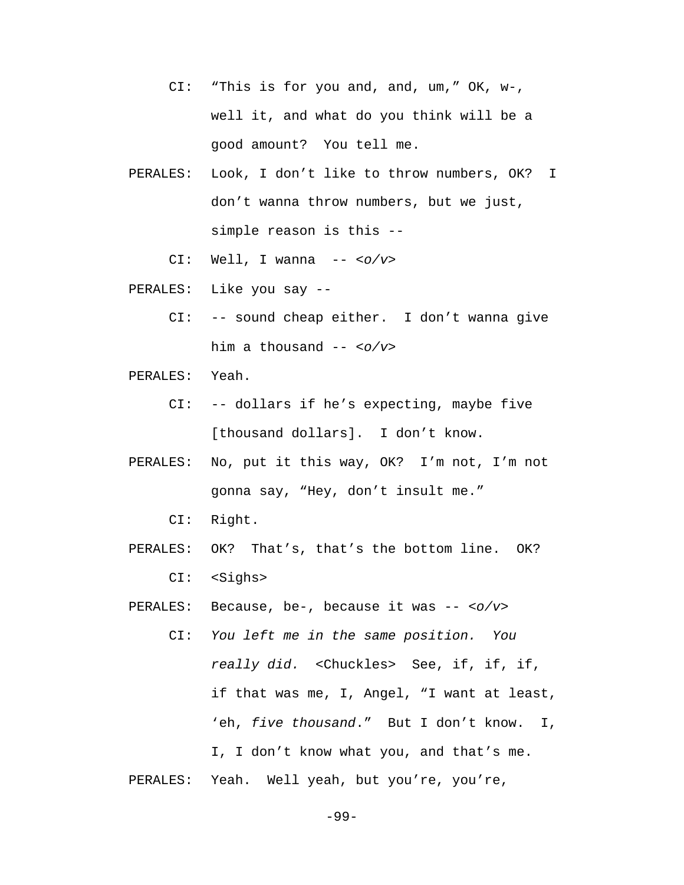CI: “This is for you and, and, um,” OK, w-, well it, and what do you think will be a good amount? You tell me.

PERALES: Look, I don’t like to throw numbers, OK? I don’t wanna throw numbers, but we just, simple reason is this --

CI: Well, I wanna -- *<o/v>*

PERALES: Like you say --

CI: -- sound cheap either. I don’t wanna give him a thousand -- *<o/v>*

PERALES: Yeah.

CI: -- dollars if he’s expecting, maybe five [thousand dollars]. I don’t know.

PERALES: No, put it this way, OK? I’m not, I’m not gonna say, “Hey, don’t insult me.”

CI: Right.

PERALES: OK? That’s, that’s the bottom line. OK?

CI: <Sighs>

PERALES: Because, be-, because it was -- *<o/v>*

CI: *You left me in the same position. You really did.* <Chuckles> See, if, if, if, if that was me, I, Angel, “I want at least, ‘eh, *five thousand*.” But I don’t know. I, I, I don’t know what you, and that’s me.

PERALES: Yeah. Well yeah, but you’re, you’re,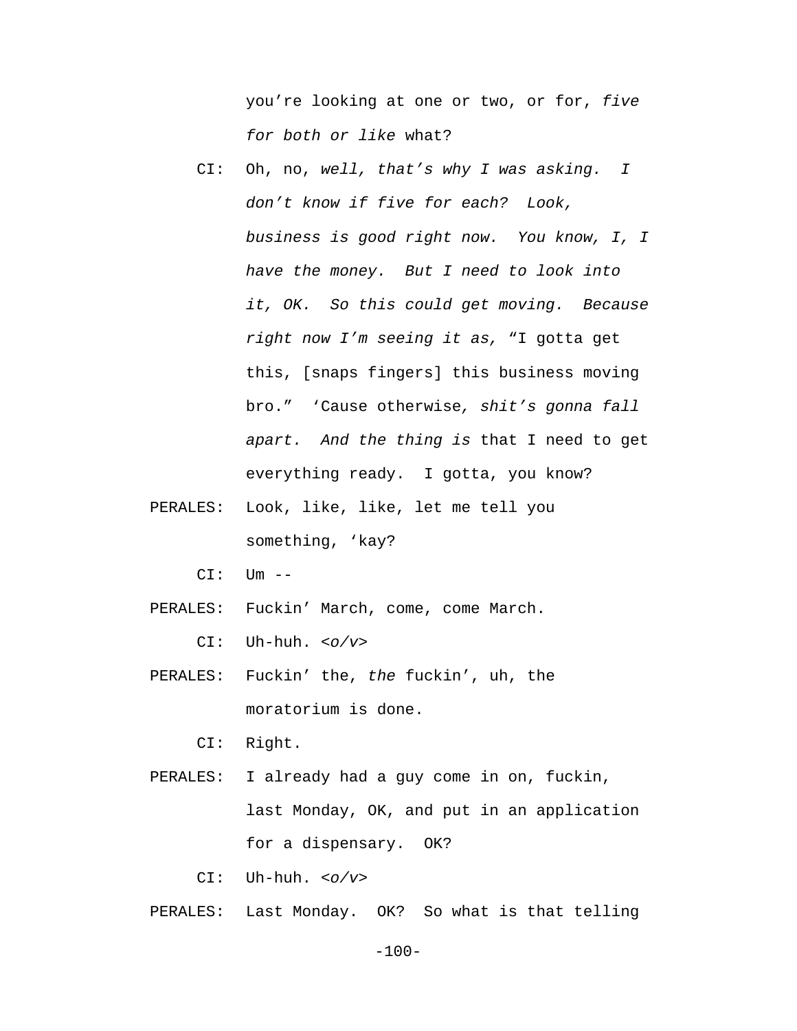you're looking at one or two, or for, *five for both or like* what?

CI: Oh, no, *well, that's why I was asking. I don't know if five for each? Look, business is good right now. You know, I, I have the money. But I need to look into it, OK. So this could get moving. Because right now I'm seeing it as,* "I gotta get this, [snaps fingers] this business moving bro." 'Cause otherwise*, shit's gonna fall apart. And the thing is* that I need to get everything ready. I gotta, you know?

PERALES: Look, like, like, let me tell you something, 'kay?

CI: Um --

PERALES: Fuckin' March, come, come March.

CI: Uh-huh. <*o/v*>

PERALES: Fuckin' the, *the* fuckin', uh, the moratorium is done.

CI: Right.

PERALES: I already had a guy come in on, fuckin, last Monday, OK, and put in an application for a dispensary. OK?

CI: Uh-huh. <*o/v*>

PERALES: Last Monday. OK? So what is that telling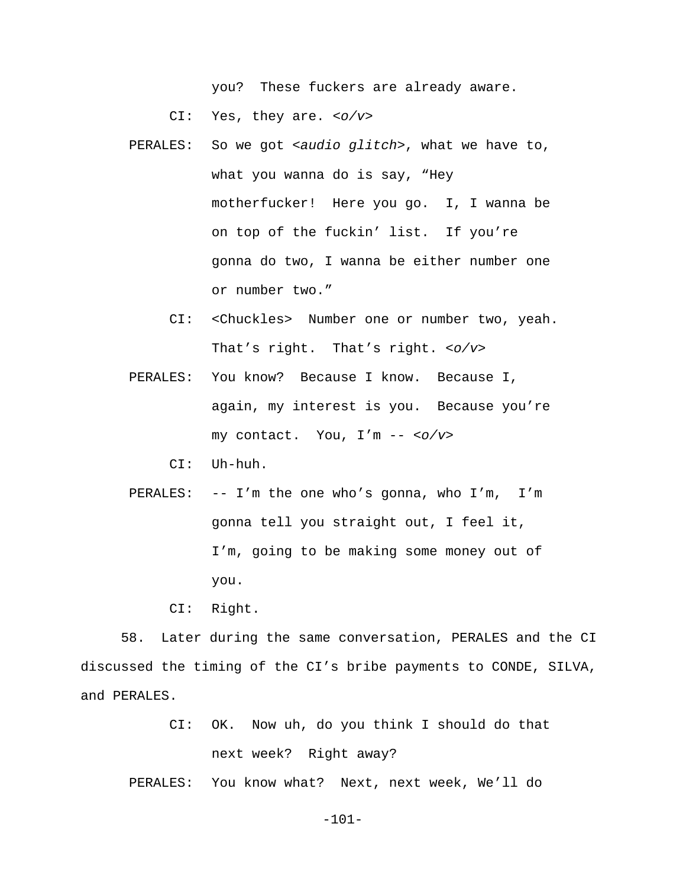you?  These fuckers are already aware.

CI:  Yes, they are. <*o/v*>

PERALES:  So we got <*audio glitch*>, what we have to, what you wanna do is say, "Hey motherfucker!  Here you go.  I, I wanna be on top of the fuckin' list.  If you're gonna do two, I wanna be either number one or number two."

CI:  <Chuckles>  Number one or number two, yeah. That's right.  That's right. <*o/v*>

PERALES:  You know?  Because I know.  Because I, again, my interest is you.  Because you're my contact.  You, I'm -- <*o/v*>

CI:  Uh-huh.

PERALES:  -- I'm the one who's gonna, who I'm,  I'm gonna tell you straight out, I feel it, I'm, going to be making some money out of you.

CI:  Right.

58.  Later during the same conversation, PERALES and the CI discussed the timing of the CI's bribe payments to CONDE, SILVA, and PERALES.

CI:  OK.  Now uh, do you think I should do that next week?  Right away?

PERALES:  You know what?  Next, next week, We'll do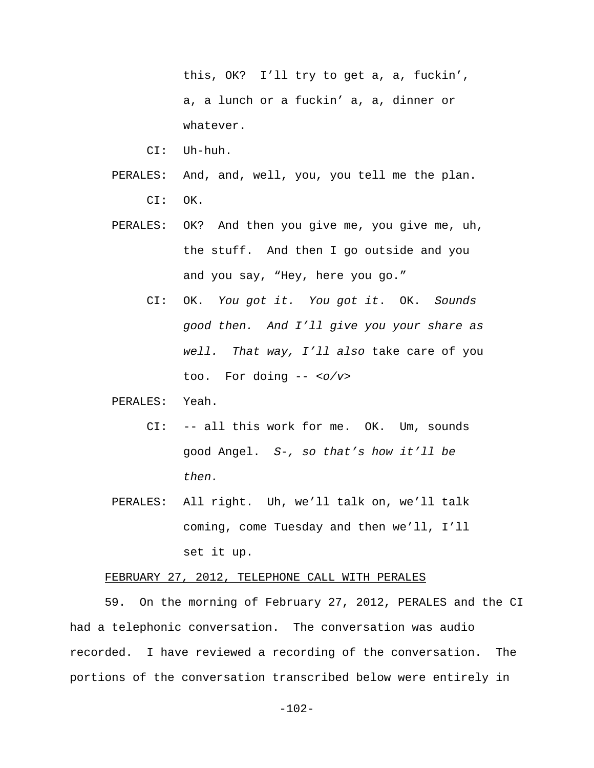this, OK? I'll try to get a, a, fuckin', a, a lunch or a fuckin' a, a, dinner or whatever.

CI: Uh-huh.

PERALES: And, and, well, you, you tell me the plan.

CI: OK.

PERALES: OK? And then you give me, you give me, uh, the stuff. And then I go outside and you and you say, "Hey, here you go."

CI: OK. *You got it. You got it*. OK. *Sounds good then. And I'll give you your share as well. That way, I'll also* take care of you too. For doing -- *<o/v>*

PERALES: Yeah.

CI: -- all this work for me. OK. Um, sounds good Angel. *S-, so that's how it'll be then.*

PERALES: All right. Uh, we'll talk on, we'll talk coming, come Tuesday and then we'll, I'll set it up.

<u>FEBRUARY 27, 2012, TELEPHONE CALL WITH PERALES</u>

59. On the morning of February 27, 2012, PERALES and the CI had a telephonic conversation. The conversation was audio recorded. I have reviewed a recording of the conversation. The portions of the conversation transcribed below were entirely in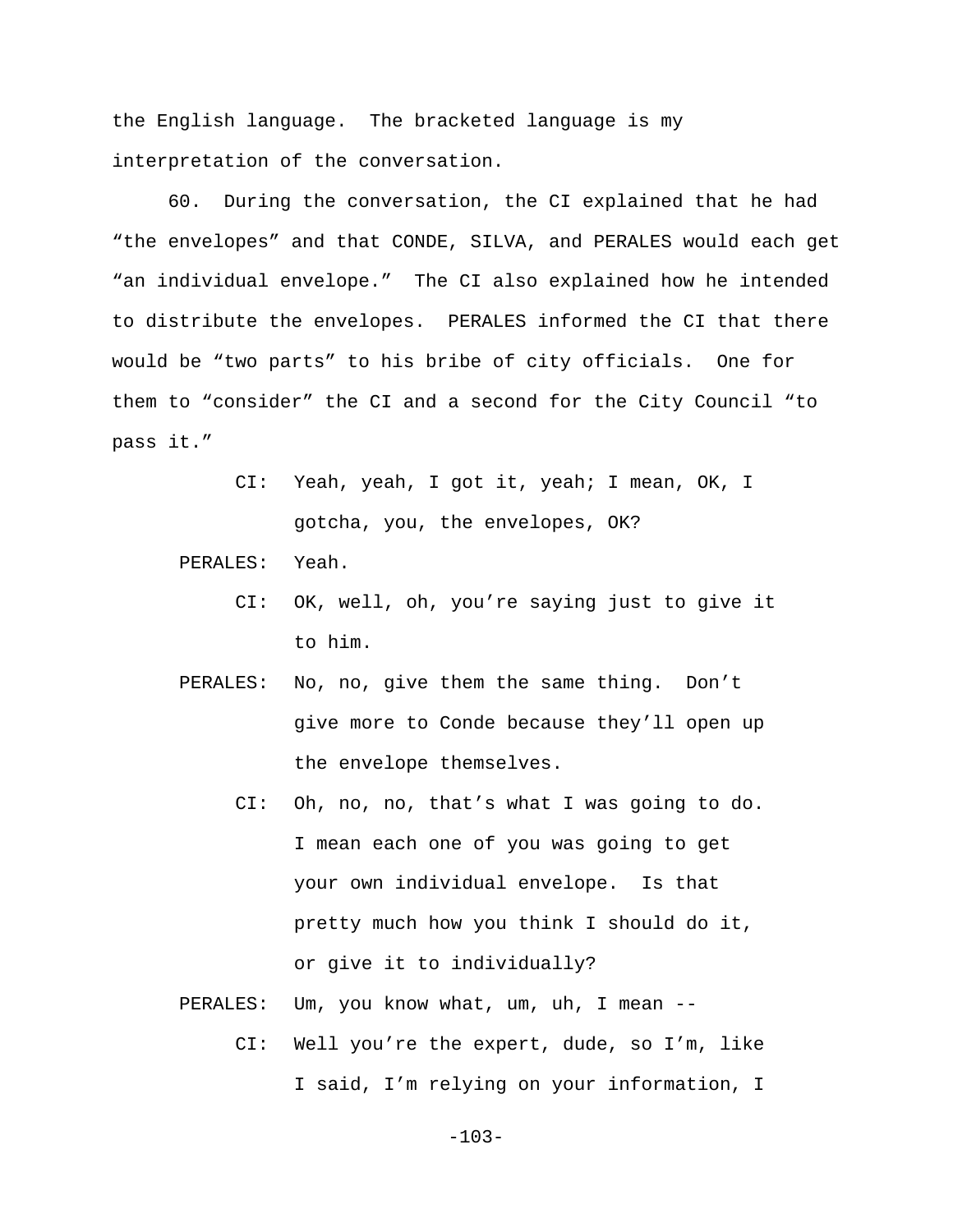the English language. The bracketed language is my interpretation of the conversation.

60. During the conversation, the CI explained that he had "the envelopes" and that CONDE, SILVA, and PERALES would each get "an individual envelope." The CI also explained how he intended to distribute the envelopes. PERALES informed the CI that there would be "two parts" to his bribe of city officials. One for them to "consider" the CI and a second for the City Council "to pass it."

CI: Yeah, yeah, I got it, yeah; I mean, OK, I gotcha, you, the envelopes, OK?

PERALES: Yeah.

CI: OK, well, oh, you're saying just to give it to him.

PERALES: No, no, give them the same thing. Don't give more to Conde because they'll open up the envelope themselves.

CI: Oh, no, no, that's what I was going to do. I mean each one of you was going to get your own individual envelope. Is that pretty much how you think I should do it, or give it to individually?

PERALES: Um, you know what, um, uh, I mean --

CI: Well you're the expert, dude, so I'm, like I said, I'm relying on your information, I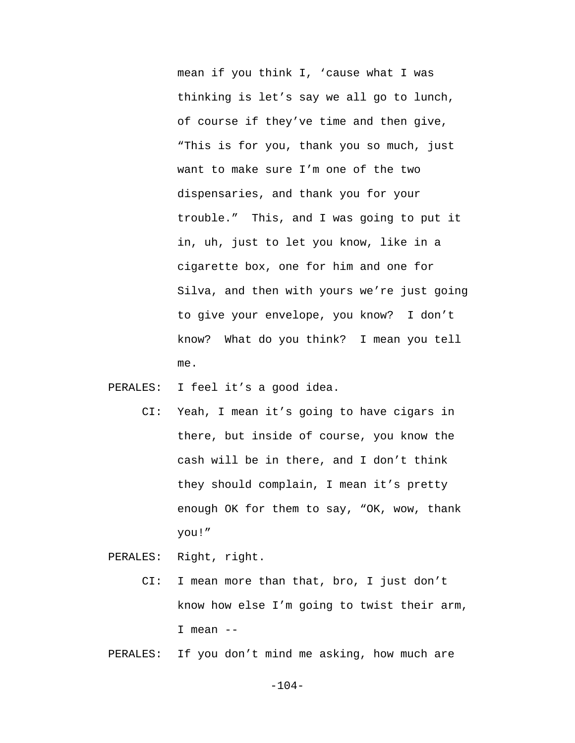mean if you think I, 'cause what I was thinking is let's say we all go to lunch, of course if they've time and then give, "This is for you, thank you so much, just want to make sure I'm one of the two dispensaries, and thank you for your trouble." This, and I was going to put it in, uh, just to let you know, like in a cigarette box, one for him and one for Silva, and then with yours we're just going to give your envelope, you know? I don't know? What do you think? I mean you tell me.

PERALES: I feel it's a good idea.

CI: Yeah, I mean it's going to have cigars in there, but inside of course, you know the cash will be in there, and I don't think they should complain, I mean it's pretty enough OK for them to say, "OK, wow, thank you!"

PERALES: Right, right.

CI: I mean more than that, bro, I just don't know how else I'm going to twist their arm, I mean --

PERALES: If you don't mind me asking, how much are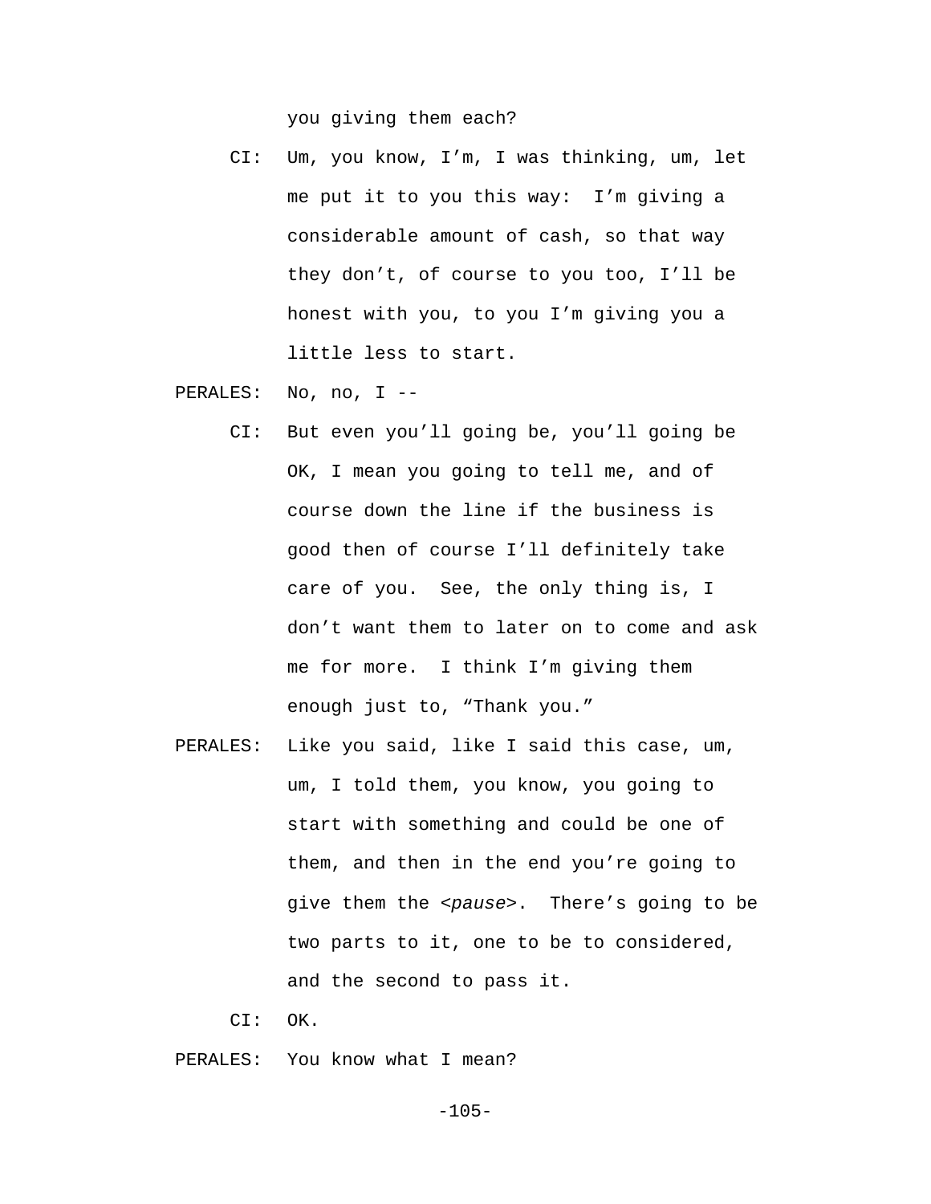you giving them each?

CI: Um, you know, I’m, I was thinking, um, let me put it to you this way: I’m giving a considerable amount of cash, so that way they don’t, of course to you too, I’ll be honest with you, to you I’m giving you a little less to start.

PERALES: No, no, I --

CI: But even you’ll going be, you’ll going be OK, I mean you going to tell me, and of course down the line if the business is good then of course I’ll definitely take care of you. See, the only thing is, I don’t want them to later on to come and ask me for more. I think I’m giving them enough just to, “Thank you.”

PERALES: Like you said, like I said this case, um, um, I told them, you know, you going to start with something and could be one of them, and then in the end you’re going to give them the <*pause*>. There’s going to be two parts to it, one to be to considered, and the second to pass it.

CI: OK.

PERALES: You know what I mean?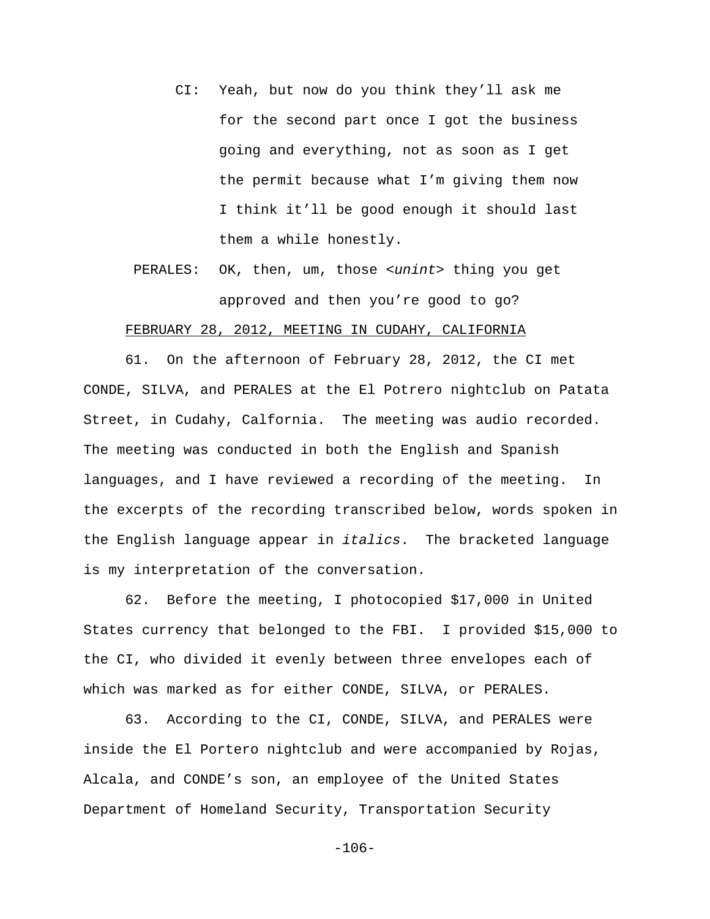CI: Yeah, but now do you think they'll ask me for the second part once I got the business going and everything, not as soon as I get the permit because what I'm giving them now I think it'll be good enough it should last them a while honestly.

PERALES: OK, then, um, those <*unint*> thing you get approved and then you're good to go?

FEBRUARY 28, 2012, MEETING IN CUDAHY, CALIFORNIA

61. On the afternoon of February 28, 2012, the CI met CONDE, SILVA, and PERALES at the El Potrero nightclub on Patata Street, in Cudahy, Calfornia. The meeting was audio recorded. The meeting was conducted in both the English and Spanish languages, and I have reviewed a recording of the meeting. In the excerpts of the recording transcribed below, words spoken in the English language appear in *italics*. The bracketed language is my interpretation of the conversation.

62. Before the meeting, I photocopied $17,000 in United States currency that belonged to the FBI. I provided $15,000 to the CI, who divided it evenly between three envelopes each of which was marked as for either CONDE, SILVA, or PERALES.

63. According to the CI, CONDE, SILVA, and PERALES were inside the El Portero nightclub and were accompanied by Rojas, Alcala, and CONDE's son, an employee of the United States Department of Homeland Security, Transportation Security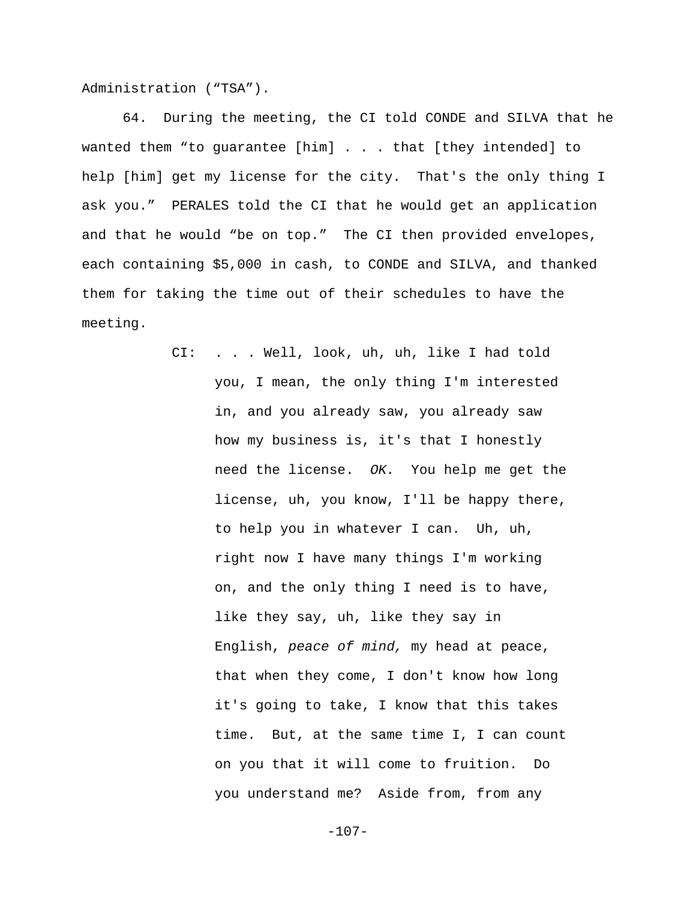Administration (“TSA”).

64. During the meeting, the CI told CONDE and SILVA that he wanted them “to guarantee [him] . . . that [they intended] to help [him] get my license for the city. That's the only thing I ask you.” PERALES told the CI that he would get an application and that he would “be on top.” The CI then provided envelopes, each containing $5,000 in cash, to CONDE and SILVA, and thanked them for taking the time out of their schedules to have the meeting.

> CI: . . . Well, look, uh, uh, like I had told you, I mean, the only thing I'm interested in, and you already saw, you already saw how my business is, it's that I honestly need the license. *OK.* You help me get the license, uh, you know, I'll be happy there, to help you in whatever I can. Uh, uh, right now I have many things I'm working on, and the only thing I need is to have, like they say, uh, like they say in English, *peace of mind,* my head at peace, that when they come, I don't know how long it's going to take, I know that this takes time. But, at the same time I, I can count on you that it will come to fruition. Do you understand me? Aside from, from any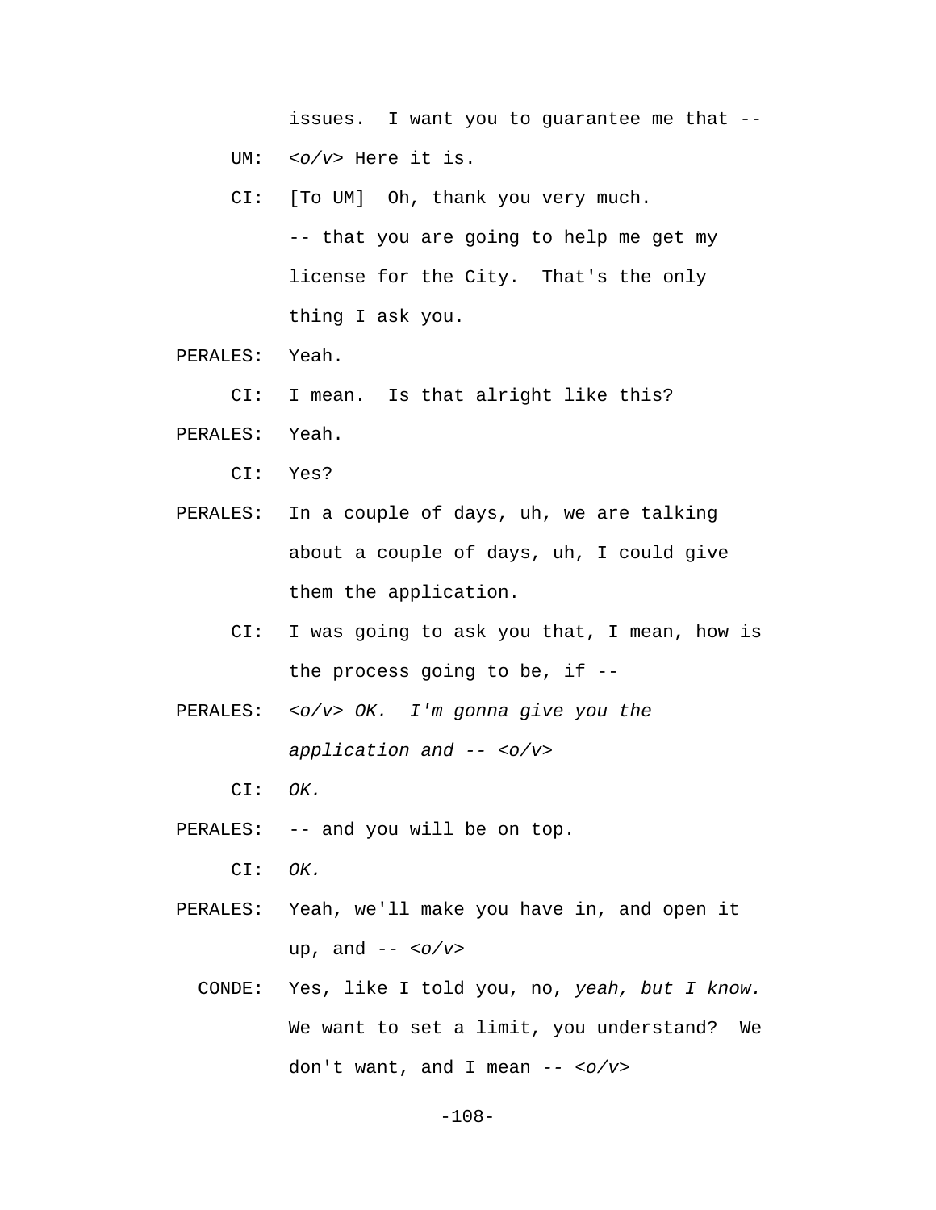issues. I want you to guarantee me that --

UM: <*o/v*> Here it is.

CI: [To UM] Oh, thank you very much.
-- that you are going to help me get my license for the City. That's the only thing I ask you.

PERALES: Yeah.

CI: I mean. Is that alright like this?

PERALES: Yeah.

CI: Yes?

PERALES: In a couple of days, uh, we are talking about a couple of days, uh, I could give them the application.

CI: I was going to ask you that, I mean, how is the process going to be, if --

PERALES: <*o/v*> *OK. I'm gonna give you the application and --* <*o/v*>

CI: *OK.*

PERALES: -- and you will be on top.

CI: *OK.*

PERALES: Yeah, we'll make you have in, and open it up, and -- <*o/v*>

CONDE: Yes, like I told you, no, *yeah, but I know.* We want to set a limit, you understand? We don't want, and I mean -- <*o/v*>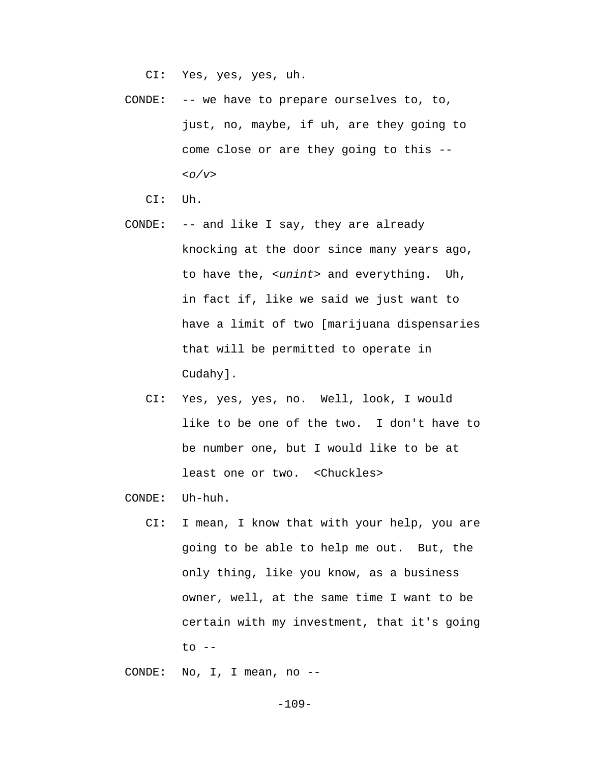CI: Yes, yes, yes, uh.

CONDE: -- we have to prepare ourselves to, to, just, no, maybe, if uh, are they going to come close or are they going to this -- <*o/v*>

CI: Uh.

CONDE: -- and like I say, they are already knocking at the door since many years ago, to have the, <*unint*> and everything. Uh, in fact if, like we said we just want to have a limit of two [marijuana dispensaries that will be permitted to operate in Cudahy].

CI: Yes, yes, yes, no. Well, look, I would like to be one of the two. I don't have to be number one, but I would like to be at least one or two. <Chuckles>

CONDE: Uh-huh.

CI: I mean, I know that with your help, you are going to be able to help me out. But, the only thing, like you know, as a business owner, well, at the same time I want to be certain with my investment, that it's going to --

CONDE: No, I, I mean, no --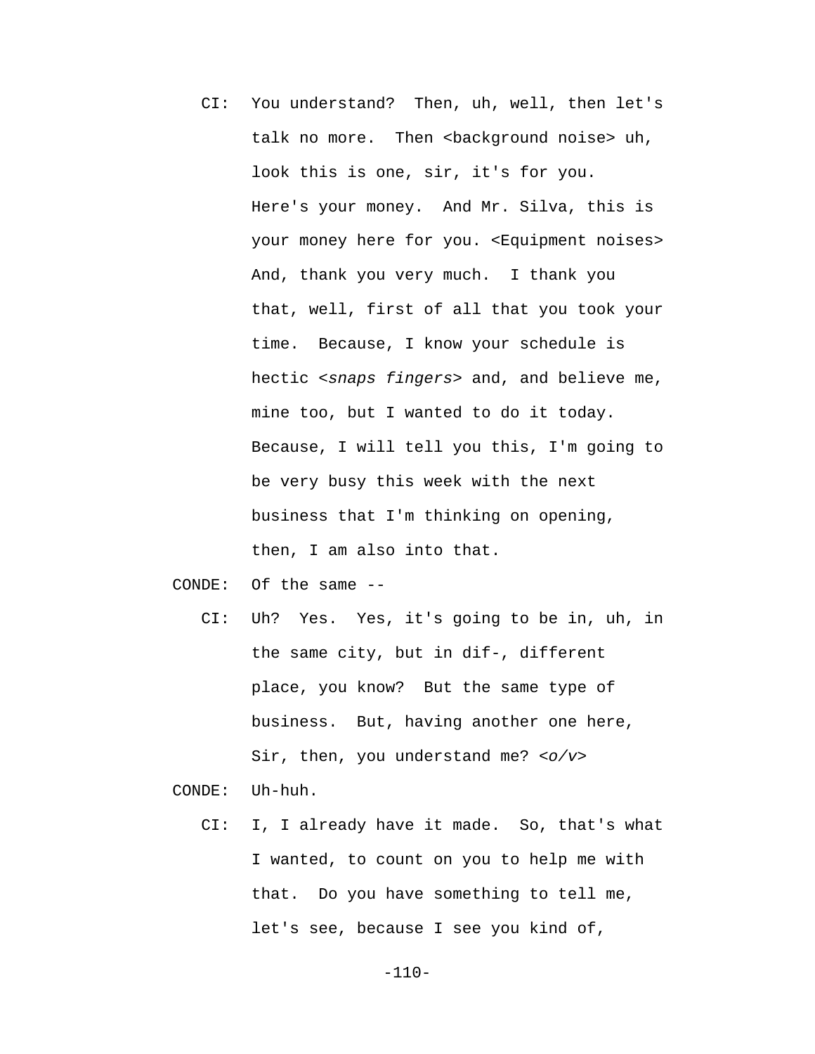CI: You understand? Then, uh, well, then let's talk no more. Then <background noise> uh, look this is one, sir, it's for you. Here's your money. And Mr. Silva, this is your money here for you. <Equipment noises> And, thank you very much. I thank you that, well, first of all that you took your time. Because, I know your schedule is hectic <*snaps fingers*> and, and believe me, mine too, but I wanted to do it today. Because, I will tell you this, I'm going to be very busy this week with the next business that I'm thinking on opening, then, I am also into that.

CONDE: Of the same --

CI: Uh? Yes. Yes, it's going to be in, uh, in the same city, but in dif-, different place, you know? But the same type of business. But, having another one here, Sir, then, you understand me? <*o/v*>

CONDE: Uh-huh.

CI: I, I already have it made. So, that's what I wanted, to count on you to help me with that. Do you have something to tell me, let's see, because I see you kind of,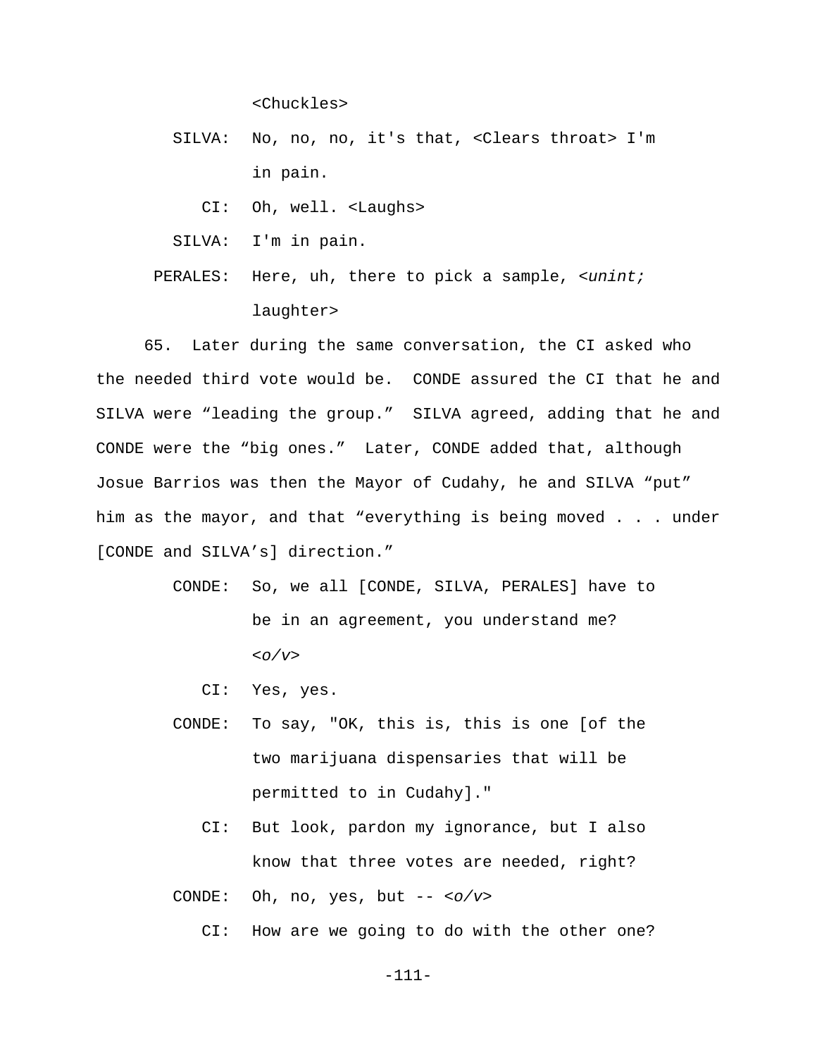<Chuckles>

SILVA: No, no, no, it's that, <Clears throat> I'm in pain.

CI: Oh, well. <Laughs>

SILVA: I'm in pain.

PERALES: Here, uh, there to pick a sample, <*unint;* laughter>

65. Later during the same conversation, the CI asked who the needed third vote would be. CONDE assured the CI that he and SILVA were "leading the group." SILVA agreed, adding that he and CONDE were the "big ones." Later, CONDE added that, although Josue Barrios was then the Mayor of Cudahy, he and SILVA "put" him as the mayor, and that "everything is being moved . . . under [CONDE and SILVA's] direction."

CONDE: So, we all [CONDE, SILVA, PERALES] have to be in an agreement, you understand me? <*o/v*>

CI: Yes, yes.

CONDE: To say, "OK, this is, this is one [of the two marijuana dispensaries that will be permitted to in Cudahy]."

CI: But look, pardon my ignorance, but I also know that three votes are needed, right?

CONDE: Oh, no, yes, but -- <*o/v*>

CI: How are we going to do with the other one?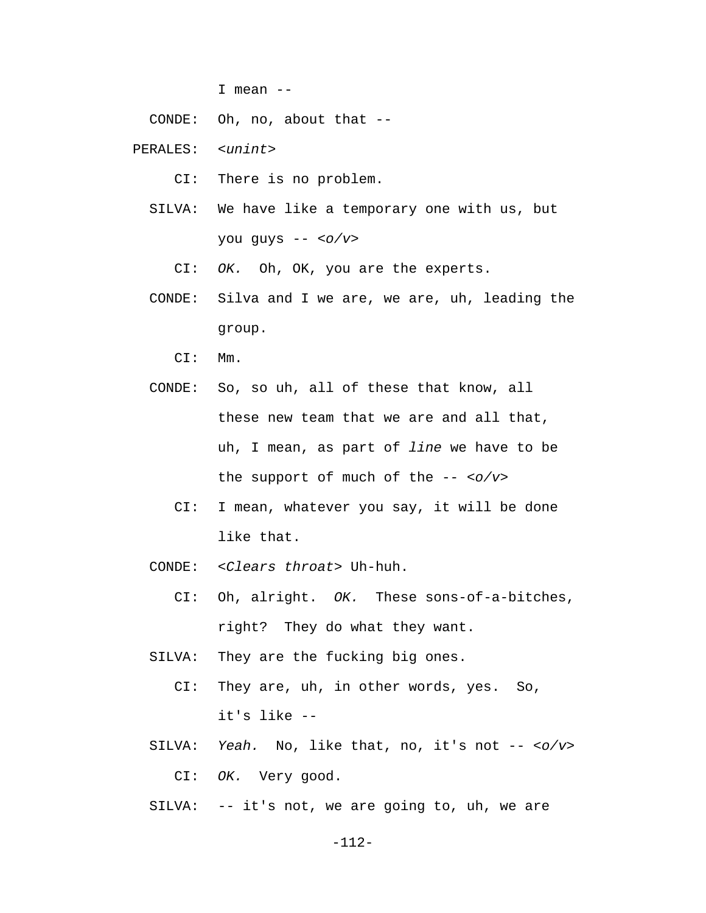I mean --

CONDE: Oh, no, about that --

PERALES: <*unint*>

CI: There is no problem.

SILVA: We have like a temporary one with us, but you guys -- <*o/v*>

CI: *OK.* Oh, OK, you are the experts.

CONDE: Silva and I we are, we are, uh, leading the group.

CI: Mm.

CONDE: So, so uh, all of these that know, all these new team that we are and all that, uh, I mean, as part of *line* we have to be the support of much of the -- <*o/v*>

CI: I mean, whatever you say, it will be done like that.

CONDE: <*Clears throat*> Uh-huh.

CI: Oh, alright. *OK.* These sons-of-a-bitches, right? They do what they want.

SILVA: They are the fucking big ones.

CI: They are, uh, in other words, yes. So, it's like --

SILVA: *Yeah.* No, like that, no, it's not -- <*o/v*>

CI: *OK.* Very good.

SILVA: -- it's not, we are going to, uh, we are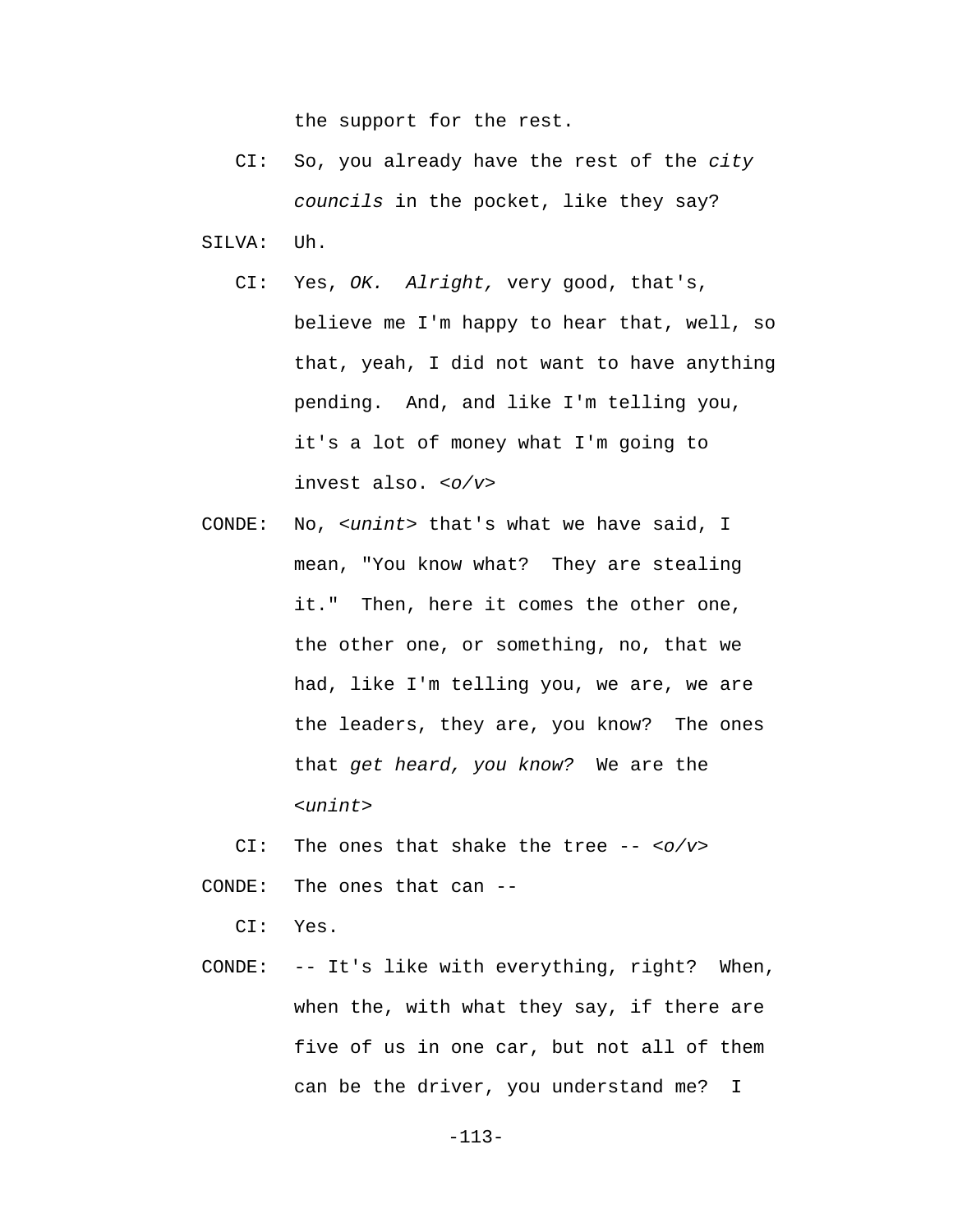the support for the rest.

CI: So, you already have the rest of the *city councils* in the pocket, like they say?

SILVA: Uh.

CI: Yes, *OK. Alright,* very good, that's, believe me I'm happy to hear that, well, so that, yeah, I did not want to have anything pending. And, and like I'm telling you, it's a lot of money what I'm going to invest also. <*o/v*>

CONDE: No, <*unint*> that's what we have said, I mean, "You know what? They are stealing it." Then, here it comes the other one, the other one, or something, no, that we had, like I'm telling you, we are, we are the leaders, they are, you know? The ones that *get heard, you know?* We are the <*unint*>

CI: The ones that shake the tree -- <*o/v*>

CONDE: The ones that can --

CI: Yes.

CONDE: -- It's like with everything, right? When, when the, with what they say, if there are five of us in one car, but not all of them can be the driver, you understand me? I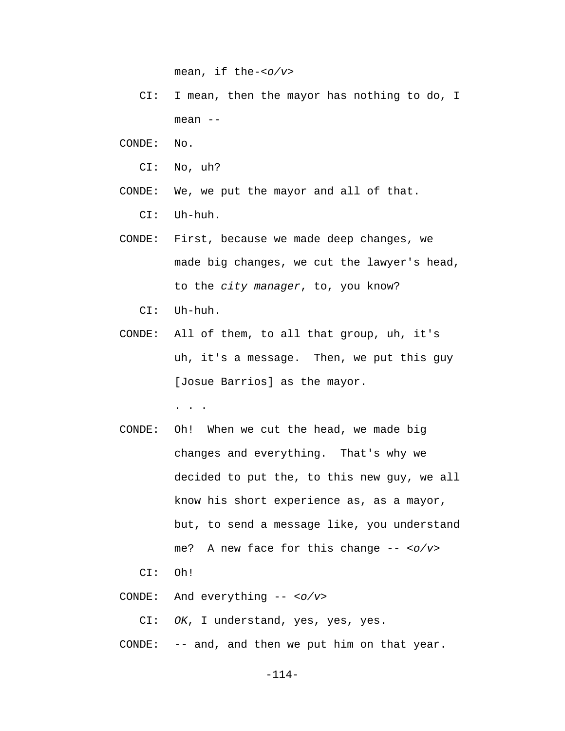mean, if the-<*o/v*>

CI: I mean, then the mayor has nothing to do, I mean --

CONDE: No.

CI: No, uh?

CONDE: We, we put the mayor and all of that.

CI: Uh-huh.

CONDE: First, because we made deep changes, we made big changes, we cut the lawyer's head, to the *city manager*, to, you know?

CI: Uh-huh.

CONDE: All of them, to all that group, uh, it's uh, it's a message. Then, we put this guy [Josue Barrios] as the mayor.

. . .

CONDE: Oh! When we cut the head, we made big changes and everything. That's why we decided to put the, to this new guy, we all know his short experience as, as a mayor, but, to send a message like, you understand me? A new face for this change -- <*o/v*>

CI: Oh!

CONDE: And everything -- <*o/v*>

CI: *OK*, I understand, yes, yes, yes.

CONDE: -- and, and then we put him on that year.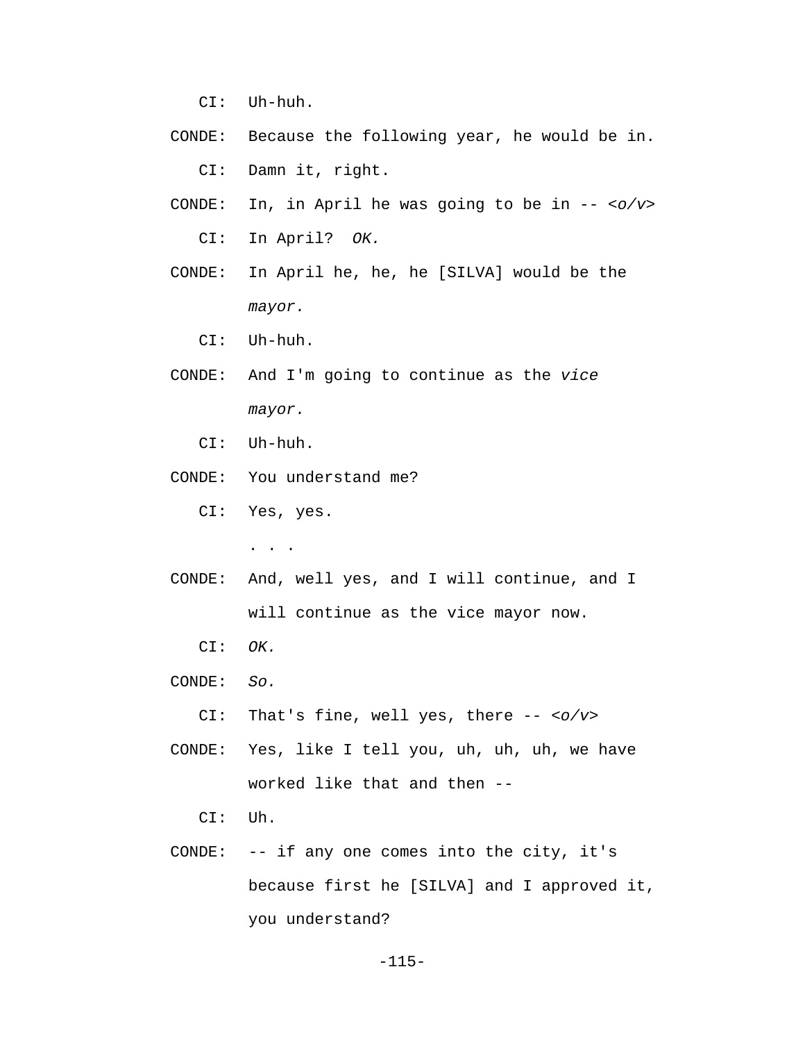CI: Uh-huh.

CONDE: Because the following year, he would be in.

CI: Damn it, right.

CONDE: In, in April he was going to be in -- *<o/v>*

CI: In April? *OK.*

CONDE: In April he, he, he [SILVA] would be the *mayor.*

CI: Uh-huh.

CONDE: And I'm going to continue as the *vice mayor.*

CI: Uh-huh.

CONDE: You understand me?

CI: Yes, yes.

. . .

CONDE: And, well yes, and I will continue, and I will continue as the vice mayor now.

CI: *OK.*

CONDE: *So.*

CI: That's fine, well yes, there -- *<o/v>*

CONDE: Yes, like I tell you, uh, uh, uh, we have worked like that and then --

CI: Uh.

CONDE: -- if any one comes into the city, it's because first he [SILVA] and I approved it, you understand?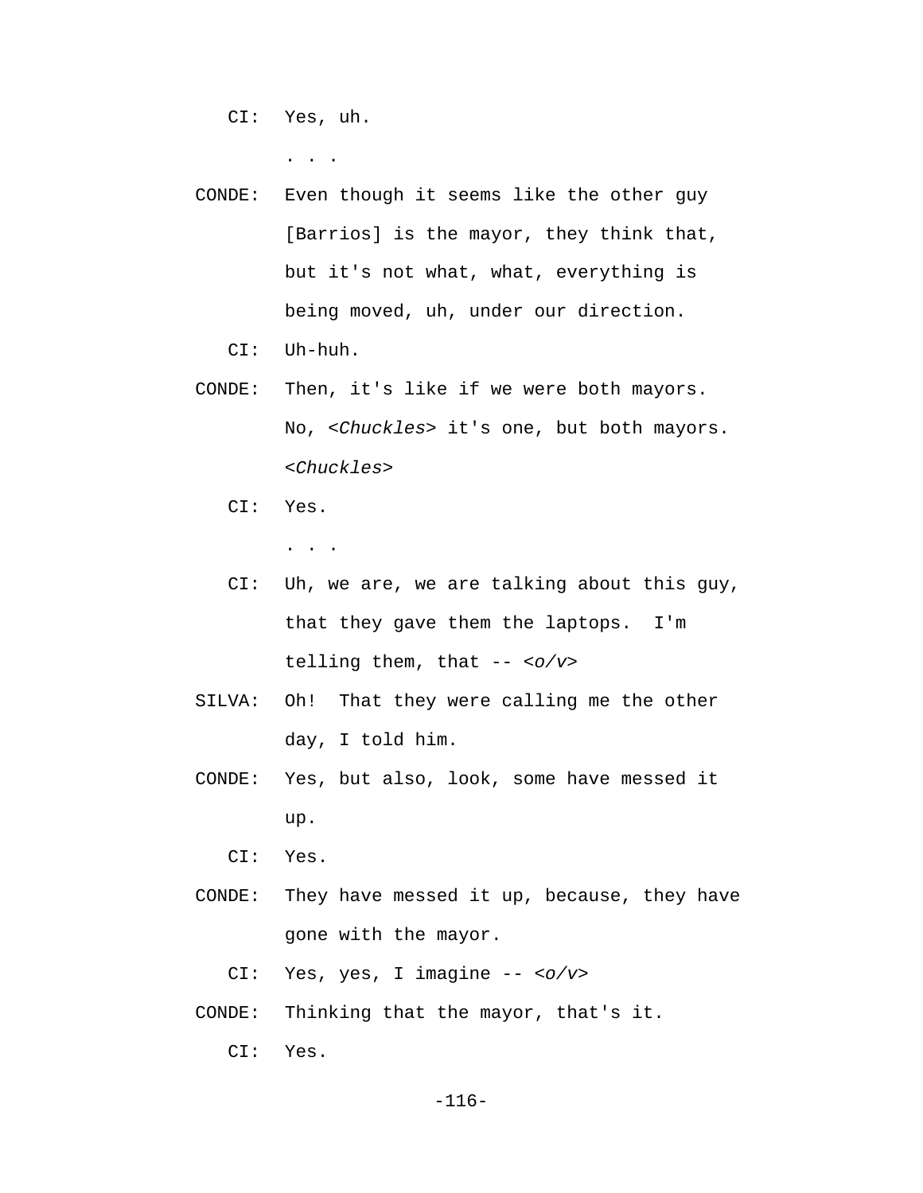CI: Yes, uh.

. . .

CONDE: Even though it seems like the other guy [Barrios] is the mayor, they think that, but it's not what, what, everything is being moved, uh, under our direction.

CI: Uh-huh.

CONDE: Then, it's like if we were both mayors. No, <*Chuckles*> it's one, but both mayors. <*Chuckles*>

CI: Yes.

. . .

CI: Uh, we are, we are talking about this guy, that they gave them the laptops. I'm telling them, that -- <*o/v*>

SILVA: Oh! That they were calling me the other day, I told him.

CONDE: Yes, but also, look, some have messed it up.

CI: Yes.

CONDE: They have messed it up, because, they have gone with the mayor.

CI: Yes, yes, I imagine -- <*o/v*>

CONDE: Thinking that the mayor, that's it.

CI: Yes.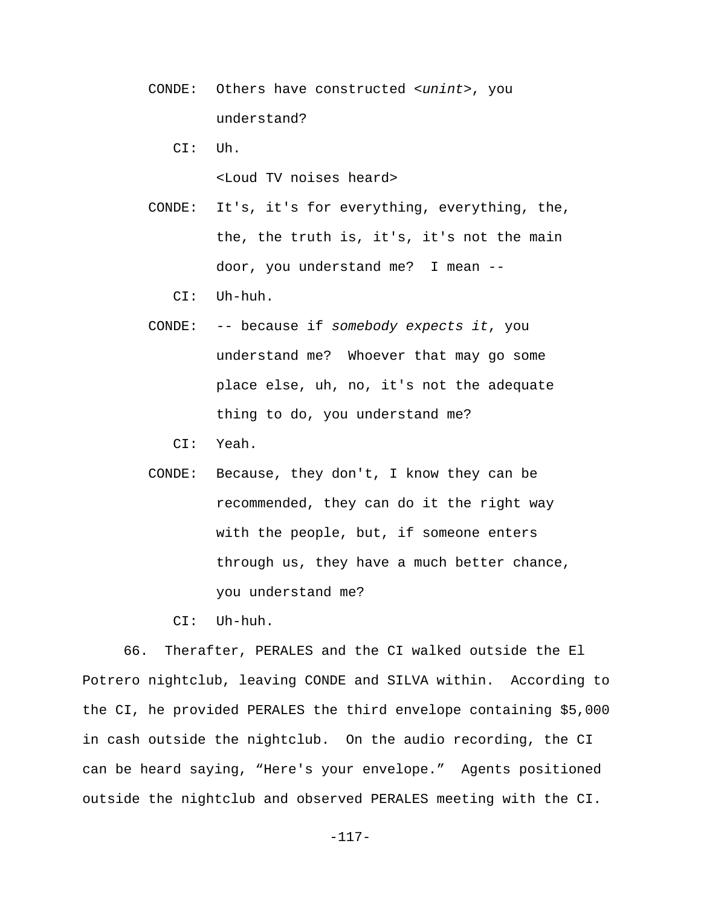CONDE: Others have constructed <*unint*>, you understand?

CI: Uh.

<Loud TV noises heard>

CONDE: It's, it's for everything, everything, the, the, the truth is, it's, it's not the main door, you understand me? I mean --

CI: Uh-huh.

CONDE: -- because if *somebody expects it*, you understand me? Whoever that may go some place else, uh, no, it's not the adequate thing to do, you understand me?

CI: Yeah.

CONDE: Because, they don't, I know they can be recommended, they can do it the right way with the people, but, if someone enters through us, they have a much better chance, you understand me?

CI: Uh-huh.

66. Therafter, PERALES and the CI walked outside the El Potrero nightclub, leaving CONDE and SILVA within. According to the CI, he provided PERALES the third envelope containing $5,000 in cash outside the nightclub. On the audio recording, the CI can be heard saying, “Here's your envelope.” Agents positioned outside the nightclub and observed PERALES meeting with the CI.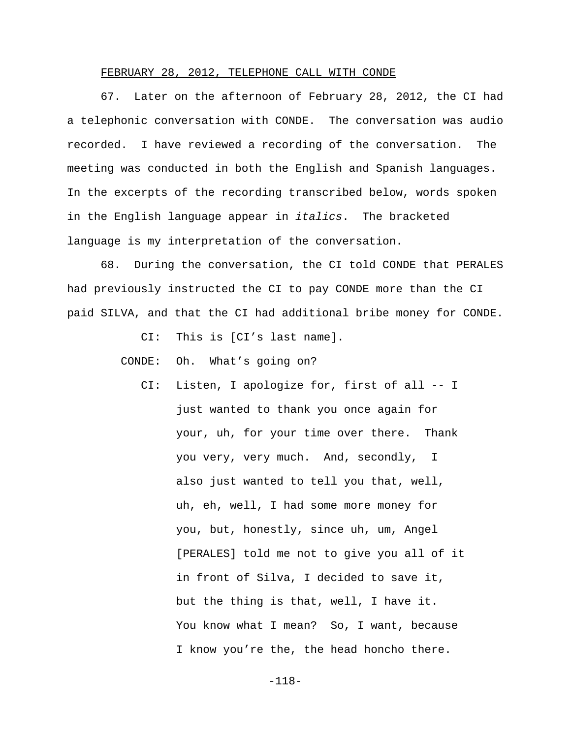FEBRUARY 28, 2012, TELEPHONE CALL WITH CONDE

67. Later on the afternoon of February 28, 2012, the CI had a telephonic conversation with CONDE. The conversation was audio recorded. I have reviewed a recording of the conversation. The meeting was conducted in both the English and Spanish languages. In the excerpts of the recording transcribed below, words spoken in the English language appear in *italics*. The bracketed language is my interpretation of the conversation.

68. During the conversation, the CI told CONDE that PERALES had previously instructed the CI to pay CONDE more than the CI paid SILVA, and that the CI had additional bribe money for CONDE.

CI: This is [CI's last name].

CONDE: Oh. What's going on?

CI: Listen, I apologize for, first of all -- I just wanted to thank you once again for your, uh, for your time over there. Thank you very, very much. And, secondly, I also just wanted to tell you that, well, uh, eh, well, I had some more money for you, but, honestly, since uh, um, Angel [PERALES] told me not to give you all of it in front of Silva, I decided to save it, but the thing is that, well, I have it. You know what I mean? So, I want, because I know you're the, the head honcho there.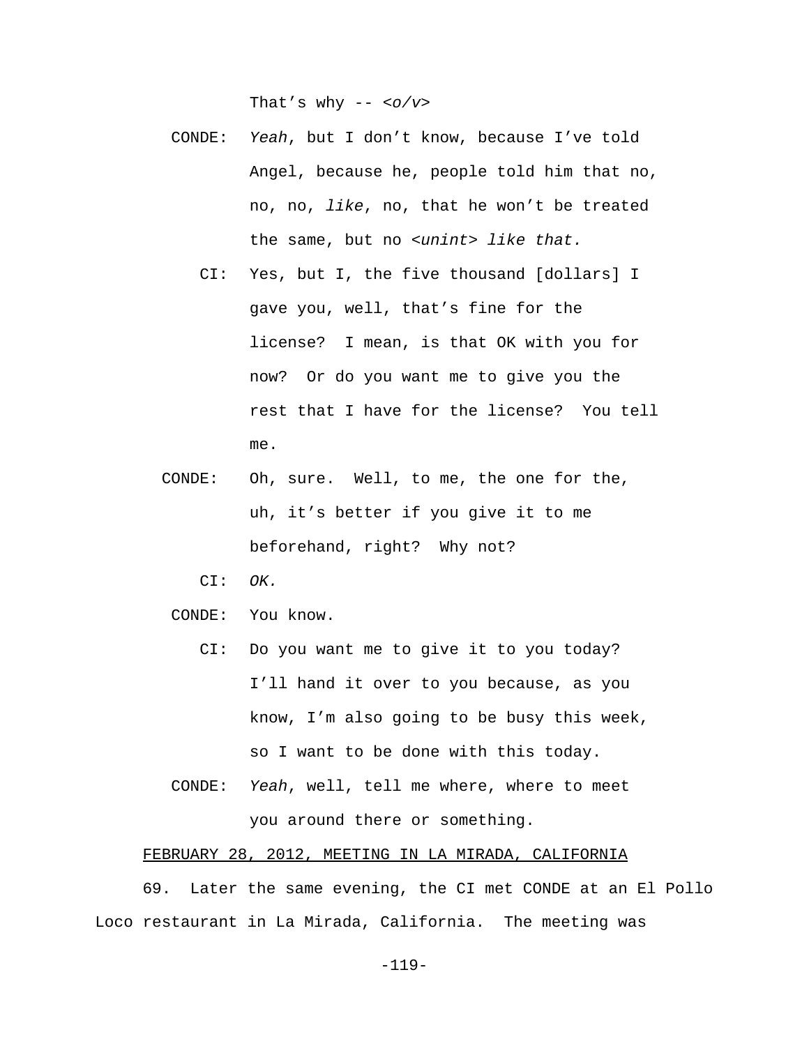That's why -- <*o/v*>

CONDE: *Yeah*, but I don't know, because I've told Angel, because he, people told him that no, no, no, *like*, no, that he won't be treated the same, but no <*unint*> *like that.*

CI: Yes, but I, the five thousand [dollars] I gave you, well, that's fine for the license? I mean, is that OK with you for now? Or do you want me to give you the rest that I have for the license? You tell me.

CONDE: Oh, sure. Well, to me, the one for the, uh, it's better if you give it to me beforehand, right? Why not?

CI: *OK.*

CONDE: You know.

CI: Do you want me to give it to you today? I'll hand it over to you because, as you know, I'm also going to be busy this week, so I want to be done with this today.

CONDE: *Yeah*, well, tell me where, where to meet you around there or something.

<u>FEBRUARY 28, 2012, MEETING IN LA MIRADA, CALIFORNIA</u>

69. Later the same evening, the CI met CONDE at an El Pollo Loco restaurant in La Mirada, California. The meeting was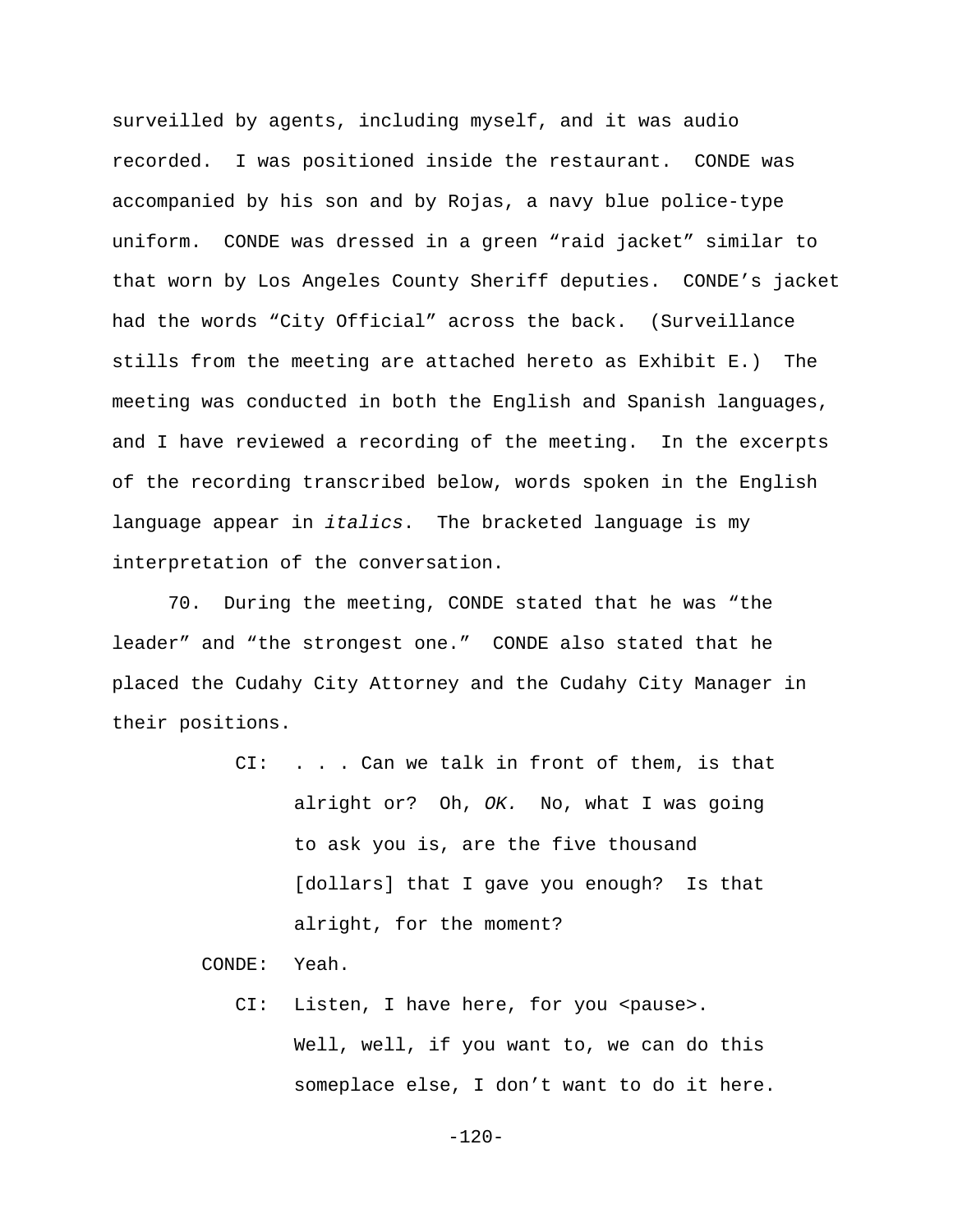surveilled by agents, including myself, and it was audio recorded. I was positioned inside the restaurant. CONDE was accompanied by his son and by Rojas, a navy blue police-type uniform. CONDE was dressed in a green “raid jacket” similar to that worn by Los Angeles County Sheriff deputies. CONDE’s jacket had the words “City Official” across the back. (Surveillance stills from the meeting are attached hereto as Exhibit E.) The meeting was conducted in both the English and Spanish languages, and I have reviewed a recording of the meeting. In the excerpts of the recording transcribed below, words spoken in the English language appear in *italics*. The bracketed language is my interpretation of the conversation.

70. During the meeting, CONDE stated that he was “the leader” and “the strongest one.” CONDE also stated that he placed the Cudahy City Attorney and the Cudahy City Manager in their positions.

> CI: . . . Can we talk in front of them, is that alright or? Oh, *OK.* No, what I was going to ask you is, are the five thousand [dollars] that I gave you enough? Is that alright, for the moment?
>
> CONDE: Yeah.
>
> CI: Listen, I have here, for you <pause>. Well, well, if you want to, we can do this someplace else, I don’t want to do it here.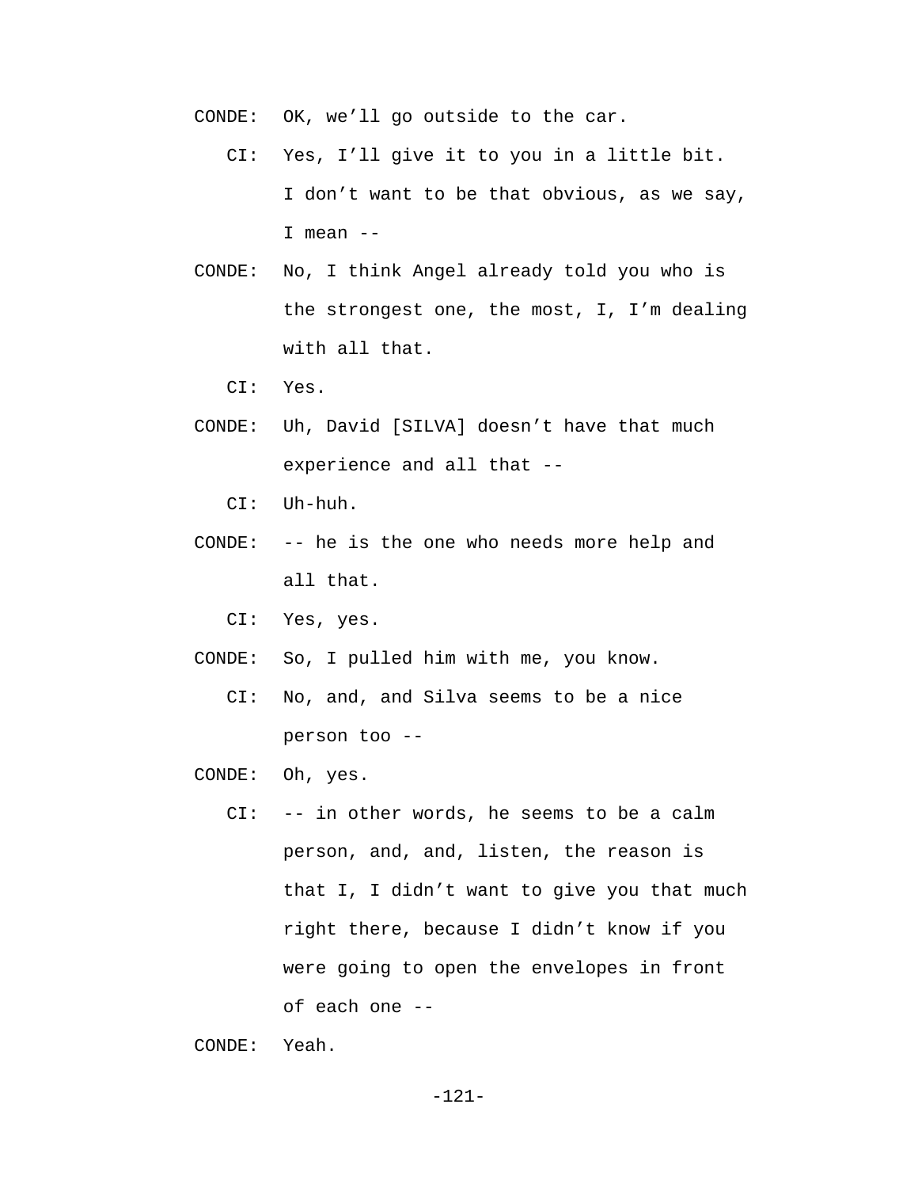CONDE: OK, we'll go outside to the car.

CI: Yes, I'll give it to you in a little bit. I don't want to be that obvious, as we say, I mean --

CONDE: No, I think Angel already told you who is the strongest one, the most, I, I'm dealing with all that.

CI: Yes.

CONDE: Uh, David [SILVA] doesn't have that much experience and all that --

CI: Uh-huh.

CONDE: -- he is the one who needs more help and all that.

CI: Yes, yes.

CONDE: So, I pulled him with me, you know.

CI: No, and, and Silva seems to be a nice person too --

CONDE: Oh, yes.

CI: -- in other words, he seems to be a calm person, and, and, listen, the reason is that I, I didn't want to give you that much right there, because I didn't know if you were going to open the envelopes in front of each one --

CONDE: Yeah.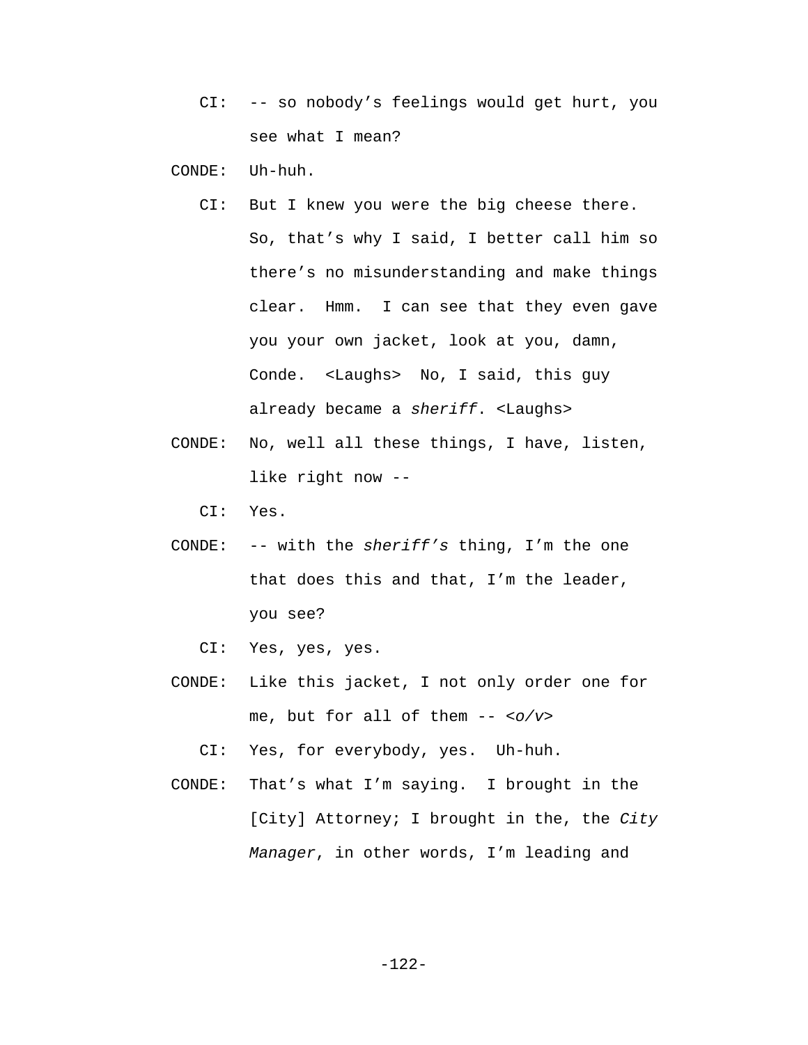CI: -- so nobody's feelings would get hurt, you see what I mean?

CONDE: Uh-huh.

CI: But I knew you were the big cheese there. So, that's why I said, I better call him so there's no misunderstanding and make things clear. Hmm. I can see that they even gave you your own jacket, look at you, damn, Conde. <Laughs> No, I said, this guy already became a *sheriff*. <Laughs>

CONDE: No, well all these things, I have, listen, like right now --

CI: Yes.

CONDE: -- with the *sheriff's* thing, I'm the one that does this and that, I'm the leader, you see?

CI: Yes, yes, yes.

CONDE: Like this jacket, I not only order one for me, but for all of them -- <*o/v*>

CI: Yes, for everybody, yes. Uh-huh.

CONDE: That's what I'm saying. I brought in the [City] Attorney; I brought in the, the *City Manager*, in other words, I'm leading and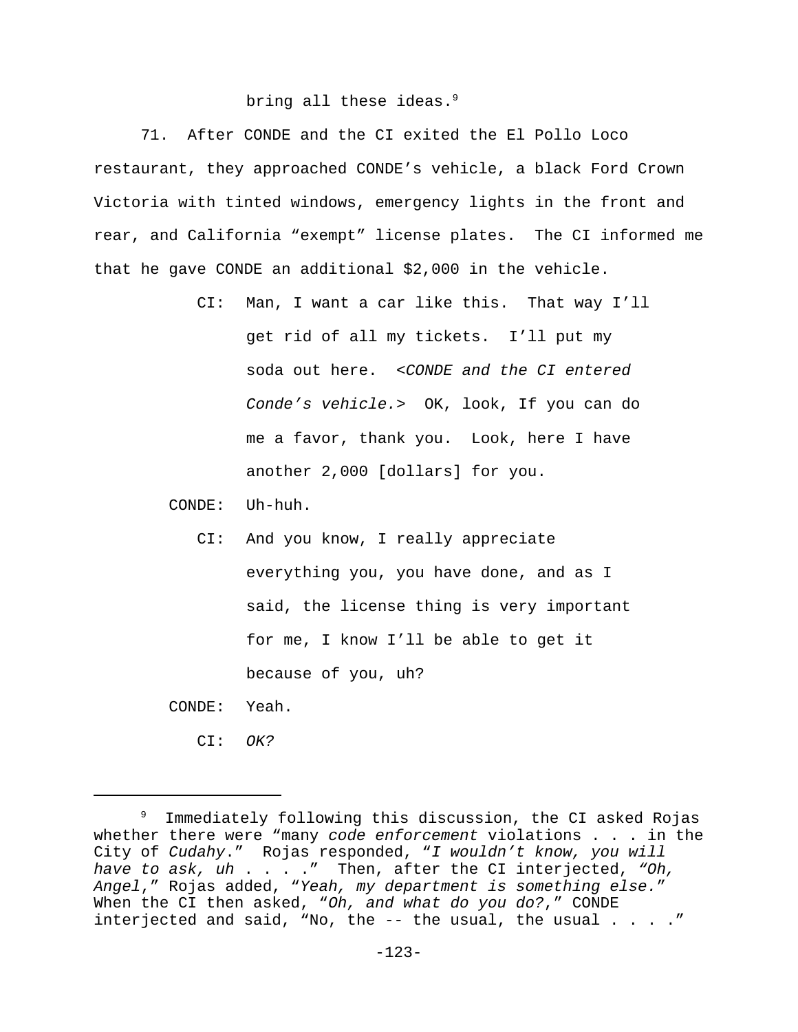bring all these ideas.[9]

71. After CONDE and the CI exited the El Pollo Loco restaurant, they approached CONDE's vehicle, a black Ford Crown Victoria with tinted windows, emergency lights in the front and rear, and California "exempt" license plates. The CI informed me that he gave CONDE an additional $2,000 in the vehicle.

> CI: Man, I want a car like this. That way I'll get rid of all my tickets. I'll put my soda out here. <*CONDE and the CI entered Conde's vehicle.*> OK, look, If you can do me a favor, thank you. Look, here I have another 2,000 [dollars] for you.
>
> CONDE: Uh-huh.
>
> CI: And you know, I really appreciate everything you, you have done, and as I said, the license thing is very important for me, I know I'll be able to get it because of you, uh?
>
> CONDE: Yeah.
>
> CI: *OK?*

---

[9] Immediately following this discussion, the CI asked Rojas whether there were "many *code enforcement* violations . . . in the City of *Cudahy*." Rojas responded, "*I wouldn't know, you will have to ask, uh* . . . ." Then, after the CI interjected, *"Oh, Angel*," Rojas added, "*Yeah, my department is something else.*" When the CI then asked, "*Oh, and what do you do?*," CONDE interjected and said, "No, the -- the usual, the usual . . . ."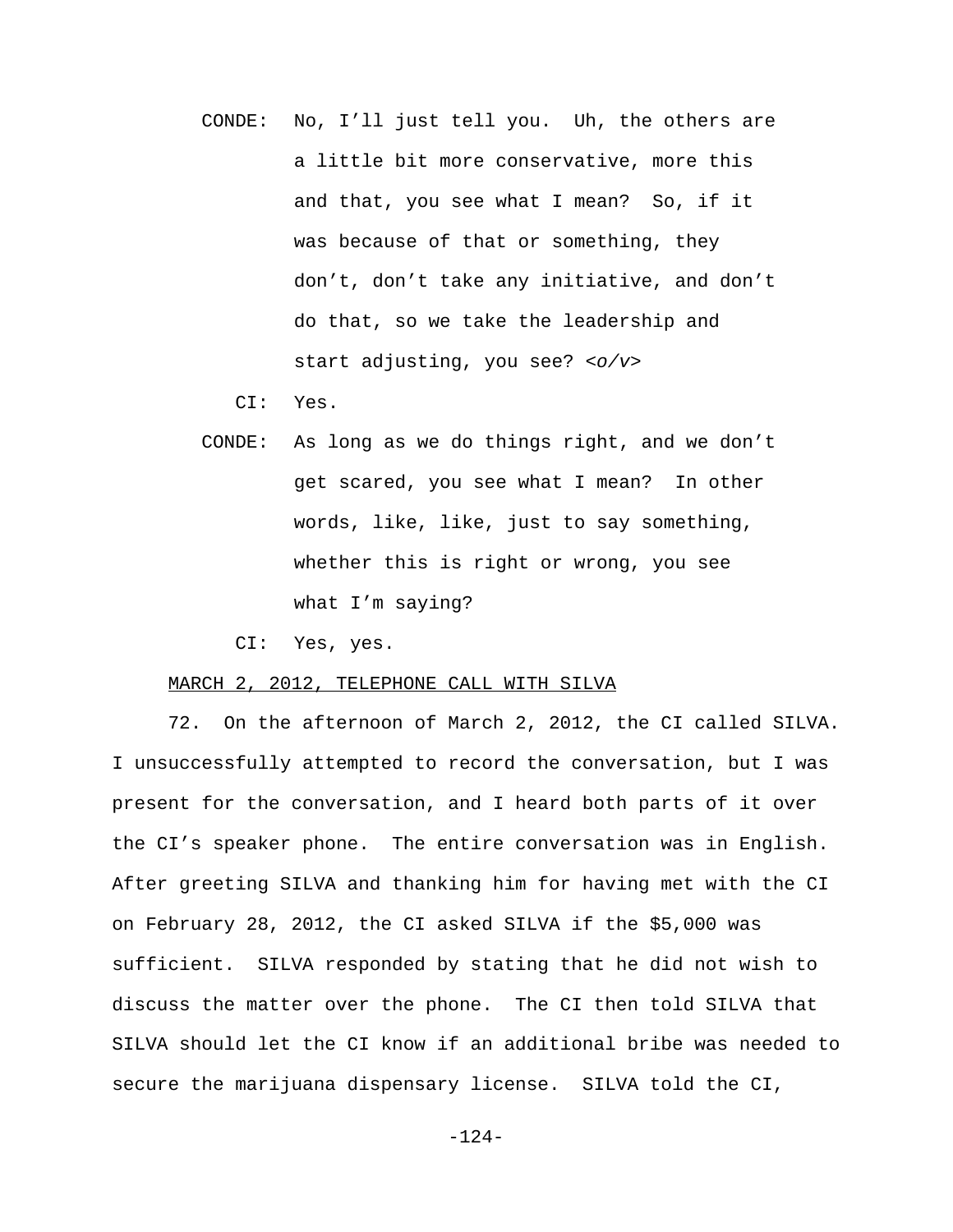CONDE: No, I'll just tell you. Uh, the others are a little bit more conservative, more this and that, you see what I mean? So, if it was because of that or something, they don't, don't take any initiative, and don't do that, so we take the leadership and start adjusting, you see? *<o/v>*

CI: Yes.

CONDE: As long as we do things right, and we don't get scared, you see what I mean? In other words, like, like, just to say something, whether this is right or wrong, you see what I'm saying?

CI: Yes, yes.

<u>MARCH 2, 2012, TELEPHONE CALL WITH SILVA</u>

72. On the afternoon of March 2, 2012, the CI called SILVA. I unsuccessfully attempted to record the conversation, but I was present for the conversation, and I heard both parts of it over the CI's speaker phone. The entire conversation was in English. After greeting SILVA and thanking him for having met with the CI on February 28, 2012, the CI asked SILVA if the $5,000 was sufficient. SILVA responded by stating that he did not wish to discuss the matter over the phone. The CI then told SILVA that SILVA should let the CI know if an additional bribe was needed to secure the marijuana dispensary license. SILVA told the CI,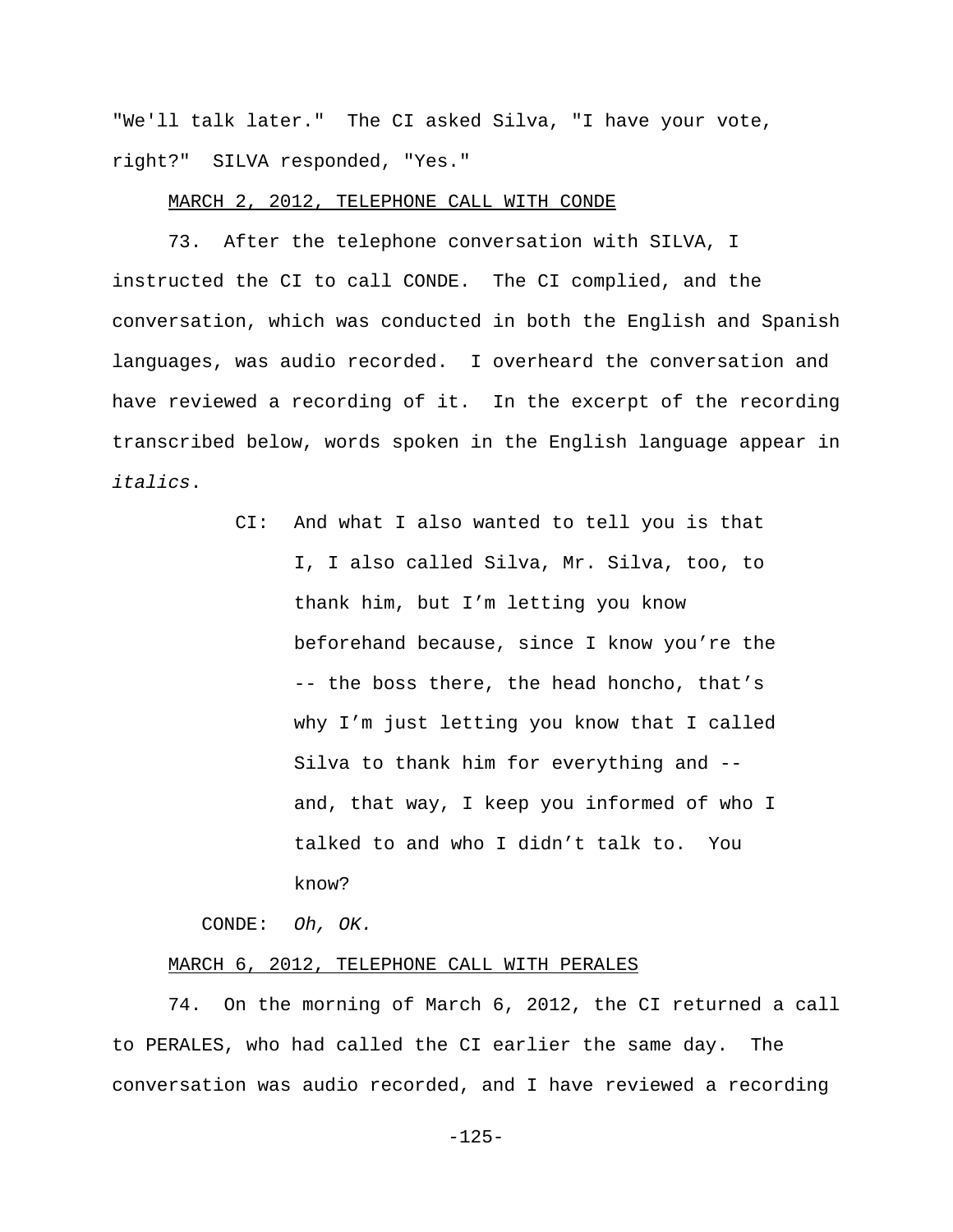"We'll talk later." The CI asked Silva, "I have your vote, right?" SILVA responded, "Yes."

<u>MARCH 2, 2012, TELEPHONE CALL WITH CONDE</u>

73. After the telephone conversation with SILVA, I instructed the CI to call CONDE. The CI complied, and the conversation, which was conducted in both the English and Spanish languages, was audio recorded. I overheard the conversation and have reviewed a recording of it. In the excerpt of the recording transcribed below, words spoken in the English language appear in *italics*.

> CI: And what I also wanted to tell you is that I, I also called Silva, Mr. Silva, too, to thank him, but I'm letting you know beforehand because, since I know you're the -- the boss there, the head honcho, that's why I'm just letting you know that I called Silva to thank him for everything and -- and, that way, I keep you informed of who I talked to and who I didn't talk to. You know?
>
> CONDE: *Oh, OK.*

<u>MARCH 6, 2012, TELEPHONE CALL WITH PERALES</u>

74. On the morning of March 6, 2012, the CI returned a call to PERALES, who had called the CI earlier the same day. The conversation was audio recorded, and I have reviewed a recording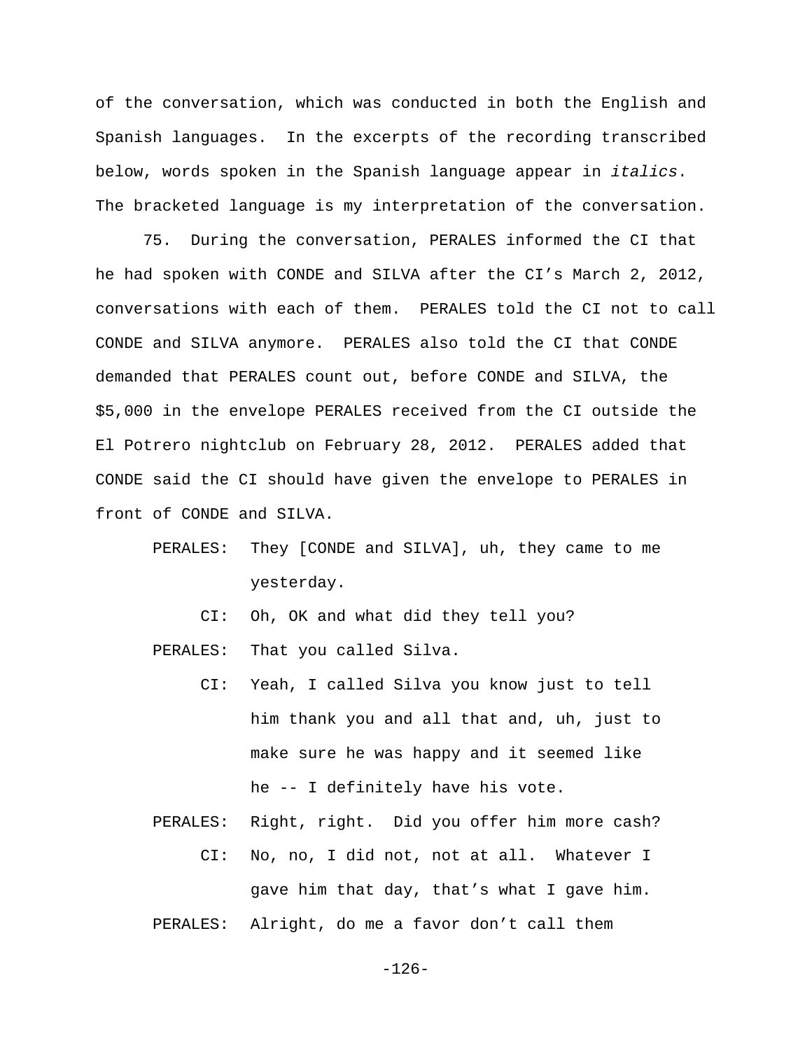of the conversation, which was conducted in both the English and Spanish languages. In the excerpts of the recording transcribed below, words spoken in the Spanish language appear in *italics*. The bracketed language is my interpretation of the conversation.

75. During the conversation, PERALES informed the CI that he had spoken with CONDE and SILVA after the CI's March 2, 2012, conversations with each of them. PERALES told the CI not to call CONDE and SILVA anymore. PERALES also told the CI that CONDE demanded that PERALES count out, before CONDE and SILVA, the $5,000 in the envelope PERALES received from the CI outside the El Potrero nightclub on February 28, 2012. PERALES added that CONDE said the CI should have given the envelope to PERALES in front of CONDE and SILVA.

PERALES: They [CONDE and SILVA], uh, they came to me yesterday.

CI: Oh, OK and what did they tell you?

PERALES: That you called Silva.

CI: Yeah, I called Silva you know just to tell him thank you and all that and, uh, just to make sure he was happy and it seemed like he -- I definitely have his vote.

PERALES: Right, right. Did you offer him more cash?

CI: No, no, I did not, not at all. Whatever I gave him that day, that's what I gave him.

PERALES: Alright, do me a favor don't call them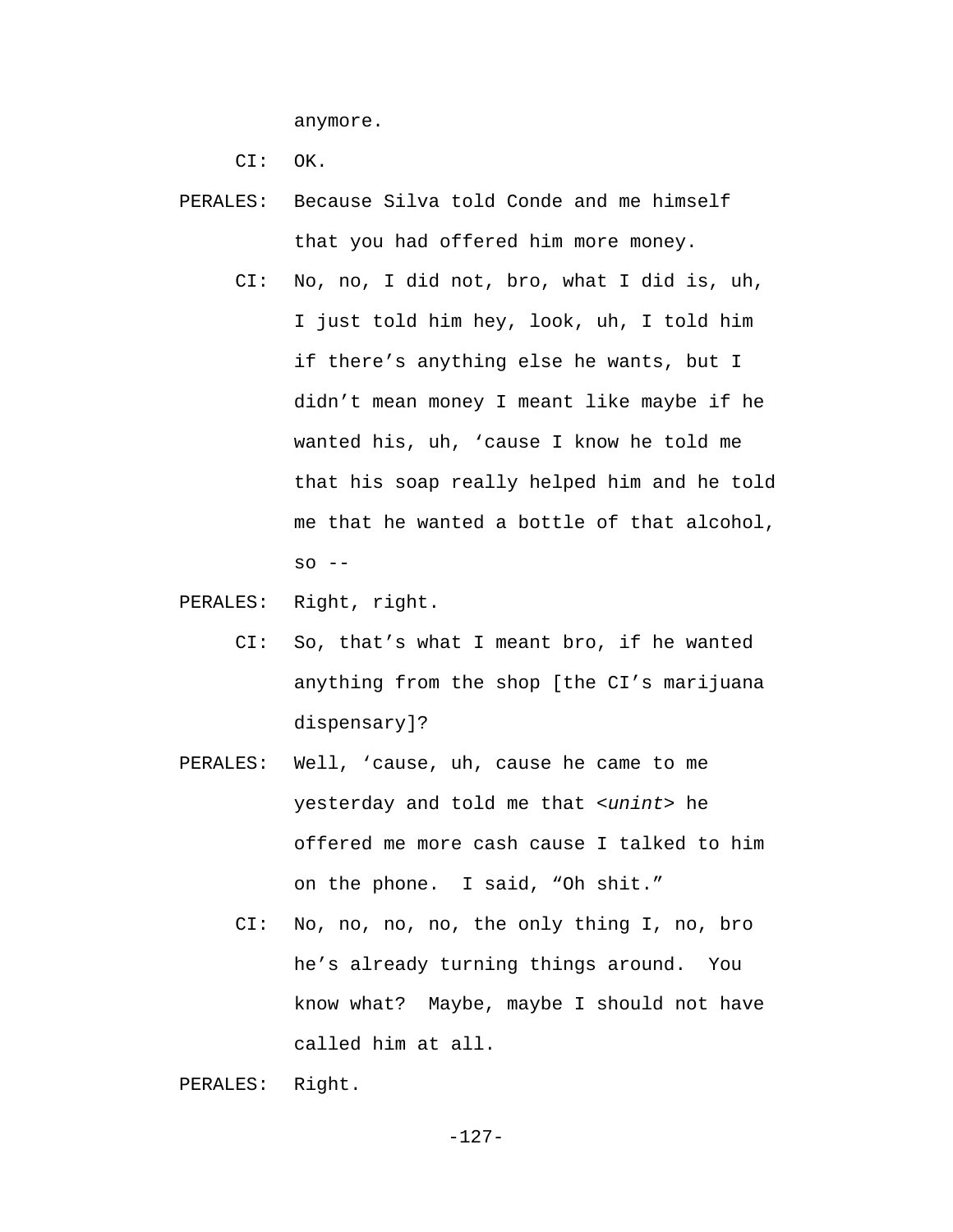anymore.

CI: OK.

PERALES: Because Silva told Conde and me himself that you had offered him more money.

CI: No, no, I did not, bro, what I did is, uh, I just told him hey, look, uh, I told him if there's anything else he wants, but I didn't mean money I meant like maybe if he wanted his, uh, 'cause I know he told me that his soap really helped him and he told me that he wanted a bottle of that alcohol, so --

PERALES: Right, right.

CI: So, that's what I meant bro, if he wanted anything from the shop [the CI's marijuana dispensary]?

PERALES: Well, 'cause, uh, cause he came to me yesterday and told me that <*unint*> he offered me more cash cause I talked to him on the phone. I said, "Oh shit."

CI: No, no, no, no, the only thing I, no, bro he's already turning things around. You know what? Maybe, maybe I should not have called him at all.

PERALES: Right.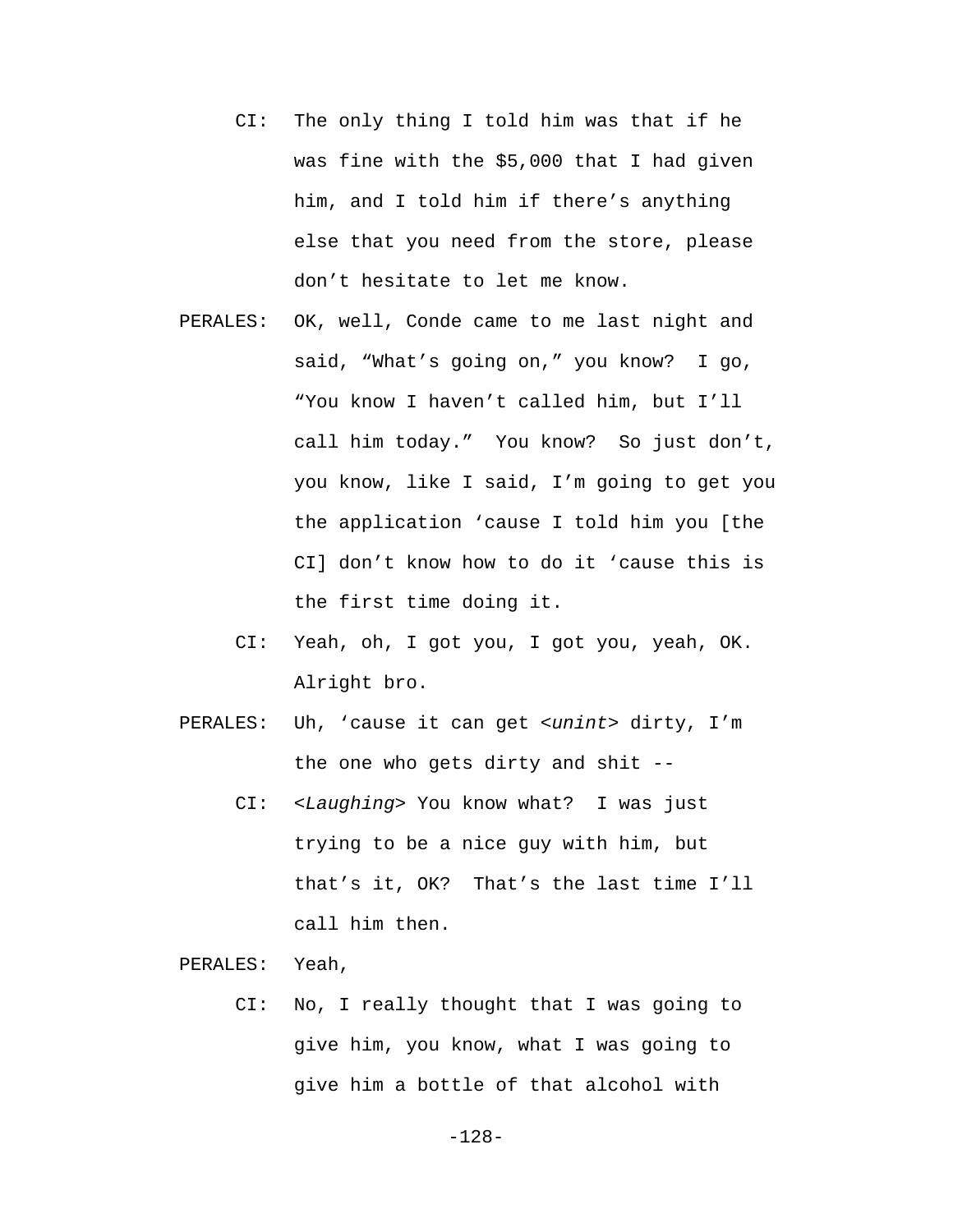CI: The only thing I told him was that if he was fine with the $5,000 that I had given him, and I told him if there's anything else that you need from the store, please don't hesitate to let me know.

PERALES: OK, well, Conde came to me last night and said, "What's going on," you know? I go, "You know I haven't called him, but I'll call him today." You know? So just don't, you know, like I said, I'm going to get you the application 'cause I told him you [the CI] don't know how to do it 'cause this is the first time doing it.

CI: Yeah, oh, I got you, I got you, yeah, OK. Alright bro.

PERALES: Uh, 'cause it can get <*unint*> dirty, I'm the one who gets dirty and shit --

CI: <*Laughing*> You know what? I was just trying to be a nice guy with him, but that's it, OK? That's the last time I'll call him then.

PERALES: Yeah,

CI: No, I really thought that I was going to give him, you know, what I was going to give him a bottle of that alcohol with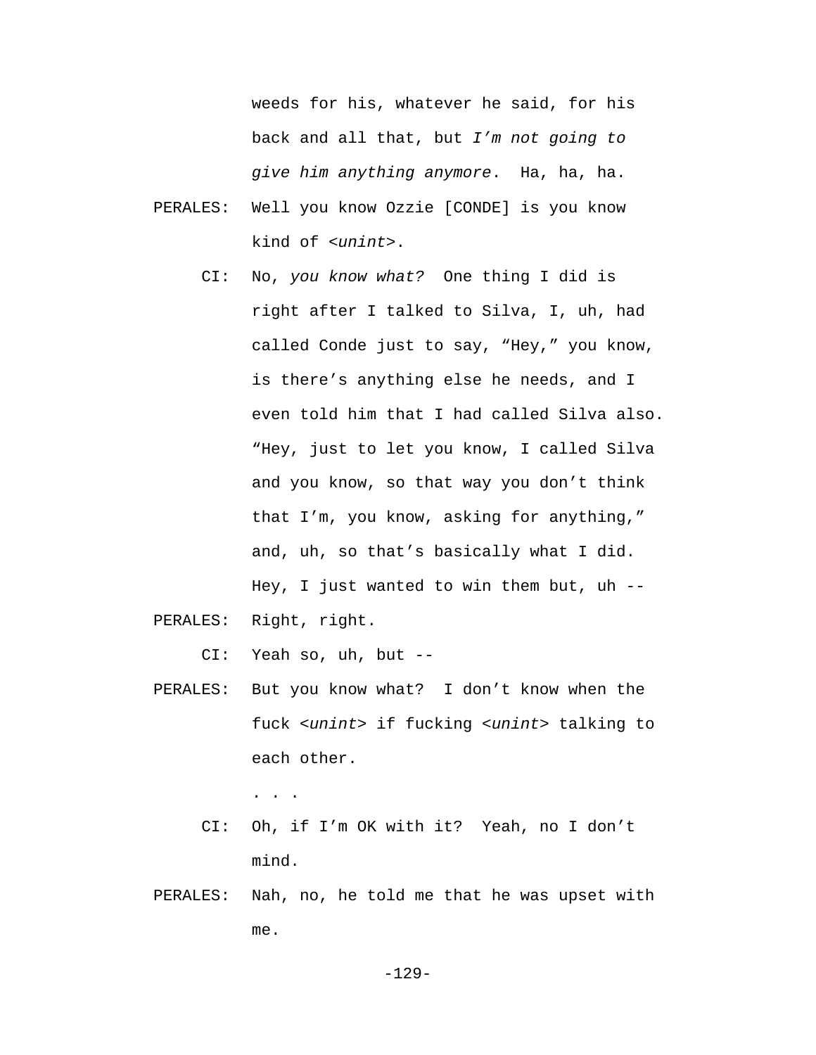weeds for his, whatever he said, for his back and all that, but *I'm not going to give him anything anymore*. Ha, ha, ha.

PERALES: Well you know Ozzie [CONDE] is you know kind of <*unint*>.

CI: No, *you know what?* One thing I did is right after I talked to Silva, I, uh, had called Conde just to say, "Hey," you know, is there's anything else he needs, and I even told him that I had called Silva also. "Hey, just to let you know, I called Silva and you know, so that way you don't think that I'm, you know, asking for anything," and, uh, so that's basically what I did. Hey, I just wanted to win them but, uh --

PERALES: Right, right.

CI: Yeah so, uh, but --

PERALES: But you know what? I don't know when the fuck <*unint*> if fucking <*unint*> talking to each other.

. . .

CI: Oh, if I'm OK with it? Yeah, no I don't mind.

PERALES: Nah, no, he told me that he was upset with me.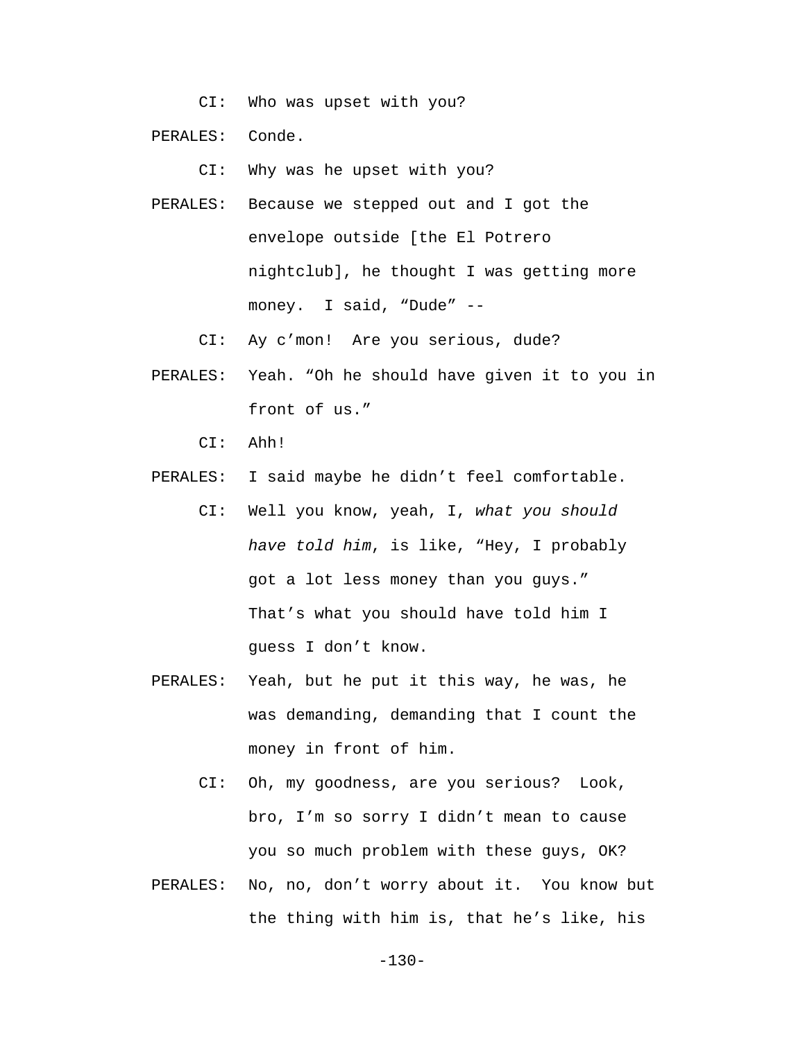CI: Who was upset with you?

PERALES: Conde.

CI: Why was he upset with you?

PERALES: Because we stepped out and I got the envelope outside [the El Potrero nightclub], he thought I was getting more money. I said, "Dude" --

CI: Ay c'mon! Are you serious, dude?

PERALES: Yeah. "Oh he should have given it to you in front of us."

CI: Ahh!

PERALES: I said maybe he didn't feel comfortable.

CI: Well you know, yeah, I, *what you should have told him*, is like, "Hey, I probably got a lot less money than you guys." That's what you should have told him I guess I don't know.

PERALES: Yeah, but he put it this way, he was, he was demanding, demanding that I count the money in front of him.

CI: Oh, my goodness, are you serious? Look, bro, I'm so sorry I didn't mean to cause you so much problem with these guys, OK?

PERALES: No, no, don't worry about it. You know but the thing with him is, that he's like, his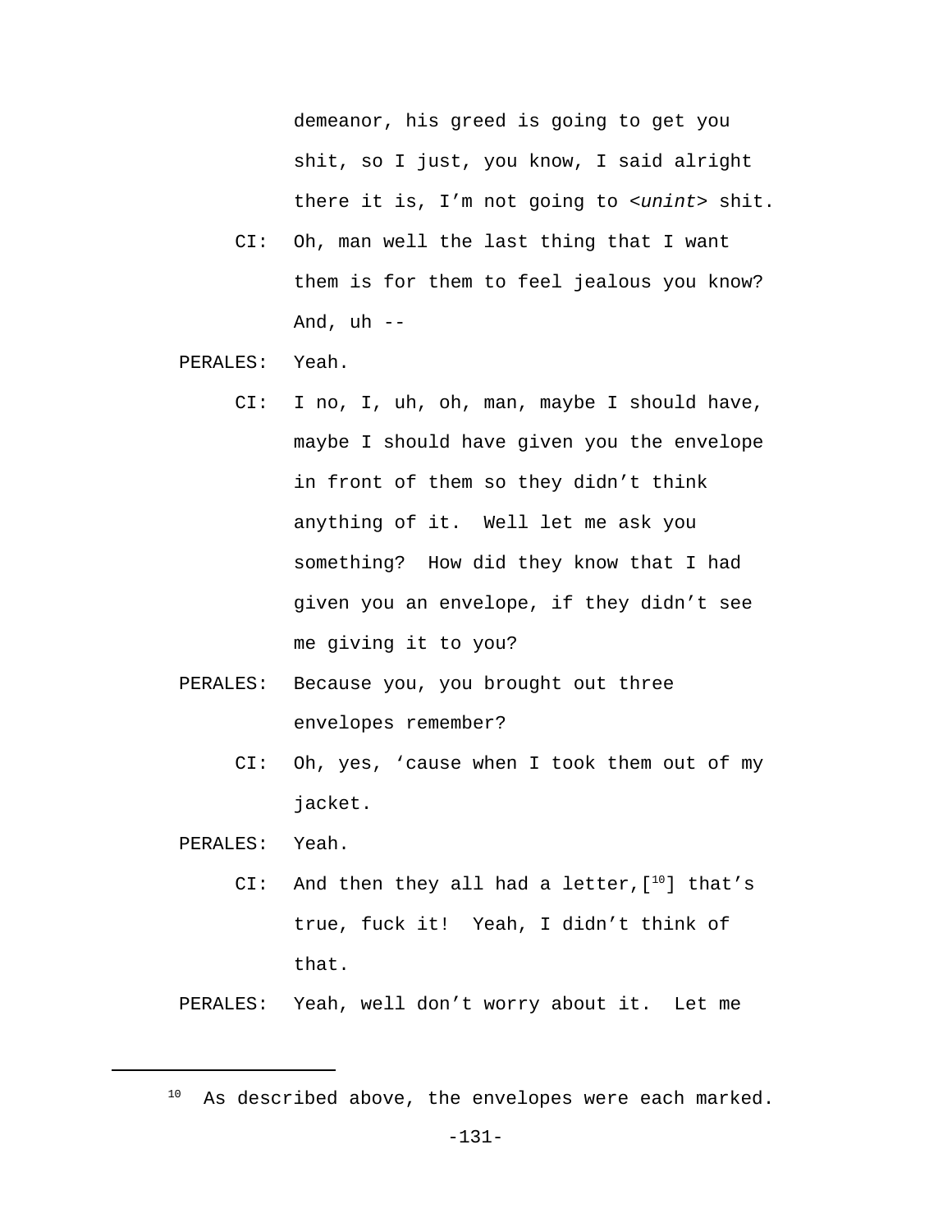demeanor, his greed is going to get you shit, so I just, you know, I said alright there it is, I'm not going to <*unint*> shit.

CI: Oh, man well the last thing that I want them is for them to feel jealous you know? And, uh --

PERALES: Yeah.

CI: I no, I, uh, oh, man, maybe I should have, maybe I should have given you the envelope in front of them so they didn't think anything of it. Well let me ask you something? How did they know that I had given you an envelope, if they didn't see me giving it to you?

PERALES: Because you, you brought out three envelopes remember?

CI: Oh, yes, 'cause when I took them out of my jacket.

PERALES: Yeah.

CI: And then they all had a letter,[10] that's true, fuck it! Yeah, I didn't think of that.

PERALES: Yeah, well don't worry about it. Let me

---

[10] As described above, the envelopes were each marked.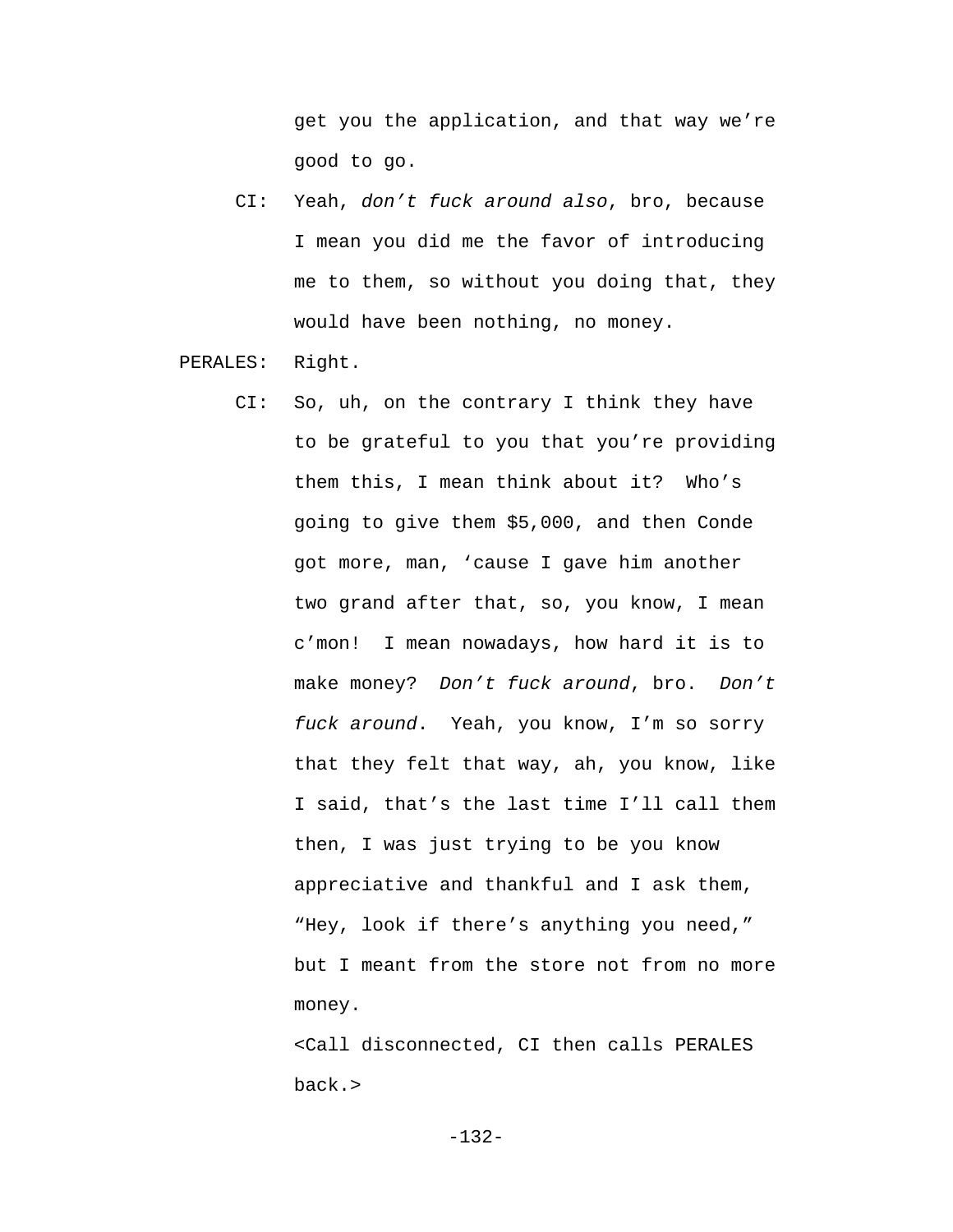get you the application, and that way we're good to go.

CI: Yeah, *don't fuck around also*, bro, because I mean you did me the favor of introducing me to them, so without you doing that, they would have been nothing, no money.

PERALES: Right.

CI: So, uh, on the contrary I think they have to be grateful to you that you're providing them this, I mean think about it? Who's going to give them $5,000, and then Conde got more, man, 'cause I gave him another two grand after that, so, you know, I mean c'mon! I mean nowadays, how hard it is to make money? *Don't fuck around*, bro. *Don't fuck around*. Yeah, you know, I'm so sorry that they felt that way, ah, you know, like I said, that's the last time I'll call them then, I was just trying to be you know appreciative and thankful and I ask them, "Hey, look if there's anything you need," but I meant from the store not from no more money.

<Call disconnected, CI then calls PERALES back.>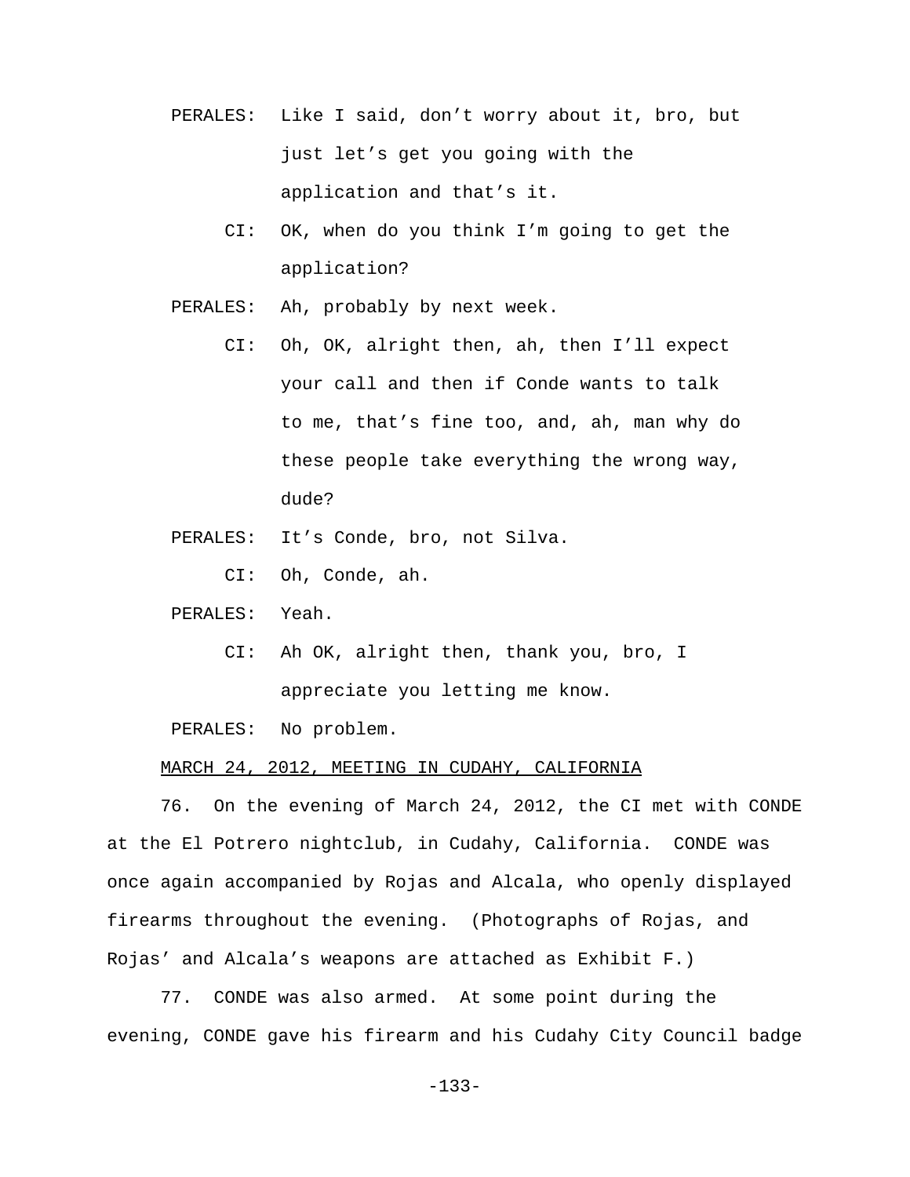PERALES: Like I said, don't worry about it, bro, but just let's get you going with the application and that's it.

CI: OK, when do you think I'm going to get the application?

PERALES: Ah, probably by next week.

CI: Oh, OK, alright then, ah, then I'll expect your call and then if Conde wants to talk to me, that's fine too, and, ah, man why do these people take everything the wrong way, dude?

PERALES: It's Conde, bro, not Silva.

CI: Oh, Conde, ah.

PERALES: Yeah.

CI: Ah OK, alright then, thank you, bro, I appreciate you letting me know.

PERALES: No problem.

<u>MARCH 24, 2012, MEETING IN CUDAHY, CALIFORNIA</u>

76. On the evening of March 24, 2012, the CI met with CONDE at the El Potrero nightclub, in Cudahy, California. CONDE was once again accompanied by Rojas and Alcala, who openly displayed firearms throughout the evening. (Photographs of Rojas, and Rojas' and Alcala's weapons are attached as Exhibit F.)

77. CONDE was also armed. At some point during the evening, CONDE gave his firearm and his Cudahy City Council badge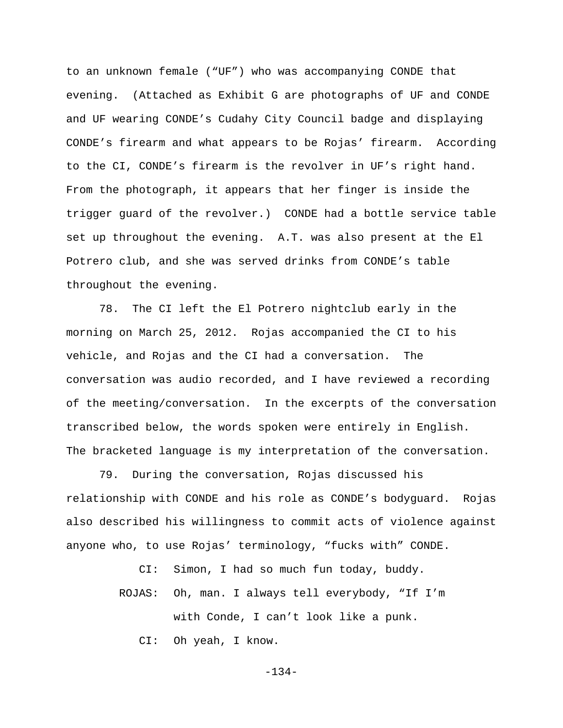to an unknown female ("UF") who was accompanying CONDE that evening. (Attached as Exhibit G are photographs of UF and CONDE and UF wearing CONDE's Cudahy City Council badge and displaying CONDE's firearm and what appears to be Rojas' firearm. According to the CI, CONDE's firearm is the revolver in UF's right hand. From the photograph, it appears that her finger is inside the trigger guard of the revolver.) CONDE had a bottle service table set up throughout the evening. A.T. was also present at the El Potrero club, and she was served drinks from CONDE's table throughout the evening.

78. The CI left the El Potrero nightclub early in the morning on March 25, 2012. Rojas accompanied the CI to his vehicle, and Rojas and the CI had a conversation. The conversation was audio recorded, and I have reviewed a recording of the meeting/conversation. In the excerpts of the conversation transcribed below, the words spoken were entirely in English. The bracketed language is my interpretation of the conversation.

79. During the conversation, Rojas discussed his relationship with CONDE and his role as CONDE's bodyguard. Rojas also described his willingness to commit acts of violence against anyone who, to use Rojas' terminology, "fucks with" CONDE.

CI: Simon, I had so much fun today, buddy.

ROJAS: Oh, man. I always tell everybody, "If I'm with Conde, I can't look like a punk.

CI: Oh yeah, I know.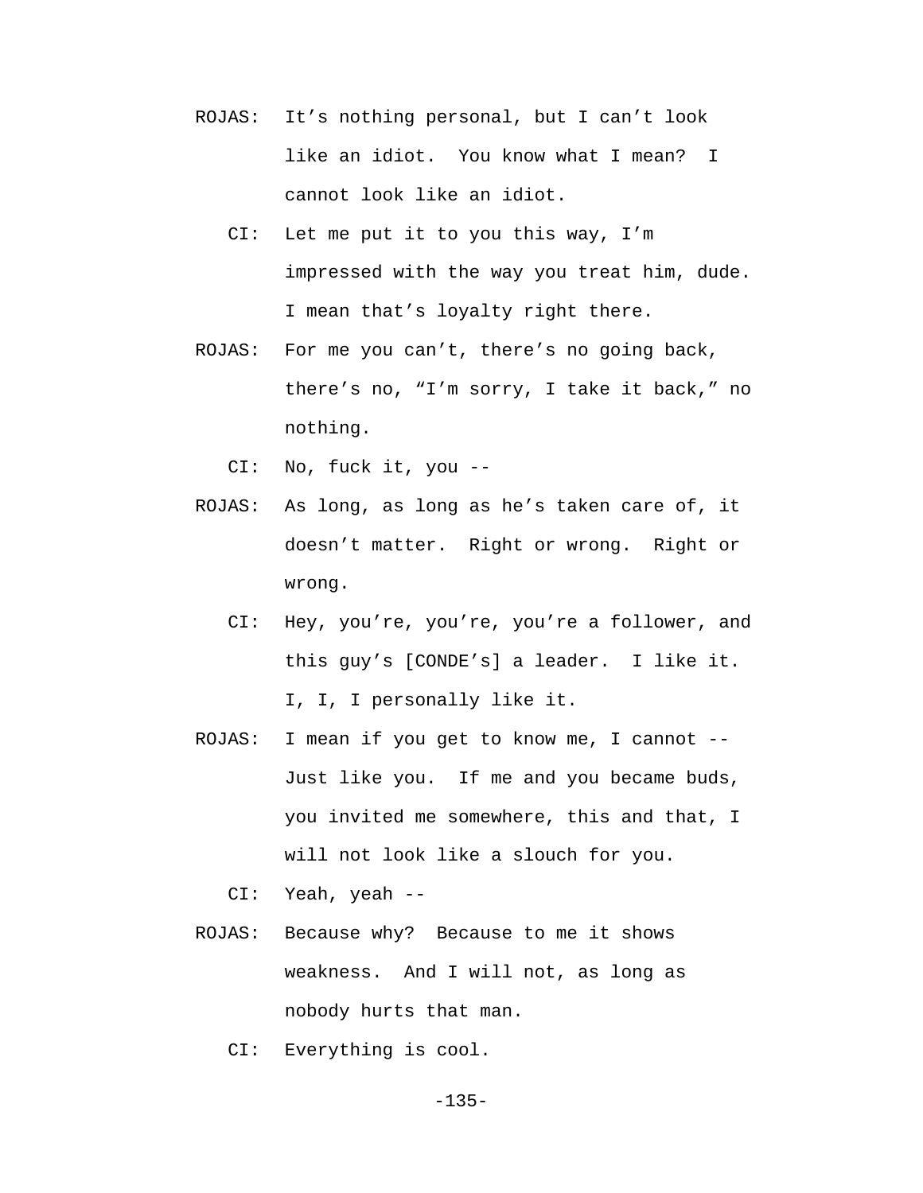ROJAS: It’s nothing personal, but I can’t look like an idiot. You know what I mean? I cannot look like an idiot.

CI: Let me put it to you this way, I’m impressed with the way you treat him, dude. I mean that’s loyalty right there.

ROJAS: For me you can’t, there’s no going back, there’s no, “I’m sorry, I take it back,” no nothing.

CI: No, fuck it, you --

ROJAS: As long, as long as he’s taken care of, it doesn’t matter. Right or wrong. Right or wrong.

CI: Hey, you’re, you’re, you’re a follower, and this guy’s [CONDE’s] a leader. I like it. I, I, I personally like it.

ROJAS: I mean if you get to know me, I cannot -- Just like you. If me and you became buds, you invited me somewhere, this and that, I will not look like a slouch for you.

CI: Yeah, yeah --

ROJAS: Because why? Because to me it shows weakness. And I will not, as long as nobody hurts that man.

CI: Everything is cool.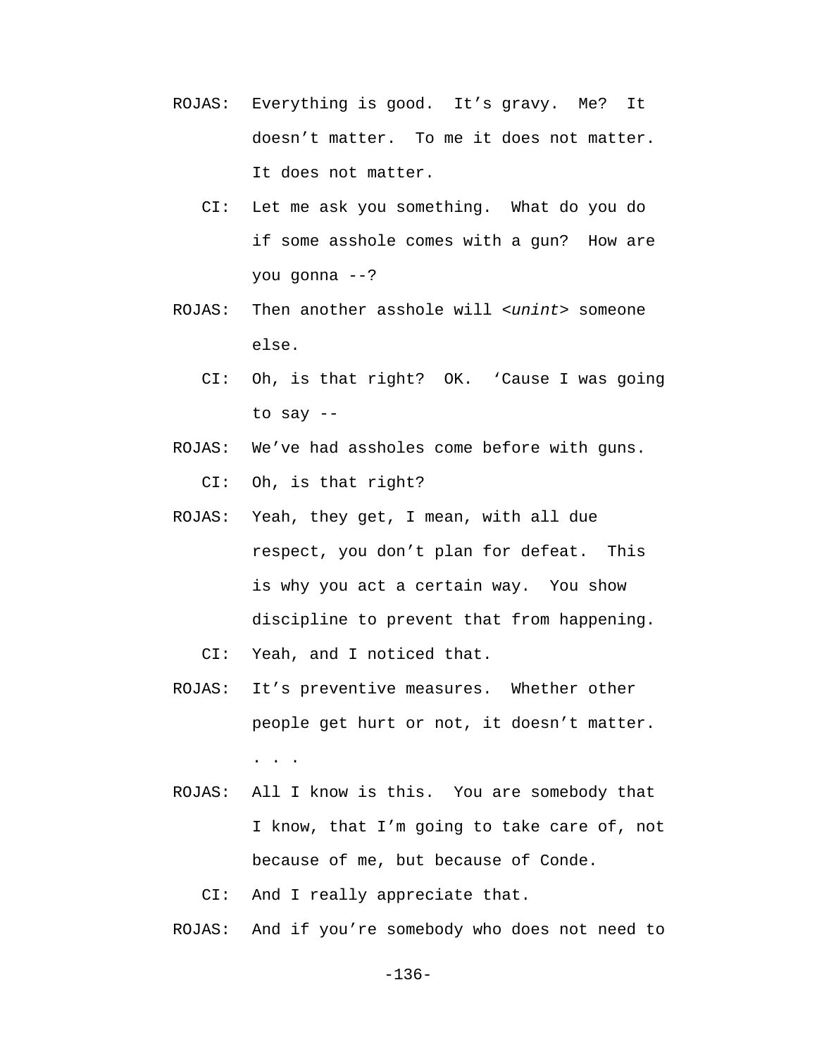ROJAS: Everything is good. It’s gravy. Me? It doesn’t matter. To me it does not matter. It does not matter.

CI: Let me ask you something. What do you do if some asshole comes with a gun? How are you gonna --?

ROJAS: Then another asshole will <*unint*> someone else.

CI: Oh, is that right? OK. ‘Cause I was going to say --

ROJAS: We’ve had assholes come before with guns.

CI: Oh, is that right?

ROJAS: Yeah, they get, I mean, with all due respect, you don’t plan for defeat. This is why you act a certain way. You show discipline to prevent that from happening.

CI: Yeah, and I noticed that.

ROJAS: It’s preventive measures. Whether other people get hurt or not, it doesn’t matter.

. . .

ROJAS: All I know is this. You are somebody that I know, that I’m going to take care of, not because of me, but because of Conde.

CI: And I really appreciate that.

ROJAS: And if you’re somebody who does not need to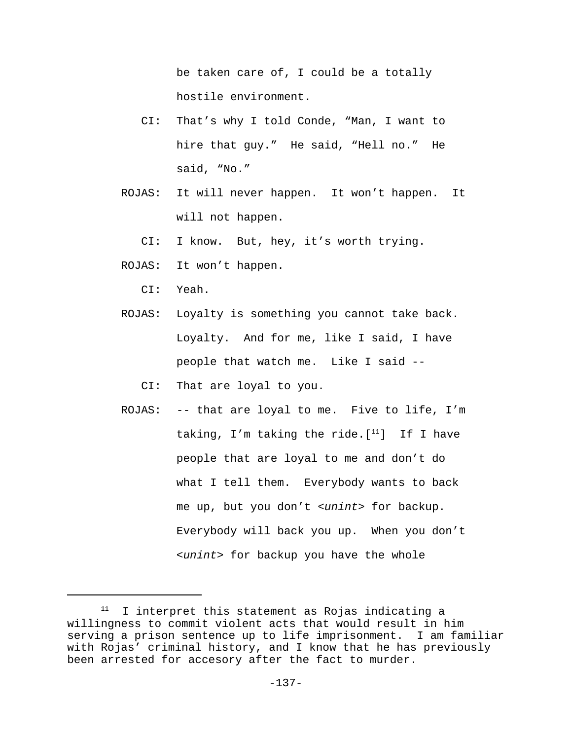be taken care of, I could be a totally hostile environment.

CI: That's why I told Conde, "Man, I want to hire that guy." He said, "Hell no." He said, "No."

ROJAS: It will never happen. It won't happen. It will not happen.

CI: I know. But, hey, it's worth trying.

ROJAS: It won't happen.

CI: Yeah.

ROJAS: Loyalty is something you cannot take back. Loyalty. And for me, like I said, I have people that watch me. Like I said --

CI: That are loyal to you.

ROJAS: -- that are loyal to me. Five to life, I'm taking, I'm taking the ride.[11] If I have people that are loyal to me and don't do what I tell them. Everybody wants to back me up, but you don't <*unint*> for backup. Everybody will back you up. When you don't <*unint*> for backup you have the whole

---

[11] I interpret this statement as Rojas indicating a willingness to commit violent acts that would result in him serving a prison sentence up to life imprisonment. I am familiar with Rojas' criminal history, and I know that he has previously been arrested for accesory after the fact to murder.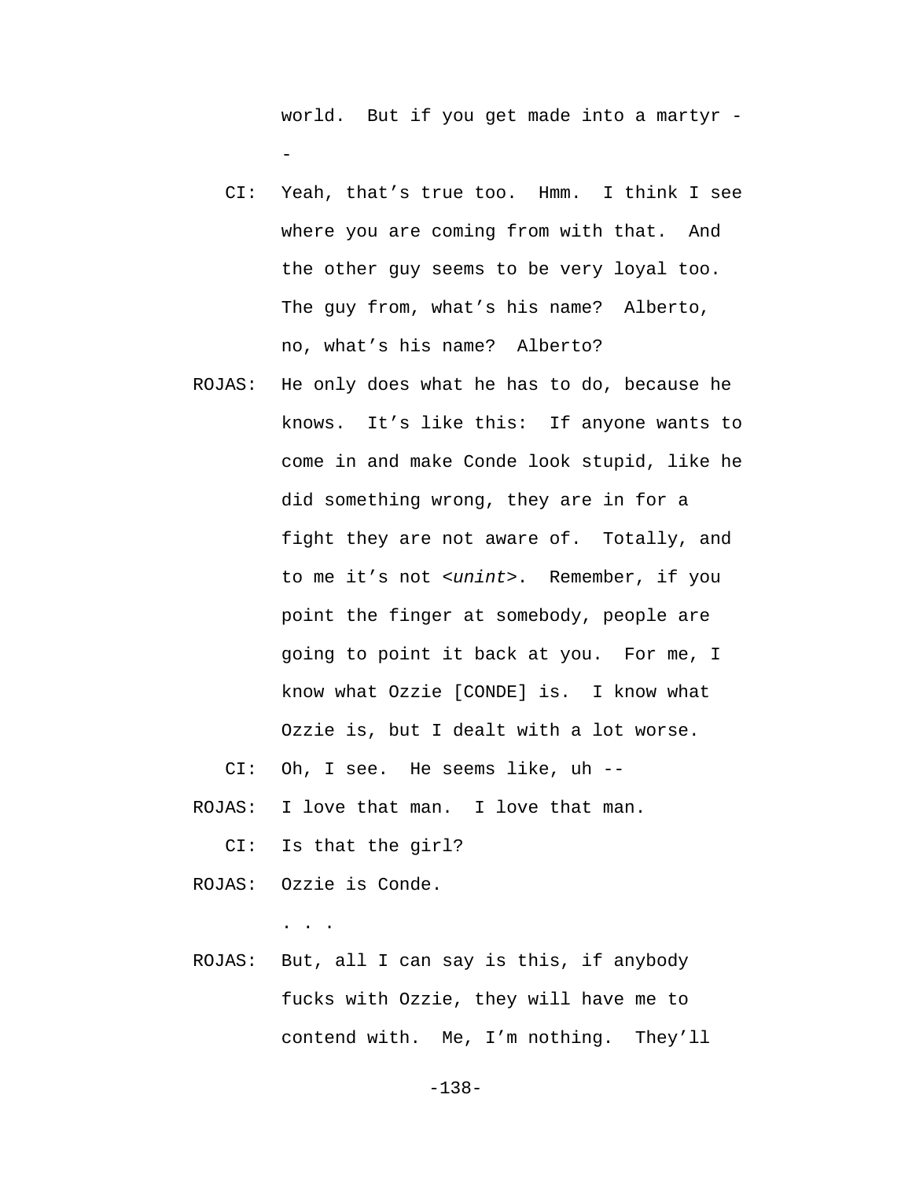world. But if you get made into a martyr --

CI: Yeah, that's true too. Hmm. I think I see where you are coming from with that. And the other guy seems to be very loyal too. The guy from, what's his name? Alberto, no, what's his name? Alberto?

ROJAS: He only does what he has to do, because he knows. It's like this: If anyone wants to come in and make Conde look stupid, like he did something wrong, they are in for a fight they are not aware of. Totally, and to me it's not <*unint*>. Remember, if you point the finger at somebody, people are going to point it back at you. For me, I know what Ozzie [CONDE] is. I know what Ozzie is, but I dealt with a lot worse.

CI: Oh, I see. He seems like, uh --

ROJAS: I love that man. I love that man.

CI: Is that the girl?

ROJAS: Ozzie is Conde.

. . .

ROJAS: But, all I can say is this, if anybody fucks with Ozzie, they will have me to contend with. Me, I'm nothing. They'll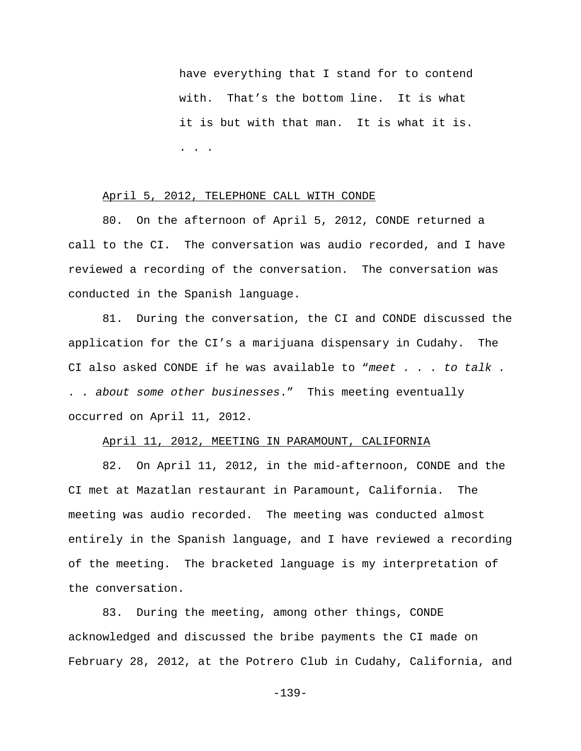> have everything that I stand for to contend with. That's the bottom line. It is what it is but with that man. It is what it is. . . .

April 5, 2012, TELEPHONE CALL WITH CONDE

80. On the afternoon of April 5, 2012, CONDE returned a call to the CI. The conversation was audio recorded, and I have reviewed a recording of the conversation. The conversation was conducted in the Spanish language.

81. During the conversation, the CI and CONDE discussed the application for the CI's a marijuana dispensary in Cudahy. The CI also asked CONDE if he was available to "*meet . . . to talk . . . about some other businesses*." This meeting eventually occurred on April 11, 2012.

April 11, 2012, MEETING IN PARAMOUNT, CALIFORNIA

82. On April 11, 2012, in the mid-afternoon, CONDE and the CI met at Mazatlan restaurant in Paramount, California. The meeting was audio recorded. The meeting was conducted almost entirely in the Spanish language, and I have reviewed a recording of the meeting. The bracketed language is my interpretation of the conversation.

83. During the meeting, among other things, CONDE acknowledged and discussed the bribe payments the CI made on February 28, 2012, at the Potrero Club in Cudahy, California, and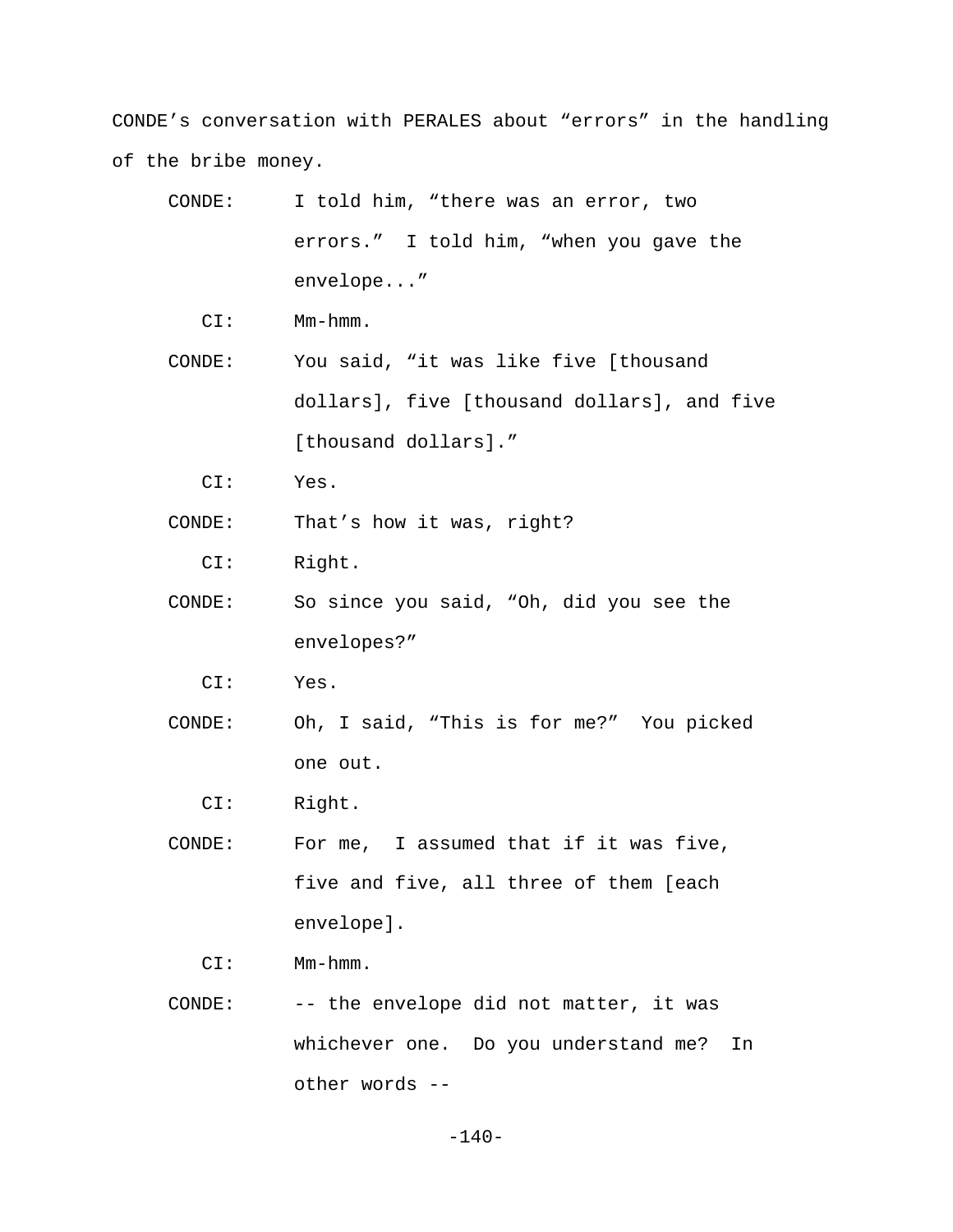CONDE's conversation with PERALES about "errors" in the handling of the bribe money.

CONDE: I told him, "there was an error, two errors." I told him, "when you gave the envelope..."

CI: Mm-hmm.

CONDE: You said, "it was like five [thousand dollars], five [thousand dollars], and five [thousand dollars]."

CI: Yes.

CONDE: That's how it was, right?

CI: Right.

CONDE: So since you said, "Oh, did you see the envelopes?"

CI: Yes.

CONDE: Oh, I said, "This is for me?" You picked one out.

CI: Right.

CONDE: For me, I assumed that if it was five, five and five, all three of them [each envelope].

CI: Mm-hmm.

CONDE: -- the envelope did not matter, it was whichever one. Do you understand me? In other words --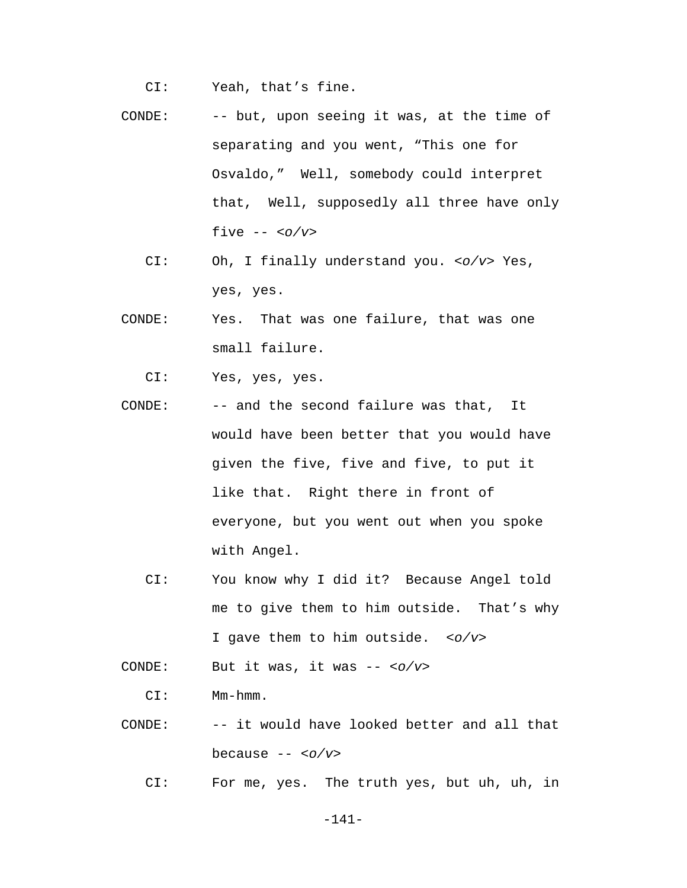CI: Yeah, that's fine.

CONDE: -- but, upon seeing it was, at the time of separating and you went, "This one for Osvaldo," Well, somebody could interpret that, Well, supposedly all three have only five -- *<o/v>*

CI: Oh, I finally understand you. *<o/v>* Yes, yes, yes.

CONDE: Yes. That was one failure, that was one small failure.

CI: Yes, yes, yes.

CONDE: -- and the second failure was that, It would have been better that you would have given the five, five and five, to put it like that. Right there in front of everyone, but you went out when you spoke with Angel.

CI: You know why I did it? Because Angel told me to give them to him outside. That's why I gave them to him outside. *<o/v>*

CONDE: But it was, it was -- *<o/v>*

CI: Mm-hmm.

CONDE: -- it would have looked better and all that because -- *<o/v>*

CI: For me, yes. The truth yes, but uh, uh, in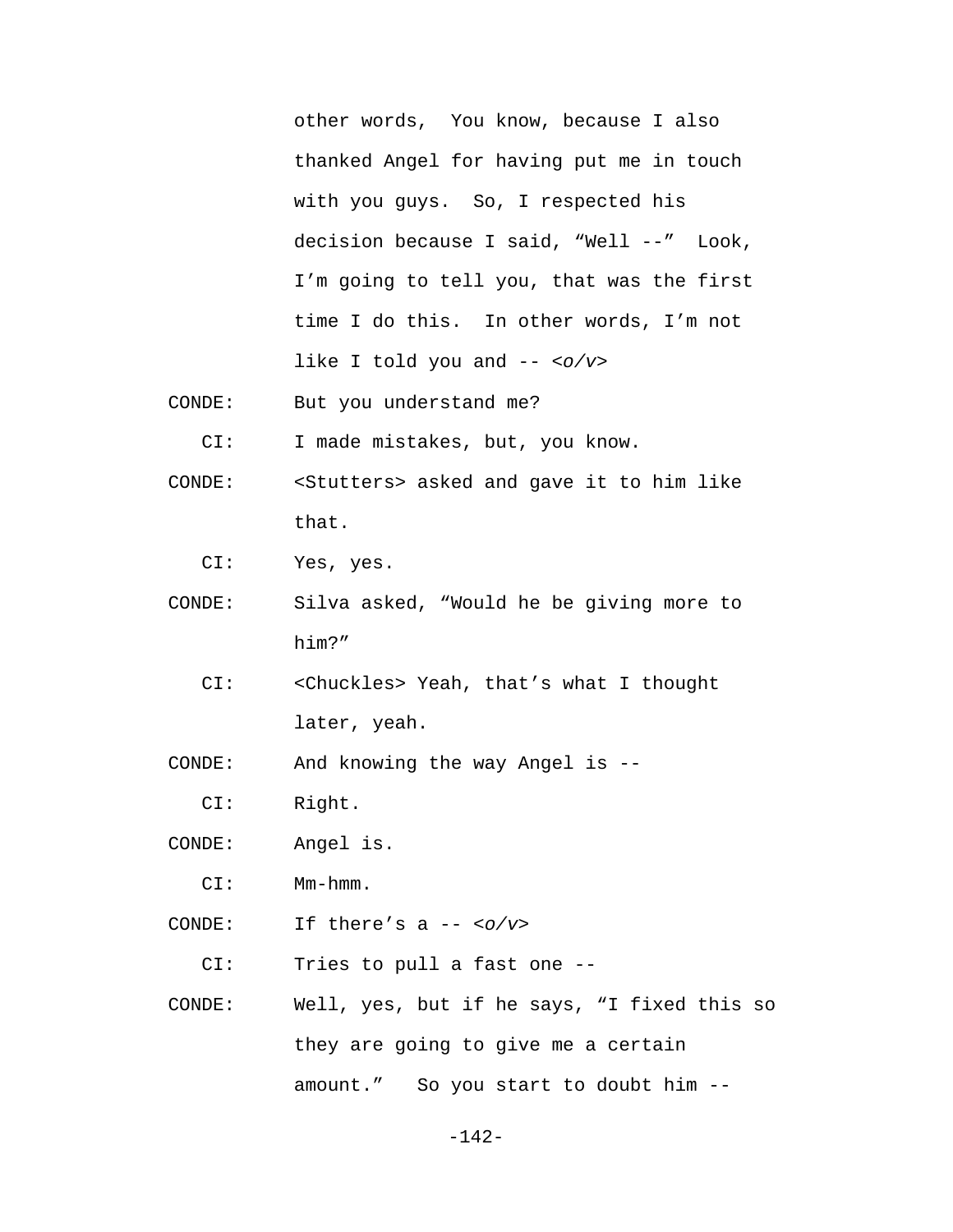other words, You know, because I also thanked Angel for having put me in touch with you guys. So, I respected his decision because I said, "Well --" Look, I'm going to tell you, that was the first time I do this. In other words, I'm not like I told you and -- *<o/v>*

CONDE: But you understand me?

CI: I made mistakes, but, you know.

CONDE: <Stutters> asked and gave it to him like that.

CI: Yes, yes.

CONDE: Silva asked, "Would he be giving more to him?"

CI: <Chuckles> Yeah, that's what I thought later, yeah.

CONDE: And knowing the way Angel is --

CI: Right.

CONDE: Angel is.

CI: Mm-hmm.

CONDE: If there's a -- *<o/v>*

CI: Tries to pull a fast one --

CONDE: Well, yes, but if he says, "I fixed this so they are going to give me a certain amount." So you start to doubt him --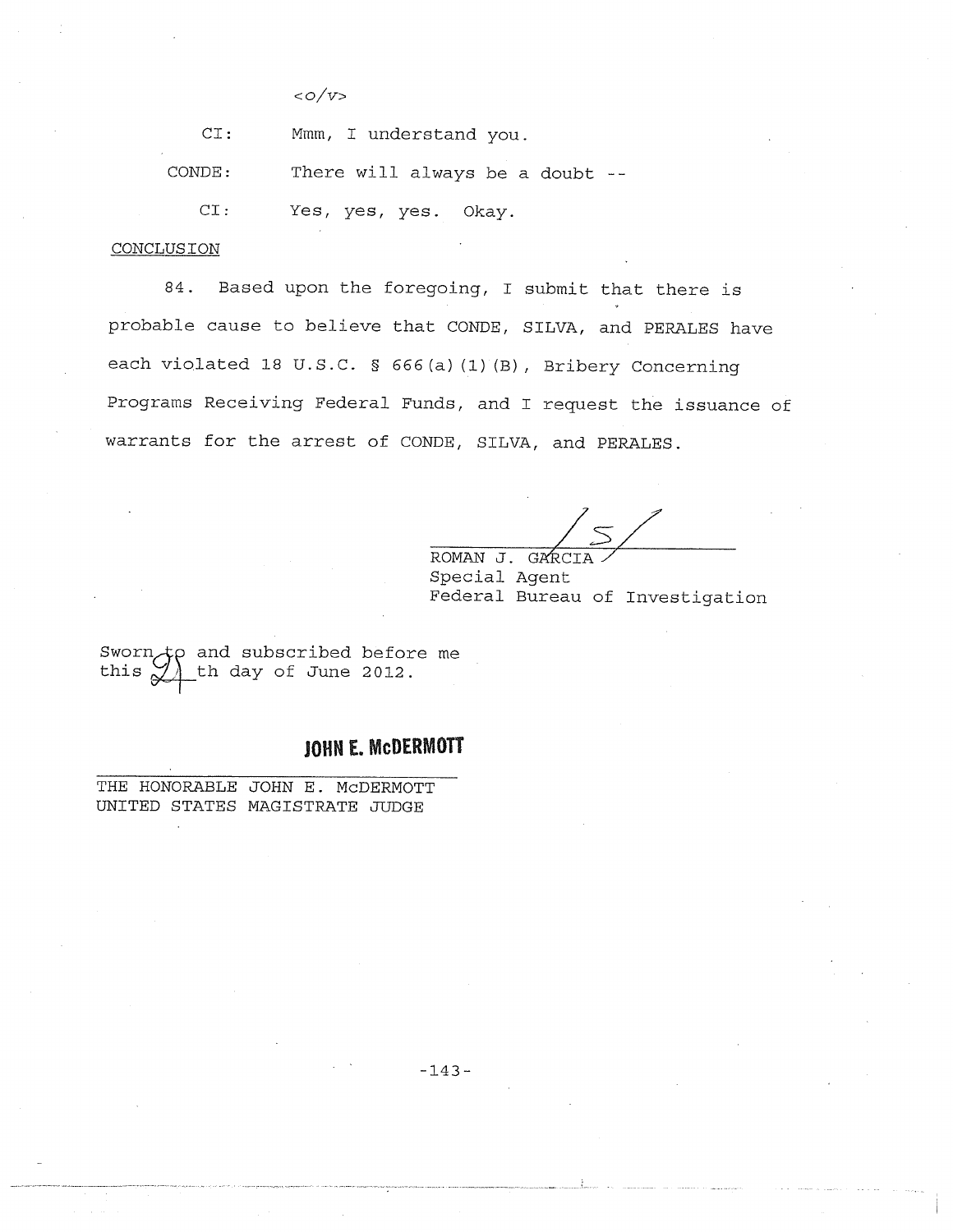<o/v>

CI: Mmm, I understand you.

CONDE: There will always be a doubt --

CI: Yes, yes, yes. Okay.

CONCLUSION

84. Based upon the foregoing, I submit that there is probable cause to believe that CONDE, SILVA, and PERALES have each violated 18 U.S.C. § 666(a)(1)(B), Bribery Concerning Programs Receiving Federal Funds, and I request the issuance of warrants for the arrest of CONDE, SILVA, and PERALES.

/S/

ROMAN J. GARCIA
Special Agent
Federal Bureau of Investigation

Sworn to and subscribed before me
this 21th day of June 2012.

**JOHN E. McDERMOTT**

THE HONORABLE JOHN E. McDERMOTT
UNITED STATES MAGISTRATE JUDGE